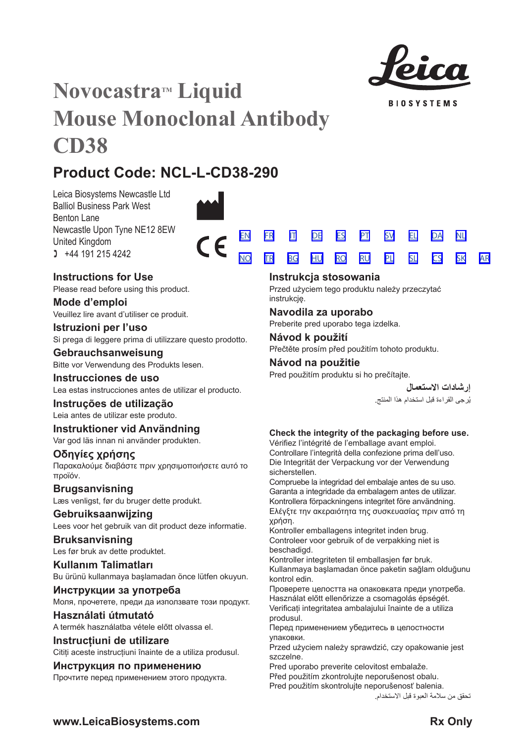# Novocastra™ Liquid Mouse Monoclonal Antibody CD38

Leica BIOSYSTEMS

## Product Code: NCL-L-CD38-290

Leica Biosystems Newcastle Ltd
Balliol Business Park West
Benton Lane
Newcastle Upon Tyne NE12 8EW
United Kingdom
+44 191 215 4242

CE

EN FR IT DE ES PT SV EL DA NL
NO TR BG HU RO RU PL SL CS SK AR

### Instructions for Use
Please read before using this product.

### Mode d'emploi
Veuillez lire avant d'utiliser ce produit.

### Istruzioni per l'uso
Si prega di leggere prima di utilizzare questo prodotto.

### Gebrauchsanweisung
Bitte vor Verwendung des Produkts lesen.

### Instrucciones de uso
Lea estas instrucciones antes de utilizar el producto.

### Instruções de utilização
Leia antes de utilizar este produto.

### Instruktioner vid Användning
Var god läs innan ni använder produkten.

### Οδηγίες χρήσης
Παρακαλούμε διαβάστε πριν χρησιμοποιήσετε αυτό το προϊόν.

### Brugsanvisning
Læs venligst, før du bruger dette produkt.

### Gebruiksaanwijzing
Lees voor het gebruik van dit product deze informatie.

### Bruksanvisning
Les før bruk av dette produktet.

### Kullanım Talimatları
Bu ürünü kullanmaya başlamadan önce lütfen okuyun.

### Инструкции за употреба
Моля, прочетете, преди да използвате този продукт.

### Használati útmutató
A termék használatba vétele előtt olvassa el.

### Instrucțiuni de utilizare
Citiți aceste instrucțiuni înainte de a utiliza produsul.

### Инструкция по применению
Прочтите перед применением этого продукта.

### Instrukcja stosowania
Przed użyciem tego produktu należy przeczytać instrukcję.

### Navodila za uporabo
Preberite pred uporabo tega izdelka.

### Návod k použití
Přečtěte prosím před použitím tohoto produktu.

### Návod na použitie
Pred použitím produktu si ho prečítajte.

### إرشادات الاستعمال
يُرجى القراءة قبل استخدام هذا المنتج.

**Check the integrity of the packaging before use.**
Vérifiez l'intégrité de l'emballage avant emploi.
Controllare l'integrità della confezione prima dell'uso.
Die Integrität der Verpackung vor der Verwendung sicherstellen.
Compruebe la integridad del embalaje antes de su uso.
Garanta a integridade da embalagem antes de utilizar.
Kontrollera förpackningens integritet före användning.
Ελέγξτε την ακεραιότητα της συσκευασίας πριν από τη χρήση.
Kontroller emballagens integritet inden brug.
Controleer voor gebruik of de verpakking niet is beschadigd.
Kontroller integriteten til emballasjen før bruk.
Kullanmaya başlamadan önce paketin sağlam olduğunu kontrol edin.
Проверете целостта на опаковката преди употреба.
Használat előtt ellenőrizze a csomagolás épségét.
Verificați integritatea ambalajului înainte de a utiliza produsul.
Перед применением убедитесь в целостности упаковки.
Przed użyciem należy sprawdzić, czy opakowanie jest szczelne.
Pred uporabo preverite celovitost embalaže.
Před použitím zkontrolujte neporušenost obalu.
Pred použitím skontrolujte neporušenosť balenia.
تحقق من سلامة العبوة قبل الاستخدام.

**www.LeicaBiosystems.com**

**Rx Only**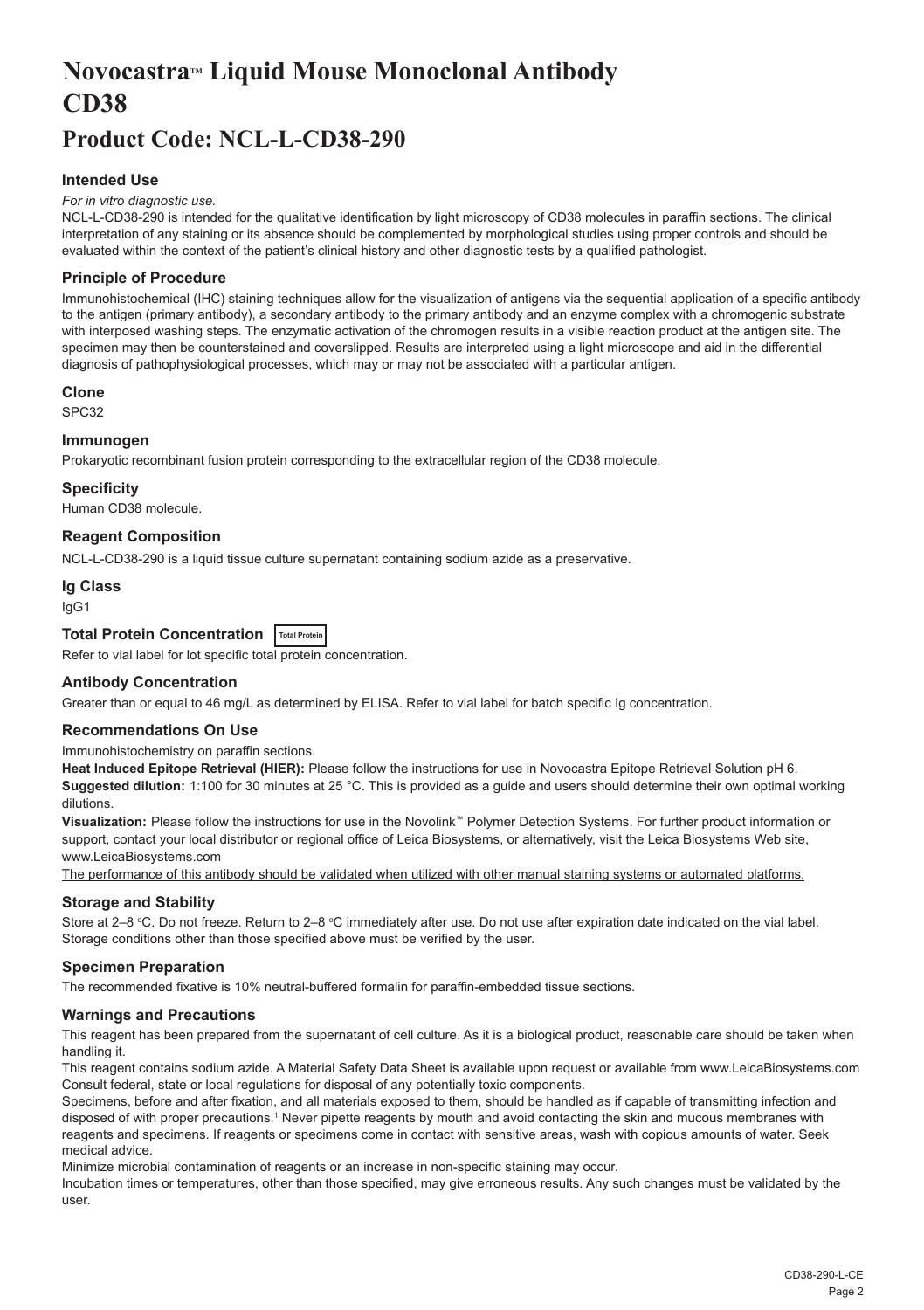# Novocastra™ Liquid Mouse Monoclonal Antibody CD38

# Product Code: NCL-L-CD38-290

## Intended Use

*For in vitro diagnostic use.*

NCL-L-CD38-290 is intended for the qualitative identification by light microscopy of CD38 molecules in paraffin sections. The clinical interpretation of any staining or its absence should be complemented by morphological studies using proper controls and should be evaluated within the context of the patient's clinical history and other diagnostic tests by a qualified pathologist.

## Principle of Procedure

Immunohistochemical (IHC) staining techniques allow for the visualization of antigens via the sequential application of a specific antibody to the antigen (primary antibody), a secondary antibody to the primary antibody and an enzyme complex with a chromogenic substrate with interposed washing steps. The enzymatic activation of the chromogen results in a visible reaction product at the antigen site. The specimen may then be counterstained and coverslipped. Results are interpreted using a light microscope and aid in the differential diagnosis of pathophysiological processes, which may or may not be associated with a particular antigen.

## Clone

SPC32

## Immunogen

Prokaryotic recombinant fusion protein corresponding to the extracellular region of the CD38 molecule.

## Specificity

Human CD38 molecule.

## Reagent Composition

NCL-L-CD38-290 is a liquid tissue culture supernatant containing sodium azide as a preservative.

## Ig Class

IgG1

## Total Protein Concentration Total Protein

Refer to vial label for lot specific total protein concentration.

## Antibody Concentration

Greater than or equal to 46 mg/L as determined by ELISA. Refer to vial label for batch specific Ig concentration.

## Recommendations On Use

Immunohistochemistry on paraffin sections.

**Heat Induced Epitope Retrieval (HIER):** Please follow the instructions for use in Novocastra Epitope Retrieval Solution pH 6.

**Suggested dilution:** 1:100 for 30 minutes at 25 °C. This is provided as a guide and users should determine their own optimal working dilutions.

**Visualization:** Please follow the instructions for use in the Novolink™ Polymer Detection Systems. For further product information or support, contact your local distributor or regional office of Leica Biosystems, or alternatively, visit the Leica Biosystems Web site, www.LeicaBiosystems.com

The performance of this antibody should be validated when utilized with other manual staining systems or automated platforms.

## Storage and Stability

Store at 2–8 °C. Do not freeze. Return to 2–8 °C immediately after use. Do not use after expiration date indicated on the vial label. Storage conditions other than those specified above must be verified by the user.

## Specimen Preparation

The recommended fixative is 10% neutral-buffered formalin for paraffin-embedded tissue sections.

## Warnings and Precautions

This reagent has been prepared from the supernatant of cell culture. As it is a biological product, reasonable care should be taken when handling it.

This reagent contains sodium azide. A Material Safety Data Sheet is available upon request or available from www.LeicaBiosystems.com

Consult federal, state or local regulations for disposal of any potentially toxic components.

Specimens, before and after fixation, and all materials exposed to them, should be handled as if capable of transmitting infection and disposed of with proper precautions.[1] Never pipette reagents by mouth and avoid contacting the skin and mucous membranes with reagents and specimens. If reagents or specimens come in contact with sensitive areas, wash with copious amounts of water. Seek medical advice.

Minimize microbial contamination of reagents or an increase in non-specific staining may occur.

Incubation times or temperatures, other than those specified, may give erroneous results. Any such changes must be validated by the user.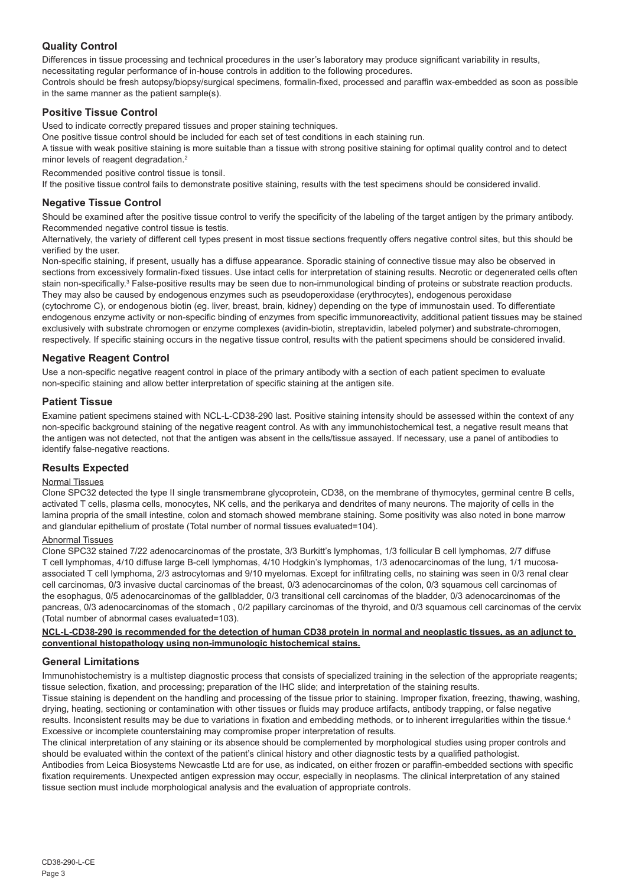## Quality Control

Differences in tissue processing and technical procedures in the user's laboratory may produce significant variability in results, necessitating regular performance of in-house controls in addition to the following procedures.

Controls should be fresh autopsy/biopsy/surgical specimens, formalin-fixed, processed and paraffin wax-embedded as soon as possible in the same manner as the patient sample(s).

## Positive Tissue Control

Used to indicate correctly prepared tissues and proper staining techniques.

One positive tissue control should be included for each set of test conditions in each staining run.

A tissue with weak positive staining is more suitable than a tissue with strong positive staining for optimal quality control and to detect minor levels of reagent degradation.[2]

Recommended positive control tissue is tonsil.

If the positive tissue control fails to demonstrate positive staining, results with the test specimens should be considered invalid.

## Negative Tissue Control

Should be examined after the positive tissue control to verify the specificity of the labeling of the target antigen by the primary antibody. Recommended negative control tissue is testis.

Alternatively, the variety of different cell types present in most tissue sections frequently offers negative control sites, but this should be verified by the user.

Non-specific staining, if present, usually has a diffuse appearance. Sporadic staining of connective tissue may also be observed in sections from excessively formalin-fixed tissues. Use intact cells for interpretation of staining results. Necrotic or degenerated cells often stain non-specifically.[3] False-positive results may be seen due to non-immunological binding of proteins or substrate reaction products. They may also be caused by endogenous enzymes such as pseudoperoxidase (erythrocytes), endogenous peroxidase (cytochrome C), or endogenous biotin (eg. liver, breast, brain, kidney) depending on the type of immunostain used. To differentiate endogenous enzyme activity or non-specific binding of enzymes from specific immunoreactivity, additional patient tissues may be stained exclusively with substrate chromogen or enzyme complexes (avidin-biotin, streptavidin, labeled polymer) and substrate-chromogen, respectively. If specific staining occurs in the negative tissue control, results with the patient specimens should be considered invalid.

## Negative Reagent Control

Use a non-specific negative reagent control in place of the primary antibody with a section of each patient specimen to evaluate non-specific staining and allow better interpretation of specific staining at the antigen site.

## Patient Tissue

Examine patient specimens stained with NCL-L-CD38-290 last. Positive staining intensity should be assessed within the context of any non-specific background staining of the negative reagent control. As with any immunohistochemical test, a negative result means that the antigen was not detected, not that the antigen was absent in the cells/tissue assayed. If necessary, use a panel of antibodies to identify false-negative reactions.

## Results Expected

Normal Tissues

Clone SPC32 detected the type II single transmembrane glycoprotein, CD38, on the membrane of thymocytes, germinal centre B cells, activated T cells, plasma cells, monocytes, NK cells, and the perikarya and dendrites of many neurons. The majority of cells in the lamina propria of the small intestine, colon and stomach showed membrane staining. Some positivity was also noted in bone marrow and glandular epithelium of prostate (Total number of normal tissues evaluated=104).

Abnormal Tissues

Clone SPC32 stained 7/22 adenocarcinomas of the prostate, 3/3 Burkitt's lymphomas, 1/3 follicular B cell lymphomas, 2/7 diffuse T cell lymphomas, 4/10 diffuse large B-cell lymphomas, 4/10 Hodgkin's lymphomas, 1/3 adenocarcinomas of the lung, 1/1 mucosa-associated T cell lymphoma, 2/3 astrocytomas and 9/10 myelomas. Except for infiltrating cells, no staining was seen in 0/3 renal clear cell carcinomas, 0/3 invasive ductal carcinomas of the breast, 0/3 adenocarcinomas of the colon, 0/3 squamous cell carcinomas of the esophagus, 0/5 adenocarcinomas of the gallbladder, 0/3 transitional cell carcinomas of the bladder, 0/3 adenocarcinomas of the pancreas, 0/3 adenocarcinomas of the stomach , 0/2 papillary carcinomas of the thyroid, and 0/3 squamous cell carcinomas of the cervix (Total number of abnormal cases evaluated=103).

**NCL-L-CD38-290 is recommended for the detection of human CD38 protein in normal and neoplastic tissues, as an adjunct to conventional histopathology using non-immunologic histochemical stains.**

## General Limitations

Immunohistochemistry is a multistep diagnostic process that consists of specialized training in the selection of the appropriate reagents; tissue selection, fixation, and processing; preparation of the IHC slide; and interpretation of the staining results.

Tissue staining is dependent on the handling and processing of the tissue prior to staining. Improper fixation, freezing, thawing, washing, drying, heating, sectioning or contamination with other tissues or fluids may produce artifacts, antibody trapping, or false negative results. Inconsistent results may be due to variations in fixation and embedding methods, or to inherent irregularities within the tissue.[4] Excessive or incomplete counterstaining may compromise proper interpretation of results.

The clinical interpretation of any staining or its absence should be complemented by morphological studies using proper controls and should be evaluated within the context of the patient's clinical history and other diagnostic tests by a qualified pathologist.

Antibodies from Leica Biosystems Newcastle Ltd are for use, as indicated, on either frozen or paraffin-embedded sections with specific fixation requirements. Unexpected antigen expression may occur, especially in neoplasms. The clinical interpretation of any stained tissue section must include morphological analysis and the evaluation of appropriate controls.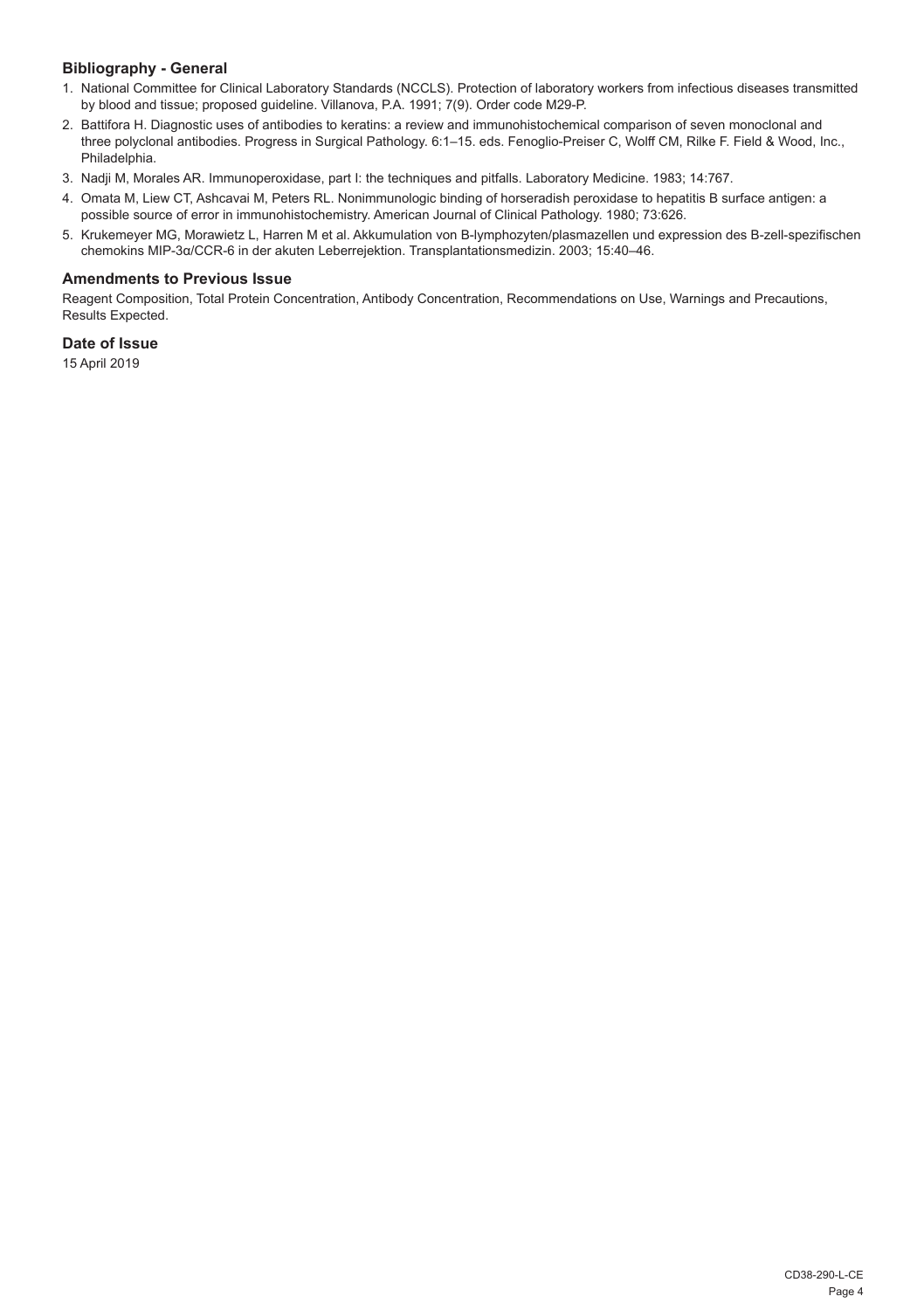### Bibliography - General

1. National Committee for Clinical Laboratory Standards (NCCLS). Protection of laboratory workers from infectious diseases transmitted by blood and tissue; proposed guideline. Villanova, P.A. 1991; 7(9). Order code M29-P.
2. Battifora H. Diagnostic uses of antibodies to keratins: a review and immunohistochemical comparison of seven monoclonal and three polyclonal antibodies. Progress in Surgical Pathology. 6:1–15. eds. Fenoglio-Preiser C, Wolff CM, Rilke F. Field & Wood, Inc., Philadelphia.
3. Nadji M, Morales AR. Immunoperoxidase, part I: the techniques and pitfalls. Laboratory Medicine. 1983; 14:767.
4. Omata M, Liew CT, Ashcavai M, Peters RL. Nonimmunologic binding of horseradish peroxidase to hepatitis B surface antigen: a possible source of error in immunohistochemistry. American Journal of Clinical Pathology. 1980; 73:626.
5. Krukemeyer MG, Morawietz L, Harren M et al. Akkumulation von B-lymphozyten/plasmazellen und expression des B-zell-spezifischen chemokins MIP-3α/CCR-6 in der akuten Leberrejektion. Transplantationsmedizin. 2003; 15:40–46.

### Amendments to Previous Issue

Reagent Composition, Total Protein Concentration, Antibody Concentration, Recommendations on Use, Warnings and Precautions, Results Expected.

### Date of Issue

15 April 2019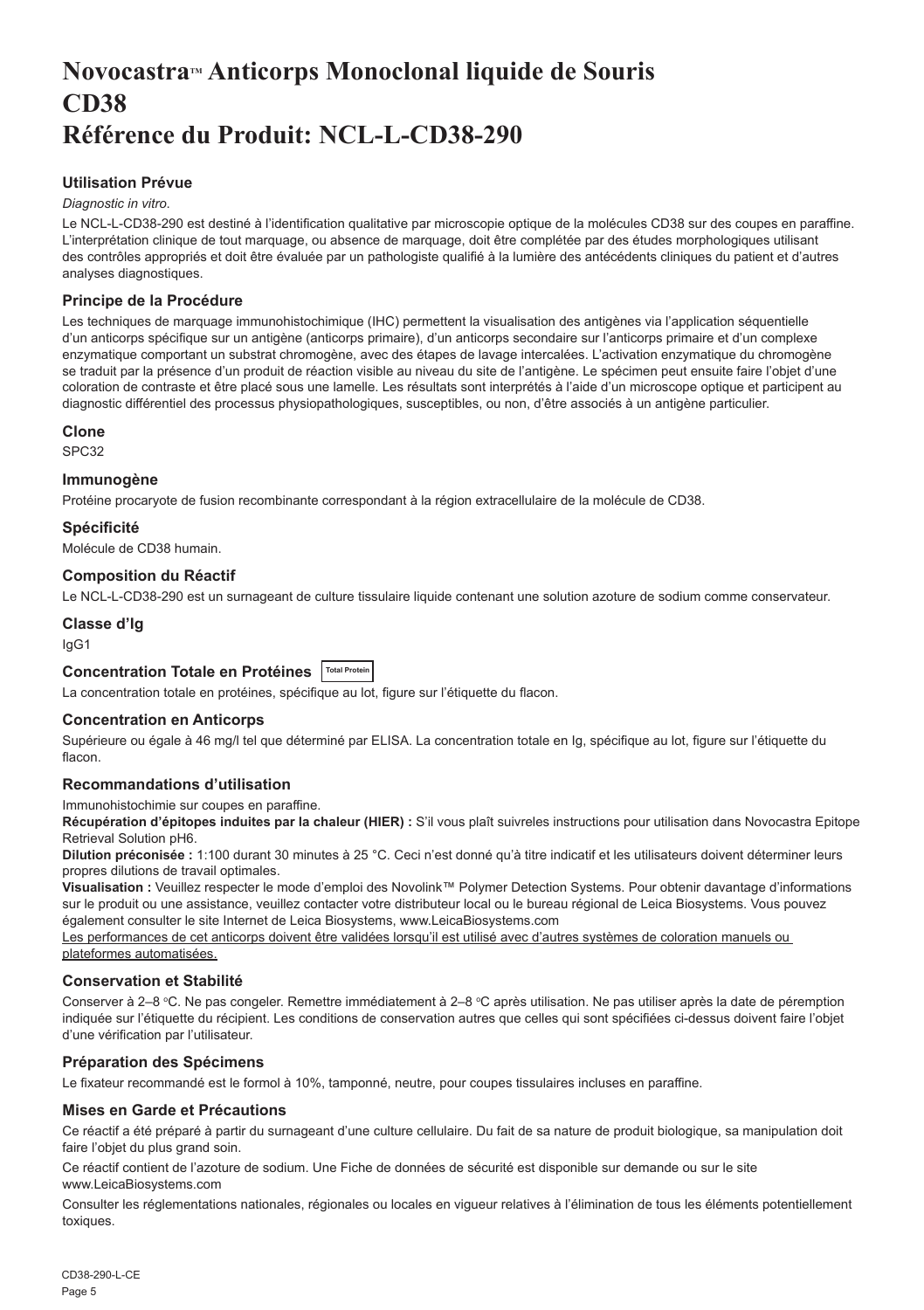# Novocastra™ Anticorps Monoclonal liquide de Souris CD38
# Référence du Produit: NCL-L-CD38-290

### Utilisation Prévue

*Diagnostic in vitro*.

Le NCL-L-CD38-290 est destiné à l'identification qualitative par microscopie optique de la molécules CD38 sur des coupes en paraffine. L'interprétation clinique de tout marquage, ou absence de marquage, doit être complétée par des études morphologiques utilisant des contrôles appropriés et doit être évaluée par un pathologiste qualifié à la lumière des antécédents cliniques du patient et d'autres analyses diagnostiques.

### Principe de la Procédure

Les techniques de marquage immunohistochimique (IHC) permettent la visualisation des antigènes via l'application séquentielle d'un anticorps spécifique sur un antigène (anticorps primaire), d'un anticorps secondaire sur l'anticorps primaire et d'un complexe enzymatique comportant un substrat chromogène, avec des étapes de lavage intercalées. L'activation enzymatique du chromogène se traduit par la présence d'un produit de réaction visible au niveau du site de l'antigène. Le spécimen peut ensuite faire l'objet d'une coloration de contraste et être placé sous une lamelle. Les résultats sont interprétés à l'aide d'un microscope optique et participent au diagnostic différentiel des processus physiopathologiques, susceptibles, ou non, d'être associés à un antigène particulier.

### Clone

SPC32

### Immunogène

Protéine procaryote de fusion recombinante correspondant à la région extracellulaire de la molécule de CD38.

### Spécificité

Molécule de CD38 humain.

### Composition du Réactif

Le NCL-L-CD38-290 est un surnageant de culture tissulaire liquide contenant une solution azoture de sodium comme conservateur.

### Classe d'Ig

IgG1

### Concentration Totale en Protéines Total Protein

La concentration totale en protéines, spécifique au lot, figure sur l'étiquette du flacon.

### Concentration en Anticorps

Supérieure ou égale à 46 mg/l tel que déterminé par ELISA. La concentration totale en Ig, spécifique au lot, figure sur l'étiquette du flacon.

### Recommandations d'utilisation

Immunohistochimie sur coupes en paraffine.

**Récupération d'épitopes induites par la chaleur (HIER) :** S'il vous plaît suivreles instructions pour utilisation dans Novocastra Epitope Retrieval Solution pH6.

**Dilution préconisée :** 1:100 durant 30 minutes à 25 °C. Ceci n'est donné qu'à titre indicatif et les utilisateurs doivent déterminer leurs propres dilutions de travail optimales.

**Visualisation :** Veuillez respecter le mode d'emploi des Novolink™ Polymer Detection Systems. Pour obtenir davantage d'informations sur le produit ou une assistance, veuillez contacter votre distributeur local ou le bureau régional de Leica Biosystems. Vous pouvez également consulter le site Internet de Leica Biosystems, www.LeicaBiosystems.com

Les performances de cet anticorps doivent être validées lorsqu'il est utilisé avec d'autres systèmes de coloration manuels ou plateformes automatisées.

### Conservation et Stabilité

Conserver à 2–8 °C. Ne pas congeler. Remettre immédiatement à 2–8 °C après utilisation. Ne pas utiliser après la date de péremption indiquée sur l'étiquette du récipient. Les conditions de conservation autres que celles qui sont spécifiées ci-dessus doivent faire l'objet d'une vérification par l'utilisateur.

### Préparation des Spécimens

Le fixateur recommandé est le formol à 10%, tamponné, neutre, pour coupes tissulaires incluses en paraffine.

### Mises en Garde et Précautions

Ce réactif a été préparé à partir du surnageant d'une culture cellulaire. Du fait de sa nature de produit biologique, sa manipulation doit faire l'objet du plus grand soin.

Ce réactif contient de l'azoture de sodium. Une Fiche de données de sécurité est disponible sur demande ou sur le site www.LeicaBiosystems.com

Consulter les réglementations nationales, régionales ou locales en vigueur relatives à l'élimination de tous les éléments potentiellement toxiques.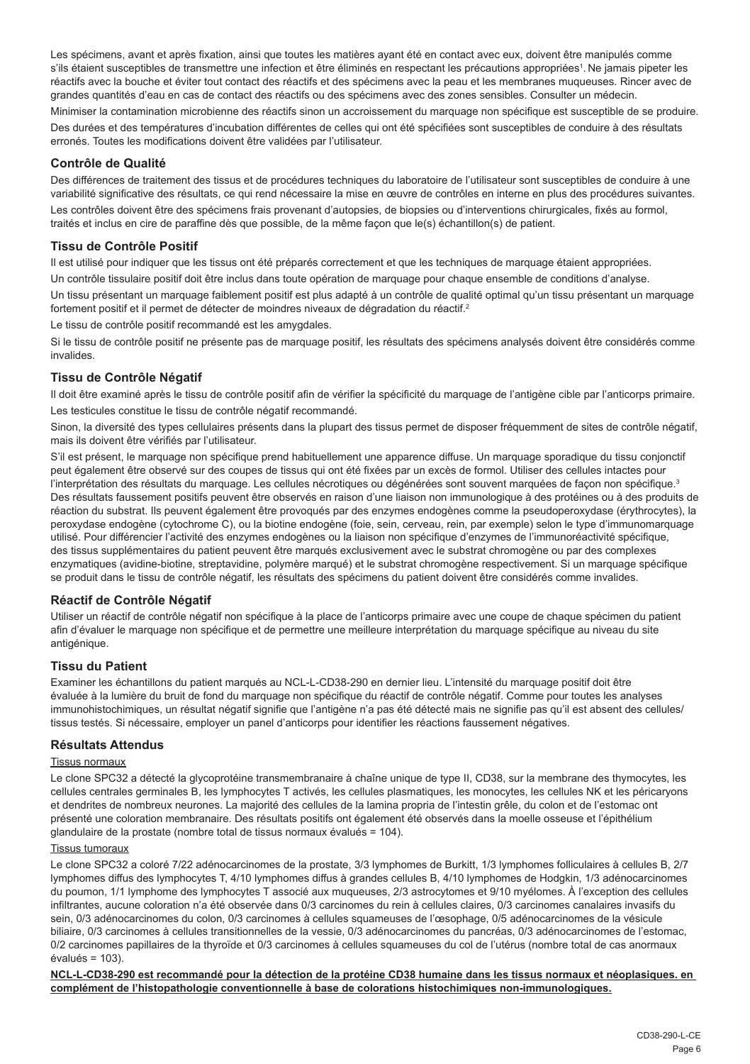Les spécimens, avant et après fixation, ainsi que toutes les matières ayant été en contact avec eux, doivent être manipulés comme s'ils étaient susceptibles de transmettre une infection et être éliminés en respectant les précautions appropriées[1]. Ne jamais pipeter les réactifs avec la bouche et éviter tout contact des réactifs et des spécimens avec la peau et les membranes muqueuses. Rincer avec de grandes quantités d'eau en cas de contact des réactifs ou des spécimens avec des zones sensibles. Consulter un médecin.

Minimiser la contamination microbienne des réactifs sinon un accroissement du marquage non spécifique est susceptible de se produire.

Des durées et des températures d'incubation différentes de celles qui ont été spécifiées sont susceptibles de conduire à des résultats erronés. Toutes les modifications doivent être validées par l'utilisateur.

## Contrôle de Qualité

Des différences de traitement des tissus et de procédures techniques du laboratoire de l'utilisateur sont susceptibles de conduire à une variabilité significative des résultats, ce qui rend nécessaire la mise en œuvre de contrôles en interne en plus des procédures suivantes.

Les contrôles doivent être des spécimens frais provenant d'autopsies, de biopsies ou d'interventions chirurgicales, fixés au formol, traités et inclus en cire de paraffine dès que possible, de la même façon que le(s) échantillon(s) de patient.

## Tissu de Contrôle Positif

Il est utilisé pour indiquer que les tissus ont été préparés correctement et que les techniques de marquage étaient appropriées.

Un contrôle tissulaire positif doit être inclus dans toute opération de marquage pour chaque ensemble de conditions d'analyse.

Un tissu présentant un marquage faiblement positif est plus adapté à un contrôle de qualité optimal qu'un tissu présentant un marquage fortement positif et il permet de détecter de moindres niveaux de dégradation du réactif.[2]

Le tissu de contrôle positif recommandé est les amygdales.

Si le tissu de contrôle positif ne présente pas de marquage positif, les résultats des spécimens analysés doivent être considérés comme invalides.

## Tissu de Contrôle Négatif

Il doit être examiné après le tissu de contrôle positif afin de vérifier la spécificité du marquage de l'antigène cible par l'anticorps primaire.

Les testicules constitue le tissu de contrôle négatif recommandé.

Sinon, la diversité des types cellulaires présents dans la plupart des tissus permet de disposer fréquemment de sites de contrôle négatif, mais ils doivent être vérifiés par l'utilisateur.

S'il est présent, le marquage non spécifique prend habituellement une apparence diffuse. Un marquage sporadique du tissu conjonctif peut également être observé sur des coupes de tissus qui ont été fixées par un excès de formol. Utiliser des cellules intactes pour l'interprétation des résultats du marquage. Les cellules nécrotiques ou dégénérées sont souvent marquées de façon non spécifique.[3] Des résultats faussement positifs peuvent être observés en raison d'une liaison non immunologique à des protéines ou à des produits de réaction du substrat. Ils peuvent également être provoqués par des enzymes endogènes comme la pseudoperoxydase (érythrocytes), la peroxydase endogène (cytochrome C), ou la biotine endogène (foie, sein, cerveau, rein, par exemple) selon le type d'immunomarquage utilisé. Pour différencier l'activité des enzymes endogènes ou la liaison non spécifique d'enzymes de l'immunoréactivité spécifique, des tissus supplémentaires du patient peuvent être marqués exclusivement avec le substrat chromogène ou par des complexes enzymatiques (avidine-biotine, streptavidine, polymère marqué) et le substrat chromogène respectivement. Si un marquage spécifique se produit dans le tissu de contrôle négatif, les résultats des spécimens du patient doivent être considérés comme invalides.

## Réactif de Contrôle Négatif

Utiliser un réactif de contrôle négatif non spécifique à la place de l'anticorps primaire avec une coupe de chaque spécimen du patient afin d'évaluer le marquage non spécifique et de permettre une meilleure interprétation du marquage spécifique au niveau du site antigénique.

## Tissu du Patient

Examiner les échantillons du patient marqués au NCL-L-CD38-290 en dernier lieu. L'intensité du marquage positif doit être évaluée à la lumière du bruit de fond du marquage non spécifique du réactif de contrôle négatif. Comme pour toutes les analyses immunohistochimiques, un résultat négatif signifie que l'antigène n'a pas été détecté mais ne signifie pas qu'il est absent des cellules/ tissus testés. Si nécessaire, employer un panel d'anticorps pour identifier les réactions faussement négatives.

## Résultats Attendus

Tissus normaux

Le clone SPC32 a détecté la glycoprotéine transmembranaire à chaîne unique de type II, CD38, sur la membrane des thymocytes, les cellules centrales germinales B, les lymphocytes T activés, les cellules plasmatiques, les monocytes, les cellules NK et les péricaryons et dendrites de nombreux neurones. La majorité des cellules de la lamina propria de l'intestin grêle, du colon et de l'estomac ont présenté une coloration membranaire. Des résultats positifs ont également été observés dans la moelle osseuse et l'épithélium glandulaire de la prostate (nombre total de tissus normaux évalués = 104).

Tissus tumoraux

Le clone SPC32 a coloré 7/22 adénocarcinomes de la prostate, 3/3 lymphomes de Burkitt, 1/3 lymphomes folliculaires à cellules B, 2/7 lymphomes diffus des lymphocytes T, 4/10 lymphomes diffus à grandes cellules B, 4/10 lymphomes de Hodgkin, 1/3 adénocarcinomes du poumon, 1/1 lymphome des lymphocytes T associé aux muqueuses, 2/3 astrocytomes et 9/10 myélomes. À l'exception des cellules infiltrantes, aucune coloration n'a été observée dans 0/3 carcinomes du rein à cellules claires, 0/3 carcinomes canalaires invasifs du sein, 0/3 adénocarcinomes du colon, 0/3 carcinomes à cellules squameuses de l'œsophage, 0/5 adénocarcinomes de la vésicule biliaire, 0/3 carcinomes à cellules transitionnelles de la vessie, 0/3 adénocarcinomes du pancréas, 0/3 adénocarcinomes de l'estomac, 0/2 carcinomes papillaires de la thyroïde et 0/3 carcinomes à cellules squameuses du col de l'utérus (nombre total de cas anormaux évalués = 103).

**NCL-L-CD38-290 est recommandé pour la détection de la protéine CD38 humaine dans les tissus normaux et néoplasiques. en complément de l'histopathologie conventionnelle à base de colorations histochimiques non-immunologiques.**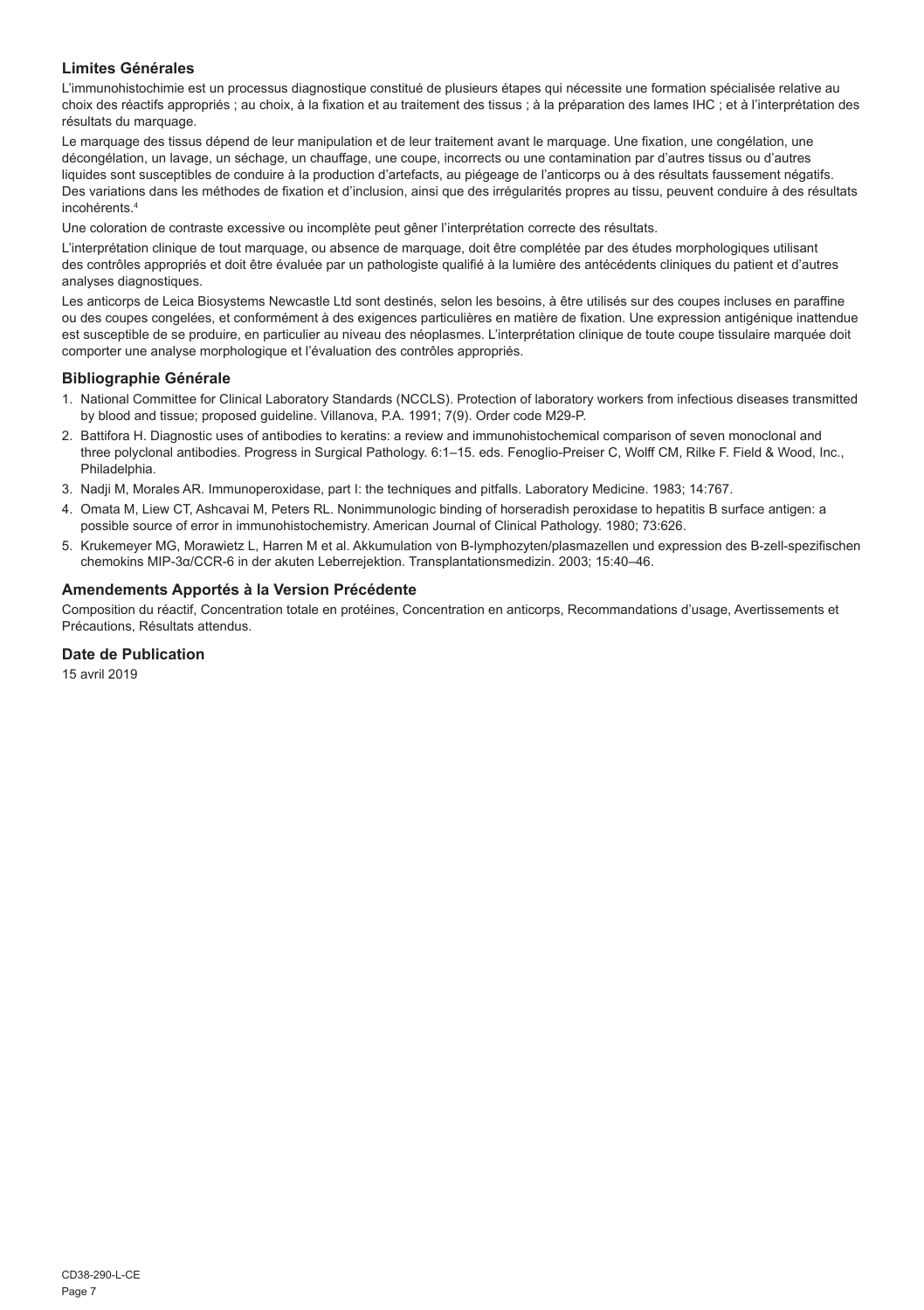### Limites Générales

L'immunohistochimie est un processus diagnostique constitué de plusieurs étapes qui nécessite une formation spécialisée relative au choix des réactifs appropriés ; au choix, à la fixation et au traitement des tissus ; à la préparation des lames IHC ; et à l'interprétation des résultats du marquage.

Le marquage des tissus dépend de leur manipulation et de leur traitement avant le marquage. Une fixation, une congélation, une décongélation, un lavage, un séchage, un chauffage, une coupe, incorrects ou une contamination par d'autres tissus ou d'autres liquides sont susceptibles de conduire à la production d'artefacts, au piégeage de l'anticorps ou à des résultats faussement négatifs. Des variations dans les méthodes de fixation et d'inclusion, ainsi que des irrégularités propres au tissu, peuvent conduire à des résultats incohérents.[4]

Une coloration de contraste excessive ou incomplète peut gêner l'interprétation correcte des résultats.

L'interprétation clinique de tout marquage, ou absence de marquage, doit être complétée par des études morphologiques utilisant des contrôles appropriés et doit être évaluée par un pathologiste qualifié à la lumière des antécédents cliniques du patient et d'autres analyses diagnostiques.

Les anticorps de Leica Biosystems Newcastle Ltd sont destinés, selon les besoins, à être utilisés sur des coupes incluses en paraffine ou des coupes congelées, et conformément à des exigences particulières en matière de fixation. Une expression antigénique inattendue est susceptible de se produire, en particulier au niveau des néoplasmes. L'interprétation clinique de toute coupe tissulaire marquée doit comporter une analyse morphologique et l'évaluation des contrôles appropriés.

### Bibliographie Générale

1. National Committee for Clinical Laboratory Standards (NCCLS). Protection of laboratory workers from infectious diseases transmitted by blood and tissue; proposed guideline. Villanova, P.A. 1991; 7(9). Order code M29-P.
2. Battifora H. Diagnostic uses of antibodies to keratins: a review and immunohistochemical comparison of seven monoclonal and three polyclonal antibodies. Progress in Surgical Pathology. 6:1–15. eds. Fenoglio-Preiser C, Wolff CM, Rilke F. Field & Wood, Inc., Philadelphia.
3. Nadji M, Morales AR. Immunoperoxidase, part I: the techniques and pitfalls. Laboratory Medicine. 1983; 14:767.
4. Omata M, Liew CT, Ashcavai M, Peters RL. Nonimmunologic binding of horseradish peroxidase to hepatitis B surface antigen: a possible source of error in immunohistochemistry. American Journal of Clinical Pathology. 1980; 73:626.
5. Krukemeyer MG, Morawietz L, Harren M et al. Akkumulation von B-lymphozyten/plasmazellen und expression des B-zell-spezifischen chemokins MIP-3α/CCR-6 in der akuten Leberrejektion. Transplantationsmedizin. 2003; 15:40–46.

### Amendements Apportés à la Version Précédente

Composition du réactif, Concentration totale en protéines, Concentration en anticorps, Recommandations d'usage, Avertissements et Précautions, Résultats attendus.

### Date de Publication

15 avril 2019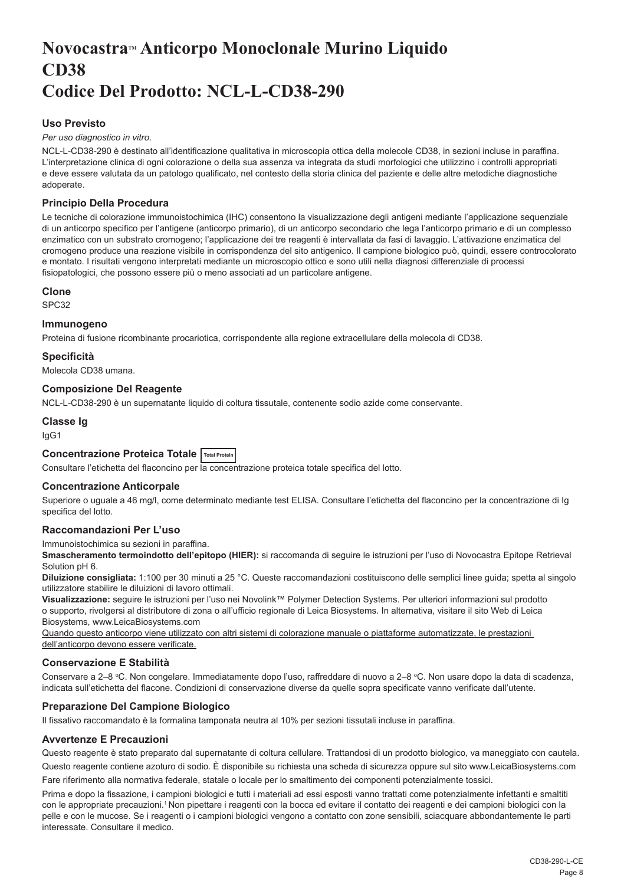# Novocastra™ Anticorpo Monoclonale Murino Liquido CD38 Codice Del Prodotto: NCL-L-CD38-290

## Uso Previsto

*Per uso diagnostico in vitro*.

NCL-L-CD38-290 è destinato all'identificazione qualitativa in microscopia ottica della molecole CD38, in sezioni incluse in paraffina. L'interpretazione clinica di ogni colorazione o della sua assenza va integrata da studi morfologici che utilizzino i controlli appropriati e deve essere valutata da un patologo qualificato, nel contesto della storia clinica del paziente e delle altre metodiche diagnostiche adoperate.

## Principio Della Procedura

Le tecniche di colorazione immunoistochimica (IHC) consentono la visualizzazione degli antigeni mediante l'applicazione sequenziale di un anticorpo specifico per l'antigene (anticorpo primario), di un anticorpo secondario che lega l'anticorpo primario e di un complesso enzimatico con un substrato cromogeno; l'applicazione dei tre reagenti è intervallata da fasi di lavaggio. L'attivazione enzimatica del cromogeno produce una reazione visibile in corrispondenza del sito antigenico. Il campione biologico può, quindi, essere controcolorato e montato. I risultati vengono interpretati mediante un microscopio ottico e sono utili nella diagnosi differenziale di processi fisiopatologici, che possono essere più o meno associati ad un particolare antigene.

## Clone

SPC32

## Immunogeno

Proteina di fusione ricombinante procariotica, corrispondente alla regione extracellulare della molecola di CD38.

## Specificità

Molecola CD38 umana.

## Composizione Del Reagente

NCL-L-CD38-290 è un supernatante liquido di coltura tissutale, contenente sodio azide come conservante.

## Classe Ig

IgG1

## Concentrazione Proteica Totale Total Protein

Consultare l'etichetta del flaconcino per la concentrazione proteica totale specifica del lotto.

## Concentrazione Anticorpale

Superiore o uguale a 46 mg/l, come determinato mediante test ELISA. Consultare l'etichetta del flaconcino per la concentrazione di Ig specifica del lotto.

## Raccomandazioni Per L'uso

Immunoistochimica su sezioni in paraffina.

**Smascheramento termoindotto dell'epitopo (HIER):** si raccomanda di seguire le istruzioni per l'uso di Novocastra Epitope Retrieval Solution pH 6.

**Diluizione consigliata:** 1:100 per 30 minuti a 25 °C. Queste raccomandazioni costituiscono delle semplici linee guida; spetta al singolo utilizzatore stabilire le diluizioni di lavoro ottimali.

**Visualizzazione:** seguire le istruzioni per l'uso nei Novolink™ Polymer Detection Systems. Per ulteriori informazioni sul prodotto o supporto, rivolgersi al distributore di zona o all'ufficio regionale di Leica Biosystems. In alternativa, visitare il sito Web di Leica Biosystems, www.LeicaBiosystems.com

Quando questo anticorpo viene utilizzato con altri sistemi di colorazione manuale o piattaforme automatizzate, le prestazioni dell'anticorpo devono essere verificate.

## Conservazione E Stabilità

Conservare a 2–8 °C. Non congelare. Immediatamente dopo l'uso, raffreddare di nuovo a 2–8 °C. Non usare dopo la data di scadenza, indicata sull'etichetta del flacone. Condizioni di conservazione diverse da quelle sopra specificate vanno verificate dall'utente.

## Preparazione Del Campione Biologico

Il fissativo raccomandato è la formalina tamponata neutra al 10% per sezioni tissutali incluse in paraffina.

## Avvertenze E Precauzioni

Questo reagente è stato preparato dal supernatante di coltura cellulare. Trattandosi di un prodotto biologico, va maneggiato con cautela.

Questo reagente contiene azoturo di sodio. È disponibile su richiesta una scheda di sicurezza oppure sul sito www.LeicaBiosystems.com

Fare riferimento alla normativa federale, statale o locale per lo smaltimento dei componenti potenzialmente tossici.

Prima e dopo la fissazione, i campioni biologici e tutti i materiali ad essi esposti vanno trattati come potenzialmente infettanti e smaltiti con le appropriate precauzioni.[1] Non pipettare i reagenti con la bocca ed evitare il contatto dei reagenti e dei campioni biologici con la pelle e con le mucose. Se i reagenti o i campioni biologici vengono a contatto con zone sensibili, sciacquare abbondantemente le parti interessate. Consultare il medico.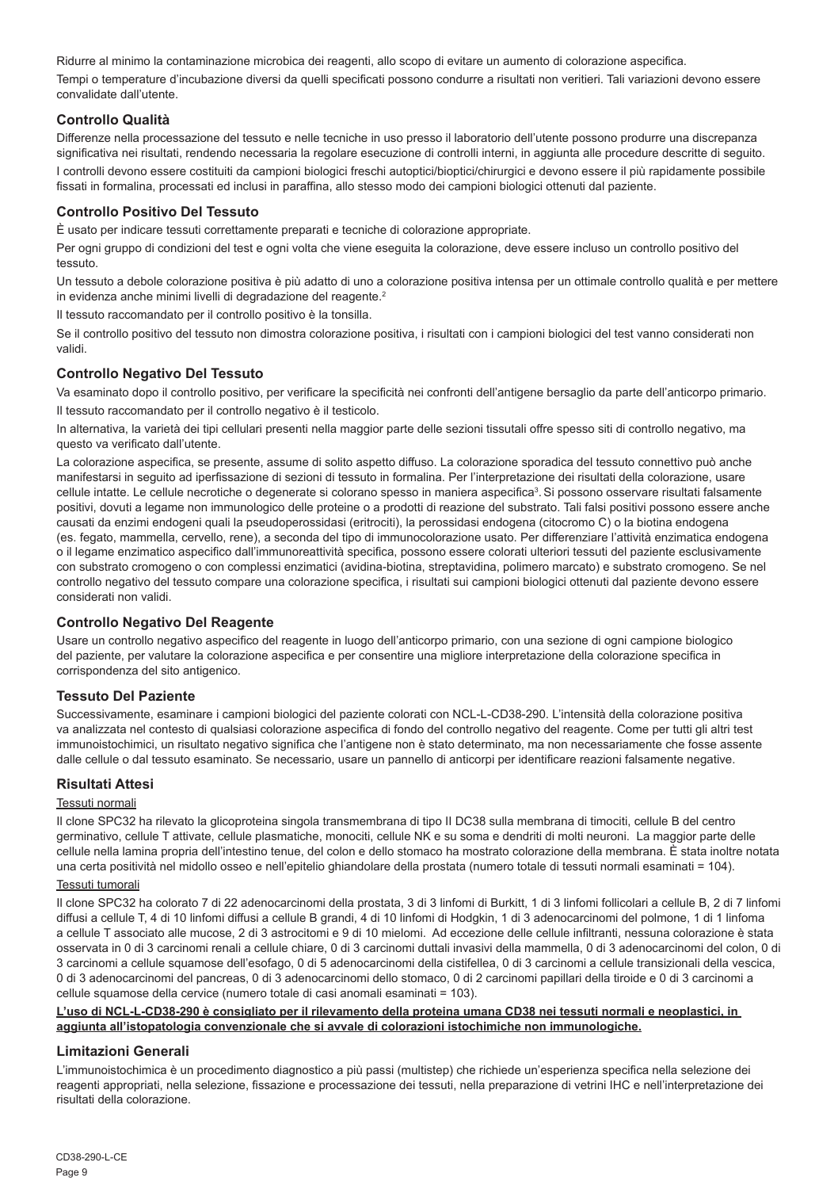Ridurre al minimo la contaminazione microbica dei reagenti, allo scopo di evitare un aumento di colorazione aspecifica.

Tempi o temperature d'incubazione diversi da quelli specificati possono condurre a risultati non veritieri. Tali variazioni devono essere convalidate dall'utente.

### Controllo Qualità

Differenze nella processazione del tessuto e nelle tecniche in uso presso il laboratorio dell'utente possono produrre una discrepanza significativa nei risultati, rendendo necessaria la regolare esecuzione di controlli interni, in aggiunta alle procedure descritte di seguito.

I controlli devono essere costituiti da campioni biologici freschi autoptici/bioptici/chirurgici e devono essere il più rapidamente possibile fissati in formalina, processati ed inclusi in paraffina, allo stesso modo dei campioni biologici ottenuti dal paziente.

### Controllo Positivo Del Tessuto

È usato per indicare tessuti correttamente preparati e tecniche di colorazione appropriate.

Per ogni gruppo di condizioni del test e ogni volta che viene eseguita la colorazione, deve essere incluso un controllo positivo del tessuto.

Un tessuto a debole colorazione positiva è più adatto di uno a colorazione positiva intensa per un ottimale controllo qualità e per mettere in evidenza anche minimi livelli di degradazione del reagente.[2]

Il tessuto raccomandato per il controllo positivo è la tonsilla.

Se il controllo positivo del tessuto non dimostra colorazione positiva, i risultati con i campioni biologici del test vanno considerati non validi.

### Controllo Negativo Del Tessuto

Va esaminato dopo il controllo positivo, per verificare la specificità nei confronti dell'antigene bersaglio da parte dell'anticorpo primario.

Il tessuto raccomandato per il controllo negativo è il testicolo.

In alternativa, la varietà dei tipi cellulari presenti nella maggior parte delle sezioni tissutali offre spesso siti di controllo negativo, ma questo va verificato dall'utente.

La colorazione aspecifica, se presente, assume di solito aspetto diffuso. La colorazione sporadica del tessuto connettivo può anche manifestarsi in seguito ad iperfissazione di sezioni di tessuto in formalina. Per l'interpretazione dei risultati della colorazione, usare cellule intatte. Le cellule necrotiche o degenerate si colorano spesso in maniera aspecifica[3]. Si possono osservare risultati falsamente positivi, dovuti a legame non immunologico delle proteine o a prodotti di reazione del substrato. Tali falsi positivi possono essere anche causati da enzimi endogeni quali la pseudoperossidasi (eritrociti), la perossidasi endogena (citocromo C) o la biotina endogena (es. fegato, mammella, cervello, rene), a seconda del tipo di immunocolorazione usato. Per differenziare l'attività enzimatica endogena o il legame enzimatico aspecifico dall'immunoreattività specifica, possono essere colorati ulteriori tessuti del paziente esclusivamente con substrato cromogeno o con complessi enzimatici (avidina-biotina, streptavidina, polimero marcato) e substrato cromogeno. Se nel controllo negativo del tessuto compare una colorazione specifica, i risultati sui campioni biologici ottenuti dal paziente devono essere considerati non validi.

### Controllo Negativo Del Reagente

Usare un controllo negativo aspecifico del reagente in luogo dell'anticorpo primario, con una sezione di ogni campione biologico del paziente, per valutare la colorazione aspecifica e per consentire una migliore interpretazione della colorazione specifica in corrispondenza del sito antigenico.

### Tessuto Del Paziente

Successivamente, esaminare i campioni biologici del paziente colorati con NCL-L-CD38-290. L'intensità della colorazione positiva va analizzata nel contesto di qualsiasi colorazione aspecifica di fondo del controllo negativo del reagente. Come per tutti gli altri test immunoistochimici, un risultato negativo significa che l'antigene non è stato determinato, ma non necessariamente che fosse assente dalle cellule o dal tessuto esaminato. Se necessario, usare un pannello di anticorpi per identificare reazioni falsamente negative.

### Risultati Attesi

Tessuti normali

Il clone SPC32 ha rilevato la glicoproteina singola transmembrana di tipo II DC38 sulla membrana di timociti, cellule B del centro germinativo, cellule T attivate, cellule plasmatiche, monociti, cellule NK e su soma e dendriti di molti neuroni. La maggior parte delle cellule nella lamina propria dell'intestino tenue, del colon e dello stomaco ha mostrato colorazione della membrana. È stata inoltre notata una certa positività nel midollo osseo e nell'epitelio ghiandolare della prostata (numero totale di tessuti normali esaminati = 104).

Tessuti tumorali

Il clone SPC32 ha colorato 7 di 22 adenocarcinomi della prostata, 3 di 3 linfomi di Burkitt, 1 di 3 linfomi follicolari a cellule B, 2 di 7 linfomi diffusi a cellule T, 4 di 10 linfomi diffusi a cellule B grandi, 4 di 10 linfomi di Hodgkin, 1 di 3 adenocarcinomi del polmone, 1 di 1 linfoma a cellule T associato alle mucose, 2 di 3 astrocitomi e 9 di 10 mielomi. Ad eccezione delle cellule infiltranti, nessuna colorazione è stata osservata in 0 di 3 carcinomi renali a cellule chiare, 0 di 3 carcinomi duttali invasivi della mammella, 0 di 3 adenocarcinomi del colon, 0 di 3 carcinomi a cellule squamose dell'esofago, 0 di 5 adenocarcinomi della cistifellea, 0 di 3 carcinomi a cellule transizionali della vescica, 0 di 3 adenocarcinomi del pancreas, 0 di 3 adenocarcinomi dello stomaco, 0 di 2 carcinomi papillari della tiroide e 0 di 3 carcinomi a cellule squamose della cervice (numero totale di casi anomali esaminati = 103).

**L'uso di NCL-L-CD38-290 è consigliato per il rilevamento della proteina umana CD38 nei tessuti normali e neoplastici, in aggiunta all'istopatologia convenzionale che si avvale di colorazioni istochimiche non immunologiche.**

### Limitazioni Generali

L'immunoistochimica è un procedimento diagnostico a più passi (multistep) che richiede un'esperienza specifica nella selezione dei reagenti appropriati, nella selezione, fissazione e processazione dei tessuti, nella preparazione di vetrini IHC e nell'interpretazione dei risultati della colorazione.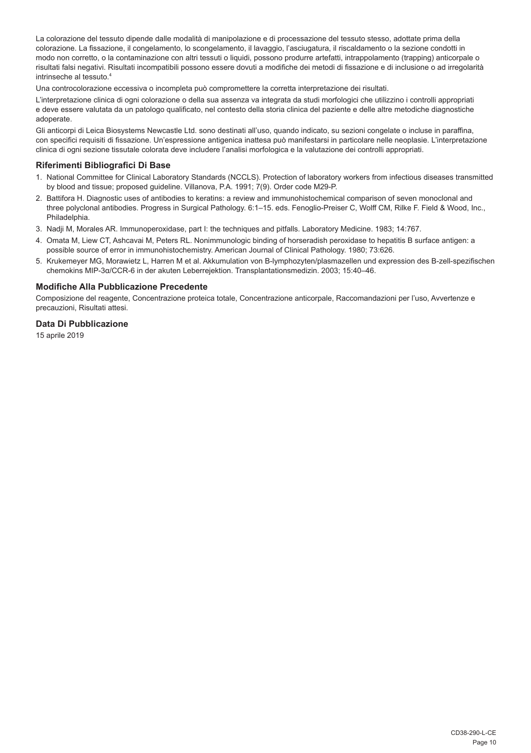La colorazione del tessuto dipende dalle modalità di manipolazione e di processazione del tessuto stesso, adottate prima della colorazione. La fissazione, il congelamento, lo scongelamento, il lavaggio, l'asciugatura, il riscaldamento o la sezione condotti in modo non corretto, o la contaminazione con altri tessuti o liquidi, possono produrre artefatti, intrappolamento (trapping) anticorpale o risultati falsi negativi. Risultati incompatibili possono essere dovuti a modifiche dei metodi di fissazione e di inclusione o ad irregolarità intrinseche al tessuto.[4]

Una controcolorazione eccessiva o incompleta può compromettere la corretta interpretazione dei risultati.

L'interpretazione clinica di ogni colorazione o della sua assenza va integrata da studi morfologici che utilizzino i controlli appropriati e deve essere valutata da un patologo qualificato, nel contesto della storia clinica del paziente e delle altre metodiche diagnostiche adoperate.

Gli anticorpi di Leica Biosystems Newcastle Ltd. sono destinati all'uso, quando indicato, su sezioni congelate o incluse in paraffina, con specifici requisiti di fissazione. Un'espressione antigenica inattesa può manifestarsi in particolare nelle neoplasie. L'interpretazione clinica di ogni sezione tissutale colorata deve includere l'analisi morfologica e la valutazione dei controlli appropriati.

## Riferimenti Bibliografici Di Base

1. National Committee for Clinical Laboratory Standards (NCCLS). Protection of laboratory workers from infectious diseases transmitted by blood and tissue; proposed guideline. Villanova, P.A. 1991; 7(9). Order code M29-P.
2. Battifora H. Diagnostic uses of antibodies to keratins: a review and immunohistochemical comparison of seven monoclonal and three polyclonal antibodies. Progress in Surgical Pathology. 6:1–15. eds. Fenoglio-Preiser C, Wolff CM, Rilke F. Field & Wood, Inc., Philadelphia.
3. Nadji M, Morales AR. Immunoperoxidase, part I: the techniques and pitfalls. Laboratory Medicine. 1983; 14:767.
4. Omata M, Liew CT, Ashcavai M, Peters RL. Nonimmunologic binding of horseradish peroxidase to hepatitis B surface antigen: a possible source of error in immunohistochemistry. American Journal of Clinical Pathology. 1980; 73:626.
5. Krukemeyer MG, Morawietz L, Harren M et al. Akkumulation von B-lymphozyten/plasmazellen und expression des B-zell-spezifischen chemokins MIP-3α/CCR-6 in der akuten Leberrejektion. Transplantationsmedizin. 2003; 15:40–46.

## Modifiche Alla Pubblicazione Precedente

Composizione del reagente, Concentrazione proteica totale, Concentrazione anticorpale, Raccomandazioni per l'uso, Avvertenze e precauzioni, Risultati attesi.

## Data Di Pubblicazione

15 aprile 2019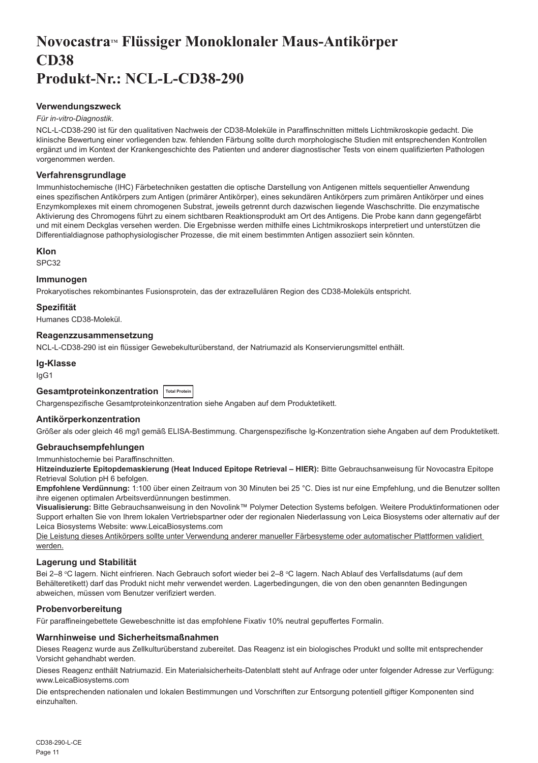# Novocastra™ Flüssiger Monoklonaler Maus-Antikörper CD38
# Produkt-Nr.: NCL-L-CD38-290

### Verwendungszweck

*Für in-vitro-Diagnostik*.

NCL-L-CD38-290 ist für den qualitativen Nachweis der CD38-Moleküle in Paraffinschnitten mittels Lichtmikroskopie gedacht. Die klinische Bewertung einer vorliegenden bzw. fehlenden Färbung sollte durch morphologische Studien mit entsprechenden Kontrollen ergänzt und im Kontext der Krankengeschichte des Patienten und anderer diagnostischer Tests von einem qualifizierten Pathologen vorgenommen werden.

### Verfahrensgrundlage

Immunhistochemische (IHC) Färbetechniken gestatten die optische Darstellung von Antigenen mittels sequentieller Anwendung eines spezifischen Antikörpers zum Antigen (primärer Antikörper), eines sekundären Antikörpers zum primären Antikörper und eines Enzymkomplexes mit einem chromogenen Substrat, jeweils getrennt durch dazwischen liegende Waschschritte. Die enzymatische Aktivierung des Chromogens führt zu einem sichtbaren Reaktionsprodukt am Ort des Antigens. Die Probe kann dann gegengefärbt und mit einem Deckglas versehen werden. Die Ergebnisse werden mithilfe eines Lichtmikroskops interpretiert und unterstützen die Differentialdiagnose pathophysiologischer Prozesse, die mit einem bestimmten Antigen assoziiert sein könnten.

### Klon

SPC32

### Immunogen

Prokaryotisches rekombinantes Fusionsprotein, das der extrazellulären Region des CD38-Moleküls entspricht.

### Spezifität

Humanes CD38-Molekül.

### Reagenzzusammensetzung

NCL-L-CD38-290 ist ein flüssiger Gewebekulturüberstand, der Natriumazid als Konservierungsmittel enthält.

### Ig-Klasse

IgG1

### Gesamtproteinkonzentration Total Protein

Chargenspezifische Gesamtproteinkonzentration siehe Angaben auf dem Produktetikett.

### Antikörperkonzentration

Größer als oder gleich 46 mg/l gemäß ELISA-Bestimmung. Chargenspezifische Ig-Konzentration siehe Angaben auf dem Produktetikett.

### Gebrauchsempfehlungen

Immunhistochemie bei Paraffinschnitten.

**Hitzeinduzierte Epitopdemaskierung (Heat Induced Epitope Retrieval – HIER):** Bitte Gebrauchsanweisung für Novocastra Epitope Retrieval Solution pH 6 befolgen.

**Empfohlene Verdünnung:** 1:100 über einen Zeitraum von 30 Minuten bei 25 °C. Dies ist nur eine Empfehlung, und die Benutzer sollten ihre eigenen optimalen Arbeitsverdünnungen bestimmen.

**Visualisierung:** Bitte Gebrauchsanweisung in den Novolink™ Polymer Detection Systems befolgen. Weitere Produktinformationen oder Support erhalten Sie von Ihrem lokalen Vertriebspartner oder der regionalen Niederlassung von Leica Biosystems oder alternativ auf der Leica Biosystems Website: www.LeicaBiosystems.com

Die Leistung dieses Antikörpers sollte unter Verwendung anderer manueller Färbesysteme oder automatischer Plattformen validiert werden.

### Lagerung und Stabilität

Bei 2–8 °C lagern. Nicht einfrieren. Nach Gebrauch sofort wieder bei 2–8 °C lagern. Nach Ablauf des Verfallsdatums (auf dem Behälteretikett) darf das Produkt nicht mehr verwendet werden. Lagerbedingungen, die von den oben genannten Bedingungen abweichen, müssen vom Benutzer verifiziert werden.

### Probenvorbereitung

Für paraffineingebettete Gewebeschnitte ist das empfohlene Fixativ 10% neutral gepuffertes Formalin.

### Warnhinweise und Sicherheitsmaßnahmen

Dieses Reagenz wurde aus Zellkulturüberstand zubereitet. Das Reagenz ist ein biologisches Produkt und sollte mit entsprechender Vorsicht gehandhabt werden.

Dieses Reagenz enthält Natriumazid. Ein Materialsicherheits-Datenblatt steht auf Anfrage oder unter folgender Adresse zur Verfügung: www.LeicaBiosystems.com

Die entsprechenden nationalen und lokalen Bestimmungen und Vorschriften zur Entsorgung potentiell giftiger Komponenten sind einzuhalten.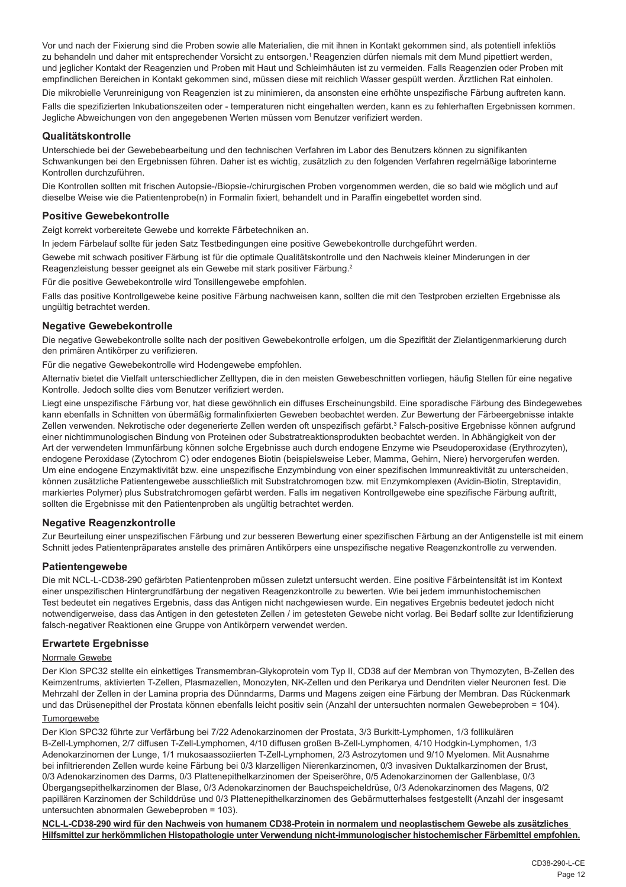Vor und nach der Fixierung sind die Proben sowie alle Materialien, die mit ihnen in Kontakt gekommen sind, als potentiell infektiös zu behandeln und daher mit entsprechender Vorsicht zu entsorgen.[1] Reagenzien dürfen niemals mit dem Mund pipettiert werden, und jeglicher Kontakt der Reagenzien und Proben mit Haut und Schleimhäuten ist zu vermeiden. Falls Reagenzien oder Proben mit empfindlichen Bereichen in Kontakt gekommen sind, müssen diese mit reichlich Wasser gespült werden. Ärztlichen Rat einholen.

Die mikrobielle Verunreinigung von Reagenzien ist zu minimieren, da ansonsten eine erhöhte unspezifische Färbung auftreten kann.

Falls die spezifizierten Inkubationszeiten oder - temperaturen nicht eingehalten werden, kann es zu fehlerhaften Ergebnissen kommen. Jegliche Abweichungen von den angegebenen Werten müssen vom Benutzer verifiziert werden.

## Qualitätskontrolle

Unterschiede bei der Gewebebearbeitung und den technischen Verfahren im Labor des Benutzers können zu signifikanten Schwankungen bei den Ergebnissen führen. Daher ist es wichtig, zusätzlich zu den folgenden Verfahren regelmäßige laborinterne Kontrollen durchzuführen.

Die Kontrollen sollten mit frischen Autopsie-/Biopsie-/chirurgischen Proben vorgenommen werden, die so bald wie möglich und auf dieselbe Weise wie die Patientenprobe(n) in Formalin fixiert, behandelt und in Paraffin eingebettet worden sind.

## Positive Gewebekontrolle

Zeigt korrekt vorbereitete Gewebe und korrekte Färbetechniken an.

In jedem Färbelauf sollte für jeden Satz Testbedingungen eine positive Gewebekontrolle durchgeführt werden.

Gewebe mit schwach positiver Färbung ist für die optimale Qualitätskontrolle und den Nachweis kleiner Minderungen in der Reagenzleistung besser geeignet als ein Gewebe mit stark positiver Färbung.[2]

Für die positive Gewebekontrolle wird Tonsillengewebe empfohlen.

Falls das positive Kontrollgewebe keine positive Färbung nachweisen kann, sollten die mit den Testproben erzielten Ergebnisse als ungültig betrachtet werden.

## Negative Gewebekontrolle

Die negative Gewebekontrolle sollte nach der positiven Gewebekontrolle erfolgen, um die Spezifität der Zielantigenmarkierung durch den primären Antikörper zu verifizieren.

Für die negative Gewebekontrolle wird Hodengewebe empfohlen.

Alternativ bietet die Vielfalt unterschiedlicher Zelltypen, die in den meisten Gewebeschnitten vorliegen, häufig Stellen für eine negative Kontrolle. Jedoch sollte dies vom Benutzer verifiziert werden.

Liegt eine unspezifische Färbung vor, hat diese gewöhnlich ein diffuses Erscheinungsbild. Eine sporadische Färbung des Bindegewebes kann ebenfalls in Schnitten von übermäßig formalinfixierten Geweben beobachtet werden. Zur Bewertung der Färbeergebnisse intakte Zellen verwenden. Nekrotische oder degenerierte Zellen werden oft unspezifisch gefärbt.[3] Falsch-positive Ergebnisse können aufgrund einer nichtimmunologischen Bindung von Proteinen oder Substratreaktionsprodukten beobachtet werden. In Abhängigkeit von der Art der verwendeten Immunfärbung können solche Ergebnisse auch durch endogene Enzyme wie Pseudoperoxidase (Erythrozyten), endogene Peroxidase (Zytochrom C) oder endogenes Biotin (beispielsweise Leber, Mamma, Gehirn, Niere) hervorgerufen werden. Um eine endogene Enzymaktivität bzw. eine unspezifische Enzymbindung von einer spezifischen Immunreaktivität zu unterscheiden, können zusätzliche Patientengewebe ausschließlich mit Substratchromogen bzw. mit Enzymkomplexen (Avidin-Biotin, Streptavidin, markiertes Polymer) plus Substratchromogen gefärbt werden. Falls im negativen Kontrollgewebe eine spezifische Färbung auftritt, sollten die Ergebnisse mit den Patientenproben als ungültig betrachtet werden.

## Negative Reagenzkontrolle

Zur Beurteilung einer unspezifischen Färbung und zur besseren Bewertung einer spezifischen Färbung an der Antigenstelle ist mit einem Schnitt jedes Patientenpräparates anstelle des primären Antikörpers eine unspezifische negative Reagenzkontrolle zu verwenden.

## Patientengewebe

Die mit NCL-L-CD38-290 gefärbten Patientenproben müssen zuletzt untersucht werden. Eine positive Färbeintensität ist im Kontext einer unspezifischen Hintergrundfärbung der negativen Reagenzkontrolle zu bewerten. Wie bei jedem immunhistochemischen Test bedeutet ein negatives Ergebnis, dass das Antigen nicht nachgewiesen wurde. Ein negatives Ergebnis bedeutet jedoch nicht notwendigerweise, dass das Antigen in den getesteten Zellen / im getesteten Gewebe nicht vorlag. Bei Bedarf sollte zur Identifizierung falsch-negativer Reaktionen eine Gruppe von Antikörpern verwendet werden.

## Erwartete Ergebnisse

Normale Gewebe

Der Klon SPC32 stellte ein einkettiges Transmembran-Glykoprotein vom Typ II, CD38 auf der Membran von Thymozyten, B-Zellen des Keimzentrums, aktivierten T-Zellen, Plasmazellen, Monozyten, NK-Zellen und den Perikarya und Dendriten vieler Neuronen fest. Die Mehrzahl der Zellen in der Lamina propria des Dünndarms, Darms und Magens zeigen eine Färbung der Membran. Das Rückenmark und das Drüsenepithel der Prostata können ebenfalls leicht positiv sein (Anzahl der untersuchten normalen Gewebeproben = 104).

Tumorgewebe

Der Klon SPC32 führte zur Verfärbung bei 7/22 Adenokarzinomen der Prostata, 3/3 Burkitt-Lymphomen, 1/3 follikulären B-Zell-Lymphomen, 2/7 diffusen T-Zell-Lymphomen, 4/10 diffusen großen B-Zell-Lymphomen, 4/10 Hodgkin-Lymphomen, 1/3 Adenokarzinomen der Lunge, 1/1 mukosaassoziierten T-Zell-Lymphomen, 2/3 Astrozytomen und 9/10 Myelomen. Mit Ausnahme bei infiltrierenden Zellen wurde keine Färbung bei 0/3 klarzelligen Nierenkarzinomen, 0/3 invasiven Duktalkarzinomen der Brust, 0/3 Adenokarzinomen des Darms, 0/3 Plattenepithelkarzinomen der Speiseröhre, 0/5 Adenokarzinomen der Gallenblase, 0/3 Übergangsepithelkarzinomen der Blase, 0/3 Adenokarzinomen der Bauchspeicheldrüse, 0/3 Adenokarzinomen des Magens, 0/2 papillären Karzinomen der Schilddrüse und 0/3 Plattenepithelkarzinomen des Gebärmutterhalses festgestellt (Anzahl der insgesamt untersuchten abnormalen Gewebeproben = 103).

**NCL-L-CD38-290 wird für den Nachweis von humanem CD38-Protein in normalem und neoplastischem Gewebe als zusätzliches Hilfsmittel zur herkömmlichen Histopathologie unter Verwendung nicht-immunologischer histochemischer Färbemittel empfohlen.**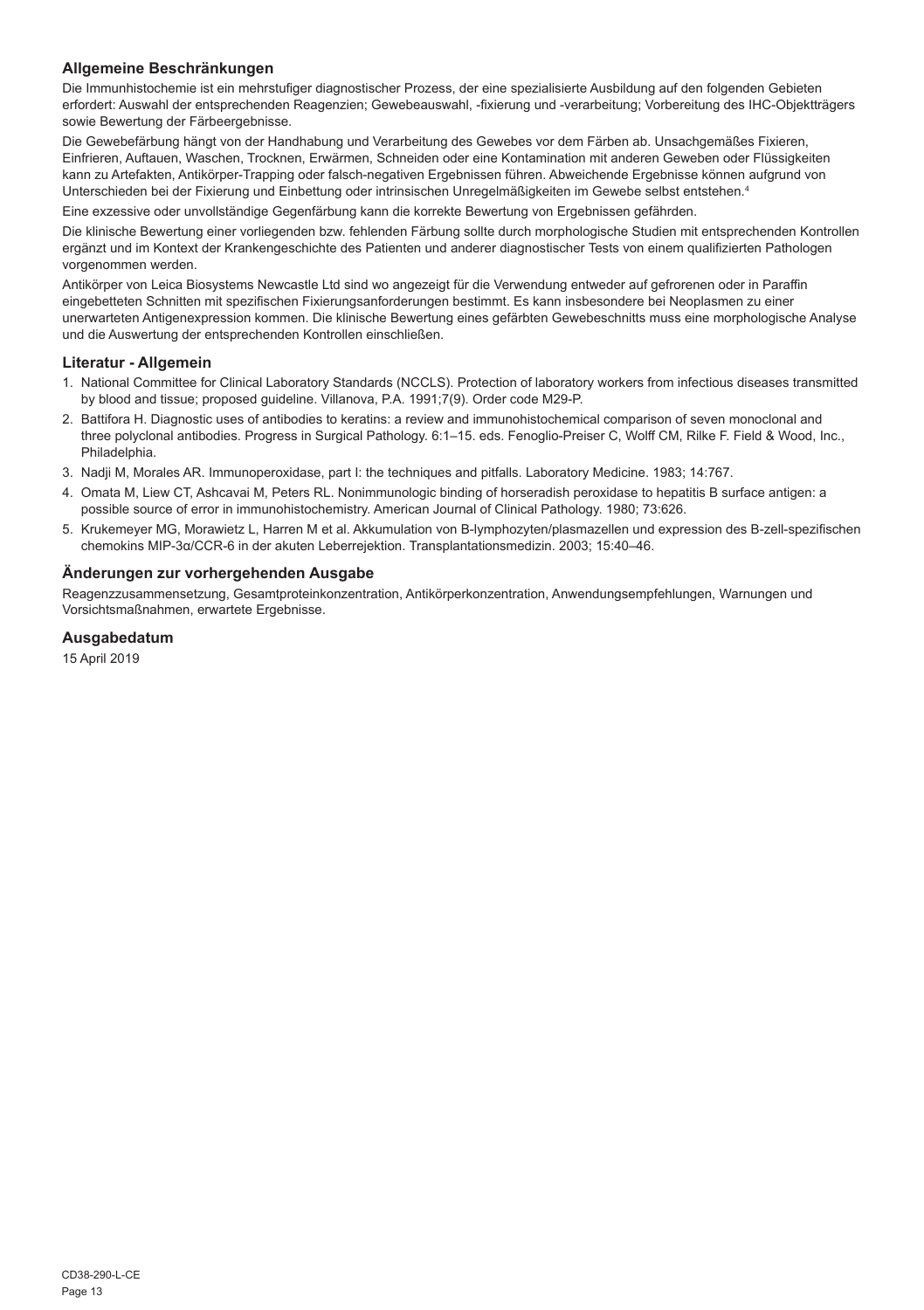## Allgemeine Beschränkungen

Die Immunhistochemie ist ein mehrstufiger diagnostischer Prozess, der eine spezialisierte Ausbildung auf den folgenden Gebieten erfordert: Auswahl der entsprechenden Reagenzien; Gewebeauswahl, -fixierung und -verarbeitung; Vorbereitung des IHC-Objektträgers sowie Bewertung der Färbeergebnisse.

Die Gewebefärbung hängt von der Handhabung und Verarbeitung des Gewebes vor dem Färben ab. Unsachgemäßes Fixieren, Einfrieren, Auftauen, Waschen, Trocknen, Erwärmen, Schneiden oder eine Kontamination mit anderen Geweben oder Flüssigkeiten kann zu Artefakten, Antikörper-Trapping oder falsch-negativen Ergebnissen führen. Abweichende Ergebnisse können aufgrund von Unterschieden bei der Fixierung und Einbettung oder intrinsischen Unregelmäßigkeiten im Gewebe selbst entstehen.[4]

Eine exzessive oder unvollständige Gegenfärbung kann die korrekte Bewertung von Ergebnissen gefährden.

Die klinische Bewertung einer vorliegenden bzw. fehlenden Färbung sollte durch morphologische Studien mit entsprechenden Kontrollen ergänzt und im Kontext der Krankengeschichte des Patienten und anderer diagnostischer Tests von einem qualifizierten Pathologen vorgenommen werden.

Antikörper von Leica Biosystems Newcastle Ltd sind wo angezeigt für die Verwendung entweder auf gefrorenen oder in Paraffin eingebetteten Schnitten mit spezifischen Fixierungsanforderungen bestimmt. Es kann insbesondere bei Neoplasmen zu einer unerwarteten Antigenexpression kommen. Die klinische Bewertung eines gefärbten Gewebeschnitts muss eine morphologische Analyse und die Auswertung der entsprechenden Kontrollen einschließen.

## Literatur - Allgemein

1. National Committee for Clinical Laboratory Standards (NCCLS). Protection of laboratory workers from infectious diseases transmitted by blood and tissue; proposed guideline. Villanova, P.A. 1991;7(9). Order code M29-P.
2. Battifora H. Diagnostic uses of antibodies to keratins: a review and immunohistochemical comparison of seven monoclonal and three polyclonal antibodies. Progress in Surgical Pathology. 6:1–15. eds. Fenoglio-Preiser C, Wolff CM, Rilke F. Field & Wood, Inc., Philadelphia.
3. Nadji M, Morales AR. Immunoperoxidase, part I: the techniques and pitfalls. Laboratory Medicine. 1983; 14:767.
4. Omata M, Liew CT, Ashcavai M, Peters RL. Nonimmunologic binding of horseradish peroxidase to hepatitis B surface antigen: a possible source of error in immunohistochemistry. American Journal of Clinical Pathology. 1980; 73:626.
5. Krukemeyer MG, Morawietz L, Harren M et al. Akkumulation von B-lymphozyten/plasmazellen und expression des B-zell-spezifischen chemokins MIP-3α/CCR-6 in der akuten Leberrejektion. Transplantationsmedizin. 2003; 15:40–46.

## Änderungen zur vorhergehenden Ausgabe

Reagenzzusammensetzung, Gesamtproteinkonzentration, Antikörperkonzentration, Anwendungsempfehlungen, Warnungen und Vorsichtsmaßnahmen, erwartete Ergebnisse.

## Ausgabedatum

15 April 2019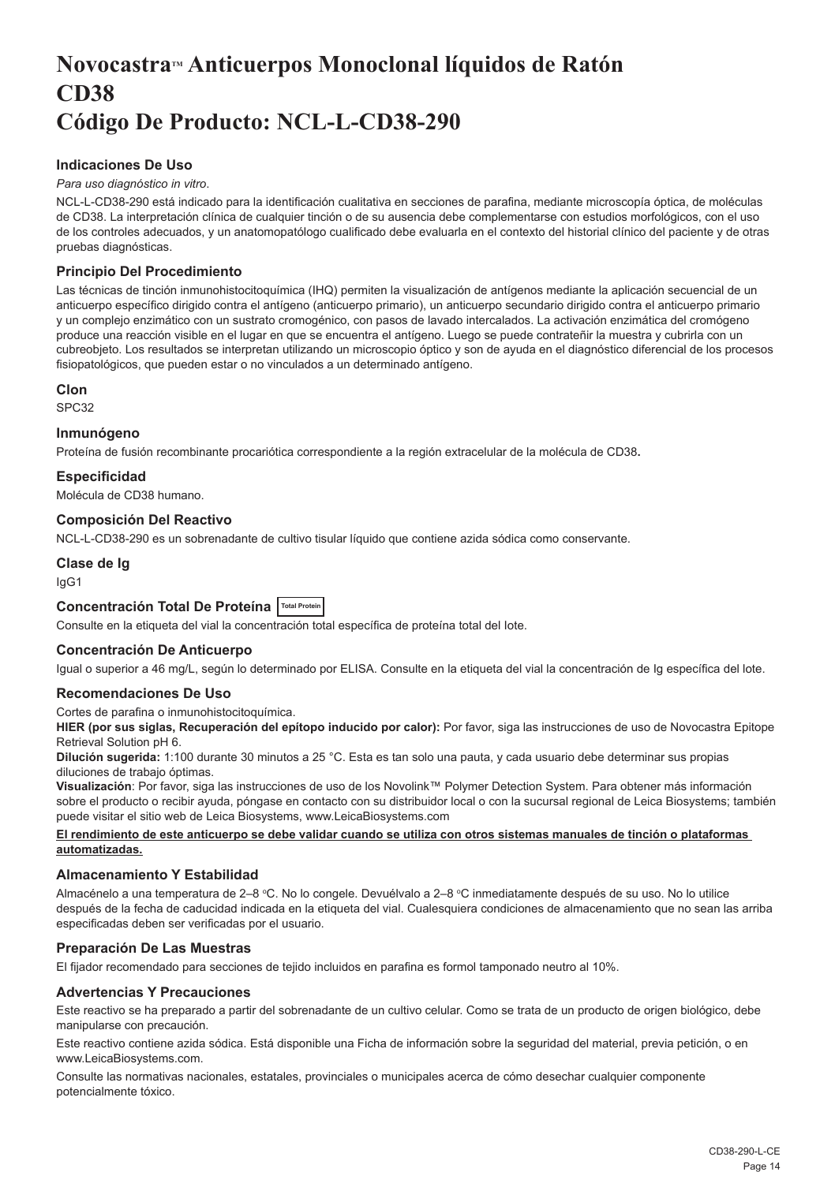# Novocastra™ Anticuerpos Monoclonal líquidos de Ratón
# CD38
# Código De Producto: NCL-L-CD38-290

### Indicaciones De Uso

*Para uso diagnóstico in vitro*.

NCL-L-CD38-290 está indicado para la identificación cualitativa en secciones de parafina, mediante microscopía óptica, de moléculas de CD38. La interpretación clínica de cualquier tinción o de su ausencia debe complementarse con estudios morfológicos, con el uso de los controles adecuados, y un anatomopatólogo cualificado debe evaluarla en el contexto del historial clínico del paciente y de otras pruebas diagnósticas.

### Principio Del Procedimiento

Las técnicas de tinción inmunohistocitoquímica (IHQ) permiten la visualización de antígenos mediante la aplicación secuencial de un anticuerpo específico dirigido contra el antígeno (anticuerpo primario), un anticuerpo secundario dirigido contra el anticuerpo primario y un complejo enzimático con un sustrato cromogénico, con pasos de lavado intercalados. La activación enzimática del cromógeno produce una reacción visible en el lugar en que se encuentra el antígeno. Luego se puede contrateñir la muestra y cubrirla con un cubreobjeto. Los resultados se interpretan utilizando un microscopio óptico y son de ayuda en el diagnóstico diferencial de los procesos fisiopatológicos, que pueden estar o no vinculados a un determinado antígeno.

### Clon

SPC32

### Inmunógeno

Proteína de fusión recombinante procariótica correspondiente a la región extracelular de la molécula de CD38.

### Especificidad

Molécula de CD38 humano.

### Composición Del Reactivo

NCL-L-CD38-290 es un sobrenadante de cultivo tisular líquido que contiene azida sódica como conservante.

### Clase de Ig

IgG1

### Concentración Total De Proteína Total Protein

Consulte en la etiqueta del vial la concentración total específica de proteína total del lote.

### Concentración De Anticuerpo

Igual o superior a 46 mg/L, según lo determinado por ELISA. Consulte en la etiqueta del vial la concentración de Ig específica del lote.

### Recomendaciones De Uso

Cortes de parafina o inmunohistocitoquímica.

**HIER (por sus siglas, Recuperación del epítopo inducido por calor):** Por favor, siga las instrucciones de uso de Novocastra Epitope Retrieval Solution pH 6.

**Dilución sugerida:** 1:100 durante 30 minutos a 25 °C. Esta es tan solo una pauta, y cada usuario debe determinar sus propias diluciones de trabajo óptimas.

**Visualización**: Por favor, siga las instrucciones de uso de los Novolink™ Polymer Detection System. Para obtener más información sobre el producto o recibir ayuda, póngase en contacto con su distribuidor local o con la sucursal regional de Leica Biosystems; también puede visitar el sitio web de Leica Biosystems, www.LeicaBiosystems.com

**El rendimiento de este anticuerpo se debe validar cuando se utiliza con otros sistemas manuales de tinción o plataformas automatizadas.**

### Almacenamiento Y Estabilidad

Almacénelo a una temperatura de 2–8 °C. No lo congele. Devuélvalo a 2–8 °C inmediatamente después de su uso. No lo utilice después de la fecha de caducidad indicada en la etiqueta del vial. Cualesquiera condiciones de almacenamiento que no sean las arriba especificadas deben ser verificadas por el usuario.

### Preparación De Las Muestras

El fijador recomendado para secciones de tejido incluidos en parafina es formol tamponado neutro al 10%.

### Advertencias Y Precauciones

Este reactivo se ha preparado a partir del sobrenadante de un cultivo celular. Como se trata de un producto de origen biológico, debe manipularse con precaución.

Este reactivo contiene azida sódica. Está disponible una Ficha de información sobre la seguridad del material, previa petición, o en www.LeicaBiosystems.com.

Consulte las normativas nacionales, estatales, provinciales o municipales acerca de cómo desechar cualquier componente potencialmente tóxico.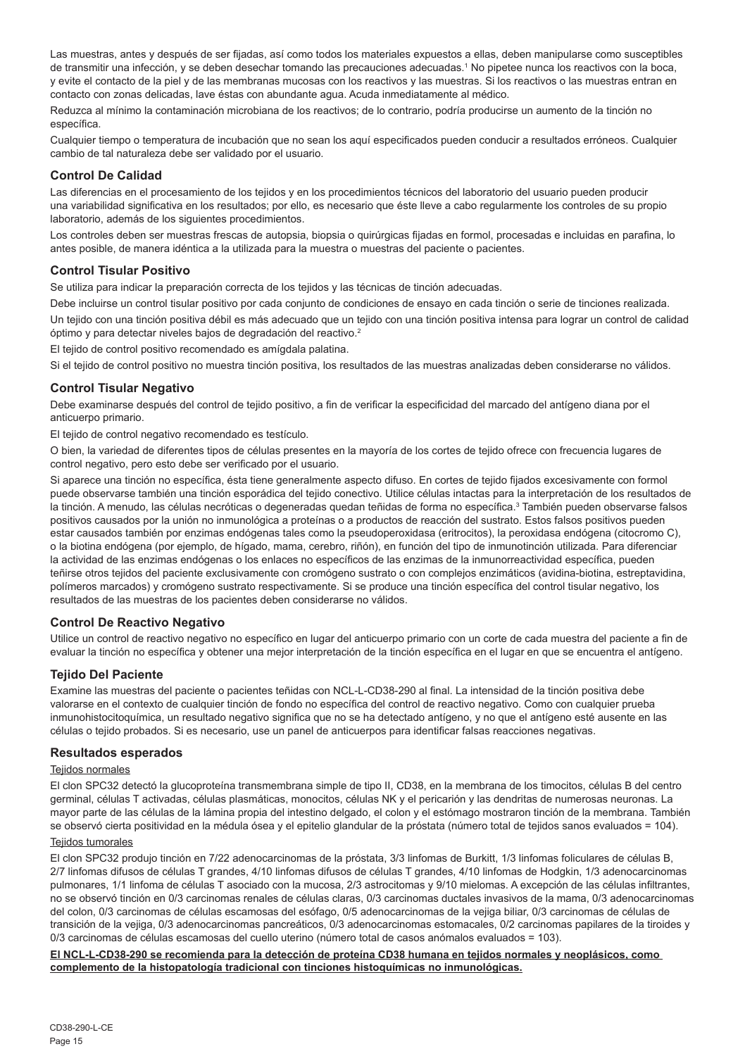Las muestras, antes y después de ser fijadas, así como todos los materiales expuestos a ellas, deben manipularse como susceptibles de transmitir una infección, y se deben desechar tomando las precauciones adecuadas.[1] No pipetee nunca los reactivos con la boca, y evite el contacto de la piel y de las membranas mucosas con los reactivos y las muestras. Si los reactivos o las muestras entran en contacto con zonas delicadas, lave éstas con abundante agua. Acuda inmediatamente al médico.

Reduzca al mínimo la contaminación microbiana de los reactivos; de lo contrario, podría producirse un aumento de la tinción no específica.

Cualquier tiempo o temperatura de incubación que no sean los aquí especificados pueden conducir a resultados erróneos. Cualquier cambio de tal naturaleza debe ser validado por el usuario.

## Control De Calidad

Las diferencias en el procesamiento de los tejidos y en los procedimientos técnicos del laboratorio del usuario pueden producir una variabilidad significativa en los resultados; por ello, es necesario que éste lleve a cabo regularmente los controles de su propio laboratorio, además de los siguientes procedimientos.

Los controles deben ser muestras frescas de autopsia, biopsia o quirúrgicas fijadas en formol, procesadas e incluidas en parafina, lo antes posible, de manera idéntica a la utilizada para la muestra o muestras del paciente o pacientes.

## Control Tisular Positivo

Se utiliza para indicar la preparación correcta de los tejidos y las técnicas de tinción adecuadas.

Debe incluirse un control tisular positivo por cada conjunto de condiciones de ensayo en cada tinción o serie de tinciones realizada.

Un tejido con una tinción positiva débil es más adecuado que un tejido con una tinción positiva intensa para lograr un control de calidad óptimo y para detectar niveles bajos de degradación del reactivo.[2]

El tejido de control positivo recomendado es amígdala palatina.

Si el tejido de control positivo no muestra tinción positiva, los resultados de las muestras analizadas deben considerarse no válidos.

## Control Tisular Negativo

Debe examinarse después del control de tejido positivo, a fin de verificar la especificidad del marcado del antígeno diana por el anticuerpo primario.

El tejido de control negativo recomendado es testículo.

O bien, la variedad de diferentes tipos de células presentes en la mayoría de los cortes de tejido ofrece con frecuencia lugares de control negativo, pero esto debe ser verificado por el usuario.

Si aparece una tinción no específica, ésta tiene generalmente aspecto difuso. En cortes de tejido fijados excesivamente con formol puede observarse también una tinción esporádica del tejido conectivo. Utilice células intactas para la interpretación de los resultados de la tinción. A menudo, las células necróticas o degeneradas quedan teñidas de forma no específica.[3] También pueden observarse falsos positivos causados por la unión no inmunológica a proteínas o a productos de reacción del sustrato. Estos falsos positivos pueden estar causados también por enzimas endógenas tales como la pseudoperoxidasa (eritrocitos), la peroxidasa endógena (citocromo C), o la biotina endógena (por ejemplo, de hígado, mama, cerebro, riñón), en función del tipo de inmunotinción utilizada. Para diferenciar la actividad de las enzimas endógenas o los enlaces no específicos de las enzimas de la inmunorreactividad específica, pueden teñirse otros tejidos del paciente exclusivamente con cromógeno sustrato o con complejos enzimáticos (avidina-biotina, estreptavidina, polímeros marcados) y cromógeno sustrato respectivamente. Si se produce una tinción específica del control tisular negativo, los resultados de las muestras de los pacientes deben considerarse no válidos.

## Control De Reactivo Negativo

Utilice un control de reactivo negativo no específico en lugar del anticuerpo primario con un corte de cada muestra del paciente a fin de evaluar la tinción no específica y obtener una mejor interpretación de la tinción específica en el lugar en que se encuentra el antígeno.

## Tejido Del Paciente

Examine las muestras del paciente o pacientes teñidas con NCL-L-CD38-290 al final. La intensidad de la tinción positiva debe valorarse en el contexto de cualquier tinción de fondo no específica del control de reactivo negativo. Como con cualquier prueba inmunohistocitoquímica, un resultado negativo significa que no se ha detectado antígeno, y no que el antígeno esté ausente en las células o tejido probados. Si es necesario, use un panel de anticuerpos para identificar falsas reacciones negativas.

## Resultados esperados

Tejidos normales

El clon SPC32 detectó la glucoproteína transmembrana simple de tipo II, CD38, en la membrana de los timocitos, células B del centro germinal, células T activadas, células plasmáticas, monocitos, células NK y el pericarión y las dendritas de numerosas neuronas. La mayor parte de las células de la lámina propia del intestino delgado, el colon y el estómago mostraron tinción de la membrana. También se observó cierta positividad en la médula ósea y el epitelio glandular de la próstata (número total de tejidos sanos evaluados = 104).

Tejidos tumorales

El clon SPC32 produjo tinción en 7/22 adenocarcinomas de la próstata, 3/3 linfomas de Burkitt, 1/3 linfomas foliculares de células B, 2/7 linfomas difusos de células T grandes, 4/10 linfomas difusos de células T grandes, 4/10 linfomas de Hodgkin, 1/3 adenocarcinomas pulmonares, 1/1 linfoma de células T asociado con la mucosa, 2/3 astrocitomas y 9/10 mielomas. A excepción de las células infiltrantes, no se observó tinción en 0/3 carcinomas renales de células claras, 0/3 carcinomas ductales invasivos de la mama, 0/3 adenocarcinomas del colon, 0/3 carcinomas de células escamosas del esófago, 0/5 adenocarcinomas de la vejiga biliar, 0/3 carcinomas de células de transición de la vejiga, 0/3 adenocarcinomas pancreáticos, 0/3 adenocarcinomas estomacales, 0/2 carcinomas papilares de la tiroides y 0/3 carcinomas de células escamosas del cuello uterino (número total de casos anómalos evaluados = 103).

**El NCL-L-CD38-290 se recomienda para la detección de proteína CD38 humana en tejidos normales y neoplásicos, como complemento de la histopatología tradicional con tinciones histoquímicas no inmunológicas.**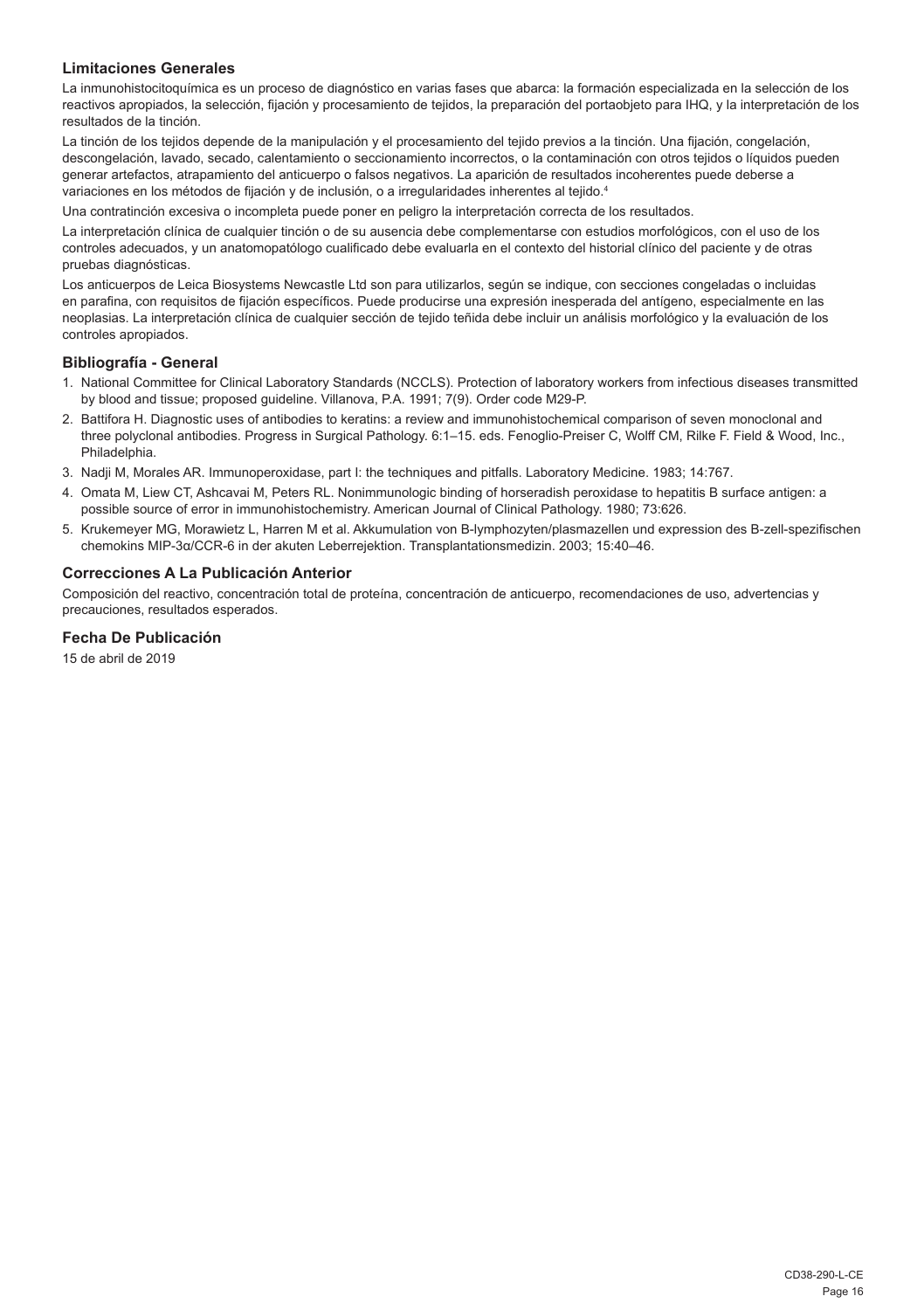### Limitaciones Generales

La inmunohistocitoquímica es un proceso de diagnóstico en varias fases que abarca: la formación especializada en la selección de los reactivos apropiados, la selección, fijación y procesamiento de tejidos, la preparación del portaobjeto para IHQ, y la interpretación de los resultados de la tinción.

La tinción de los tejidos depende de la manipulación y el procesamiento del tejido previos a la tinción. Una fijación, congelación, descongelación, lavado, secado, calentamiento o seccionamiento incorrectos, o la contaminación con otros tejidos o líquidos pueden generar artefactos, atrapamiento del anticuerpo o falsos negativos. La aparición de resultados incoherentes puede deberse a variaciones en los métodos de fijación y de inclusión, o a irregularidades inherentes al tejido.[4]

Una contratinción excesiva o incompleta puede poner en peligro la interpretación correcta de los resultados.

La interpretación clínica de cualquier tinción o de su ausencia debe complementarse con estudios morfológicos, con el uso de los controles adecuados, y un anatomopatólogo cualificado debe evaluarla en el contexto del historial clínico del paciente y de otras pruebas diagnósticas.

Los anticuerpos de Leica Biosystems Newcastle Ltd son para utilizarlos, según se indique, con secciones congeladas o incluidas en parafina, con requisitos de fijación específicos. Puede producirse una expresión inesperada del antígeno, especialmente en las neoplasias. La interpretación clínica de cualquier sección de tejido teñida debe incluir un análisis morfológico y la evaluación de los controles apropiados.

### Bibliografía - General

1. National Committee for Clinical Laboratory Standards (NCCLS). Protection of laboratory workers from infectious diseases transmitted by blood and tissue; proposed guideline. Villanova, P.A. 1991; 7(9). Order code M29-P.
2. Battifora H. Diagnostic uses of antibodies to keratins: a review and immunohistochemical comparison of seven monoclonal and three polyclonal antibodies. Progress in Surgical Pathology. 6:1–15. eds. Fenoglio-Preiser C, Wolff CM, Rilke F. Field & Wood, Inc., Philadelphia.
3. Nadji M, Morales AR. Immunoperoxidase, part I: the techniques and pitfalls. Laboratory Medicine. 1983; 14:767.
4. Omata M, Liew CT, Ashcavai M, Peters RL. Nonimmunologic binding of horseradish peroxidase to hepatitis B surface antigen: a possible source of error in immunohistochemistry. American Journal of Clinical Pathology. 1980; 73:626.
5. Krukemeyer MG, Morawietz L, Harren M et al. Akkumulation von B-lymphozyten/plasmazellen und expression des B-zell-spezifischen chemokins MIP-3α/CCR-6 in der akuten Leberrejektion. Transplantationsmedizin. 2003; 15:40–46.

### Correcciones A La Publicación Anterior

Composición del reactivo, concentración total de proteína, concentración de anticuerpo, recomendaciones de uso, advertencias y precauciones, resultados esperados.

### Fecha De Publicación

15 de abril de 2019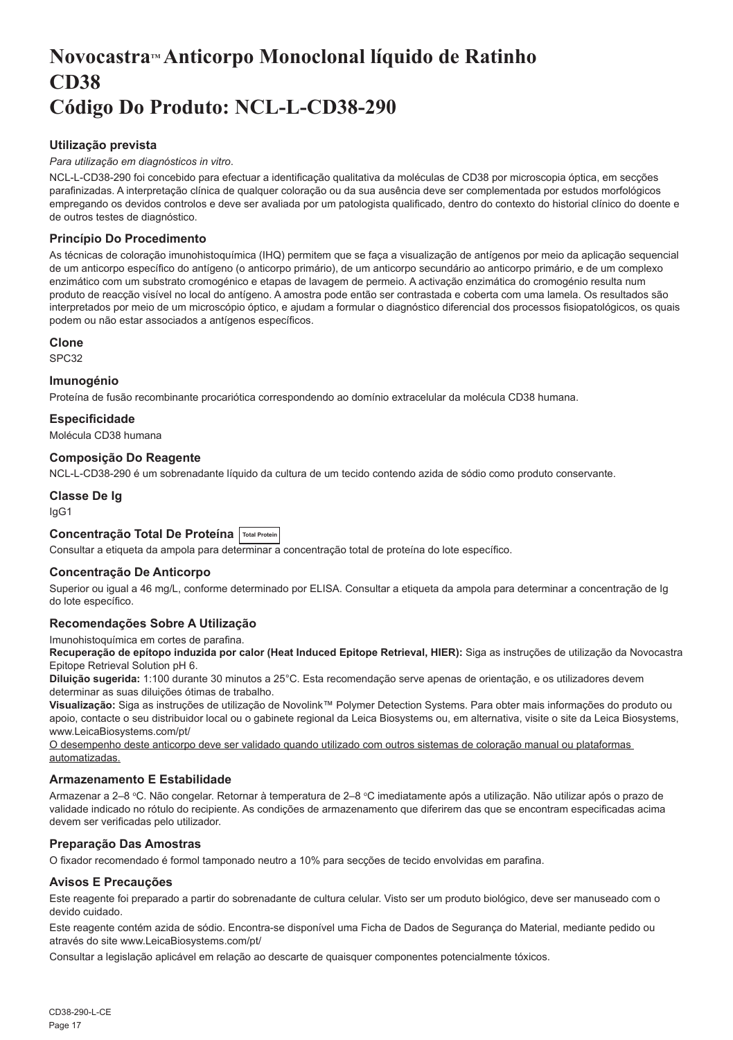# Novocastra™ Anticorpo Monoclonal líquido de Ratinho CD38 Código Do Produto: NCL-L-CD38-290

### Utilização prevista

*Para utilização em diagnósticos in vitro.*

NCL-L-CD38-290 foi concebido para efectuar a identificação qualitativa da moléculas de CD38 por microscopia óptica, em secções parafinizadas. A interpretação clínica de qualquer coloração ou da sua ausência deve ser complementada por estudos morfológicos empregando os devidos controlos e deve ser avaliada por um patologista qualificado, dentro do contexto do historial clínico do doente e de outros testes de diagnóstico.

### Princípio Do Procedimento

As técnicas de coloração imunohistoquímica (IHQ) permitem que se faça a visualização de antígenos por meio da aplicação sequencial de um anticorpo específico do antígeno (o anticorpo primário), de um anticorpo secundário ao anticorpo primário, e de um complexo enzimático com um substrato cromogénico e etapas de lavagem de permeio. A activação enzimática do cromogénio resulta num produto de reacção visível no local do antígeno. A amostra pode então ser contrastada e coberta com uma lamela. Os resultados são interpretados por meio de um microscópio óptico, e ajudam a formular o diagnóstico diferencial dos processos fisiopatológicos, os quais podem ou não estar associados a antígenos específicos.

### Clone

SPC32

### Imunogénio

Proteína de fusão recombinante procariótica correspondendo ao domínio extracelular da molécula CD38 humana.

### Especificidade

Molécula CD38 humana

### Composição Do Reagente

NCL-L-CD38-290 é um sobrenadante líquido da cultura de um tecido contendo azida de sódio como produto conservante.

### Classe De Ig

IgG1

### Concentração Total De Proteína Total Protein

Consultar a etiqueta da ampola para determinar a concentração total de proteína do lote específico.

### Concentração De Anticorpo

Superior ou igual a 46 mg/L, conforme determinado por ELISA. Consultar a etiqueta da ampola para determinar a concentração de Ig do lote específico.

### Recomendações Sobre A Utilização

Imunohistoquímica em cortes de parafina.

**Recuperação de epítopo induzida por calor (Heat Induced Epitope Retrieval, HIER):** Siga as instruções de utilização da Novocastra Epitope Retrieval Solution pH 6.

**Diluição sugerida:** 1:100 durante 30 minutos a 25°C. Esta recomendação serve apenas de orientação, e os utilizadores devem determinar as suas diluições ótimas de trabalho.

**Visualização:** Siga as instruções de utilização de Novolink™ Polymer Detection Systems. Para obter mais informações do produto ou apoio, contacte o seu distribuidor local ou o gabinete regional da Leica Biosystems ou, em alternativa, visite o site da Leica Biosystems, www.LeicaBiosystems.com/pt/

O desempenho deste anticorpo deve ser validado quando utilizado com outros sistemas de coloração manual ou plataformas automatizadas.

### Armazenamento E Estabilidade

Armazenar a 2–8 °C. Não congelar. Retornar à temperatura de 2–8 °C imediatamente após a utilização. Não utilizar após o prazo de validade indicado no rótulo do recipiente. As condições de armazenamento que diferirem das que se encontram especificadas acima devem ser verificadas pelo utilizador.

### Preparação Das Amostras

O fixador recomendado é formol tamponado neutro a 10% para secções de tecido envolvidas em parafina.

### Avisos E Precauções

Este reagente foi preparado a partir do sobrenadante de cultura celular. Visto ser um produto biológico, deve ser manuseado com o devido cuidado.

Este reagente contém azida de sódio. Encontra-se disponível uma Ficha de Dados de Segurança do Material, mediante pedido ou através do site www.LeicaBiosystems.com/pt/

Consultar a legislação aplicável em relação ao descarte de quaisquer componentes potencialmente tóxicos.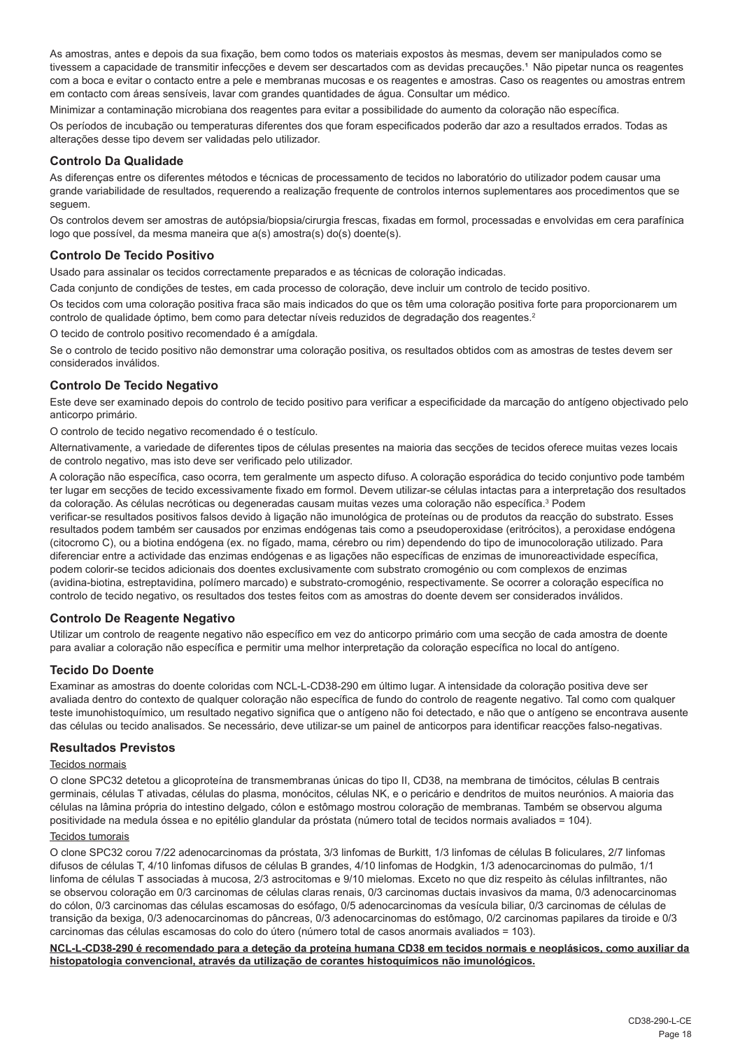As amostras, antes e depois da sua fixação, bem como todos os materiais expostos às mesmas, devem ser manipulados como se tivessem a capacidade de transmitir infecções e devem ser descartados com as devidas precauções.[1] Não pipetar nunca os reagentes com a boca e evitar o contacto entre a pele e membranas mucosas e os reagentes e amostras. Caso os reagentes ou amostras entrem em contacto com áreas sensíveis, lavar com grandes quantidades de água. Consultar um médico.

Minimizar a contaminação microbiana dos reagentes para evitar a possibilidade do aumento da coloração não específica.

Os períodos de incubação ou temperaturas diferentes dos que foram especificados poderão dar azo a resultados errados. Todas as alterações desse tipo devem ser validadas pelo utilizador.

## Controlo Da Qualidade

As diferenças entre os diferentes métodos e técnicas de processamento de tecidos no laboratório do utilizador podem causar uma grande variabilidade de resultados, requerendo a realização frequente de controlos internos suplementares aos procedimentos que se seguem.

Os controlos devem ser amostras de autópsia/biopsia/cirurgia frescas, fixadas em formol, processadas e envolvidas em cera parafínica logo que possível, da mesma maneira que a(s) amostra(s) do(s) doente(s).

## Controlo De Tecido Positivo

Usado para assinalar os tecidos correctamente preparados e as técnicas de coloração indicadas.

Cada conjunto de condições de testes, em cada processo de coloração, deve incluir um controlo de tecido positivo.

Os tecidos com uma coloração positiva fraca são mais indicados do que os têm uma coloração positiva forte para proporcionarem um controlo de qualidade óptimo, bem como para detectar níveis reduzidos de degradação dos reagentes.[2]

O tecido de controlo positivo recomendado é a amígdala.

Se o controlo de tecido positivo não demonstrar uma coloração positiva, os resultados obtidos com as amostras de testes devem ser considerados inválidos.

## Controlo De Tecido Negativo

Este deve ser examinado depois do controlo de tecido positivo para verificar a especificidade da marcação do antígeno objectivado pelo anticorpo primário.

O controlo de tecido negativo recomendado é o testículo.

Alternativamente, a variedade de diferentes tipos de células presentes na maioria das secções de tecidos oferece muitas vezes locais de controlo negativo, mas isto deve ser verificado pelo utilizador.

A coloração não específica, caso ocorra, tem geralmente um aspecto difuso. A coloração esporádica do tecido conjuntivo pode também ter lugar em secções de tecido excessivamente fixado em formol. Devem utilizar-se células intactas para a interpretação dos resultados da coloração. As células necróticas ou degeneradas causam muitas vezes uma coloração não específica.[3] Podem verificar-se resultados positivos falsos devido à ligação não imunológica de proteínas ou de produtos da reacção do substrato. Esses resultados podem também ser causados por enzimas endógenas tais como a pseudoperoxidase (eritrócitos), a peroxidase endógena (citocromo C), ou a biotina endógena (ex. no fígado, mama, cérebro ou rim) dependendo do tipo de imunocoloração utilizado. Para diferenciar entre a actividade das enzimas endógenas e as ligações não específicas de enzimas de imunoreactividade específica, podem colorir-se tecidos adicionais dos doentes exclusivamente com substrato cromogénio ou com complexos de enzimas (avidina-biotina, estreptavidina, polímero marcado) e substrato-cromogénio, respectivamente. Se ocorrer a coloração específica no controlo de tecido negativo, os resultados dos testes feitos com as amostras do doente devem ser considerados inválidos.

## Controlo De Reagente Negativo

Utilizar um controlo de reagente negativo não específico em vez do anticorpo primário com uma secção de cada amostra de doente para avaliar a coloração não específica e permitir uma melhor interpretação da coloração específica no local do antígeno.

## Tecido Do Doente

Examinar as amostras do doente coloridas com NCL-L-CD38-290 em último lugar. A intensidade da coloração positiva deve ser avaliada dentro do contexto de qualquer coloração não específica de fundo do controlo de reagente negativo. Tal como com qualquer teste imunohistoquímico, um resultado negativo significa que o antígeno não foi detectado, e não que o antígeno se encontrava ausente das células ou tecido analisados. Se necessário, deve utilizar-se um painel de anticorpos para identificar reacções falso-negativas.

## Resultados Previstos

Tecidos normais

O clone SPC32 detetou a glicoproteína de transmembranas únicas do tipo II, CD38, na membrana de timócitos, células B centrais germinais, células T ativadas, células do plasma, monócitos, células NK, e o pericário e dendritos de muitos neurónios. A maioria das células na lâmina própria do intestino delgado, cólon e estômago mostrou coloração de membranas. Também se observou alguma positividade na medula óssea e no epitélio glandular da próstata (número total de tecidos normais avaliados = 104).

Tecidos tumorais

O clone SPC32 corou 7/22 adenocarcinomas da próstata, 3/3 linfomas de Burkitt, 1/3 linfomas de células B foliculares, 2/7 linfomas difusos de células T, 4/10 linfomas difusos de células B grandes, 4/10 linfomas de Hodgkin, 1/3 adenocarcinomas do pulmão, 1/1 linfoma de células T associadas à mucosa, 2/3 astrocitomas e 9/10 mielomas. Exceto no que diz respeito às células infiltrantes, não se observou coloração em 0/3 carcinomas de células claras renais, 0/3 carcinomas ductais invasivos da mama, 0/3 adenocarcinomas do cólon, 0/3 carcinomas das células escamosas do esófago, 0/5 adenocarcinomas da vesícula biliar, 0/3 carcinomas de células de transição da bexiga, 0/3 adenocarcinomas do pâncreas, 0/3 adenocarcinomas do estômago, 0/2 carcinomas papilares da tiroide e 0/3 carcinomas das células escamosas do colo do útero (número total de casos anormais avaliados = 103).

**NCL-L-CD38-290 é recomendado para a deteção da proteína humana CD38 em tecidos normais e neoplásicos, como auxiliar da histopatologia convencional, através da utilização de corantes histoquímicos não imunológicos.**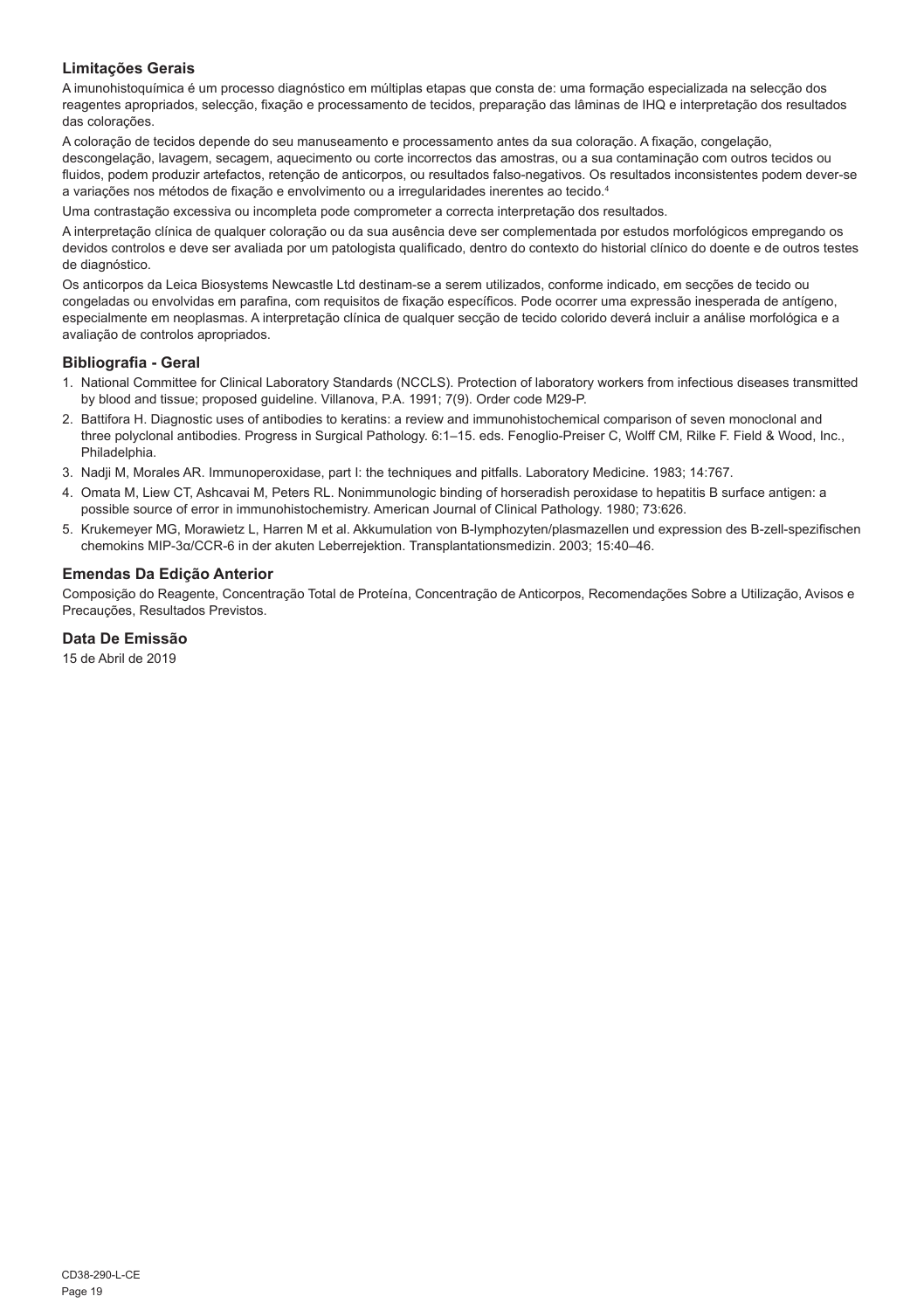### Limitações Gerais

A imunohistoquímica é um processo diagnóstico em múltiplas etapas que consta de: uma formação especializada na selecção dos reagentes apropriados, selecção, fixação e processamento de tecidos, preparação das lâminas de IHQ e interpretação dos resultados das colorações.

A coloração de tecidos depende do seu manuseamento e processamento antes da sua coloração. A fixação, congelação, descongelação, lavagem, secagem, aquecimento ou corte incorrectos das amostras, ou a sua contaminação com outros tecidos ou fluidos, podem produzir artefactos, retenção de anticorpos, ou resultados falso-negativos. Os resultados inconsistentes podem dever-se a variações nos métodos de fixação e envolvimento ou a irregularidades inerentes ao tecido.[4]

Uma contrastação excessiva ou incompleta pode comprometer a correcta interpretação dos resultados.

A interpretação clínica de qualquer coloração ou da sua ausência deve ser complementada por estudos morfológicos empregando os devidos controlos e deve ser avaliada por um patologista qualificado, dentro do contexto do historial clínico do doente e de outros testes de diagnóstico.

Os anticorpos da Leica Biosystems Newcastle Ltd destinam-se a serem utilizados, conforme indicado, em secções de tecido ou congeladas ou envolvidas em parafina, com requisitos de fixação específicos. Pode ocorrer uma expressão inesperada de antígeno, especialmente em neoplasmas. A interpretação clínica de qualquer secção de tecido colorido deverá incluir a análise morfológica e a avaliação de controlos apropriados.

### Bibliografia - Geral

1. National Committee for Clinical Laboratory Standards (NCCLS). Protection of laboratory workers from infectious diseases transmitted by blood and tissue; proposed guideline. Villanova, P.A. 1991; 7(9). Order code M29-P.
2. Battifora H. Diagnostic uses of antibodies to keratins: a review and immunohistochemical comparison of seven monoclonal and three polyclonal antibodies. Progress in Surgical Pathology. 6:1–15. eds. Fenoglio-Preiser C, Wolff CM, Rilke F. Field & Wood, Inc., Philadelphia.
3. Nadji M, Morales AR. Immunoperoxidase, part I: the techniques and pitfalls. Laboratory Medicine. 1983; 14:767.
4. Omata M, Liew CT, Ashcavai M, Peters RL. Nonimmunologic binding of horseradish peroxidase to hepatitis B surface antigen: a possible source of error in immunohistochemistry. American Journal of Clinical Pathology. 1980; 73:626.
5. Krukemeyer MG, Morawietz L, Harren M et al. Akkumulation von B-lymphozyten/plasmazellen und expression des B-zell-spezifischen chemokins MIP-3α/CCR-6 in der akuten Leberrejektion. Transplantationsmedizin. 2003; 15:40–46.

### Emendas Da Edição Anterior

Composição do Reagente, Concentração Total de Proteína, Concentração de Anticorpos, Recomendações Sobre a Utilização, Avisos e Precauções, Resultados Previstos.

### Data De Emissão

15 de Abril de 2019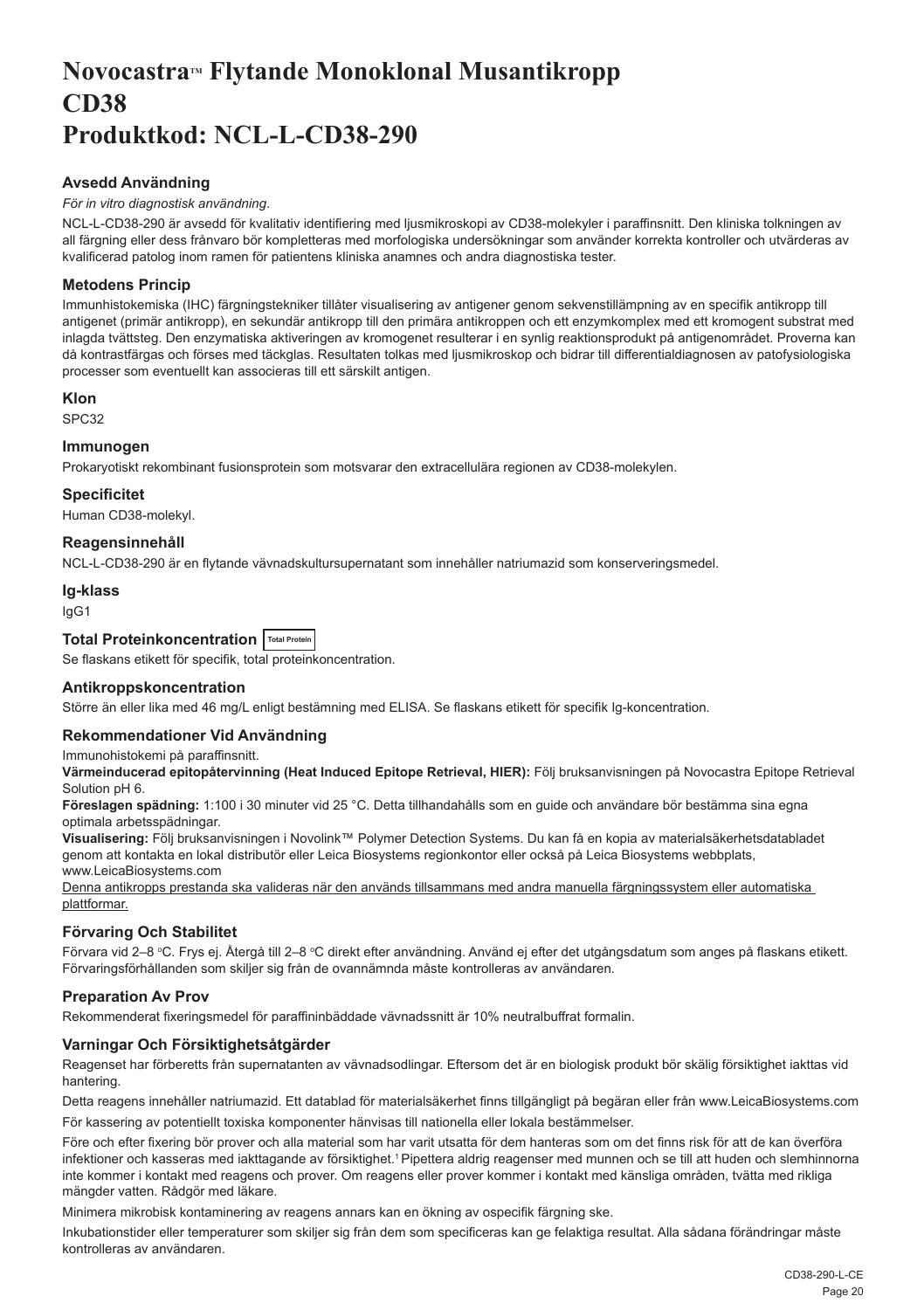# Novocastra™ Flytande Monoklonal Musantikropp
# CD38
# Produktkod: NCL-L-CD38-290

## Avsedd Användning

*För in vitro diagnostisk användning.*

NCL-L-CD38-290 är avsedd för kvalitativ identifiering med ljusmikroskopi av CD38-molekyler i paraffinsnitt. Den kliniska tolkningen av all färgning eller dess frånvaro bör kompletteras med morfologiska undersökningar som använder korrekta kontroller och utvärderas av kvalificerad patolog inom ramen för patientens kliniska anamnes och andra diagnostiska tester.

## Metodens Princip

Immunhistokemiska (IHC) färgningstekniker tillåter visualisering av antigener genom sekvenstillämpning av en specifik antikropp till antigenet (primär antikropp), en sekundär antikropp till den primära antikroppen och ett enzymkomplex med ett kromogent substrat med inlagda tvättsteg. Den enzymatiska aktiveringen av kromogenet resulterar i en synlig reaktionsprodukt på antigenområdet. Proverna kan då kontrastfärgas och förses med täckglas. Resultaten tolkas med ljusmikroskop och bidrar till differentialdiagnosen av patofysiologiska processer som eventuellt kan associeras till ett särskilt antigen.

## Klon

SPC32

## Immunogen

Prokaryotiskt rekombinant fusionsprotein som motsvarar den extracellulära regionen av CD38-molekylen.

## Specificitet

Human CD38-molekyl.

## Reagensinnehåll

NCL-L-CD38-290 är en flytande vävnadskultursupernatant som innehåller natriumazid som konserveringsmedel.

## Ig-klass

IgG1

## Total Proteinkoncentration Total Protein

Se flaskans etikett för specifik, total proteinkoncentration.

## Antikroppskoncentration

Större än eller lika med 46 mg/L enligt bestämning med ELISA. Se flaskans etikett för specifik Ig-koncentration.

## Rekommendationer Vid Användning

Immunohistokemi på paraffinsnitt.

**Värmeinducerad epitopåtervinning (Heat Induced Epitope Retrieval, HIER):** Följ bruksanvisningen på Novocastra Epitope Retrieval Solution pH 6.

**Föreslagen spädning:** 1:100 i 30 minuter vid 25 °C. Detta tillhandahålls som en guide och användare bör bestämma sina egna optimala arbetsspädningar.

**Visualisering:** Följ bruksanvisningen i Novolink™ Polymer Detection Systems. Du kan få en kopia av materialsäkerhetsdatabladet genom att kontakta en lokal distributör eller Leica Biosystems regionkontor eller också på Leica Biosystems webbplats, www.LeicaBiosystems.com

Denna antikropps prestanda ska valideras när den används tillsammans med andra manuella färgningssystem eller automatiska plattformar.

## Förvaring Och Stabilitet

Förvara vid 2–8 °C. Frys ej. Återgå till 2–8 °C direkt efter användning. Använd ej efter det utgångsdatum som anges på flaskans etikett. Förvaringsförhållanden som skiljer sig från de ovannämnda måste kontrolleras av användaren.

## Preparation Av Prov

Rekommenderat fixeringsmedel för paraffininbäddade vävnadssnitt är 10% neutralbuffrat formalin.

## Varningar Och Försiktighetsåtgärder

Reagenset har förberetts från supernatanten av vävnadsodlingar. Eftersom det är en biologisk produkt bör skälig försiktighet iakttas vid hantering.

Detta reagens innehåller natriumazid. Ett datablad för materialsäkerhet finns tillgängligt på begäran eller från www.LeicaBiosystems.com

För kassering av potentiellt toxiska komponenter hänvisas till nationella eller lokala bestämmelser.

Före och efter fixering bör prover och alla material som har varit utsatta för dem hanteras som om det finns risk för att de kan överföra infektioner och kasseras med iakttagande av försiktighet.[1] Pipettera aldrig reagenser med munnen och se till att huden och slemhinnorna inte kommer i kontakt med reagens och prover. Om reagens eller prover kommer i kontakt med känsliga områden, tvätta med rikliga mängder vatten. Rådgör med läkare.

Minimera mikrobisk kontaminering av reagens annars kan en ökning av ospecifik färgning ske.

Inkubationstider eller temperaturer som skiljer sig från dem som specificeras kan ge felaktiga resultat. Alla sådana förändringar måste kontrolleras av användaren.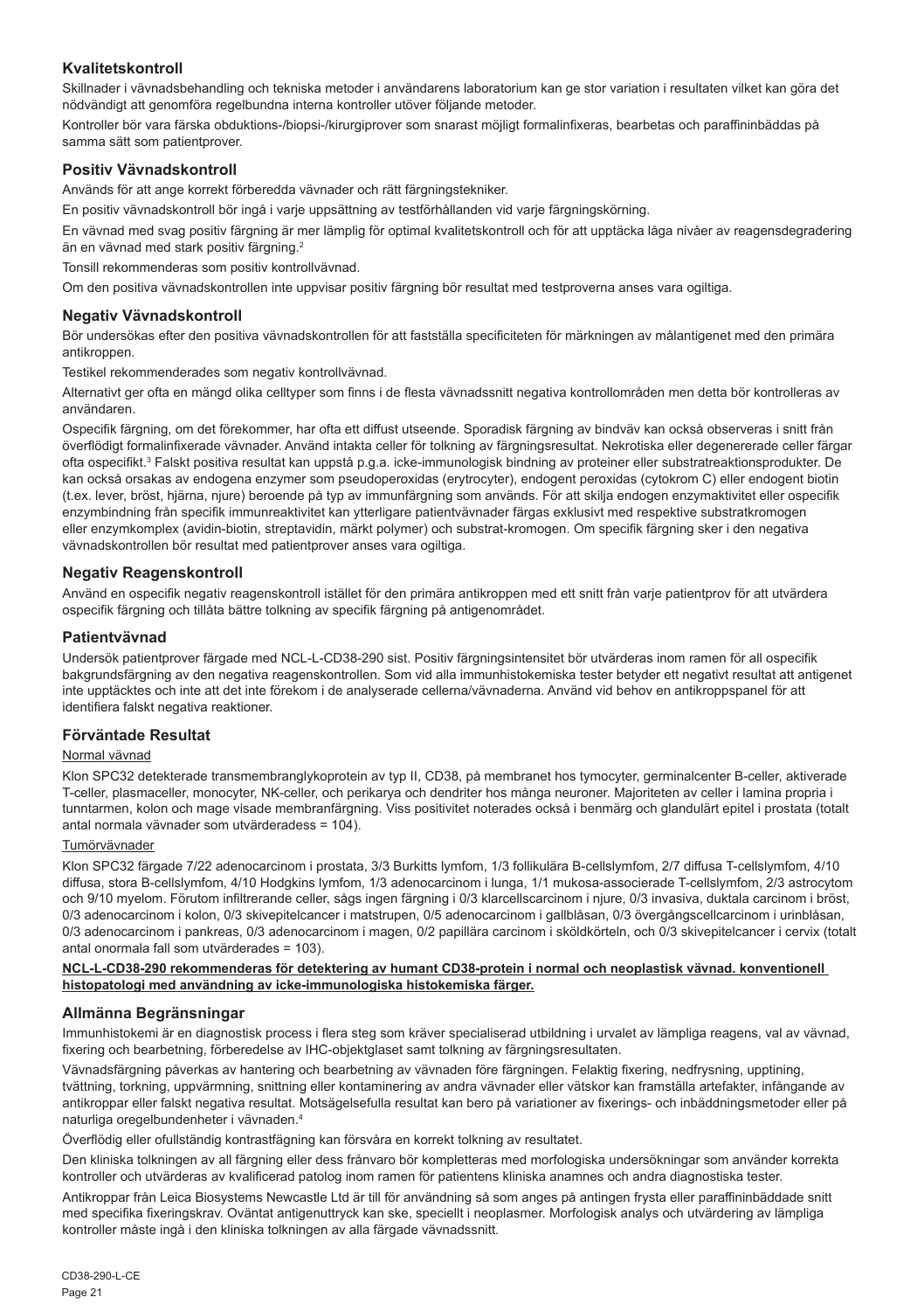## Kvalitetskontroll

Skillnader i vävnadsbehandling och tekniska metoder i användarens laboratorium kan ge stor variation i resultaten vilket kan göra det nödvändigt att genomföra regelbundna interna kontroller utöver följande metoder.

Kontroller bör vara färska obduktions-/biopsi-/kirurgiprover som snarast möjligt formalinfixeras, bearbetas och paraffininbäddas på samma sätt som patientprover.

## Positiv Vävnadskontroll

Används för att ange korrekt förberedda vävnader och rätt färgningstekniker.

En positiv vävnadskontroll bör ingå i varje uppsättning av testförhållanden vid varje färgningskörning.

En vävnad med svag positiv färgning är mer lämplig för optimal kvalitetskontroll och för att upptäcka låga nivåer av reagensdegradering än en vävnad med stark positiv färgning.[2]

Tonsill rekommenderas som positiv kontrollvävnad.

Om den positiva vävnadskontrollen inte uppvisar positiv färgning bör resultat med testproverna anses vara ogiltiga.

## Negativ Vävnadskontroll

Bör undersökas efter den positiva vävnadskontrollen för att fastställa specificiteten för märkningen av målantigenet med den primära antikroppen.

Testikel rekommenderades som negativ kontrollvävnad.

Alternativt ger ofta en mängd olika celltyper som finns i de flesta vävnadssnitt negativa kontrollområden men detta bör kontrolleras av användaren.

Ospecifik färgning, om det förekommer, har ofta ett diffust utseende. Sporadisk färgning av bindväv kan också observeras i snitt från överflödigt formalinfixerade vävnader. Använd intakta celler för tolkning av färgningsresultat. Nekrotiska eller degenererade celler färgar ofta ospecifikt.[3] Falskt positiva resultat kan uppstå p.g.a. icke-immunologisk bindning av proteiner eller substratreaktionsprodukter. De kan också orsakas av endogena enzymer som pseudoperoxidas (erytrocyter), endogent peroxidas (cytokrom C) eller endogent biotin (t.ex. lever, bröst, hjärna, njure) beroende på typ av immunfärgning som används. För att skilja endogen enzymaktivitet eller ospecifik enzymbindning från specifik immunreaktivitet kan ytterligare patientvävnader färgas exklusivt med respektive substratkromogen eller enzymkomplex (avidin-biotin, streptavidin, märkt polymer) och substrat-kromogen. Om specifik färgning sker i den negativa vävnadskontrollen bör resultat med patientprover anses vara ogiltiga.

## Negativ Reagenskontroll

Använd en ospecifik negativ reagenskontroll istället för den primära antikroppen med ett snitt från varje patientprov för att utvärdera ospecifik färgning och tillåta bättre tolkning av specifik färgning på antigenområdet.

## Patientvävnad

Undersök patientprover färgade med NCL-L-CD38-290 sist. Positiv färgningsintensitet bör utvärderas inom ramen för all ospecifik bakgrundsfärgning av den negativa reagenskontrollen. Som vid alla immunhistokemiska tester betyder ett negativt resultat att antigenet inte upptäcktes och inte att det inte förekom i de analyserade cellerna/vävnaderna. Använd vid behov en antikroppspanel för att identifiera falskt negativa reaktioner.

## Förväntade Resultat

Normal vävnad

Klon SPC32 detekterade transmembranglykoprotein av typ II, CD38, på membranet hos tymocyter, germinalcenter B-celler, aktiverade T-celler, plasmaceller, monocyter, NK-celler, och perikarya och dendriter hos många neuroner. Majoriteten av celler i lamina propria i tunntarmen, kolon och mage visade membranfärgning. Viss positivitet noterades också i benmärg och glandulärt epitel i prostata (totalt antal normala vävnader som utvärderadess = 104).

Tumörvävnader

Klon SPC32 färgade 7/22 adenocarcinom i prostata, 3/3 Burkitts lymfom, 1/3 follikulära B-cellslymfom, 2/7 diffusa T-cellslymfom, 4/10 diffusa, stora B-cellslymfom, 4/10 Hodgkins lymfom, 1/3 adenocarcinom i lunga, 1/1 mukosa-associerade T-cellslymfom, 2/3 astrocytom och 9/10 myelom. Förutom infiltrerande celler, sågs ingen färgning i 0/3 klarcellscarcinom i njure, 0/3 invasiva, duktala carcinom i bröst, 0/3 adenocarcinom i kolon, 0/3 skivepitelcancer i matstrupen, 0/5 adenocarcinom i gallblåsan, 0/3 övergångscellcarcinom i urinblåsan, 0/3 adenocarcinom i pankreas, 0/3 adenocarcinom i magen, 0/2 papillära carcinom i sköldkörteln, och 0/3 skivepitelcancer i cervix (totalt antal onormala fall som utvärderades = 103).

**NCL-L-CD38-290 rekommenderas för detektering av humant CD38-protein i normal och neoplastisk vävnad. konventionell histopatologi med användning av icke-immunologiska histokemiska färger.**

## Allmänna Begränsningar

Immunhistokemi är en diagnostisk process i flera steg som kräver specialiserad utbildning i urvalet av lämpliga reagens, val av vävnad, fixering och bearbetning, förberedelse av IHC-objektglaset samt tolkning av färgningsresultaten.

Vävnadsfärgning påverkas av hantering och bearbetning av vävnaden före färgningen. Felaktig fixering, nedfrysning, upptining, tvättning, torkning, uppvärmning, snittning eller kontaminering av andra vävnader eller vätskor kan framställa artefakter, infångande av antikroppar eller falskt negativa resultat. Motsägelsefulla resultat kan bero på variationer av fixerings- och inbäddningsmetoder eller på naturliga oregelbundenheter i vävnaden.[4]

Överflödig eller ofullständig kontrastfägning kan försvåra en korrekt tolkning av resultatet.

Den kliniska tolkningen av all färgning eller dess frånvaro bör kompletteras med morfologiska undersökningar som använder korrekta kontroller och utvärderas av kvalificerad patolog inom ramen för patientens kliniska anamnes och andra diagnostiska tester.

Antikroppar från Leica Biosystems Newcastle Ltd är till för användning så som anges på antingen frysta eller paraffininbäddade snitt med specifika fixeringskrav. Oväntat antigenuttryck kan ske, speciellt i neoplasmer. Morfologisk analys och utvärdering av lämpliga kontroller måste ingå i den kliniska tolkningen av alla färgade vävnadssnitt.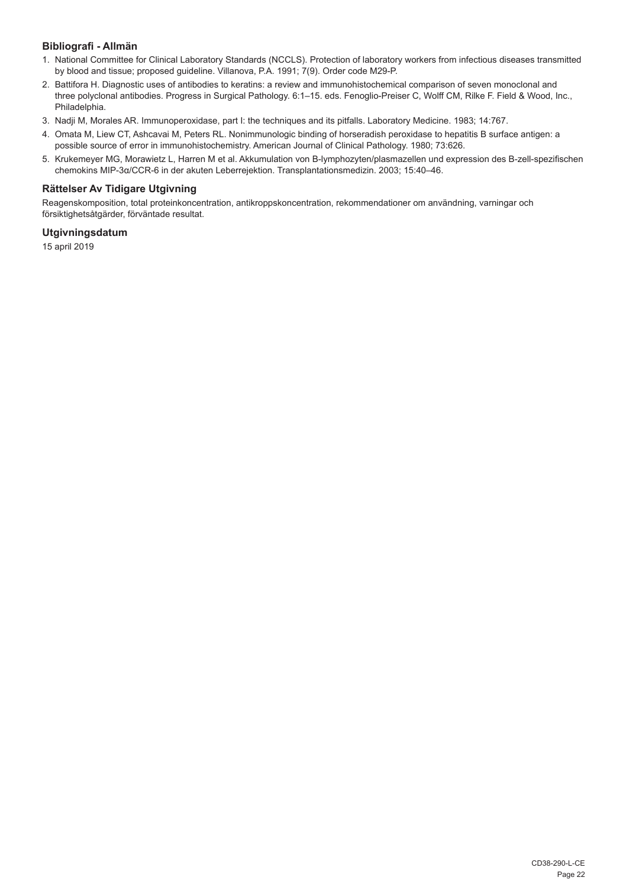### Bibliografi - Allmän

1. National Committee for Clinical Laboratory Standards (NCCLS). Protection of laboratory workers from infectious diseases transmitted by blood and tissue; proposed guideline. Villanova, P.A. 1991; 7(9). Order code M29-P.
2. Battifora H. Diagnostic uses of antibodies to keratins: a review and immunohistochemical comparison of seven monoclonal and three polyclonal antibodies. Progress in Surgical Pathology. 6:1–15. eds. Fenoglio-Preiser C, Wolff CM, Rilke F. Field & Wood, Inc., Philadelphia.
3. Nadji M, Morales AR. Immunoperoxidase, part I: the techniques and its pitfalls. Laboratory Medicine. 1983; 14:767.
4. Omata M, Liew CT, Ashcavai M, Peters RL. Nonimmunologic binding of horseradish peroxidase to hepatitis B surface antigen: a possible source of error in immunohistochemistry. American Journal of Clinical Pathology. 1980; 73:626.
5. Krukemeyer MG, Morawietz L, Harren M et al. Akkumulation von B-lymphozyten/plasmazellen und expression des B-zell-spezifischen chemokins MIP-3α/CCR-6 in der akuten Leberrejektion. Transplantationsmedizin. 2003; 15:40–46.

### Rättelser Av Tidigare Utgivning

Reagenskomposition, total proteinkoncentration, antikroppskoncentration, rekommendationer om användning, varningar och försiktighetsåtgärder, förväntade resultat.

### Utgivningsdatum

15 april 2019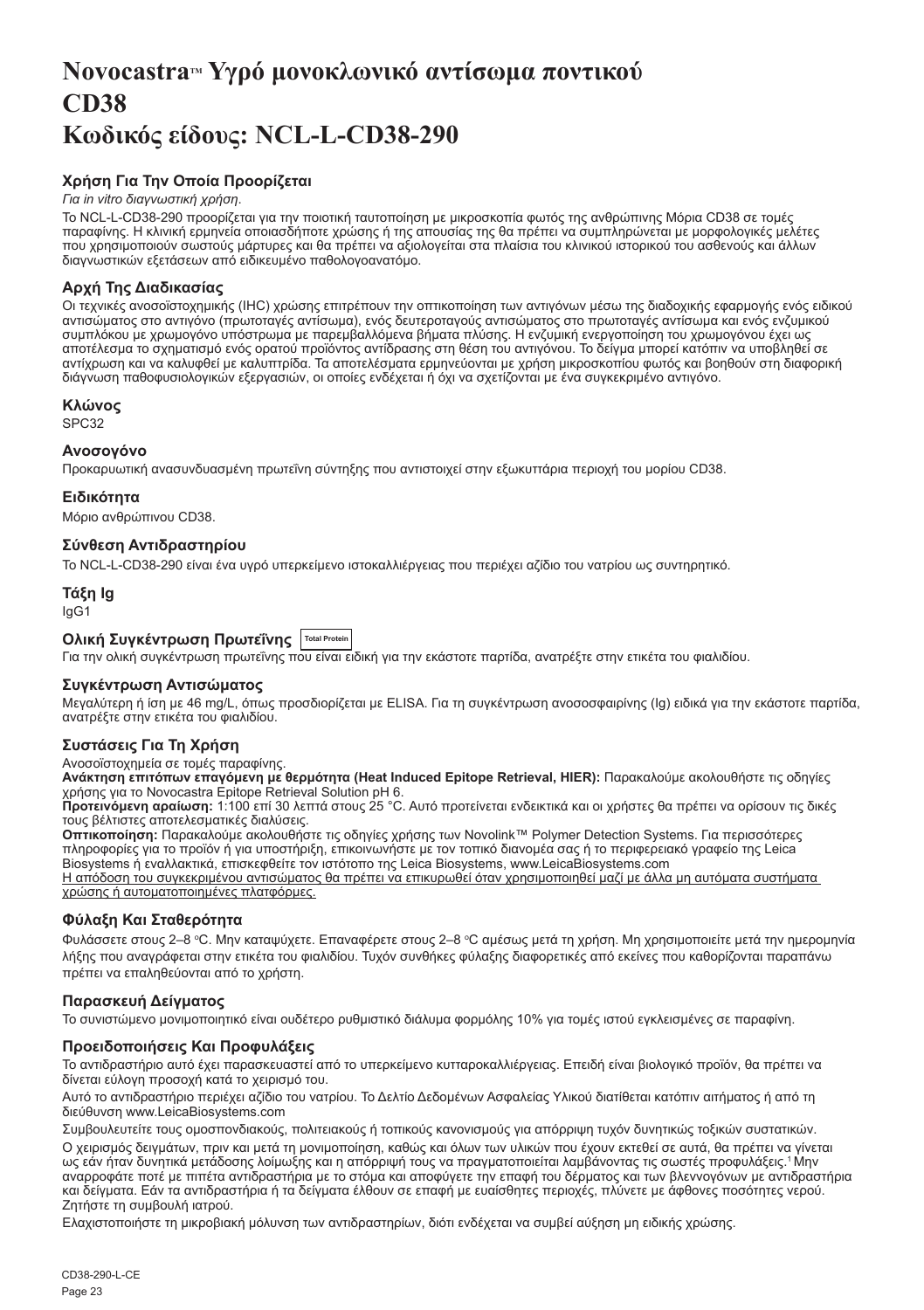# Novocastra™ Υγρό μονοκλωνικό αντίσωμα ποντικού CD38 Κωδικός είδους: NCL-L-CD38-290

### Χρήση Για Την Οποία Προορίζεται

*Για in vitro διαγνωστική χρήση.*

Το NCL-L-CD38-290 προορίζεται για την ποιοτική ταυτοποίηση με μικροσκοπία φωτός της ανθρώπινης Μόρια CD38 σε τομές παραφίνης. Η κλινική ερμηνεία οποιασδήποτε χρώσης ή της απουσίας της θα πρέπει να συμπληρώνεται με μορφολογικές μελέτες που χρησιμοποιούν σωστούς μάρτυρες και θα πρέπει να αξιολογείται στα πλαίσια του κλινικού ιστορικού του ασθενούς και άλλων διαγνωστικών εξετάσεων από ειδικευμένο παθολογοανατόμο.

### Αρχή Της Διαδικασίας

Οι τεχνικές ανοσοϊστοχημικής (IHC) χρώσης επιτρέπουν την οπτικοποίηση των αντιγόνων μέσω της διαδοχικής εφαρμογής ενός ειδικού αντισώματος στο αντιγόνο (πρωτοταγές αντίσωμα), ενός δευτεροταγούς αντισώματος στο πρωτοταγές αντίσωμα και ενός ενζυμικού συμπλόκου με χρωμογόνο υπόστρωμα με παρεμβαλλόμενα βήματα πλύσης. Η ενζυμική ενεργοποίηση του χρωμογόνου έχει ως αποτέλεσμα το σχηματισμό ενός ορατού προϊόντος αντίδρασης στη θέση του αντιγόνου. Το δείγμα μπορεί κατόπιν να υποβληθεί σε αντίχρωση και να καλυφθεί με καλυπτρίδα. Τα αποτελέσματα ερμηνεύονται με χρήση μικροσκοπίου φωτός και βοηθούν στη διαφορική διάγνωση παθοφυσιολογικών εξεργασιών, οι οποίες ενδέχεται ή όχι να σχετίζονται με ένα συγκεκριμένο αντιγόνο.

### Κλώνος

SPC32

### Ανοσογόνο

Προκαρυωτική ανασυνδυασμένη πρωτεΐνη σύντηξης που αντιστοιχεί στην εξωκυττάρια περιοχή του μορίου CD38.

### Ειδικότητα

Μόριο ανθρώπινου CD38.

### Σύνθεση Αντιδραστηρίου

Το NCL-L-CD38-290 είναι ένα υγρό υπερκείμενο ιστοκαλλιέργειας που περιέχει αζίδιο του νατρίου ως συντηρητικό.

### Τάξη Ig

IgG1

### Ολική Συγκέντρωση Πρωτεΐνης Total Protein

Για την ολική συγκέντρωση πρωτεΐνης που είναι ειδική για την εκάστοτε παρτίδα, ανατρέξτε στην ετικέτα του φιαλιδίου.

### Συγκέντρωση Αντισώματος

Μεγαλύτερη ή ίση με 46 mg/L, όπως προσδιορίζεται με ELISA. Για τη συγκέντρωση ανοσοσφαιρίνης (Ig) ειδικά για την εκάστοτε παρτίδα, ανατρέξτε στην ετικέτα του φιαλιδίου.

### Συστάσεις Για Τη Χρήση

Ανοσοϊστοχημεία σε τομές παραφίνης.

**Ανάκτηση επιτόπων επαγόμενη με θερμότητα (Heat Induced Epitope Retrieval, HIER):** Παρακαλούμε ακολουθήστε τις οδηγίες χρήσης για το Novocastra Epitope Retrieval Solution pH 6.

**Προτεινόμενη αραίωση:** 1:100 επί 30 λεπτά στους 25 °C. Αυτό προτείνεται ενδεικτικά και οι χρήστες θα πρέπει να ορίσουν τις δικές τους βέλτιστες αποτελεσματικές διαλύσεις.

**Οπτικοποίηση:** Παρακαλούμε ακολουθήστε τις οδηγίες χρήσης των Novolink™ Polymer Detection Systems. Για περισσότερες πληροφορίες για το προϊόν ή για υποστήριξη, επικοινωνήστε με τον τοπικό διανομέα σας ή το περιφερειακό γραφείο της Leica Biosystems ή εναλλακτικά, επισκεφθείτε τον ιστότοπο της Leica Biosystems, www.LeicaBiosystems.com

<u>Η απόδοση του συγκεκριμένου αντισώματος θα πρέπει να επικυρωθεί όταν χρησιμοποιηθεί μαζί με άλλα μη αυτόματα συστήματα χρώσης ή αυτοματοποιημένες πλατφόρμες.</u>

### Φύλαξη Και Σταθερότητα

Φυλάσσετε στους 2–8 °C. Μην καταψύχετε. Επαναφέρετε στους 2–8 °C αμέσως μετά τη χρήση. Μη χρησιμοποιείτε μετά την ημερομηνία λήξης που αναγράφεται στην ετικέτα του φιαλιδίου. Τυχόν συνθήκες φύλαξης διαφορετικές από εκείνες που καθορίζονται παραπάνω πρέπει να επαληθεύονται από το χρήστη.

### Παρασκευή Δείγματος

Το συνιστώμενο μονιμοποιητικό είναι ουδέτερο ρυθμιστικό διάλυμα φορμόλης 10% για τομές ιστού εγκλεισμένες σε παραφίνη.

### Προειδοποιήσεις Και Προφυλάξεις

Το αντιδραστήριο αυτό έχει παρασκευαστεί από το υπερκείμενο κυτταροκαλλιέργειας. Επειδή είναι βιολογικό προϊόν, θα πρέπει να δίνεται εύλογη προσοχή κατά το χειρισμό του.

Αυτό το αντιδραστήριο περιέχει αζίδιο του νατρίου. Το Δελτίο Δεδομένων Ασφαλείας Υλικού διατίθεται κατόπιν αιτήματος ή από τη διεύθυνση www.LeicaBiosystems.com

Συμβουλευτείτε τους ομοσπονδιακούς, πολιτειακούς ή τοπικούς κανονισμούς για απόρριψη τυχόν δυνητικώς τοξικών συστατικών.

Ο χειρισμός δειγμάτων, πριν και μετά τη μονιμοποίηση, καθώς και όλων των υλικών που έχουν εκτεθεί σε αυτά, θα πρέπει να γίνεται ως εάν ήταν δυνητικά μετάδοσης λοίμωξης και η απόρριψή τους να πραγματοποιείται λαμβάνοντας τις σωστές προφυλάξεις.[1] Μην αναρροφάτε ποτέ με πιπέτα αντιδραστήρια με το στόμα και αποφύγετε την επαφή του δέρματος και των βλεννογόνων με αντιδραστήρια και δείγματα. Εάν τα αντιδραστήρια ή τα δείγματα έλθουν σε επαφή με ευαίσθητες περιοχές, πλύνετε με άφθονες ποσότητες νερού. Ζητήστε τη συμβουλή ιατρού.

Ελαχιστοποιήστε τη μικροβιακή μόλυνση των αντιδραστηρίων, διότι ενδέχεται να συμβεί αύξηση μη ειδικής χρώσης.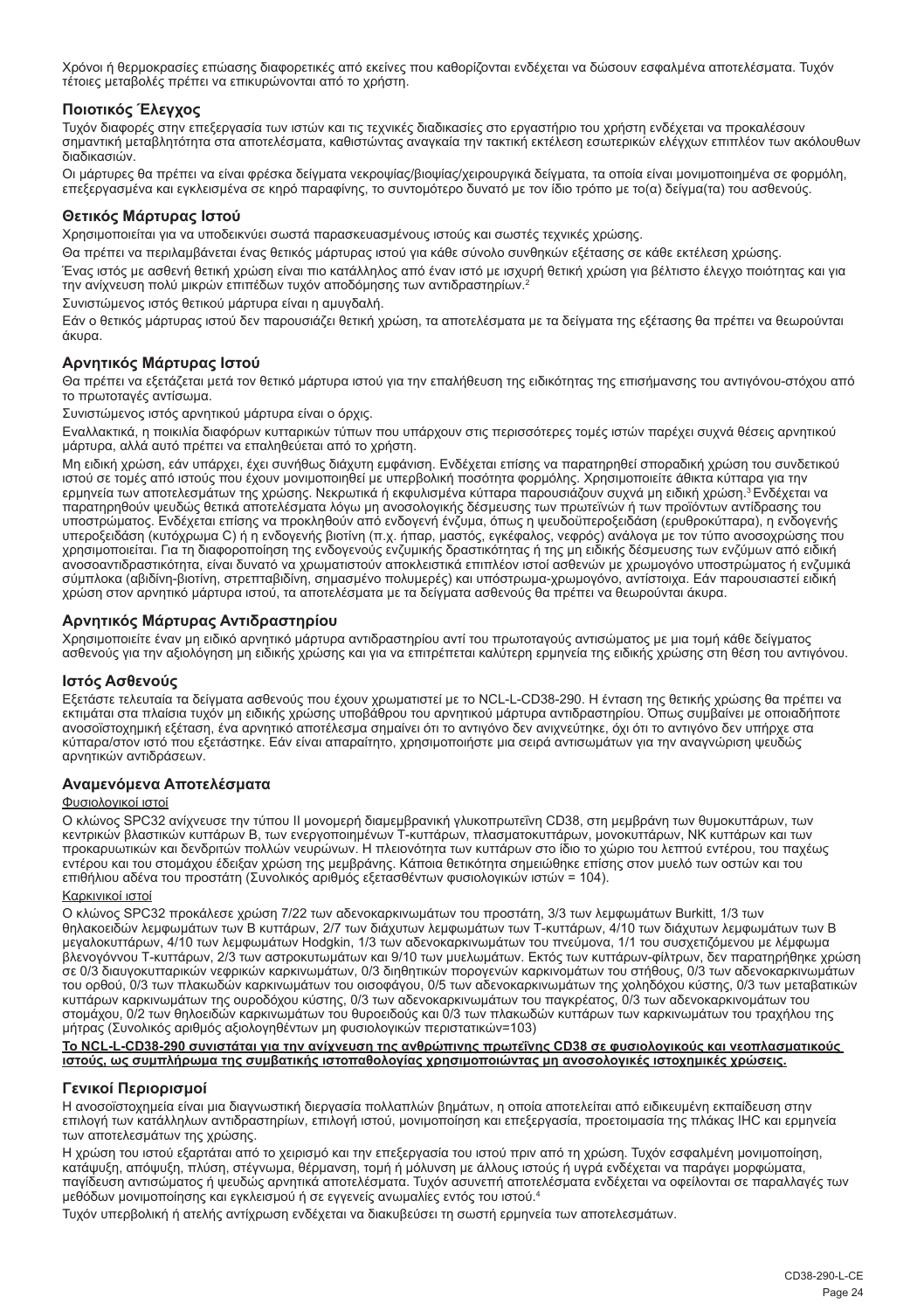Χρόνοι ή θερμοκρασίες επώασης διαφορετικές από εκείνες που καθορίζονται ενδέχεται να δώσουν εσφαλμένα αποτελέσματα. Τυχόν τέτοιες μεταβολές πρέπει να επικυρώνονται από το χρήστη.

## Ποιοτικός Έλεγχος

Τυχόν διαφορές στην επεξεργασία των ιστών και τις τεχνικές διαδικασίες στο εργαστήριο του χρήστη ενδέχεται να προκαλέσουν σημαντική μεταβλητότητα στα αποτελέσματα, καθιστώντας αναγκαία την τακτική εκτέλεση εσωτερικών ελέγχων επιπλέον των ακόλουθων διαδικασιών.

Οι μάρτυρες θα πρέπει να είναι φρέσκα δείγματα νεκροψίας/βιοψίας/χειρουργικά δείγματα, τα οποία είναι μονιμοποιημένα σε φορμόλη, επεξεργασμένα και εγκλεισμένα σε κηρό παραφίνης, το συντομότερο δυνατό με τον ίδιο τρόπο με το(α) δείγμα(τα) του ασθενούς.

## Θετικός Μάρτυρας Ιστού

Χρησιμοποιείται για να υποδεικνύει σωστά παρασκευασμένους ιστούς και σωστές τεχνικές χρώσης.

Θα πρέπει να περιλαμβάνεται ένας θετικός μάρτυρας ιστού για κάθε σύνολο συνθηκών εξέτασης σε κάθε εκτέλεση χρώσης.

Ένας ιστός με ασθενή θετική χρώση είναι πιο κατάλληλος από έναν ιστό με ισχυρή θετική χρώση για βέλτιστο έλεγχο ποιότητας και για την ανίχνευση πολύ μικρών επιπέδων τυχόν αποδόμησης των αντιδραστηρίων.[2]

Συνιστώμενος ιστός θετικού μάρτυρα είναι η αμυγδαλή.

Εάν ο θετικός μάρτυρας ιστού δεν παρουσιάζει θετική χρώση, τα αποτελέσματα με τα δείγματα της εξέτασης θα πρέπει να θεωρούνται άκυρα.

## Αρνητικός Μάρτυρας Ιστού

Θα πρέπει να εξετάζεται μετά τον θετικό μάρτυρα ιστού για την επαλήθευση της ειδικότητας της επισήμανσης του αντιγόνου-στόχου από το πρωτοταγές αντίσωμα.

Συνιστώμενος ιστός αρνητικού μάρτυρα είναι ο όρχις.

Εναλλακτικά, η ποικιλία διαφόρων κυτταρικών τύπων που υπάρχουν στις περισσότερες τομές ιστών παρέχει συχνά θέσεις αρνητικού μάρτυρα, αλλά αυτό πρέπει να επαληθεύεται από το χρήστη.

Μη ειδική χρώση, εάν υπάρχει, έχει συνήθως διάχυτη εμφάνιση. Ενδέχεται επίσης να παρατηρηθεί σποραδική χρώση του συνδετικού ιστού σε τομές από ιστούς που έχουν μονιμοποιηθεί με υπερβολική ποσότητα φορμόλης. Χρησιμοποιείτε άθικτα κύτταρα για την ερμηνεία των αποτελεσμάτων της χρώσης. Νεκρωτικά ή εκφυλισμένα κύτταρα παρουσιάζουν συχνά μη ειδική χρώση.[3] Ενδέχεται να παρατηρηθούν ψευδώς θετικά αποτελέσματα λόγω μη ανοσολογικής δέσμευσης των πρωτεϊνών ή των προϊόντων αντίδρασης του υποστρώματος. Ενδέχεται επίσης να προκληθούν από ενδογενή ένζυμα, όπως η ψευδοϋπεροξειδάση (ερυθροκύτταρα), η ενδογενής υπεροξειδάση (κυτόχρωμα C) ή η ενδογενής βιοτίνη (π.χ. ήπαρ, μαστός, εγκέφαλος, νεφρός) ανάλογα με τον τύπο ανοσοχρώσης που χρησιμοποιείται. Για τη διαφοροποίηση της ενδογενούς ενζυμικής δραστικότητας ή της μη ειδικής δέσμευσης των ενζύμων από ειδική ανοσοαντιδραστικότητα, είναι δυνατό να χρωματιστούν αποκλειστικά επιπλέον ιστοί ασθενών με χρωμογόνο υποστρώματος ή ενζυμικά σύμπλοκα (αβιδίνη-βιοτίνη, στρεπταβιδίνη, σημασμένο πολυμερές) και υπόστρωμα-χρωμογόνο, αντίστοιχα. Εάν παρουσιαστεί ειδική χρώση στον αρνητικό μάρτυρα ιστού, τα αποτελέσματα με τα δείγματα ασθενούς θα πρέπει να θεωρούνται άκυρα.

## Αρνητικός Μάρτυρας Αντιδραστηρίου

Χρησιμοποιείτε έναν μη ειδικό αρνητικό μάρτυρα αντιδραστηρίου αντί του πρωτοταγούς αντισώματος με μια τομή κάθε δείγματος ασθενούς για την αξιολόγηση μη ειδικής χρώσης και για να επιτρέπεται καλύτερη ερμηνεία της ειδικής χρώσης στη θέση του αντιγόνου.

## Ιστός Ασθενούς

Εξετάστε τελευταία τα δείγματα ασθενούς που έχουν χρωματιστεί με το NCL-L-CD38-290. Η ένταση της θετικής χρώσης θα πρέπει να εκτιμάται στα πλαίσια τυχόν μη ειδικής χρώσης υποβάθρου του αρνητικού μάρτυρα αντιδραστηρίου. Όπως συμβαίνει με οποιαδήποτε ανοσοϊστοχημική εξέταση, ένα αρνητικό αποτέλεσμα σημαίνει ότι το αντιγόνο δεν ανιχνεύτηκε, όχι ότι το αντιγόνο δεν υπήρχε στα κύτταρα/στον ιστό που εξετάστηκε. Εάν είναι απαραίτητο, χρησιμοποιήστε μια σειρά αντισωμάτων για την αναγνώριση ψευδώς αρνητικών αντιδράσεων.

## Αναμενόμενα Αποτελέσματα

### Φυσιολογικοί ιστοί

Ο κλώνος SPC32 ανίχνευσε την τύπου II μονομερή διαμεμβρανική γλυκοπρωτεΐνη CD38, στη μεμβράνη των θυμοκυττάρων, των κεντρικών βλαστικών κυττάρων Β, των ενεργοποιημένων Τ-κυττάρων, πλασματοκυττάρων, μονοκυττάρων, NK κυττάρων και των προκαρυωτικών και δενδριτών πολλών νευρώνων. Η πλειονότητα των κυττάρων στο ίδιο το χώριο του λεπτού εντέρου, του παχέως εντέρου και του στομάχου έδειξαν χρώση της μεμβράνης. Κάποια θετικότητα σημειώθηκε επίσης στον μυελό των οστών και του επιθηλίου αδένα του προστάτη (Συνολικός αριθμός εξετασθέντων φυσιολογικών ιστών = 104).

### Καρκινικοί ιστοί

Ο κλώνος SPC32 προκάλεσε χρώση 7/22 των αδενοκαρκινωμάτων του προστάτη, 3/3 των λεμφωμάτων Burkitt, 1/3 των θηλακοειδών λεμφωμάτων των Β κυττάρων, 2/7 των διάχυτων λεμφωμάτων των Τ-κυττάρων, 4/10 των διάχυτων λεμφωμάτων των Β μεγαλοκυττάρων, 4/10 των λεμφωμάτων Hodgkin, 1/3 των αδενοκαρκινωμάτων του πνεύμονα, 1/1 του συσχετιζόμενου με λέμφωμα βλεννογόνου Τ-κυττάρων, 2/3 των αστροκυτωμάτων και 9/10 των μυελωμάτων. Εκτός των κυττάρων-φίλτρων, δεν παρατηρήθηκε χρώση σε 0/3 διαυγοκυτταρικών νεφρικών καρκινωμάτων, 0/3 διηθητικών πορογενών καρκινομάτων του στήθους, 0/3 των αδενοκαρκινωμάτων του ορθού, 0/3 των πλακωδών καρκινωμάτων του οισοφάγου, 0/5 των αδενοκαρκινωμάτων της χοληδόχου κύστης, 0/3 των μεταβατικών κυττάρων καρκινωμάτων της ουροδόχου κύστης, 0/3 των αδενοκαρκινωμάτων του παγκρέατος, 0/3 των αδενοκαρκινομάτων του στομάχου, 0/2 των θηλοειδών καρκινωμάτων του θυρεοειδούς και 0/3 των πλακωδών κυττάρων των καρκινωμάτων του τραχήλου της μήτρας (Συνολικός αριθμός αξιολογηθέντων μη φυσιολογικών περιστατικών=103)

**Το NCL-L-CD38-290 συνιστάται για την ανίχνευση της ανθρώπινης πρωτεΐνης CD38 σε φυσιολογικούς και νεοπλασματικούς ιστούς, ως συμπλήρωμα της συμβατικής ιστοπαθολογίας χρησιμοποιώντας μη ανοσολογικές ιστοχημικές χρώσεις.**

## Γενικοί Περιορισμοί

Η ανοσοϊστοχημεία είναι μια διαγνωστική διεργασία πολλαπλών βημάτων, η οποία αποτελείται από ειδικευμένη εκπαίδευση στην επιλογή των κατάλληλων αντιδραστηρίων, επιλογή ιστού, μονιμοποίηση και επεξεργασία, προετοιμασία της πλάκας IHC και ερμηνεία των αποτελεσμάτων της χρώσης.

Η χρώση του ιστού εξαρτάται από το χειρισμό και την επεξεργασία του ιστού πριν από τη χρώση. Τυχόν εσφαλμένη μονιμοποίηση, κατάψυξη, απόψυξη, πλύση, στέγνωμα, θέρμανση, τομή ή μόλυνση με άλλους ιστούς ή υγρά ενδέχεται να παράγει μορφώματα, παγίδευση αντισώματος ή ψευδώς αρνητικά αποτελέσματα. Τυχόν ασυνεπή αποτελέσματα ενδέχεται να οφείλονται σε παραλλαγές των μεθόδων μονιμοποίησης και εγκλεισμού ή σε εγγενείς ανωμαλίες εντός του ιστού.[4]

Τυχόν υπερβολική ή ατελής αντίχρωση ενδέχεται να διακυβεύσει τη σωστή ερμηνεία των αποτελεσμάτων.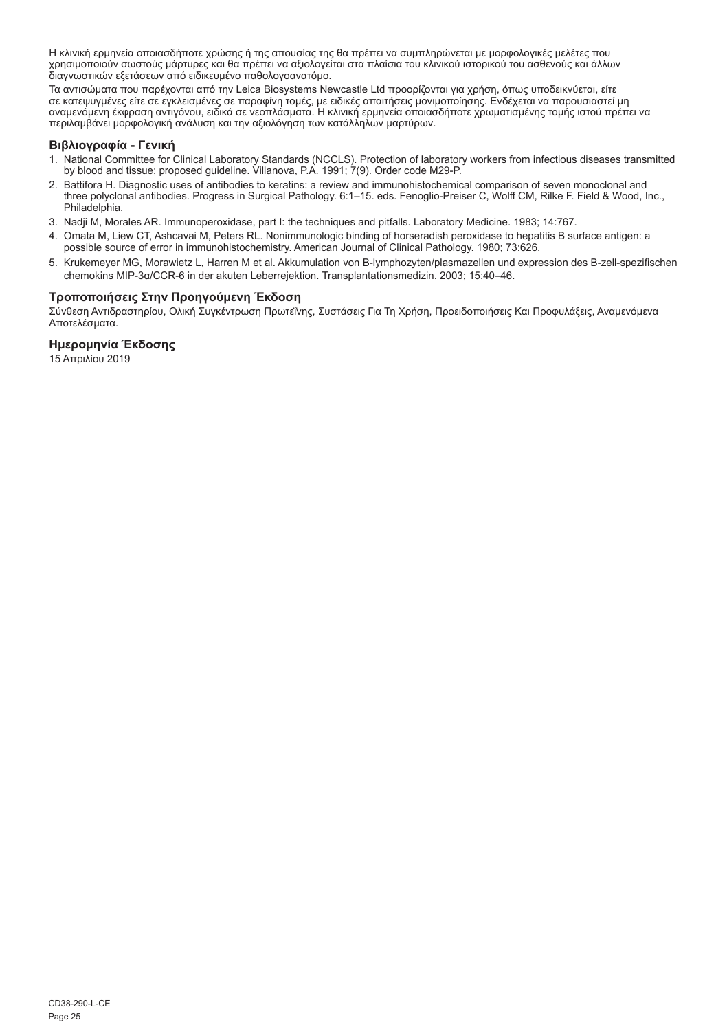Η κλινική ερμηνεία οποιασδήποτε χρώσης ή της απουσίας της θα πρέπει να συμπληρώνεται με μορφολογικές μελέτες που χρησιμοποιούν σωστούς μάρτυρες και θα πρέπει να αξιολογείται στα πλαίσια του κλινικού ιστορικού του ασθενούς και άλλων διαγνωστικών εξετάσεων από ειδικευμένο παθολογοανατόμο.

Τα αντισώματα που παρέχονται από την Leica Biosystems Newcastle Ltd προορίζονται για χρήση, όπως υποδεικνύεται, είτε σε κατεψυγμένες είτε σε εγκλεισμένες σε παραφίνη τομές, με ειδικές απαιτήσεις μονιμοποίησης. Ενδέχεται να παρουσιαστεί μη αναμενόμενη έκφραση αντιγόνου, ειδικά σε νεοπλάσματα. Η κλινική ερμηνεία οποιασδήποτε χρωματισμένης τομής ιστού πρέπει να περιλαμβάνει μορφολογική ανάλυση και την αξιολόγηση των κατάλληλων μαρτύρων.

## Βιβλιογραφία - Γενική

1. National Committee for Clinical Laboratory Standards (NCCLS). Protection of laboratory workers from infectious diseases transmitted by blood and tissue; proposed guideline. Villanova, P.A. 1991; 7(9). Order code M29-P.
2. Battifora H. Diagnostic uses of antibodies to keratins: a review and immunohistochemical comparison of seven monoclonal and three polyclonal antibodies. Progress in Surgical Pathology. 6:1–15. eds. Fenoglio-Preiser C, Wolff CM, Rilke F. Field & Wood, Inc., Philadelphia.
3. Nadji M, Morales AR. Immunoperoxidase, part I: the techniques and pitfalls. Laboratory Medicine. 1983; 14:767.
4. Omata M, Liew CT, Ashcavai M, Peters RL. Nonimmunologic binding of horseradish peroxidase to hepatitis B surface antigen: a possible source of error in immunohistochemistry. American Journal of Clinical Pathology. 1980; 73:626.
5. Krukemeyer MG, Morawietz L, Harren M et al. Akkumulation von B-lymphozyten/plasmazellen und expression des B-zell-spezifischen chemokins MIP-3α/CCR-6 in der akuten Leberrejektion. Transplantationsmedizin. 2003; 15:40–46.

## Τροποποιήσεις Στην Προηγούμενη Έκδοση

Σύνθεση Αντιδραστηρίου, Ολική Συγκέντρωση Πρωτεΐνης, Συστάσεις Για Τη Χρήση, Προειδοποιήσεις Και Προφυλάξεις, Αναμενόμενα Αποτελέσματα.

## Ημερομηνία Έκδοσης

15 Απριλίου 2019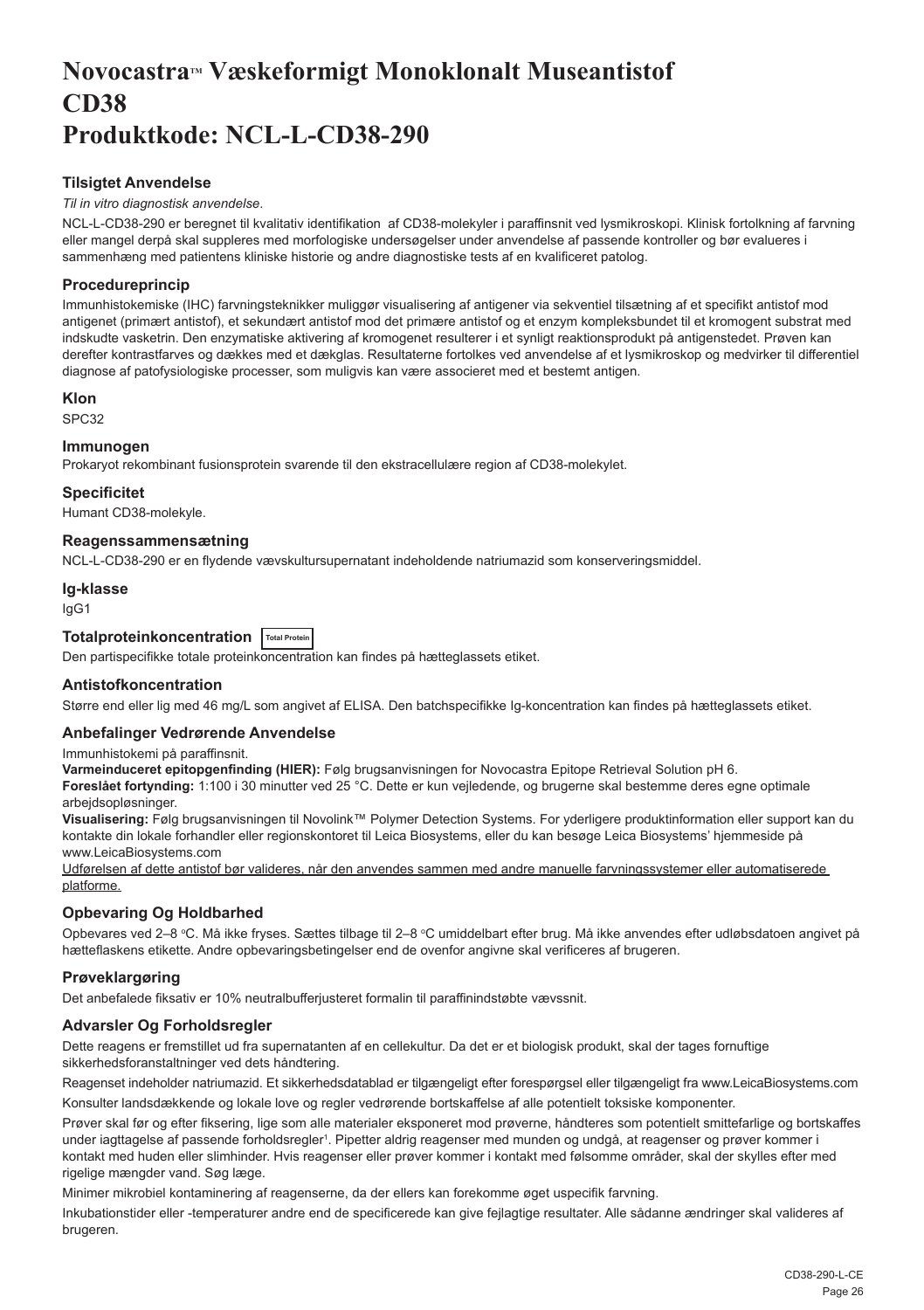# Novocastra™ Væskeformigt Monoklonalt Museantistof CD38
# Produktkode: NCL-L-CD38-290

## Tilsigtet Anvendelse

*Til in vitro diagnostisk anvendelse*.

NCL-L-CD38-290 er beregnet til kvalitativ identifikation af CD38-molekyler i paraffinsnit ved lysmikroskopi. Klinisk fortolkning af farvning eller mangel derpå skal suppleres med morfologiske undersøgelser under anvendelse af passende kontroller og bør evalueres i sammenhæng med patientens kliniske historie og andre diagnostiske tests af en kvalificeret patolog.

## Procedureprincip

Immunhistokemiske (IHC) farvningsteknikker muliggør visualisering af antigener via sekventiel tilsætning af et specifikt antistof mod antigenet (primært antistof), et sekundært antistof mod det primære antistof og et enzym kompleksbundet til et kromogent substrat med indskudte vasketrin. Den enzymatiske aktivering af kromogenet resulterer i et synligt reaktionsprodukt på antigenstedet. Prøven kan derefter kontrastfarves og dækkes med et dækglas. Resultaterne fortolkes ved anvendelse af et lysmikroskop og medvirker til differentiel diagnose af patofysiologiske processer, som muligvis kan være associeret med et bestemt antigen.

## Klon

SPC32

## Immunogen

Prokaryot rekombinant fusionsprotein svarende til den ekstracellulære region af CD38-molekylet.

## Specificitet

Humant CD38-molekyle.

## Reagenssammensætning

NCL-L-CD38-290 er en flydende vævskultursupernatant indeholdende natriumazid som konserveringsmiddel.

## Ig-klasse

IgG1

## Totalproteinkoncentration Total Protein

Den partispecifikke totale proteinkoncentration kan findes på hætteglassets etiket.

## Antistofkoncentration

Større end eller lig med 46 mg/L som angivet af ELISA. Den batchspecifikke Ig-koncentration kan findes på hætteglassets etiket.

## Anbefalinger Vedrørende Anvendelse

Immunhistokemi på paraffinsnit.

**Varmeinduceret epitopgenfinding (HIER):** Følg brugsanvisningen for Novocastra Epitope Retrieval Solution pH 6.

**Foreslået fortynding:** 1:100 i 30 minutter ved 25 °C. Dette er kun vejledende, og brugerne skal bestemme deres egne optimale arbejdsopløsninger.

**Visualisering:** Følg brugsanvisningen til Novolink™ Polymer Detection Systems. For yderligere produktinformation eller support kan du kontakte din lokale forhandler eller regionskontoret til Leica Biosystems, eller du kan besøge Leica Biosystems' hjemmeside på www.LeicaBiosystems.com

Udførelsen af dette antistof bør valideres, når den anvendes sammen med andre manuelle farvningssystemer eller automatiserede platforme.

## Opbevaring Og Holdbarhed

Opbevares ved 2–8 °C. Må ikke fryses. Sættes tilbage til 2–8 °C umiddelbart efter brug. Må ikke anvendes efter udløbsdatoen angivet på hætteflaskens etikette. Andre opbevaringsbetingelser end de ovenfor angivne skal verificeres af brugeren.

## Prøveklargøring

Det anbefalede fiksativ er 10% neutralbufferjusteret formalin til paraffinindstøbte vævssnit.

## Advarsler Og Forholdsregler

Dette reagens er fremstillet ud fra supernatanten af en cellekultur. Da det er et biologisk produkt, skal der tages fornuftige sikkerhedsforanstaltninger ved dets håndtering.

Reagenset indeholder natriumazid. Et sikkerhedsdatablad er tilgængeligt efter forespørgsel eller tilgængeligt fra www.LeicaBiosystems.com

Konsulter landsdækkende og lokale love og regler vedrørende bortskaffelse af alle potentielt toksiske komponenter.

Prøver skal før og efter fiksering, lige som alle materialer eksponeret mod prøverne, håndteres som potentielt smittefarlige og bortskaffes under iagttagelse af passende forholdsregler[1]. Pipetter aldrig reagenser med munden og undgå, at reagenser og prøver kommer i kontakt med huden eller slimhinder. Hvis reagenser eller prøver kommer i kontakt med følsomme områder, skal der skylles efter med rigelige mængder vand. Søg læge.

Minimer mikrobiel kontaminering af reagenserne, da der ellers kan forekomme øget uspecifik farvning.

Inkubationstider eller -temperaturer andre end de specificerede kan give fejlagtige resultater. Alle sådanne ændringer skal valideres af brugeren.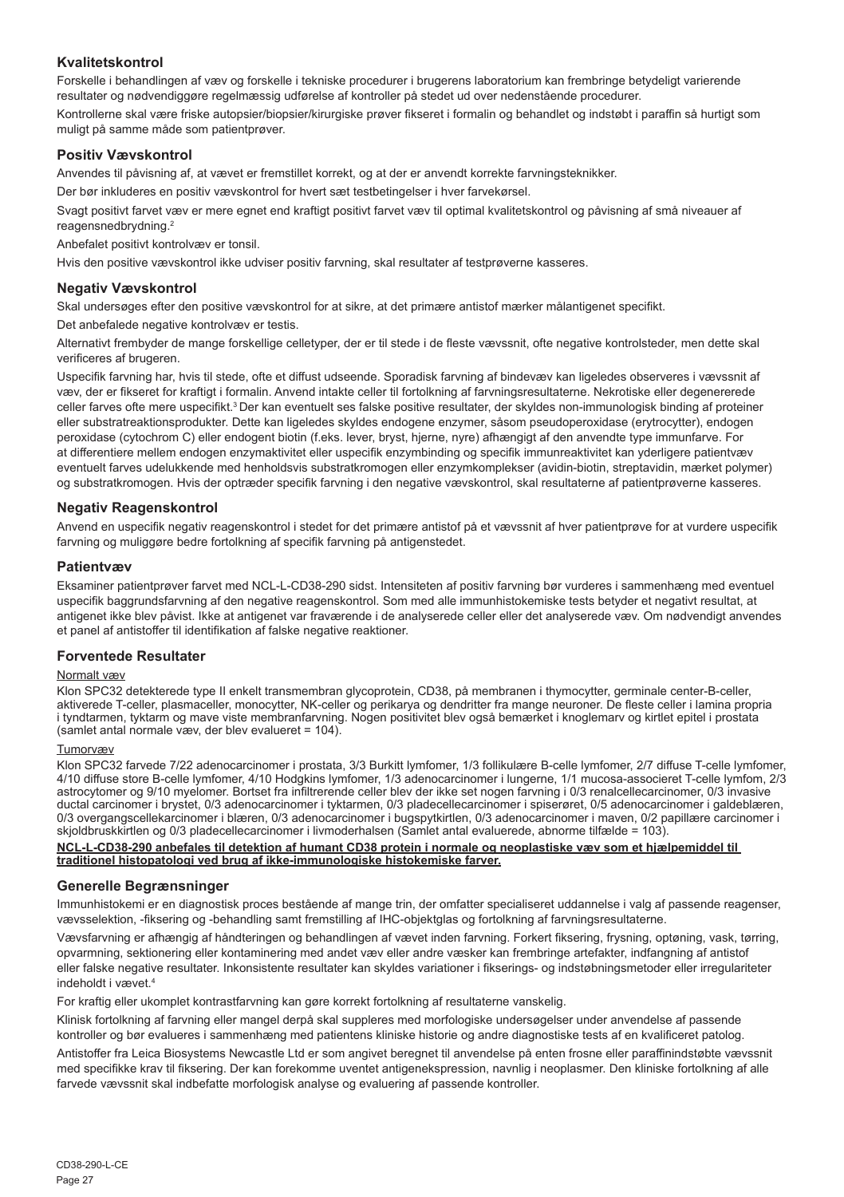## Kvalitetskontrol

Forskelle i behandlingen af væv og forskelle i tekniske procedurer i brugerens laboratorium kan frembringe betydeligt varierende resultater og nødvendiggøre regelmæssig udførelse af kontroller på stedet ud over nedenstående procedurer.

Kontrollerne skal være friske autopsier/biopsier/kirurgiske prøver fikseret i formalin og behandlet og indstøbt i paraffin så hurtigt som muligt på samme måde som patientprøver.

## Positiv Vævskontrol

Anvendes til påvisning af, at vævet er fremstillet korrekt, og at der er anvendt korrekte farvningsteknikker.

Der bør inkluderes en positiv vævskontrol for hvert sæt testbetingelser i hver farvekørsel.

Svagt positivt farvet væv er mere egnet end kraftigt positivt farvet væv til optimal kvalitetskontrol og påvisning af små niveauer af reagensnedbrydning.[2]

Anbefalet positivt kontrolvæv er tonsil.

Hvis den positive vævskontrol ikke udviser positiv farvning, skal resultater af testprøverne kasseres.

## Negativ Vævskontrol

Skal undersøges efter den positive vævskontrol for at sikre, at det primære antistof mærker målantigenet specifikt.

Det anbefalede negative kontrolvæv er testis.

Alternativt frembyder de mange forskellige celletyper, der er til stede i de fleste vævssnit, ofte negative kontrolsteder, men dette skal verificeres af brugeren.

Uspecifik farvning har, hvis til stede, ofte et diffust udseende. Sporadisk farvning af bindevæv kan ligeledes observeres i vævssnit af væv, der er fikseret for kraftigt i formalin. Anvend intakte celler til fortolkning af farvningsresultaterne. Nekrotiske eller degenererede celler farves ofte mere uspecifikt.[3] Der kan eventuelt ses falske positive resultater, der skyldes non-immunologisk binding af proteiner eller substratreaktionsprodukter. Dette kan ligeledes skyldes endogene enzymer, såsom pseudoperoxidase (erytrocytter), endogen peroxidase (cytochrom C) eller endogent biotin (f.eks. lever, bryst, hjerne, nyre) afhængigt af den anvendte type immunfarve. For at differentiere mellem endogen enzymaktivitet eller uspecifik enzymbinding og specifik immunreaktivitet kan yderligere patientvæv eventuelt farves udelukkende med henholdsvis substratkromogen eller enzymkomplekser (avidin-biotin, streptavidin, mærket polymer) og substratkromogen. Hvis der optræder specifik farvning i den negative vævskontrol, skal resultaterne af patientprøverne kasseres.

## Negativ Reagenskontrol

Anvend en uspecifik negativ reagenskontrol i stedet for det primære antistof på et vævssnit af hver patientprøve for at vurdere uspecifik farvning og muliggøre bedre fortolkning af specifik farvning på antigenstedet.

## Patientvæv

Eksaminer patientprøver farvet med NCL-L-CD38-290 sidst. Intensiteten af positiv farvning bør vurderes i sammenhæng med eventuel uspecifik baggrundsfarvning af den negative reagenskontrol. Som med alle immunhistokemiske tests betyder et negativt resultat, at antigenet ikke blev påvist. Ikke at antigenet var fraværende i de analyserede celler eller det analyserede væv. Om nødvendigt anvendes et panel af antistoffer til identifikation af falske negative reaktioner.

## Forventede Resultater

Normalt væv

Klon SPC32 detekterede type II enkelt transmembran glycoprotein, CD38, på membranen i thymocytter, germinale center-B-celler, aktiverede T-celler, plasmaceller, monocytter, NK-celler og perikarya og dendritter fra mange neuroner. De fleste celler i lamina propria i tyndtarmen, tyktarm og mave viste membranfarvning. Nogen positivitet blev også bemærket i knoglemarv og kirtlet epitel i prostata (samlet antal normale væv, der blev evalueret = 104).

Tumorvæv

Klon SPC32 farvede 7/22 adenocarcinomer i prostata, 3/3 Burkitt lymfomer, 1/3 follikulære B-celle lymfomer, 2/7 diffuse T-celle lymfomer, 4/10 diffuse store B-celle lymfomer, 4/10 Hodgkins lymfomer, 1/3 adenocarcinomer i lungerne, 1/1 mucosa-associeret T-celle lymfom, 2/3 astrocytomer og 9/10 myelomer. Bortset fra infiltrerende celler blev der ikke set nogen farvning i 0/3 renalcellecarcinomer, 0/3 invasive ductal carcinomer i brystet, 0/3 adenocarcinomer i tyktarmen, 0/3 pladecellecarcinomer i spiserøret, 0/5 adenocarcinomer i galdeblæren, 0/3 overgangscellekarcinomer i blæren, 0/3 adenocarcinomer i bugspytkirtlen, 0/3 adenocarcinomer i maven, 0/2 papillære carcinomer i skjoldbruskkirtlen og 0/3 pladecellecarcinomer i livmoderhalsen (Samlet antal evaluerede, abnorme tilfælde = 103).

**NCL-L-CD38-290 anbefales til detektion af humant CD38 protein i normale og neoplastiske væv som et hjælpemiddel til traditionel histopatologi ved brug af ikke-immunologiske histokemiske farver.**

## Generelle Begrænsninger

Immunhistokemi er en diagnostisk proces bestående af mange trin, der omfatter specialiseret uddannelse i valg af passende reagenser, vævsselektion, -fiksering og -behandling samt fremstilling af IHC-objektglas og fortolkning af farvningsresultaterne.

Vævsfarvning er afhængig af håndteringen og behandlingen af vævet inden farvning. Forkert fiksering, frysning, optøning, vask, tørring, opvarmning, sektionering eller kontaminering med andet væv eller andre væsker kan frembringe artefakter, indfangning af antistof eller falske negative resultater. Inkonsistente resultater kan skyldes variationer i fikserings- og indstøbningsmetoder eller irregulariteter indeholdt i vævet.[4]

For kraftig eller ukomplet kontrastfarvning kan gøre korrekt fortolkning af resultaterne vanskelig.

Klinisk fortolkning af farvning eller mangel derpå skal suppleres med morfologiske undersøgelser under anvendelse af passende kontroller og bør evalueres i sammenhæng med patientens kliniske historie og andre diagnostiske tests af en kvalificeret patolog.

Antistoffer fra Leica Biosystems Newcastle Ltd er som angivet beregnet til anvendelse på enten frosne eller paraffinindstøbte vævssnit med specifikke krav til fiksering. Der kan forekomme uventet antigenekspression, navnlig i neoplasmer. Den kliniske fortolkning af alle farvede vævssnit skal indbefatte morfologisk analyse og evaluering af passende kontroller.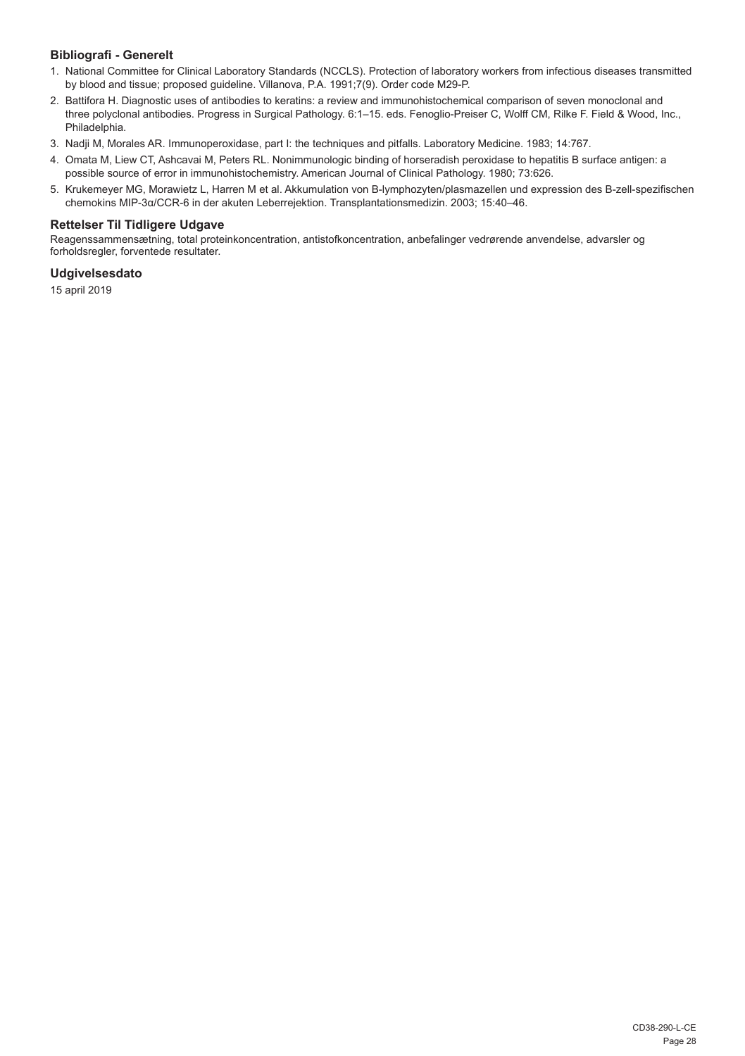### Bibliografi - Generelt

1. National Committee for Clinical Laboratory Standards (NCCLS). Protection of laboratory workers from infectious diseases transmitted by blood and tissue; proposed guideline. Villanova, P.A. 1991;7(9). Order code M29-P.
2. Battifora H. Diagnostic uses of antibodies to keratins: a review and immunohistochemical comparison of seven monoclonal and three polyclonal antibodies. Progress in Surgical Pathology. 6:1–15. eds. Fenoglio-Preiser C, Wolff CM, Rilke F. Field & Wood, Inc., Philadelphia.
3. Nadji M, Morales AR. Immunoperoxidase, part I: the techniques and pitfalls. Laboratory Medicine. 1983; 14:767.
4. Omata M, Liew CT, Ashcavai M, Peters RL. Nonimmunologic binding of horseradish peroxidase to hepatitis B surface antigen: a possible source of error in immunohistochemistry. American Journal of Clinical Pathology. 1980; 73:626.
5. Krukemeyer MG, Morawietz L, Harren M et al. Akkumulation von B-lymphozyten/plasmazellen und expression des B-zell-spezifischen chemokins MIP-3α/CCR-6 in der akuten Leberrejektion. Transplantationsmedizin. 2003; 15:40–46.

### Rettelser Til Tidligere Udgave

Reagenssammensætning, total proteinkoncentration, antistofkoncentration, anbefalinger vedrørende anvendelse, advarsler og forholdsregler, forventede resultater.

### Udgivelsesdato

15 april 2019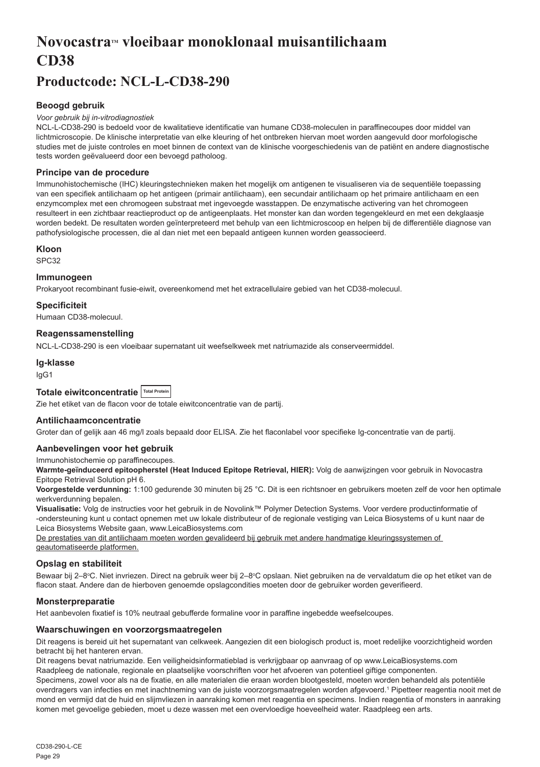# Novocastra™ vloeibaar monoklonaal muisantilichaam CD38

## Productcode: NCL-L-CD38-290

### Beoogd gebruik

*Voor gebruik bij in-vitrodiagnostiek*

NCL-L-CD38-290 is bedoeld voor de kwalitatieve identificatie van humane CD38-moleculen in paraffinecoupes door middel van lichtmicroscopie. De klinische interpretatie van elke kleuring of het ontbreken hiervan moet worden aangevuld door morfologische studies met de juiste controles en moet binnen de context van de klinische voorgeschiedenis van de patiënt en andere diagnostische tests worden geëvalueerd door een bevoegd patholoog.

### Principe van de procedure

Immunohistochemische (IHC) kleuringstechnieken maken het mogelijk om antigenen te visualiseren via de sequentiële toepassing van een specifiek antilichaam op het antigeen (primair antilichaam), een secundair antilichaam op het primaire antilichaam en een enzymcomplex met een chromogeen substraat met ingevoegde wasstappen. De enzymatische activering van het chromogeen resulteert in een zichtbaar reactieproduct op de antigeenplaats. Het monster kan dan worden tegengekleurd en met een dekglaasje worden bedekt. De resultaten worden geïnterpreteerd met behulp van een lichtmicroscoop en helpen bij de differentiële diagnose van pathofysiologische processen, die al dan niet met een bepaald antigeen kunnen worden geassocieerd.

### Kloon

SPC32

### Immunogeen

Prokaryoot recombinant fusie-eiwit, overeenkomend met het extracellulaire gebied van het CD38-molecuul.

### Specificiteit

Humaan CD38-molecuul.

### Reagenssamenstelling

NCL-L-CD38-290 is een vloeibaar supernatant uit weefselkweek met natriumazide als conserveermiddel.

### Ig-klasse

IgG1

### Totale eiwitconcentratie Total Protein

Zie het etiket van de flacon voor de totale eiwitconcentratie van de partij.

### Antilichaamconcentratie

Groter dan of gelijk aan 46 mg/l zoals bepaald door ELISA. Zie het flaconlabel voor specifieke Ig-concentratie van de partij.

### Aanbevelingen voor het gebruik

Immunohistochemie op paraffinecoupes.

**Warmte-geïnduceerd epitoopherstel (Heat Induced Epitope Retrieval, HIER):** Volg de aanwijzingen voor gebruik in Novocastra Epitope Retrieval Solution pH 6.

**Voorgestelde verdunning:** 1:100 gedurende 30 minuten bij 25 °C. Dit is een richtsnoer en gebruikers moeten zelf de voor hen optimale werkverdunning bepalen.

**Visualisatie:** Volg de instructies voor het gebruik in de Novolink™ Polymer Detection Systems. Voor verdere productinformatie of -ondersteuning kunt u contact opnemen met uw lokale distributeur of de regionale vestiging van Leica Biosystems of u kunt naar de Leica Biosystems Website gaan, www.LeicaBiosystems.com

<u>De prestaties van dit antilichaam moeten worden gevalideerd bij gebruik met andere handmatige kleuringssystemen of geautomatiseerde platformen.</u>

### Opslag en stabiliteit

Bewaar bij 2–8°C. Niet invriezen. Direct na gebruik weer bij 2–8°C opslaan. Niet gebruiken na de vervaldatum die op het etiket van de flacon staat. Andere dan de hierboven genoemde opslagcondities moeten door de gebruiker worden geverifieerd.

### Monsterpreparatie

Het aanbevolen fixatief is 10% neutraal gebufferde formaline voor in paraffine ingebedde weefselcoupes.

### Waarschuwingen en voorzorgsmaatregelen

Dit reagens is bereid uit het supernatant van celkweek. Aangezien dit een biologisch product is, moet redelijke voorzichtigheid worden betracht bij het hanteren ervan.

Dit reagens bevat natriumazide. Een veiligheidsinformatieblad is verkrijgbaar op aanvraag of op www.LeicaBiosystems.com

Raadpleeg de nationale, regionale en plaatselijke voorschriften voor het afvoeren van potentieel giftige componenten.

Specimens, zowel voor als na de fixatie, en alle materialen die eraan worden blootgesteld, moeten worden behandeld als potentiële overdragers van infecties en met inachtneming van de juiste voorzorgsmaatregelen worden afgevoerd.[1] Pipetteer reagentia nooit met de mond en vermijd dat de huid en slijmvliezen in aanraking komen met reagentia en specimens. Indien reagentia of monsters in aanraking komen met gevoelige gebieden, moet u deze wassen met een overvloedige hoeveelheid water. Raadpleeg een arts.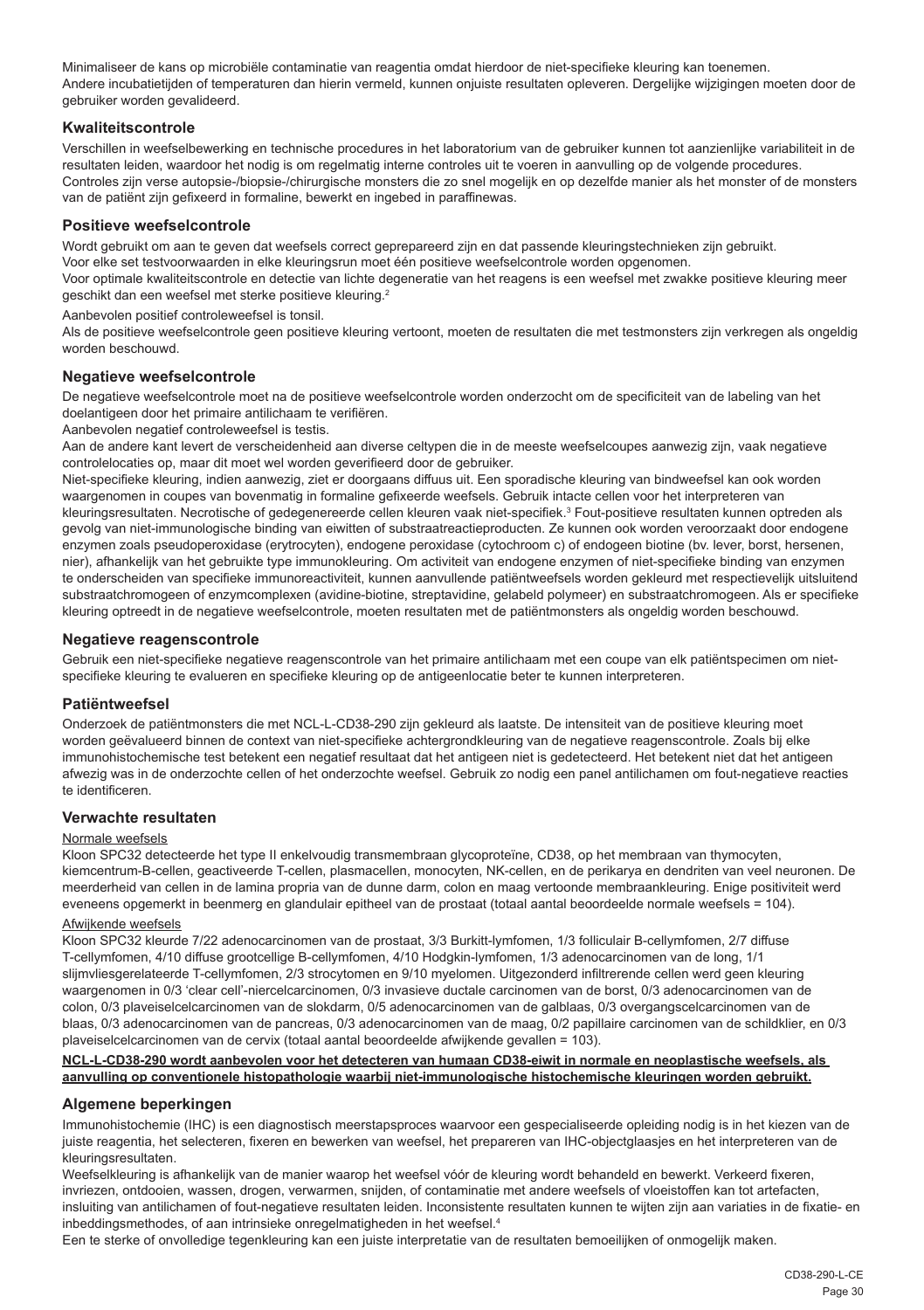Minimaliseer de kans op microbiële contaminatie van reagentia omdat hierdoor de niet-specifieke kleuring kan toenemen.
Andere incubatietijden of temperaturen dan hierin vermeld, kunnen onjuiste resultaten opleveren. Dergelijke wijzigingen moeten door de gebruiker worden gevalideerd.

### Kwaliteitscontrole

Verschillen in weefselbewerking en technische procedures in het laboratorium van de gebruiker kunnen tot aanzienlijke variabiliteit in de resultaten leiden, waardoor het nodig is om regelmatig interne controles uit te voeren in aanvulling op de volgende procedures.
Controles zijn verse autopsie-/biopsie-/chirurgische monsters die zo snel mogelijk en op dezelfde manier als het monster of de monsters van de patiënt zijn gefixeerd in formaline, bewerkt en ingebed in paraffinewas.

### Positieve weefselcontrole

Wordt gebruikt om aan te geven dat weefsels correct geprepareerd zijn en dat passende kleuringstechnieken zijn gebruikt.
Voor elke set testvoorwaarden in elke kleuringsrun moet één positieve weefselcontrole worden opgenomen.
Voor optimale kwaliteitscontrole en detectie van lichte degeneratie van het reagens is een weefsel met zwakke positieve kleuring meer geschikt dan een weefsel met sterke positieve kleuring.[2]

Aanbevolen positief controleweefsel is tonsil.

Als de positieve weefselcontrole geen positieve kleuring vertoont, moeten de resultaten die met testmonsters zijn verkregen als ongeldig worden beschouwd.

### Negatieve weefselcontrole

De negatieve weefselcontrole moet na de positieve weefselcontrole worden onderzocht om de specificiteit van de labeling van het doelantigeen door het primaire antilichaam te verifiëren.

Aanbevolen negatief controleweefsel is testis.

Aan de andere kant levert de verscheidenheid aan diverse celtypen die in de meeste weefselcoupes aanwezig zijn, vaak negatieve controlelocaties op, maar dit moet wel worden geverifieerd door de gebruiker.

Niet-specifieke kleuring, indien aanwezig, ziet er doorgaans diffuus uit. Een sporadische kleuring van bindweefsel kan ook worden waargenomen in coupes van bovenmatig in formaline gefixeerde weefsels. Gebruik intacte cellen voor het interpreteren van kleuringsresultaten. Necrotische of gedegenereerde cellen kleuren vaak niet-specifiek.[3] Fout-positieve resultaten kunnen optreden als gevolg van niet-immunologische binding van eiwitten of substraatreactieproducten. Ze kunnen ook worden veroorzaakt door endogene enzymen zoals pseudoperoxidase (erytrocyten), endogene peroxidase (cytochroom c) of endogeen biotine (bv. lever, borst, hersenen, nier), afhankelijk van het gebruikte type immunokleuring. Om activiteit van endogene enzymen of niet-specifieke binding van enzymen te onderscheiden van specifieke immunoreactiviteit, kunnen aanvullende patiëntweefsels worden gekleurd met respectievelijk uitsluitend substraatchromogeen of enzymcomplexen (avidine-biotine, streptavidine, gelabeld polymeer) en substraatchromogeen. Als er specifieke kleuring optreedt in de negatieve weefselcontrole, moeten resultaten met de patiëntmonsters als ongeldig worden beschouwd.

### Negatieve reagenscontrole

Gebruik een niet-specifieke negatieve reagenscontrole van het primaire antilichaam met een coupe van elk patiëntspecimen om niet-specifieke kleuring te evalueren en specifieke kleuring op de antigeenlocatie beter te kunnen interpreteren.

### Patiëntweefsel

Onderzoek de patiëntmonsters die met NCL-L-CD38-290 zijn gekleurd als laatste. De intensiteit van de positieve kleuring moet worden geëvalueerd binnen de context van niet-specifieke achtergrondkleuring van de negatieve reagenscontrole. Zoals bij elke immunohistochemische test betekent een negatief resultaat dat het antigeen niet is gedetecteerd. Het betekent niet dat het antigeen afwezig was in de onderzochte cellen of het onderzochte weefsel. Gebruik zo nodig een panel antilichamen om fout-negatieve reacties te identificeren.

### Verwachte resultaten

Normale weefsels

Kloon SPC32 detecteerde het type II enkelvoudig transmembraan glycoproteïne, CD38, op het membraan van thymocyten, kiemcentrum-B-cellen, geactiveerde T-cellen, plasmacellen, monocyten, NK-cellen, en de perikarya en dendriten van veel neuronen. De meerderheid van cellen in de lamina propria van de dunne darm, colon en maag vertoonde membraankleuring. Enige positiviteit werd eveneens opgemerkt in beenmerg en glandulair epitheel van de prostaat (totaal aantal beoordeelde normale weefsels = 104).

Afwijkende weefsels

Kloon SPC32 kleurde 7/22 adenocarcinomen van de prostaat, 3/3 Burkitt-lymfomen, 1/3 folliculair B-cellymfomen, 2/7 diffuse T-cellymfomen, 4/10 diffuse grootcellige B-cellymfomen, 4/10 Hodgkin-lymfomen, 1/3 adenocarcinomen van de long, 1/1 slijmvliesgerelateerde T-cellymfomen, 2/3 strocytomen en 9/10 myelomen. Uitgezonderd infiltrerende cellen werd geen kleuring waargenomen in 0/3 'clear cell'-niercelcarcinomen, 0/3 invasieve ductale carcinomen van de borst, 0/3 adenocarcinomen van de colon, 0/3 plaveiselcelcarcinomen van de slokdarm, 0/5 adenocarcinomen van de galblaas, 0/3 overgangscelcarcinomen van de blaas, 0/3 adenocarcinomen van de pancreas, 0/3 adenocarcinomen van de maag, 0/2 papillaire carcinomen van de schildklier, en 0/3 plaveiselcelcarcinomen van de cervix (totaal aantal beoordeelde afwijkende gevallen = 103).

**NCL-L-CD38-290 wordt aanbevolen voor het detecteren van humaan CD38-eiwit in normale en neoplastische weefsels, als aanvulling op conventionele histopathologie waarbij niet-immunologische histochemische kleuringen worden gebruikt.**

### Algemene beperkingen

Immunohistochemie (IHC) is een diagnostisch meerstapsproces waarvoor een gespecialiseerde opleiding nodig is in het kiezen van de juiste reagentia, het selecteren, fixeren en bewerken van weefsel, het prepareren van IHC-objectglaasjes en het interpreteren van de kleuringsresultaten.

Weefselkleuring is afhankelijk van de manier waarop het weefsel vóór de kleuring wordt behandeld en bewerkt. Verkeerd fixeren, invriezen, ontdooien, wassen, drogen, verwarmen, snijden, of contaminatie met andere weefsels of vloeistoffen kan tot artefacten, insluiting van antilichamen of fout-negatieve resultaten leiden. Inconsistente resultaten kunnen te wijten zijn aan variaties in de fixatie- en inbeddingsmethodes, of aan intrinsieke onregelmatigheden in het weefsel.[4]

Een te sterke of onvolledige tegenkleuring kan een juiste interpretatie van de resultaten bemoeilijken of onmogelijk maken.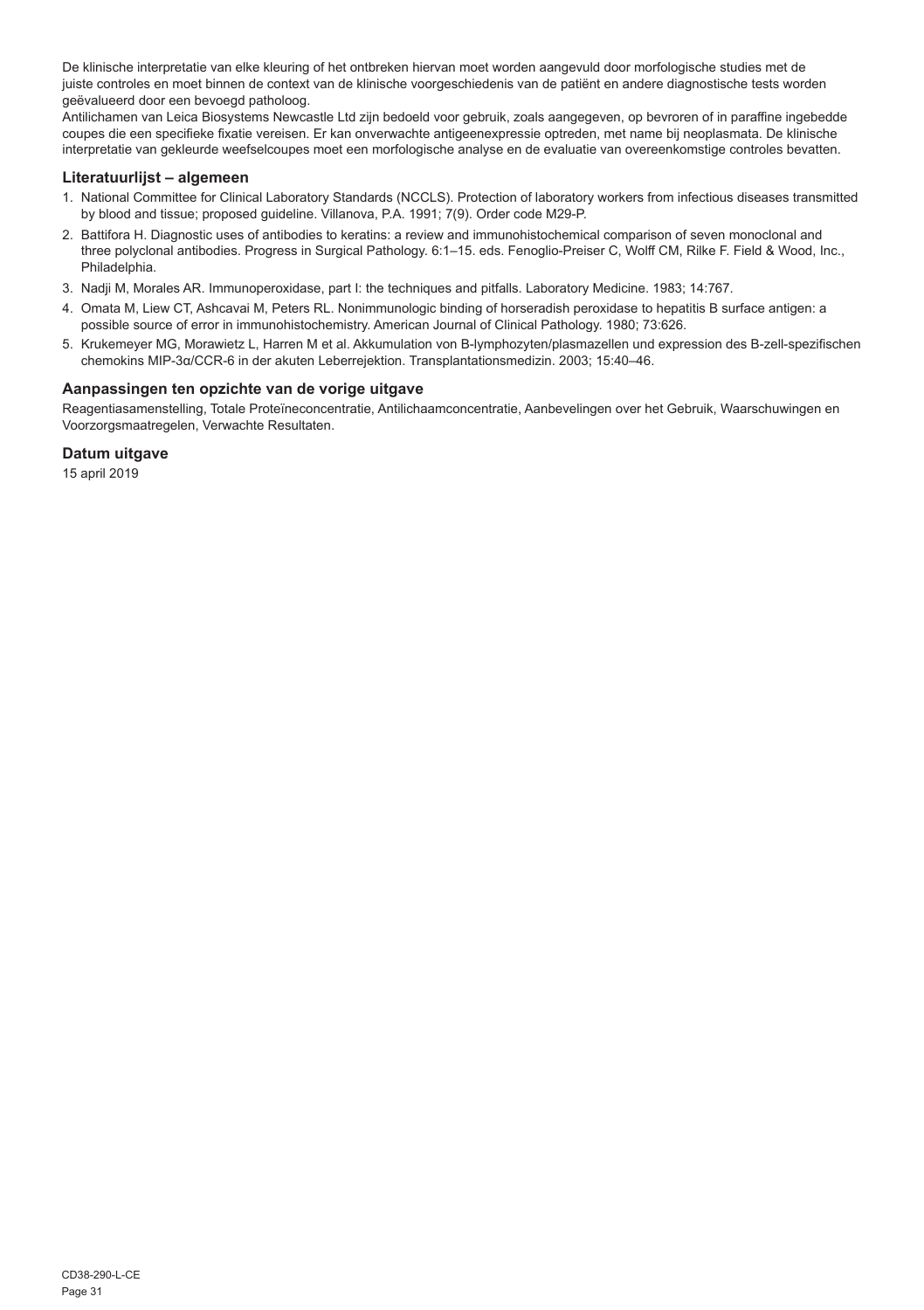De klinische interpretatie van elke kleuring of het ontbreken hiervan moet worden aangevuld door morfologische studies met de juiste controles en moet binnen de context van de klinische voorgeschiedenis van de patiënt en andere diagnostische tests worden geëvalueerd door een bevoegd patholoog.

Antilichamen van Leica Biosystems Newcastle Ltd zijn bedoeld voor gebruik, zoals aangegeven, op bevroren of in paraffine ingebedde coupes die een specifieke fixatie vereisen. Er kan onverwachte antigeenexpressie optreden, met name bij neoplasmata. De klinische interpretatie van gekleurde weefselcoupes moet een morfologische analyse en de evaluatie van overeenkomstige controles bevatten.

### Literatuurlijst – algemeen

1. National Committee for Clinical Laboratory Standards (NCCLS). Protection of laboratory workers from infectious diseases transmitted by blood and tissue; proposed guideline. Villanova, P.A. 1991; 7(9). Order code M29-P.
2. Battifora H. Diagnostic uses of antibodies to keratins: a review and immunohistochemical comparison of seven monoclonal and three polyclonal antibodies. Progress in Surgical Pathology. 6:1–15. eds. Fenoglio-Preiser C, Wolff CM, Rilke F. Field & Wood, Inc., Philadelphia.
3. Nadji M, Morales AR. Immunoperoxidase, part I: the techniques and pitfalls. Laboratory Medicine. 1983; 14:767.
4. Omata M, Liew CT, Ashcavai M, Peters RL. Nonimmunologic binding of horseradish peroxidase to hepatitis B surface antigen: a possible source of error in immunohistochemistry. American Journal of Clinical Pathology. 1980; 73:626.
5. Krukemeyer MG, Morawietz L, Harren M et al. Akkumulation von B-lymphozyten/plasmazellen und expression des B-zell-spezifischen chemokins MIP-3α/CCR-6 in der akuten Leberrejektion. Transplantationsmedizin. 2003; 15:40–46.

### Aanpassingen ten opzichte van de vorige uitgave

Reagentiasamenstelling, Totale Proteïneconcentratie, Antilichaamconcentratie, Aanbevelingen over het Gebruik, Waarschuwingen en Voorzorgsmaatregelen, Verwachte Resultaten.

### Datum uitgave

15 april 2019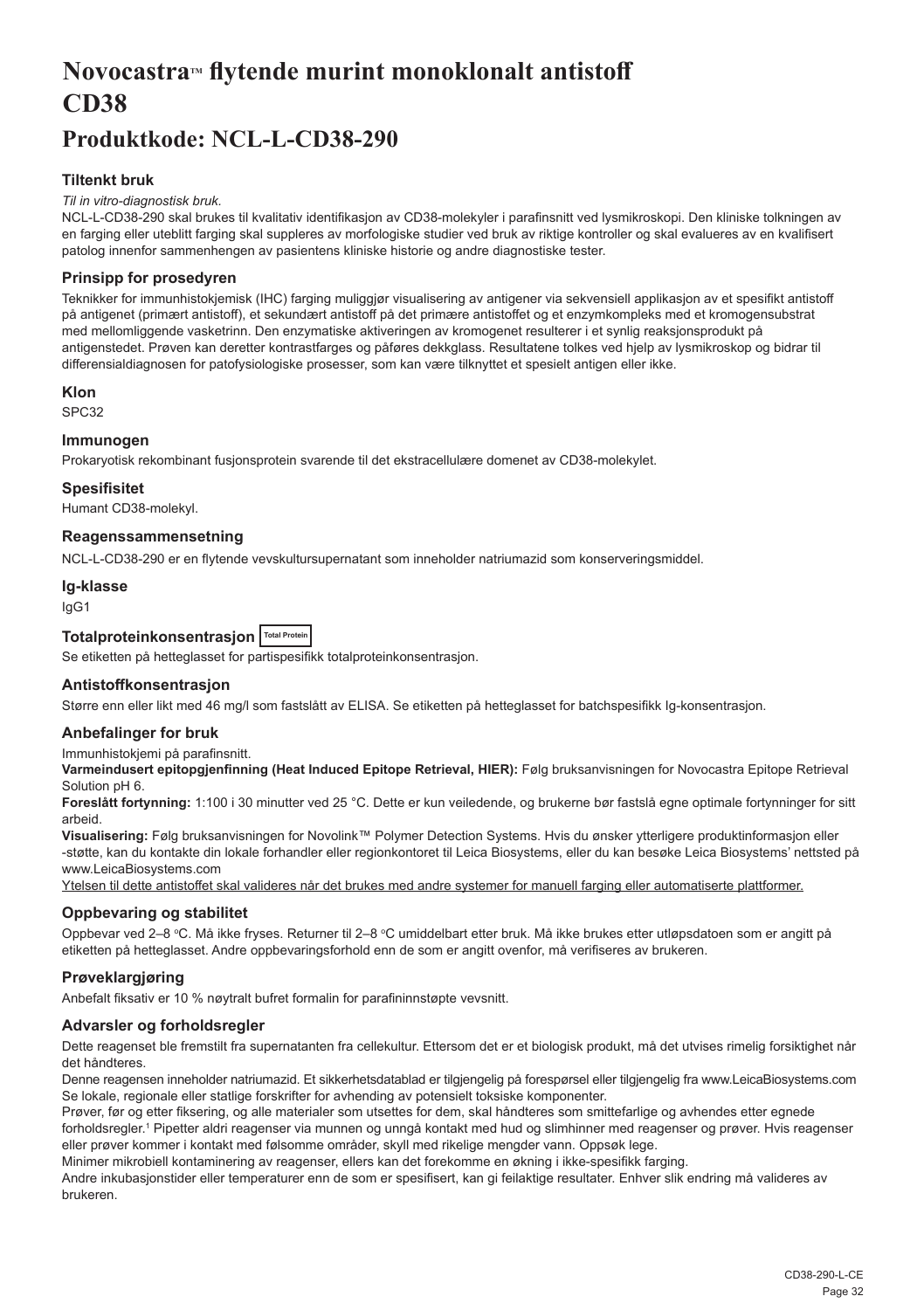# Novocastra™ flytende murint monoklonalt antistoff CD38

## Produktkode: NCL-L-CD38-290

### Tiltenkt bruk

*Til in vitro-diagnostisk bruk.*

NCL-L-CD38-290 skal brukes til kvalitativ identifikasjon av CD38-molekyler i parafinsnitt ved lysmikroskopi. Den kliniske tolkningen av en farging eller uteblitt farging skal suppleres av morfologiske studier ved bruk av riktige kontroller og skal evalueres av en kvalifisert patolog innenfor sammenhengen av pasientens kliniske historie og andre diagnostiske tester.

### Prinsipp for prosedyren

Teknikker for immunhistokjemisk (IHC) farging muliggjør visualisering av antigener via sekvensiell applikasjon av et spesifikt antistoff på antigenet (primært antistoff), et sekundært antistoff på det primære antistoffet og et enzymkompleks med et kromogensubstrat med mellomliggende vasketrinn. Den enzymatiske aktiveringen av kromogenet resulterer i et synlig reaksjonsprodukt på antigenstedet. Prøven kan deretter kontrastfarges og påføres dekkglass. Resultatene tolkes ved hjelp av lysmikroskop og bidrar til differensialdiagnosen for patofysiologiske prosesser, som kan være tilknyttet et spesielt antigen eller ikke.

### Klon

SPC32

### Immunogen

Prokaryotisk rekombinant fusjonsprotein svarende til det ekstracellulære domenet av CD38-molekylet.

### Spesifisitet

Humant CD38-molekyl.

### Reagenssammensetning

NCL-L-CD38-290 er en flytende vevskultursupernatant som inneholder natriumazid som konserveringsmiddel.

### Ig-klasse

IgG1

### Totalproteinkonsentrasjon Total Protein

Se etiketten på hetteglasset for partispesifikk totalproteinkonsentrasjon.

### Antistoffkonsentrasjon

Større enn eller likt med 46 mg/l som fastslått av ELISA. Se etiketten på hetteglasset for batchspesifikk Ig-konsentrasjon.

### Anbefalinger for bruk

Immunhistokjemi på parafinsnitt.

**Varmeindusert epitopgjenfinning (Heat Induced Epitope Retrieval, HIER):** Følg bruksanvisningen for Novocastra Epitope Retrieval Solution pH 6.

**Foreslått fortynning:** 1:100 i 30 minutter ved 25 °C. Dette er kun veiledende, og brukerne bør fastslå egne optimale fortynninger for sitt arbeid.

**Visualisering:** Følg bruksanvisningen for Novolink™ Polymer Detection Systems. Hvis du ønsker ytterligere produktinformasjon eller -støtte, kan du kontakte din lokale forhandler eller regionkontoret til Leica Biosystems, eller du kan besøke Leica Biosystems' nettsted på www.LeicaBiosystems.com

Ytelsen til dette antistoffet skal valideres når det brukes med andre systemer for manuell farging eller automatiserte plattformer.

### Oppbevaring og stabilitet

Oppbevar ved 2–8 °C. Må ikke fryses. Returner til 2–8 °C umiddelbart etter bruk. Må ikke brukes etter utløpsdatoen som er angitt på etiketten på hetteglasset. Andre oppbevaringsforhold enn de som er angitt ovenfor, må verifiseres av brukeren.

### Prøveklargjøring

Anbefalt fiksativ er 10 % nøytralt bufret formalin for parafininnstøpte vevsnitt.

### Advarsler og forholdsregler

Dette reagenset ble fremstilt fra supernatanten fra cellekultur. Ettersom det er et biologisk produkt, må det utvises rimelig forsiktighet når det håndteres.

Denne reagensen inneholder natriumazid. Et sikkerhetsdatablad er tilgjengelig på forespørsel eller tilgjengelig fra www.LeicaBiosystems.com Se lokale, regionale eller statlige forskrifter for avhending av potensielt toksiske komponenter.

Prøver, før og etter fiksering, og alle materialer som utsettes for dem, skal håndteres som smittefarlige og avhendes etter egnede forholdsregler.[1] Pipetter aldri reagenser via munnen og unngå kontakt med hud og slimhinner med reagenser og prøver. Hvis reagenser eller prøver kommer i kontakt med følsomme områder, skyll med rikelige mengder vann. Oppsøk lege.

Minimer mikrobiell kontaminering av reagenser, ellers kan det forekomme en økning i ikke-spesifikk farging.

Andre inkubasjonstider eller temperaturer enn de som er spesifisert, kan gi feilaktige resultater. Enhver slik endring må valideres av brukeren.

CD38-290-L-CE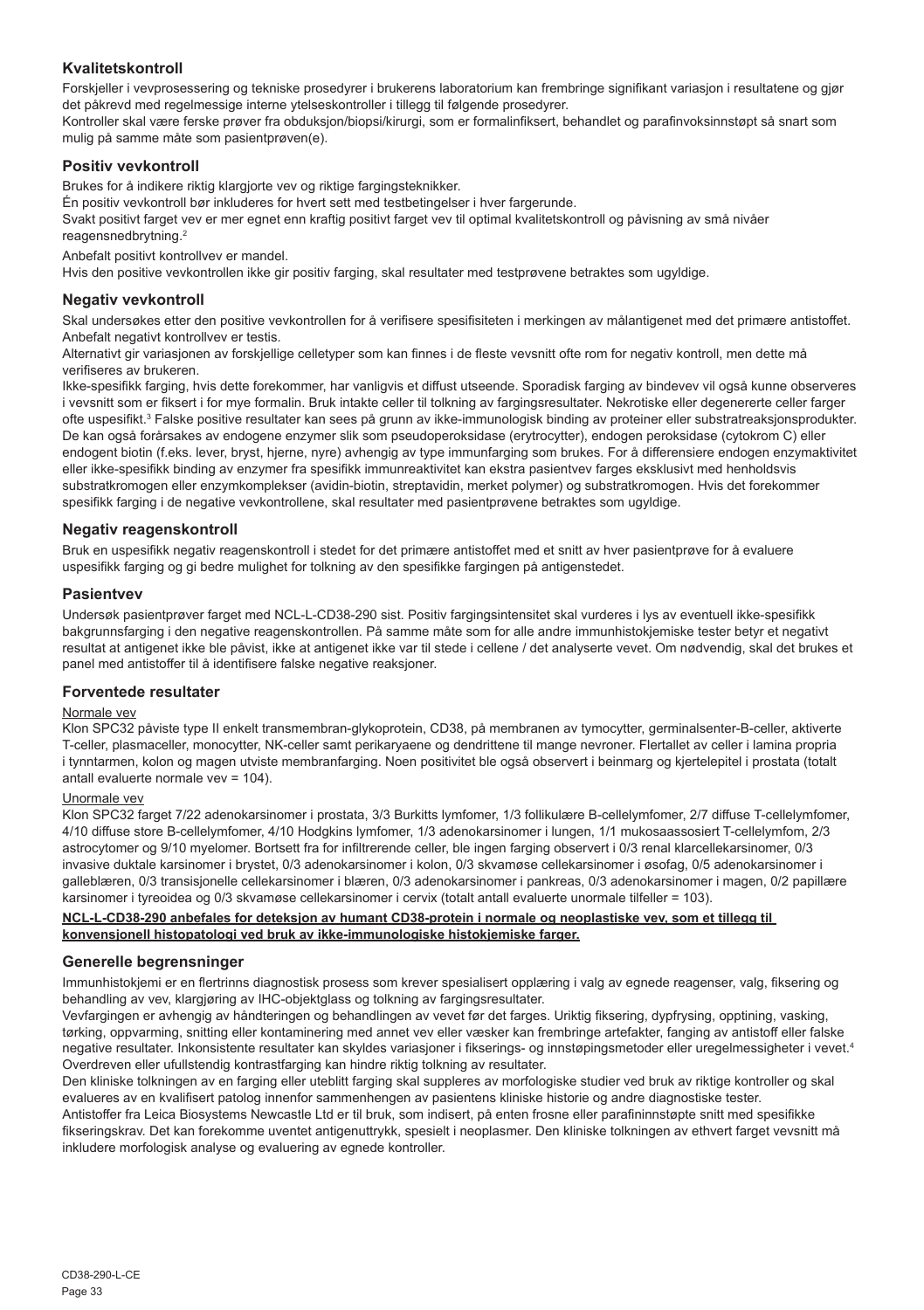## Kvalitetskontroll

Forskjeller i vevprosessering og tekniske prosedyrer i brukerens laboratorium kan frembringe signifikant variasjon i resultatene og gjør det påkrevd med regelmessige interne ytelseskontroller i tillegg til følgende prosedyrer.

Kontroller skal være ferske prøver fra obduksjon/biopsi/kirurgi, som er formalinfiksert, behandlet og parafinvoksinnstøpt så snart som mulig på samme måte som pasientprøven(e).

## Positiv vevkontroll

Brukes for å indikere riktig klargjorte vev og riktige fargingsteknikker.

Én positiv vevkontroll bør inkluderes for hvert sett med testbetingelser i hver fargerunde.

Svakt positivt farget vev er mer egnet enn kraftig positivt farget vev til optimal kvalitetskontroll og påvisning av små nivåer reagensnedbrytning.[2]

Anbefalt positivt kontrollvev er mandel.

Hvis den positive vevkontrollen ikke gir positiv farging, skal resultater med testprøvene betraktes som ugyldige.

## Negativ vevkontroll

Skal undersøkes etter den positive vevkontrollen for å verifisere spesifisiteten i merkingen av målantigenet med det primære antistoffet. Anbefalt negativt kontrollvev er testis.

Alternativt gir variasjonen av forskjellige celletyper som kan finnes i de fleste vevsnitt ofte rom for negativ kontroll, men dette må verifiseres av brukeren.

Ikke-spesifikk farging, hvis dette forekommer, har vanligvis et diffust utseende. Sporadisk farging av bindevev vil også kunne observeres i vevsnitt som er fiksert i for mye formalin. Bruk intakte celler til tolkning av fargingsresultater. Nekrotiske eller degenererte celler farger ofte uspesifikt.[3] Falske positive resultater kan sees på grunn av ikke-immunologisk binding av proteiner eller substratreaksjonsprodukter. De kan også forårsakes av endogene enzymer slik som pseudoperoksidase (erytrocytter), endogen peroksidase (cytokrom C) eller endogent biotin (f.eks. lever, bryst, hjerne, nyre) avhengig av type immunfarging som brukes. For å differensiere endogen enzymaktivitet eller ikke-spesifikk binding av enzymer fra spesifikk immunreaktivitet kan ekstra pasientvev farges eksklusivt med henholdsvis substratkromogen eller enzymkomplekser (avidin-biotin, streptavidin, merket polymer) og substratkromogen. Hvis det forekommer spesifikk farging i de negative vevkontrollene, skal resultater med pasientprøvene betraktes som ugyldige.

## Negativ reagenskontroll

Bruk en uspesifikk negativ reagenskontroll i stedet for det primære antistoffet med et snitt av hver pasientprøve for å evaluere uspesifikk farging og gi bedre mulighet for tolkning av den spesifikke fargingen på antigenstedet.

## Pasientvev

Undersøk pasientprøver farget med NCL-L-CD38-290 sist. Positiv fargingsintensitet skal vurderes i lys av eventuell ikke-spesifikk bakgrunnsfarging i den negative reagenskontrollen. På samme måte som for alle andre immunhistokjemiske tester betyr et negativt resultat at antigenet ikke ble påvist, ikke at antigenet ikke var til stede i cellene / det analyserte vevet. Om nødvendig, skal det brukes et panel med antistoffer til å identifisere falske negative reaksjoner.

## Forventede resultater

Normale vev

Klon SPC32 påviste type II enkelt transmembran-glykoprotein, CD38, på membranen av tymocytter, germinalsenter-B-celler, aktiverte T-celler, plasmaceller, monocytter, NK-celler samt perikaryaene og dendrittene til mange nevroner. Flertallet av celler i lamina propria i tynntarmen, kolon og magen utviste membranfarging. Noen positivitet ble også observert i beinmarg og kjertelepitel i prostata (totalt antall evaluerte normale vev = 104).

Unormale vev

Klon SPC32 farget 7/22 adenokarsinomer i prostata, 3/3 Burkitts lymfomer, 1/3 follikulære B-cellelymfomer, 2/7 diffuse T-cellelymfomer, 4/10 diffuse store B-cellelymfomer, 4/10 Hodgkins lymfomer, 1/3 adenokarsinomer i lungen, 1/1 mukosaassosiert T-cellelymfom, 2/3 astrocytomer og 9/10 myelomer. Bortsett fra for infiltrerende celler, ble ingen farging observert i 0/3 renal klarcellekarsinomer, 0/3 invasive duktale karsinomer i brystet, 0/3 adenokarsinomer i kolon, 0/3 skvamøse cellekarsinomer i øsofag, 0/5 adenokarsinomer i galleblæren, 0/3 transisjonelle cellekarsinomer i blæren, 0/3 adenokarsinomer i pankreas, 0/3 adenokarsinomer i magen, 0/2 papillære karsinomer i tyreoidea og 0/3 skvamøse cellekarsinomer i cervix (totalt antall evaluerte unormale tilfeller = 103).

**NCL-L-CD38-290 anbefales for deteksjon av humant CD38-protein i normale og neoplastiske vev, som et tillegg til konvensjonell histopatologi ved bruk av ikke-immunologiske histokjemiske farger.**

## Generelle begrensninger

Immunhistokjemi er en flertrinns diagnostisk prosess som krever spesialisert opplæring i valg av egnede reagenser, valg, fiksering og behandling av vev, klargjøring av IHC-objektglass og tolkning av fargingsresultater.

Vevfargingen er avhengig av håndteringen og behandlingen av vevet før det farges. Uriktig fiksering, dypfrysing, opptining, vasking, tørking, oppvarming, snitting eller kontaminering med annet vev eller væsker kan frembringe artefakter, fanging av antistoff eller falske negative resultater. Inkonsistente resultater kan skyldes variasjoner i fikserings- og innstøpingsmetoder eller uregelmessigheter i vevet.[4]

Overdreven eller ufullstendig kontrastfarging kan hindre riktig tolkning av resultater.

Den kliniske tolkningen av en farging eller uteblitt farging skal suppleres av morfologiske studier ved bruk av riktige kontroller og skal evalueres av en kvalifisert patolog innenfor sammenhengen av pasientens kliniske historie og andre diagnostiske tester.

Antistoffer fra Leica Biosystems Newcastle Ltd er til bruk, som indisert, på enten frosne eller parafininnstøpte snitt med spesifikke fikseringskrav. Det kan forekomme uventet antigenuttrykk, spesielt i neoplasmer. Den kliniske tolkningen av ethvert farget vevsnitt må inkludere morfologisk analyse og evaluering av egnede kontroller.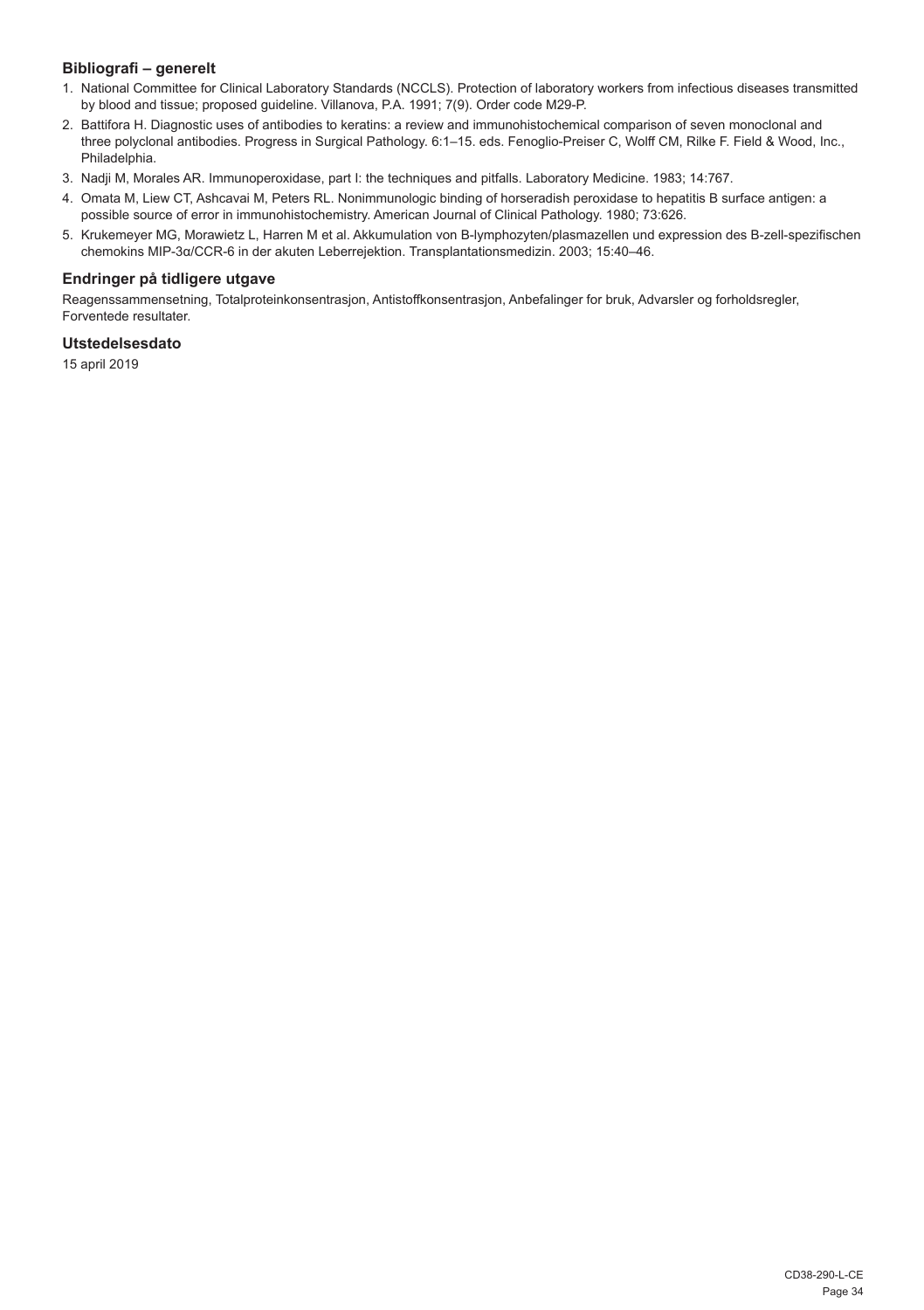### Bibliografi – generelt

1. National Committee for Clinical Laboratory Standards (NCCLS). Protection of laboratory workers from infectious diseases transmitted by blood and tissue; proposed guideline. Villanova, P.A. 1991; 7(9). Order code M29-P.
2. Battifora H. Diagnostic uses of antibodies to keratins: a review and immunohistochemical comparison of seven monoclonal and three polyclonal antibodies. Progress in Surgical Pathology. 6:1–15. eds. Fenoglio-Preiser C, Wolff CM, Rilke F. Field & Wood, Inc., Philadelphia.
3. Nadji M, Morales AR. Immunoperoxidase, part I: the techniques and pitfalls. Laboratory Medicine. 1983; 14:767.
4. Omata M, Liew CT, Ashcavai M, Peters RL. Nonimmunologic binding of horseradish peroxidase to hepatitis B surface antigen: a possible source of error in immunohistochemistry. American Journal of Clinical Pathology. 1980; 73:626.
5. Krukemeyer MG, Morawietz L, Harren M et al. Akkumulation von B-lymphozyten/plasmazellen und expression des B-zell-spezifischen chemokins MIP-3α/CCR-6 in der akuten Leberrejektion. Transplantationsmedizin. 2003; 15:40–46.

### Endringer på tidligere utgave

Reagenssammensetning, Totalproteinkonsentrasjon, Antistoffkonsentrasjon, Anbefalinger for bruk, Advarsler og forholdsregler, Forventede resultater.

### Utstedelsesdato

15 april 2019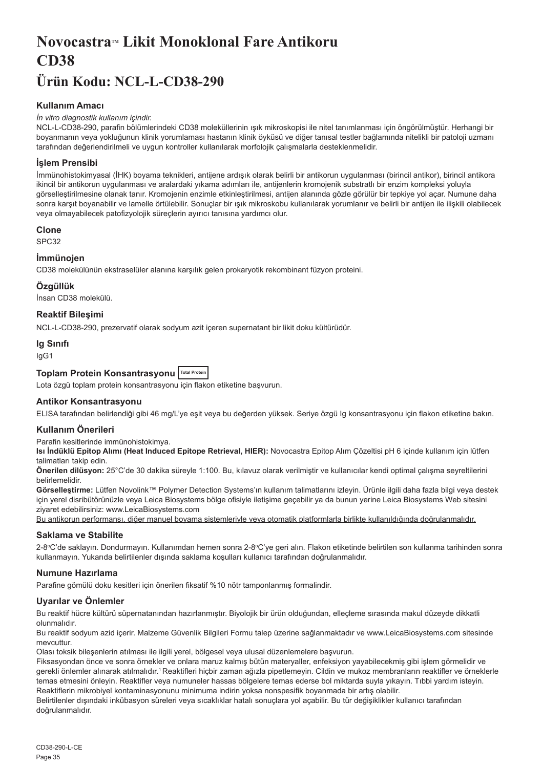# Novocastra™ Likit Monoklonal Fare Antikoru CD38

# Ürün Kodu: NCL-L-CD38-290

### Kullanım Amacı

*İn vitro diagnostik kullanım içindir.*

NCL-L-CD38-290, parafin bölümlerindeki CD38 moleküllerinin ışık mikroskopisi ile nitel tanımlanması için öngörülmüştür. Herhangi bir boyanmanın veya yokluğunun klinik yorumlaması hastanın klinik öyküsü ve diğer tanısal testler bağlamında nitelikli bir patoloji uzmanı tarafından değerlendirilmeli ve uygun kontroller kullanılarak morfolojik çalışmalarla desteklenmelidir.

### İşlem Prensibi

İmmünohistokimyasal (İHK) boyama teknikleri, antijene ardışık olarak belirli bir antikorun uygulanması (birincil antikor), birincil antikora ikincil bir antikorun uygulanması ve aralardaki yıkama adımları ile, antijenlerin kromojenik substratlı bir enzim kompleksi yoluyla görselleştirilmesine olanak tanır. Kromojenin enzimle etkinleştirilmesi, antijen alanında gözle görülür bir tepkiye yol açar. Numune daha sonra karşıt boyanabilir ve lamelle örtülebilir. Sonuçlar bir ışık mikroskobu kullanılarak yorumlanır ve belirli bir antijen ile ilişkili olabilecek veya olmayabilecek patofizyolojik süreçlerin ayırıcı tanısına yardımcı olur.

### Clone

SPC32

### İmmünojen

CD38 molekülünün ekstraselüler alanına karşılık gelen prokaryotik rekombinant füzyon proteini.

### Özgüllük

İnsan CD38 molekülü.

### Reaktif Bileşimi

NCL-L-CD38-290, prezervatif olarak sodyum azit içeren supernatant bir likit doku kültürüdür.

### Ig Sınıfı

IgG1

### Toplam Protein Konsantrasyonu Total Protein

Lota özgü toplam protein konsantrasyonu için flakon etiketine başvurun.

### Antikor Konsantrasyonu

ELISA tarafından belirlendiği gibi 46 mg/L'ye eşit veya bu değerden yüksek. Seriye özgü Ig konsantrasyonu için flakon etiketine bakın.

### Kullanım Önerileri

Parafin kesitlerinde immünohistokimya.

**Isı İndüklü Epitop Alımı (Heat Induced Epitope Retrieval, HIER):** Novocastra Epitop Alım Çözeltisi pH 6 içinde kullanım için lütfen talimatları takip edin.

**Önerilen dilüsyon:** 25°C'de 30 dakika süreyle 1:100. Bu, kılavuz olarak verilmiştir ve kullanıcılar kendi optimal çalışma seyreltilerini belirlemelidir.

**Görselleştirme:** Lütfen Novolink™ Polymer Detection Systems'ın kullanım talimatlarını izleyin. Ürünle ilgili daha fazla bilgi veya destek için yerel disribütörünüzle veya Leica Biosystems bölge ofisiyle iletişime geçebilir ya da bunun yerine Leica Biosystems Web sitesini ziyaret edebilirsiniz: www.LeicaBiosystems.com

Bu antikorun performansı, diğer manuel boyama sistemleriyle veya otomatik platformlarla birlikte kullanıldığında doğrulanmalıdır.

### Saklama ve Stabilite

2-8°C'de saklayın. Dondurmayın. Kullanımdan hemen sonra 2-8°C'ye geri alın. Flakon etiketinde belirtilen son kullanma tarihinden sonra kullanmayın. Yukarıda belirtilenler dışında saklama koşulları kullanıcı tarafından doğrulanmalıdır.

### Numune Hazırlama

Parafine gömülü doku kesitleri için önerilen fiksatif %10 nötr tamponlanmış formalindir.

### Uyarılar ve Önlemler

Bu reaktif hücre kültürü süpernatanından hazırlanmıştır. Biyolojik bir ürün olduğundan, elleçleme sırasında makul düzeyde dikkatli olunmalıdır.

Bu reaktif sodyum azid içerir. Malzeme Güvenlik Bilgileri Formu talep üzerine sağlanmaktadır ve www.LeicaBiosystems.com sitesinde mevcuttur.

Olası toksik bileşenlerin atılması ile ilgili yerel, bölgesel veya ulusal düzenlemelere başvurun.

Fiksasyondan önce ve sonra örnekler ve onlara maruz kalmış bütün materyaller, enfeksiyon yayabilecekmiş gibi işlem görmelidir ve gerekli önlemler alınarak atılmalıdır.[1] Reaktifleri hiçbir zaman ağızla pipetlemeyin. Cildin ve mukoz membranların reaktifler ve örneklerle temas etmesini önleyin. Reaktifler veya numuneler hassas bölgelere temas ederse bol miktarda suyla yıkayın. Tıbbi yardım isteyin. Reaktiflerin mikrobiyel kontaminasyonunu minimuma indirin yoksa nonspesifik boyanmada bir artış olabilir.

Belirtilenler dışındaki inkübasyon süreleri veya sıcaklıklar hatalı sonuçlara yol açabilir. Bu tür değişiklikler kullanıcı tarafından doğrulanmalıdır.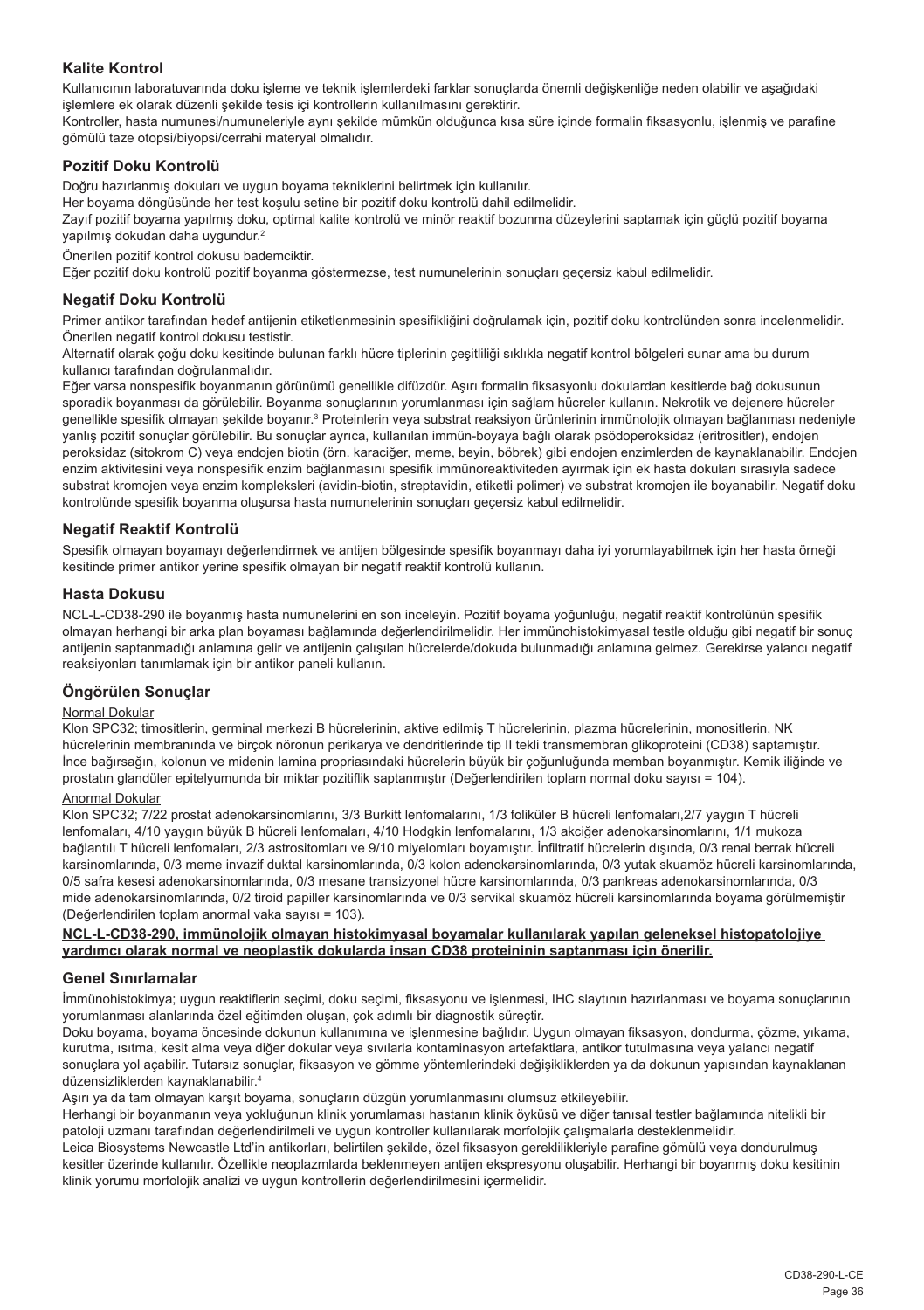## Kalite Kontrol

Kullanıcının laboratuvarında doku işleme ve teknik işlemlerdeki farklar sonuçlarda önemli değişkenliğe neden olabilir ve aşağıdaki işlemlere ek olarak düzenli şekilde tesis içi kontrollerin kullanılmasını gerektirir.

Kontroller, hasta numunesi/numuneleriyle aynı şekilde mümkün olduğunca kısa süre içinde formalin fiksasyonlu, işlenmiş ve parafine gömülü taze otopsi/biyopsi/cerrahi materyal olmalıdır.

## Pozitif Doku Kontrolü

Doğru hazırlanmış dokuları ve uygun boyama tekniklerini belirtmek için kullanılır.

Her boyama döngüsünde her test koşulu setine bir pozitif doku kontrolü dahil edilmelidir.

Zayıf pozitif boyama yapılmış doku, optimal kalite kontrolü ve minör reaktif bozunma düzeylerini saptamak için güçlü pozitif boyama yapılmış dokudan daha uygundur.[2]

Önerilen pozitif kontrol dokusu bademciktir.

Eğer pozitif doku kontrolü pozitif boyanma göstermezse, test numunelerinin sonuçları geçersiz kabul edilmelidir.

## Negatif Doku Kontrolü

Primer antikor tarafından hedef antijenin etiketlenmesinin spesifikliğini doğrulamak için, pozitif doku kontrolünden sonra incelenmelidir.

Önerilen negatif kontrol dokusu testistir.

Alternatif olarak çoğu doku kesitinde bulunan farklı hücre tiplerinin çeşitliliği sıklıkla negatif kontrol bölgeleri sunar ama bu durum kullanıcı tarafından doğrulanmalıdır.

Eğer varsa nonspesifik boyanmanın görünümü genellikle difüzdür. Aşırı formalin fiksasyonlu dokulardan kesitlerde bağ dokusunun sporadik boyanması da görülebilir. Boyanma sonuçlarının yorumlanması için sağlam hücreler kullanın. Nekrotik ve dejenere hücreler genellikle spesifik olmayan şekilde boyanır.[3] Proteinlerin veya substrat reaksiyon ürünlerinin immünolojik olmayan bağlanması nedeniyle yanlış pozitif sonuçlar görülebilir. Bu sonuçlar ayrıca, kullanılan immün-boyaya bağlı olarak psödoperoksidaz (eritrositler), endojen peroksidaz (sitokrom C) veya endojen biotin (örn. karaciğer, meme, beyin, böbrek) gibi endojen enzimlerden de kaynaklanabilir. Endojen enzim aktivitesini veya nonspesifik enzim bağlanmasını spesifik immünoreaktiviteden ayırmak için ek hasta dokuları sırasıyla sadece substrat kromojen veya enzim kompleksleri (avidin-biotin, streptavidin, etiketli polimer) ve substrat kromojen ile boyanabilir. Negatif doku kontrolünde spesifik boyanma oluşursa hasta numunelerinin sonuçları geçersiz kabul edilmelidir.

## Negatif Reaktif Kontrolü

Spesifik olmayan boyamayı değerlendirmek ve antijen bölgesinde spesifik boyanmayı daha iyi yorumlayabilmek için her hasta örneği kesitinde primer antikor yerine spesifik olmayan bir negatif reaktif kontrolü kullanın.

## Hasta Dokusu

NCL-L-CD38-290 ile boyanmış hasta numunelerini en son inceleyin. Pozitif boyama yoğunluğu, negatif reaktif kontrolünün spesifik olmayan herhangi bir arka plan boyaması bağlamında değerlendirilmelidir. Her immünohistokimyasal testle olduğu gibi negatif bir sonuç antijenin saptanmadığı anlamına gelir ve antijenin çalışılan hücrelerde/dokuda bulunmadığı anlamına gelmez. Gerekirse yalancı negatif reaksiyonları tanımlamak için bir antikor paneli kullanın.

## Öngörülen Sonuçlar

Normal Dokular

Klon SPC32; timositlerin, germinal merkezi B hücrelerinin, aktive edilmiş T hücrelerinin, plazma hücrelerinin, monositlerin, NK hücrelerinin membranında ve birçok nöronun perikarya ve dendritlerinde tip II tekli transmembran glikoproteini (CD38) saptamıştır. İnce bağırsağın, kolonun ve midenin lamina propriasındaki hücrelerin büyük bir çoğunluğunda memban boyanmıştır. Kemik iliğinde ve prostatın glandüler epitelyumunda bir miktar pozitiflik saptanmıştır (Değerlendirilen toplam normal doku sayısı = 104).

Anormal Dokular

Klon SPC32; 7/22 prostat adenokarsinomlarını, 3/3 Burkitt lenfomalarını, 1/3 foliküler B hücreli lenfomaları,2/7 yaygın T hücreli lenfomaları, 4/10 yaygın büyük B hücreli lenfomaları, 4/10 Hodgkin lenfomalarını, 1/3 akciğer adenokarsinomlarını, 1/1 mukoza bağlantılı T hücreli lenfomaları, 2/3 astrositomları ve 9/10 miyelomları boyamıştır. İnfiltratif hücrelerin dışında, 0/3 renal berrak hücreli karsinomlarında, 0/3 meme invazif duktal karsinomlarında, 0/3 kolon adenokarsinomlarında, 0/3 yutak skuamöz hücreli karsinomlarında, 0/5 safra kesesi adenokarsinomlarında, 0/3 mesane transizyonel hücre karsinomlarında, 0/3 pankreas adenokarsinomlarında, 0/3 mide adenokarsinomlarında, 0/2 tiroid papiller karsinomlarında ve 0/3 servikal skuamöz hücreli karsinomlarında boyama görülmemiştir (Değerlendirilen toplam anormal vaka sayısı = 103).

**NCL-L-CD38-290, immünolojik olmayan histokimyasal boyamalar kullanılarak yapılan geleneksel histopatolojiye yardımcı olarak normal ve neoplastik dokularda insan CD38 proteininin saptanması için önerilir.**

## Genel Sınırlamalar

İmmünohistokimya; uygun reaktiflerin seçimi, doku seçimi, fiksasyonu ve işlenmesi, IHC slaytının hazırlanması ve boyama sonuçlarının yorumlanması alanlarında özel eğitimden oluşan, çok adımlı bir diagnostik süreçtir.

Doku boyama, boyama öncesinde dokunun kullanımına ve işlenmesine bağlıdır. Uygun olmayan fiksasyon, dondurma, çözme, yıkama, kurutma, ısıtma, kesit alma veya diğer dokular veya sıvılarla kontaminasyon artefaktlara, antikor tutulmasına veya yalancı negatif sonuçlara yol açabilir. Tutarsız sonuçlar, fiksasyon ve gömme yöntemlerindeki değişikliklerden ya da dokunun yapısından kaynaklanan düzensizliklerden kaynaklanabilir.[4]

Aşırı ya da tam olmayan karşıt boyama, sonuçların düzgün yorumlanmasını olumsuz etkileyebilir.

Herhangi bir boyanmanın veya yokluğunun klinik yorumlaması hastanın klinik öyküsü ve diğer tanısal testler bağlamında nitelikli bir patoloji uzmanı tarafından değerlendirilmeli ve uygun kontroller kullanılarak morfolojik çalışmalarla desteklenmelidir.

Leica Biosystems Newcastle Ltd'in antikorları, belirtilen şekilde, özel fiksasyon gereklilikleriyle parafine gömülü veya dondurulmuş kesitler üzerinde kullanılır. Özellikle neoplazmlarda beklenmeyen antijen ekspresyonu oluşabilir. Herhangi bir boyanmış doku kesitinin klinik yorumu morfolojik analizi ve uygun kontrollerin değerlendirilmesini içermelidir.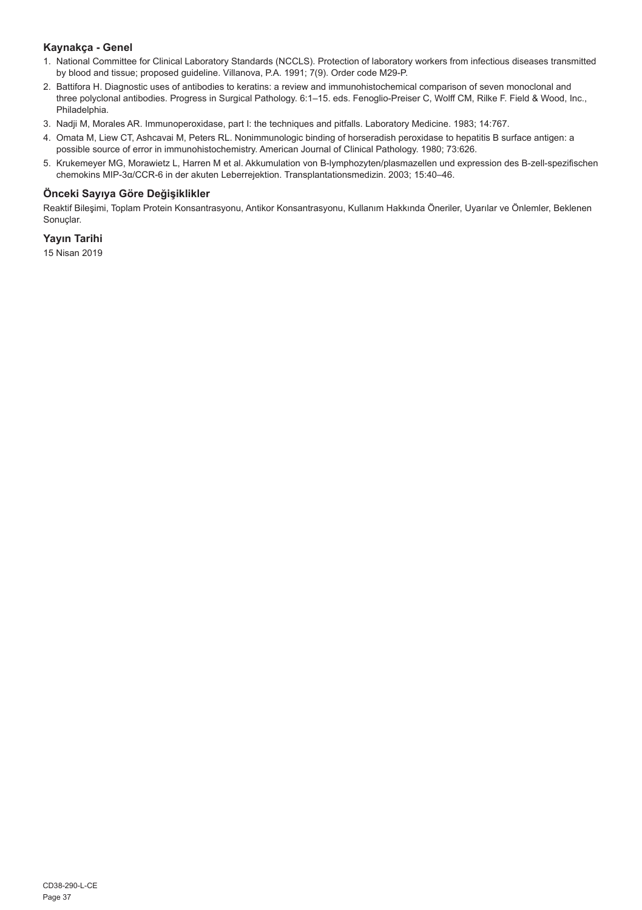## Kaynakça - Genel

1. National Committee for Clinical Laboratory Standards (NCCLS). Protection of laboratory workers from infectious diseases transmitted by blood and tissue; proposed guideline. Villanova, P.A. 1991; 7(9). Order code M29-P.
2. Battifora H. Diagnostic uses of antibodies to keratins: a review and immunohistochemical comparison of seven monoclonal and three polyclonal antibodies. Progress in Surgical Pathology. 6:1–15. eds. Fenoglio-Preiser C, Wolff CM, Rilke F. Field & Wood, Inc., Philadelphia.
3. Nadji M, Morales AR. Immunoperoxidase, part I: the techniques and pitfalls. Laboratory Medicine. 1983; 14:767.
4. Omata M, Liew CT, Ashcavai M, Peters RL. Nonimmunologic binding of horseradish peroxidase to hepatitis B surface antigen: a possible source of error in immunohistochemistry. American Journal of Clinical Pathology. 1980; 73:626.
5. Krukemeyer MG, Morawietz L, Harren M et al. Akkumulation von B-lymphozyten/plasmazellen und expression des B-zell-spezifischen chemokins MIP-3α/CCR-6 in der akuten Leberrejektion. Transplantationsmedizin. 2003; 15:40–46.

## Önceki Sayıya Göre Değişiklikler

Reaktif Bileşimi, Toplam Protein Konsantrasyonu, Antikor Konsantrasyonu, Kullanım Hakkında Öneriler, Uyarılar ve Önlemler, Beklenen Sonuçlar.

## Yayın Tarihi

15 Nisan 2019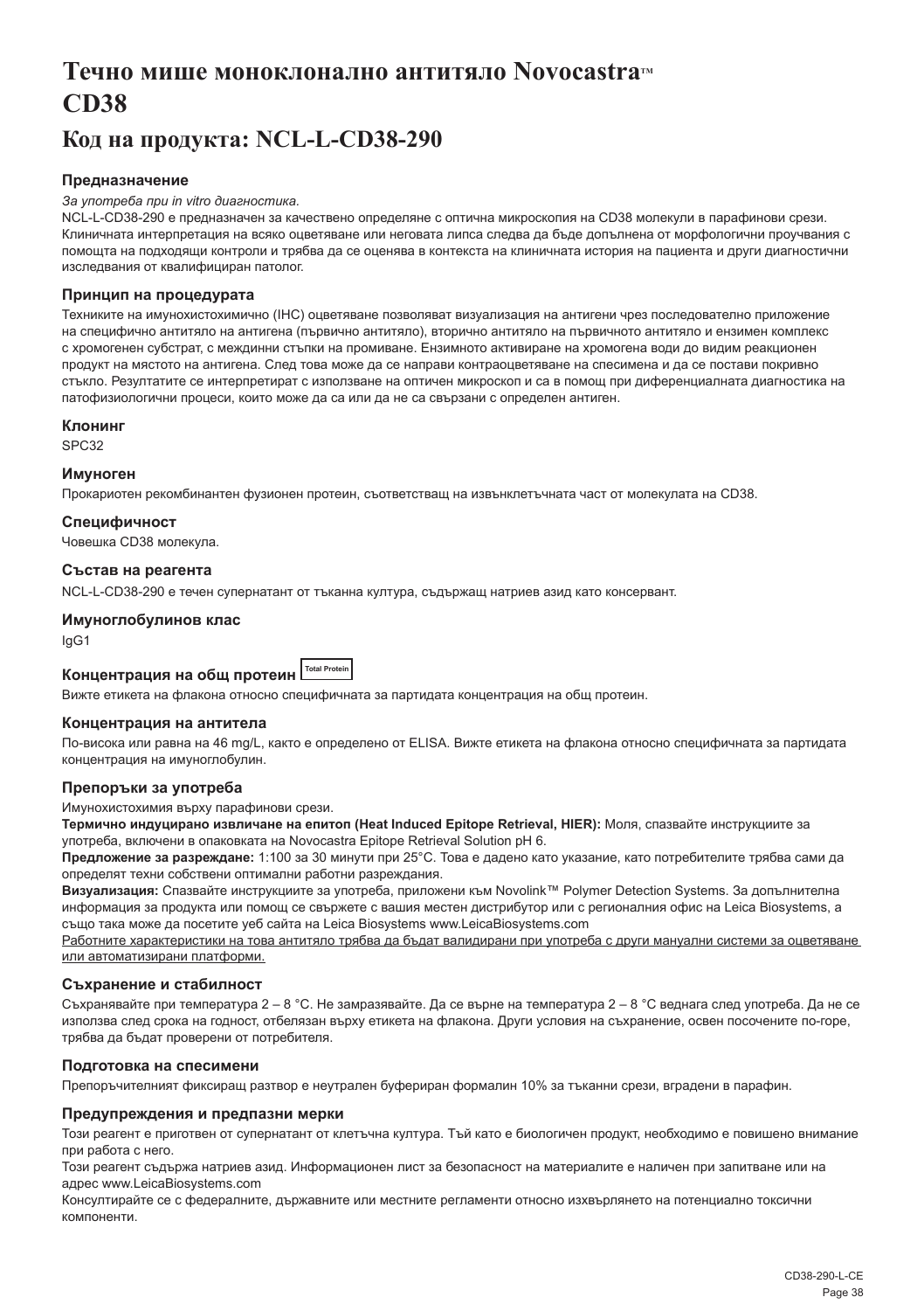# Течно мише моноклонално антитяло Novocastra™ CD38

## Код на продукта: NCL-L-CD38-290

### Предназначение

*За употреба при in vitro диагностика.*

NCL-L-CD38-290 е предназначен за качествено определяне с оптична микроскопия на CD38 молекули в парафинови срези. Клиничната интерпретация на всяко оцветяване или неговата липса следва да бъде допълнена от морфологични проучвания с помощта на подходящи контроли и трябва да се оценява в контекста на клиничната история на пациента и други диагностични изследвания от квалифициран патолог.

### Принцип на процедурата

Техниките на имунохистохимично (IHC) оцветяване позволяват визуализация на антигени чрез последователно приложение на специфично антитяло на антигена (първично антитяло), вторично антитяло на първичното антитяло и ензимен комплекс с хромогенен субстрат, с междинни стъпки на промиване. Ензимното активиране на хромогена води до видим реакционен продукт на мястото на антигена. След това може да се направи контраоцветяване на спесимена и да се постави покривно стъкло. Резултатите се интерпретират с използване на оптичен микроскоп и са в помощ при диференциалната диагностика на патофизиологични процеси, които може да са или да не са свързани с определен антиген.

### Клонинг

SPC32

### Имуноген

Прокариотен рекомбинантен фузионен протеин, съответстващ на извънклетъчната част от молекулата на CD38.

### Специфичност

Човешка CD38 молекула.

### Състав на реагента

NCL-L-CD38-290 е течен супернатант от тъканна култура, съдържащ натриев азид като консервант.

### Имуноглобулинов клас

IgG1

### Концентрация на общ протеин Total Protein

Вижте етикета на флакона относно специфичната за партидата концентрация на общ протеин.

### Концентрация на антитела

По-висока или равна на 46 mg/L, както е определено от ELISA. Вижте етикета на флакона относно специфичната за партидата концентрация на имуноглобулин.

### Препоръки за употреба

Имунохистохимия върху парафинови срези.

**Термично индуцирано извличане на епитоп (Heat Induced Epitope Retrieval, HIER):** Моля, спазвайте инструкциите за употреба, включени в опаковката на Novocastra Epitope Retrieval Solution pH 6.

**Предложение за разреждане:** 1:100 за 30 минути при 25°C. Това е дадено като указание, като потребителите трябва сами да определят техни собствени оптимални работни разреждания.

**Визуализация:** Спазвайте инструкциите за употреба, приложени към Novolink™ Polymer Detection Systems. За допълнителна информация за продукта или помощ се свържете с вашия местен дистрибутор или с регионалния офис на Leica Biosystems, а също така може да посетите уеб сайта на Leica Biosystems www.LeicaBiosystems.com

Работните характеристики на това антитяло трябва да бъдат валидирани при употреба с други мануални системи за оцветяване или автоматизирани платформи.

### Съхранение и стабилност

Съхранявайте при температура 2 – 8 °C. Не замразявайте. Да се върне на температура 2 – 8 °C веднага след употреба. Да не се използва след срока на годност, отбелязан върху етикета на флакона. Други условия на съхранение, освен посочените по-горе, трябва да бъдат проверени от потребителя.

### Подготовка на спесимени

Препоръчителният фиксиращ разтвор е неутрален буфериран формалин 10% за тъканни срези, вградени в парафин.

### Предупреждения и предпазни мерки

Този реагент е приготвен от супернатант от клетъчна култура. Тъй като е биологичен продукт, необходимо е повишено внимание при работа с него.

Този реагент съдържа натриев азид. Информационен лист за безопасност на материалите е наличен при запитване или на адрес www.LeicaBiosystems.com

Консултирайте се с федералните, държавните или местните регламенти относно изхвърлянето на потенциално токсични компоненти.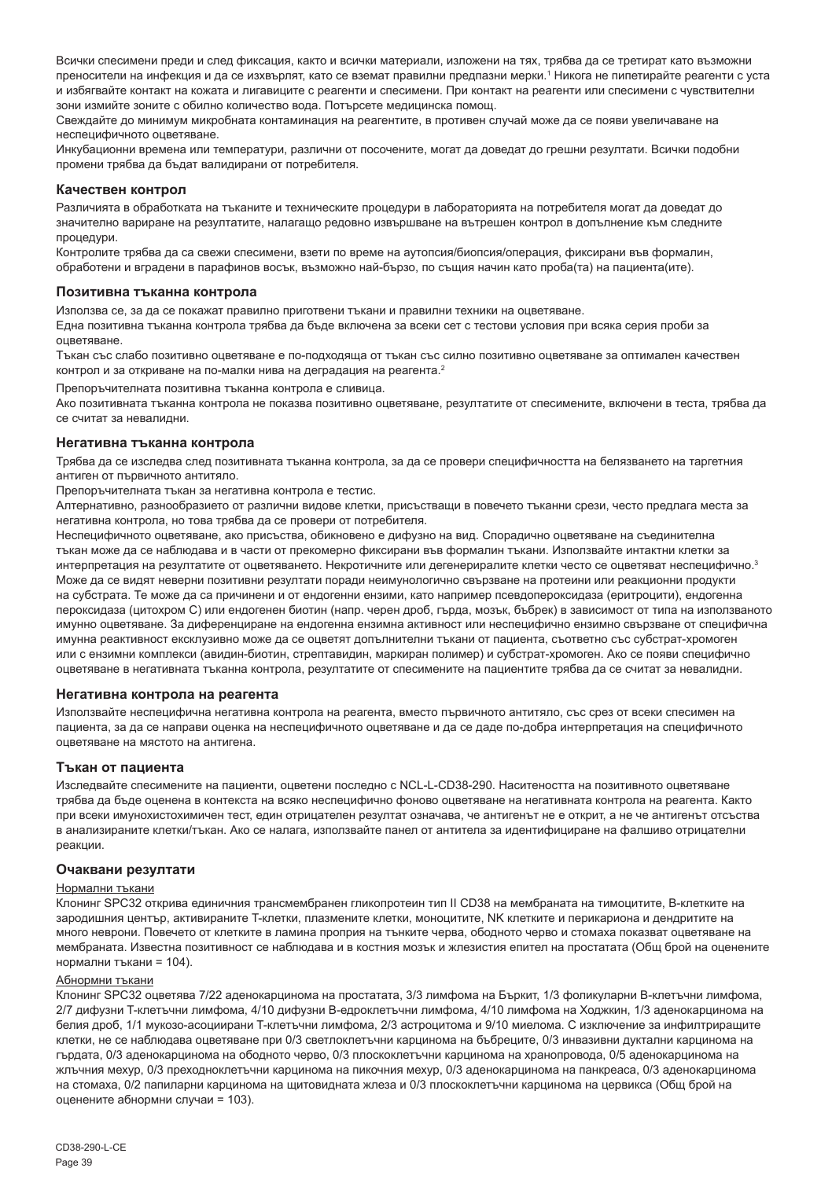Всички спесимени преди и след фиксация, както и всички материали, изложени на тях, трябва да се третират като възможни преносители на инфекция и да се изхвърлят, като се вземат правилни предпазни мерки.[1] Никога не пипетирайте реагенти с уста и избягвайте контакт на кожата и лигавиците с реагенти и спесимени. При контакт на реагенти или спесимени с чувствителни зони измийте зоните с обилно количество вода. Потърсете медицинска помощ.

Свеждайте до минимум микробната контаминация на реагентите, в противен случай може да се появи увеличаване на неспецифичното оцветяване.

Инкубационни времена или температури, различни от посочените, могат да доведат до грешни резултати. Всички подобни промени трябва да бъдат валидирани от потребителя.

### Качествен контрол

Различията в обработката на тъканите и техническите процедури в лабораторията на потребителя могат да доведат до значително вариране на резултатите, налагащо редовно извършване на вътрешен контрол в допълнение към следните процедури.

Контролите трябва да са свежи спесимени, взети по време на аутопсия/биопсия/операция, фиксирани във формалин, обработени и вградени в парафинов восък, възможно най-бързо, по същия начин като проба(та) на пациента(ите).

### Позитивна тъканна контрола

Използва се, за да се покажат правилно приготвени тъкани и правилни техники на оцветяване.

Една позитивна тъканна контрола трябва да бъде включена за всеки сет с тестови условия при всяка серия проби за оцветяване.

Тъкан със слабо позитивно оцветяване е по-подходяща от тъкан със силно позитивно оцветяване за оптимален качествен контрол и за откриване на по-малки нива на деградация на реагента.[2]

Препоръчителната позитивна тъканна контрола е сливица.

Ако позитивната тъканна контрола не показва позитивно оцветяване, резултатите от спесимените, включени в теста, трябва да се считат за невалидни.

### Негативна тъканна контрола

Трябва да се изследва след позитивната тъканна контрола, за да се провери специфичността на белязването на таргетния антиген от първичното антитяло.

Препоръчителната тъкан за негативна контрола е тестис.

Алтернативно, разнообразието от различни видове клетки, присъстващи в повечето тъканни срези, често предлага места за негативна контрола, но това трябва да се провери от потребителя.

Неспецифичното оцветяване, ако присъства, обикновено е дифузно на вид. Спорадично оцветяване на съединителна тъкан може да се наблюдава и в части от прекомерно фиксирани във формалин тъкани. Използвайте интактни клетки за интерпретация на резултатите от оцветяването. Некротичните или дегенериралите клетки често се оцветяват неспецифично.[3] Може да се видят неверни позитивни резултати поради неимунологично свързване на протеини или реакционни продукти на субстрата. Те може да са причинени и от ендогенни ензими, като например псевдопероксидаза (еритроцити), ендогенна пероксидаза (цитохром C) или ендогенен биотин (напр. черен дроб, гърда, мозък, бъбрек) в зависимост от типа на използваното имунно оцветяване. За диференциране на ендогенна ензимна активност или неспецифично ензимно свързване от специфична имунна реактивност ексклузивно може да се оцветят допълнителни тъкани от пациента, съответно със субстрат-хромоген или с ензимни комплекси (авидин-биотин, стрептавидин, маркиран полимер) и субстрат-хромоген. Ако се появи специфично оцветяване в негативната тъканна контрола, резултатите от спесимените на пациентите трябва да се считат за невалидни.

### Негативна контрола на реагента

Използвайте неспецифична негативна контрола на реагента, вместо първичното антитяло, със срез от всеки спесимен на пациента, за да се направи оценка на неспецифичното оцветяване и да се даде по-добра интерпретация на специфичното оцветяване на мястото на антигена.

### Тъкан от пациента

Изследвайте спесимените на пациенти, оцветени последно с NCL-L-CD38-290. Наситеността на позитивното оцветяване трябва да бъде оценена в контекста на всяко неспецифично фоново оцветяване на негативната контрола на реагента. Както при всеки имунохистохимичен тест, един отрицателен резултат означава, че антигенът не е открит, а не че антигенът отсъства в анализираните клетки/тъкан. Ако се налага, използвайте панел от антитела за идентифициране на фалшиво отрицателни реакции.

### Очаквани резултати

Нормални тъкани

Клонинг SPC32 открива единичния трансмембранен гликопротеин тип II CD38 на мембраната на тимоцитите, B-клетките на зародишния център, активираните T-клетки, плазмените клетки, моноцитите, NK клетките и перикариона и дендритите на много неврони. Повечето от клетките в ламина проприя на тънките черва, ободното черво и стомаха показват оцветяване на мембраната. Известна позитивност се наблюдава и в костния мозък и жлезистия епител на простатата (Общ брой на оценените нормални тъкани = 104).

Абнормни тъкани

Клонинг SPC32 оцветява 7/22 аденокарцинома на простатата, 3/3 лимфома на Бъркит, 1/3 фоликуларни B-клетъчни лимфома, 2/7 дифузни T-клетъчни лимфома, 4/10 дифузни B-едроклетъчни лимфома, 4/10 лимфома на Ходжкин, 1/3 аденокарцинома на белия дроб, 1/1 мукозо-асоциирани T-клетъчни лимфома, 2/3 астроцитома и 9/10 миелома. С изключение за инфилтриращите клетки, не се наблюдава оцветяване при 0/3 светлоклетъчни карцинома на бъбреците, 0/3 инвазивни дуктални карцинома на гърдата, 0/3 аденокарцинома на ободното черво, 0/3 плоскоклетъчни карцинома на хранопровода, 0/5 аденокарцинома на жлъчния мехур, 0/3 преходноклетъчни карцинома на пикочния мехур, 0/3 аденокарцинома на панкреаса, 0/3 аденокарцинома на стомаха, 0/2 папиларни карцинома на щитовидната жлеза и 0/3 плоскоклетъчни карцинома на цервикса (Общ брой на оценените абнормни случаи = 103).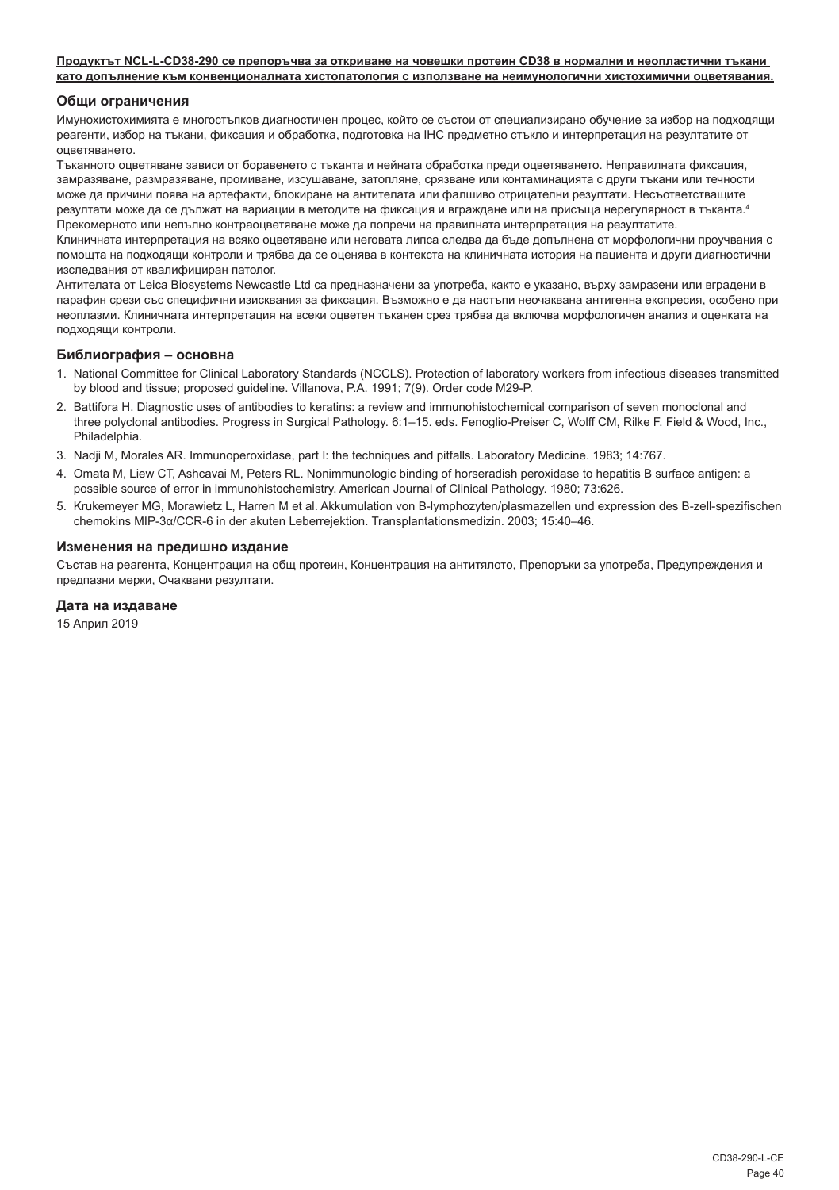**Продуктът NCL-L-CD38-290 се препоръчва за откриване на човешки протеин CD38 в нормални и неопластични тъкани като допълнение към конвенционалната хистопатология с използване на неимунологични хистохимични оцветявания.**

## Общи ограничения

Имунохистохимията е многостъпков диагностичен процес, който се състои от специализирано обучение за избор на подходящи реагенти, избор на тъкани, фиксация и обработка, подготовка на IHC предметно стъкло и интерпретация на резултатите от оцветяването.

Тъканното оцветяване зависи от боравенето с тъканта и нейната обработка преди оцветяването. Неправилната фиксация, замразяване, размразяване, промиване, изсушаване, затопляне, срязване или контаминацията с други тъкани или течности може да причини поява на артефакти, блокиране на антителата или фалшиво отрицателни резултати. Несъответстващите резултати може да се дължат на вариации в методите на фиксация и вграждане или на присъща нерегулярност в тъканта.[4]

Прекомерното или непълно контраоцветяване може да попречи на правилната интерпретация на резултатите.

Клиничната интерпретация на всяко оцветяване или неговата липса следва да бъде допълнена от морфологични проучвания с помощта на подходящи контроли и трябва да се оценява в контекста на клиничната история на пациента и други диагностични изследвания от квалифициран патолог.

Антителата от Leica Biosystems Newcastle Ltd са предназначени за употреба, както е указано, върху замразени или вградени в парафин срези със специфични изисквания за фиксация. Възможно е да настъпи неочаквана антигенна експресия, особено при неоплазми. Клиничната интерпретация на всеки оцветен тъканен срез трябва да включва морфологичен анализ и оценката на подходящи контроли.

## Библиография – основна

1. National Committee for Clinical Laboratory Standards (NCCLS). Protection of laboratory workers from infectious diseases transmitted by blood and tissue; proposed guideline. Villanova, P.A. 1991; 7(9). Order code M29-P.
2. Battifora H. Diagnostic uses of antibodies to keratins: a review and immunohistochemical comparison of seven monoclonal and three polyclonal antibodies. Progress in Surgical Pathology. 6:1–15. eds. Fenoglio-Preiser C, Wolff CM, Rilke F. Field & Wood, Inc., Philadelphia.
3. Nadji M, Morales AR. Immunoperoxidase, part I: the techniques and pitfalls. Laboratory Medicine. 1983; 14:767.
4. Omata M, Liew CT, Ashcavai M, Peters RL. Nonimmunologic binding of horseradish peroxidase to hepatitis B surface antigen: a possible source of error in immunohistochemistry. American Journal of Clinical Pathology. 1980; 73:626.
5. Krukemeyer MG, Morawietz L, Harren M et al. Akkumulation von B-lymphozyten/plasmazellen und expression des B-zell-spezifischen chemokins MIP-3α/CCR-6 in der akuten Leberrejektion. Transplantationsmedizin. 2003; 15:40–46.

## Изменения на предишно издание

Състав на реагента, Концентрация на общ протеин, Концентрация на антитялото, Препоръки за употреба, Предупреждения и предпазни мерки, Очаквани резултати.

## Дата на издаване

15 Април 2019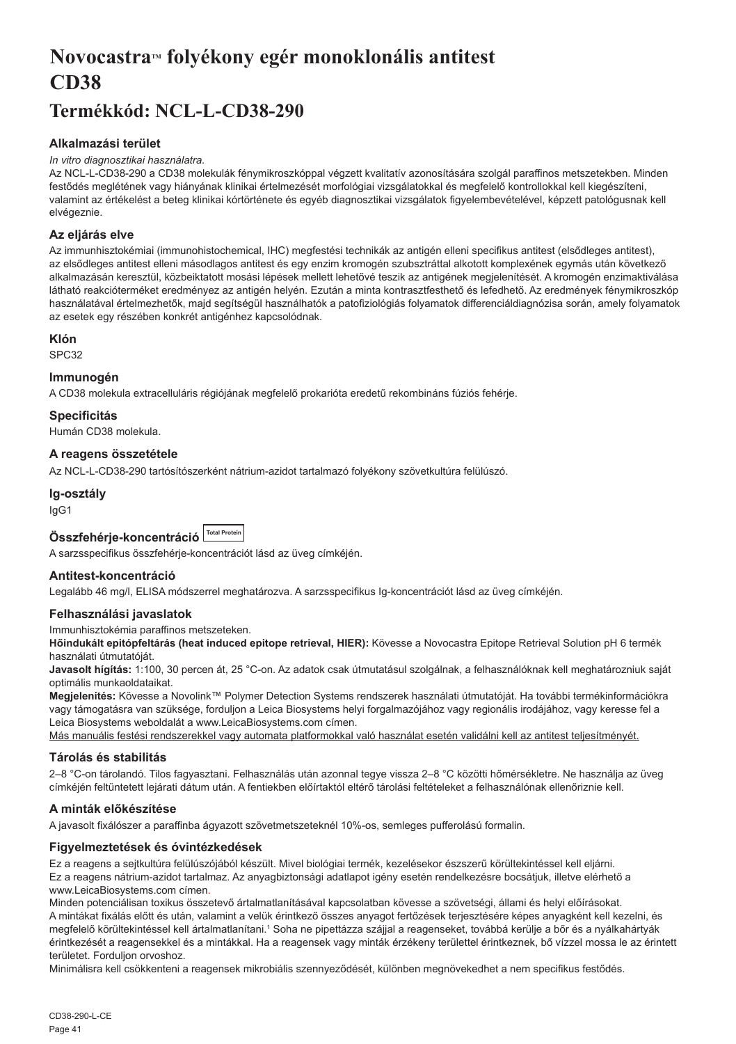# Novocastra™ folyékony egér monoklonális antitest CD38

## Termékkód: NCL-L-CD38-290

### Alkalmazási terület

*In vitro diagnosztikai használatra.*

Az NCL-L-CD38-290 a CD38 molekulák fénymikroszkóppal végzett kvalitatív azonosítására szolgál paraffinos metszetekben. Minden festődés meglétének vagy hiányának klinikai értelmezését morfológiai vizsgálatokkal és megfelelő kontrollokkal kell kiegészíteni, valamint az értékelést a beteg klinikai kórtörténete és egyéb diagnosztikai vizsgálatok figyelembevételével, képzett patológusnak kell elvégeznie.

### Az eljárás elve

Az immunhisztokémiai (immunohistochemical, IHC) megfestési technikák az antigén elleni specifikus antitest (elsődleges antitest), az elsődleges antitest elleni másodlagos antitest és egy enzim kromogén szubsztráttal alkotott komplexének egymás után következő alkalmazásán keresztül, közbeiktatott mosási lépések mellett lehetővé teszik az antigének megjelenítését. A kromogén enzimaktiválása látható reakcióterméket eredményez az antigén helyén. Ezután a minta kontrasztfesthető és lefedhető. Az eredmények fénymikroszkóp használatával értelmezhetők, majd segítségül használhatók a patofiziológiás folyamatok differenciáldiagnózisa során, amely folyamatok az esetek egy részében konkrét antigénhez kapcsolódnak.

### Klón

SPC32

### Immunogén

A CD38 molekula extracelluláris régiójának megfelelő prokarióta eredetű rekombináns fúziós fehérje.

### Specificitás

Humán CD38 molekula.

### A reagens összetétele

Az NCL-L-CD38-290 tartósítószerként nátrium-azidot tartalmazó folyékony szövetkultúra felülúszó.

### Ig-osztály

IgG1

### Összfehérje-koncentráció Total Protein

A sarzsspecifikus összfehérje-koncentrációt lásd az üveg címkéjén.

### Antitest-koncentráció

Legalább 46 mg/l, ELISA módszerrel meghatározva. A sarzsspecifikus Ig-koncentrációt lásd az üveg címkéjén.

### Felhasználási javaslatok

Immunhisztokémia paraffinos metszeteken.

**Hőindukált epitópfeltárás (heat induced epitope retrieval, HIER):** Kövesse a Novocastra Epitope Retrieval Solution pH 6 termék használati útmutatóját.

**Javasolt hígítás:** 1:100, 30 percen át, 25 °C-on. Az adatok csak útmutatásul szolgálnak, a felhasználóknak kell meghatározniuk saját optimális munkaoldataikat.

**Megjelenítés:** Kövesse a Novolink™ Polymer Detection Systems rendszerek használati útmutatóját. Ha további termékinformációkra vagy támogatásra van szüksége, forduljon a Leica Biosystems helyi forgalmazójához vagy regionális irodájához, vagy keresse fel a Leica Biosystems weboldalát a www.LeicaBiosystems.com címen.

<u>Más manuális festési rendszerekkel vagy automata platformokkal való használat esetén validálni kell az antitest teljesítményét.</u>

### Tárolás és stabilitás

2–8 °C-on tárolandó. Tilos fagyasztani. Felhasználás után azonnal tegye vissza 2–8 °C közötti hőmérsékletre. Ne használja az üveg címkéjén feltüntetett lejárati dátum után. A fentiekben előírtaktól eltérő tárolási feltételeket a felhasználónak ellenőriznie kell.

### A minták előkészítése

A javasolt fixálószer a paraffinba ágyazott szövetmetszeteknél 10%-os, semleges pufferolású formalin.

### Figyelmeztetések és óvintézkedések

Ez a reagens a sejtkultúra felülúszójából készült. Mivel biológiai termék, kezelésekor észszerű körültekintéssel kell eljárni.

Ez a reagens nátrium-azidot tartalmaz. Az anyagbiztonsági adatlapot igény esetén rendelkezésre bocsátjuk, illetve elérhető a www.LeicaBiosystems.com címen.

Minden potenciálisan toxikus összetevő ártalmatlanításával kapcsolatban kövesse a szövetségi, állami és helyi előírásokat.

A mintákat fixálás előtt és után, valamint a velük érintkező összes anyagot fertőzések terjesztésére képes anyagként kell kezelni, és megfelelő körültekintéssel kell ártalmatlanítani.[1] Soha ne pipettázza szájjal a reagenseket, továbbá kerülje a bőr és a nyálkahártyák érintkezését a reagensekkel és a mintákkal. Ha a reagensek vagy minták érzékeny területtel érintkeznek, bő vízzel mossa le az érintett területet. Forduljon orvoshoz.

Minimálisra kell csökkenteni a reagensek mikrobiális szennyeződését, különben megnövekedhet a nem specifikus festődés.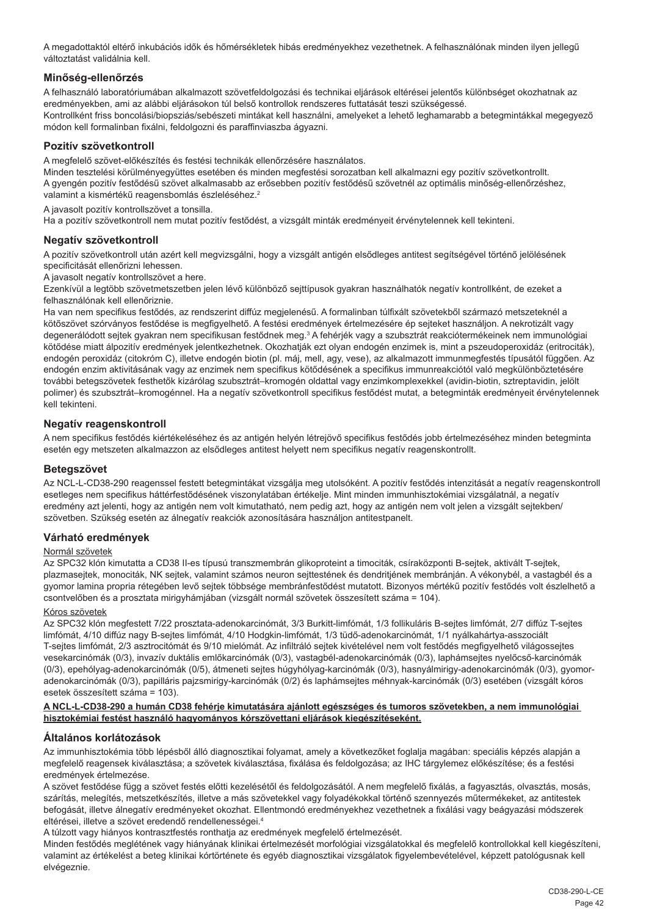A megadottaktól eltérő inkubációs idők és hőmérsékletek hibás eredményekhez vezethetnek. A felhasználónak minden ilyen jellegű változtatást validálnia kell.

### Minőség-ellenőrzés

A felhasználó laboratóriumában alkalmazott szövetfeldolgozási és technikai eljárások eltérései jelentős különbséget okozhatnak az eredményekben, ami az alábbi eljárásokon túl belső kontrollok rendszeres futtatását teszi szükségessé.
Kontrollként friss boncolási/biopsziás/sebészeti mintákat kell használni, amelyeket a lehető leghamarabb a betegmintákkal megegyező módon kell formalinban fixálni, feldolgozni és paraffinviaszba ágyazni.

### Pozitív szövetkontroll

A megfelelő szövet-előkészítés és festési technikák ellenőrzésére használatos.
Minden tesztelési körülményegyüttes esetében és minden megfestési sorozatban kell alkalmazni egy pozitív szövetkontrollt.
A gyengén pozitív festődésű szövet alkalmasabb az erősebben pozitív festődésű szövetnél az optimális minőség-ellenőrzéshez, valamint a kismértékű reagensbomlás észleléséhez.[2]

A javasolt pozitív kontrollszövet a tonsilla.
Ha a pozitív szövetkontroll nem mutat pozitív festődést, a vizsgált minták eredményeit érvénytelennek kell tekinteni.

### Negatív szövetkontroll

A pozitív szövetkontroll után azért kell megvizsgálni, hogy a vizsgált antigén elsődleges antitest segítségével történő jelölésének specificitását ellenőrizni lehessen.
A javasolt negatív kontrollszövet a here.
Ezenkívül a legtöbb szövetmetszetben jelen lévő különböző sejttípusok gyakran használhatók negatív kontrollként, de ezeket a felhasználónak kell ellenőriznie.
Ha van nem specifikus festődés, az rendszerint diffúz megjelenésű. A formalinban túlfixált szövetekből származó metszeteknél a kötőszövet szórványos festődése is megfigyelhető. A festési eredmények értelmezésére ép sejteket használjon. A nekrotizált vagy degenerálódott sejtek gyakran nem specifikusan festődnek meg.[3] A fehérjék vagy a szubsztrát reakciótermékeinek nem immunológiai kötődése miatt álpozitív eredmények jelentkezhetnek. Okozhatják ezt olyan endogén enzimek is, mint a pszeudoperoxidáz (eritrociták), endogén peroxidáz (citokróm C), illetve endogén biotin (pl. máj, mell, agy, vese), az alkalmazott immunmegfestés típusától függően. Az endogén enzim aktivitásának vagy az enzimek nem specifikus kötődésének a specifikus immunreakciótól való megkülönböztetésére további betegszövetek festhetők kizárólag szubsztrát–kromogén oldattal vagy enzimkomplexekkel (avidin-biotin, sztreptavidin, jelölt polimer) és szubsztrát–kromogénnel. Ha a negatív szövetkontroll specifikus festődést mutat, a betegminták eredményeit érvénytelennek kell tekinteni.

### Negatív reagenskontroll

A nem specifikus festődés kiértékeléséhez és az antigén helyén létrejövő specifikus festődés jobb értelmezéséhez minden betegminta esetén egy metszeten alkalmazzon az elsődleges antitest helyett nem specifikus negatív reagenskontrollt.

### Betegszövet

Az NCL-L-CD38-290 reagenssel festett betegmintákat vizsgálja meg utolsóként. A pozitív festődés intenzitását a negatív reagenskontroll esetleges nem specifikus háttérfestődésének viszonylatában értékelje. Mint minden immunhisztokémiai vizsgálatnál, a negatív eredmény azt jelenti, hogy az antigén nem volt kimutatható, nem pedig azt, hogy az antigén nem volt jelen a vizsgált sejtekben/szövetben. Szükség esetén az álnegatív reakciók azonosítására használjon antitestpanelt.

### Várható eredmények

Normál szövetek

Az SPC32 klón kimutatta a CD38 II-es típusú transzmembrán glikoproteint a timociták, csíraközponti B-sejtek, aktivált T-sejtek, plazmasejtek, monociták, NK sejtek, valamint számos neuron sejttestének és dendritjének membránján. A vékonybél, a vastagbél és a gyomor lamina propria rétegében levő sejtek többsége membránfestődést mutatott. Bizonyos mértékű pozitív festődés volt észlelhető a csontvelőben és a prosztata mirigyhámjában (vizsgált normál szövetek összesített száma = 104).

Kóros szövetek

Az SPC32 klón megfestett 7/22 prosztata-adenokarcinómát, 3/3 Burkitt-limfómát, 1/3 follikuláris B-sejtes limfómát, 2/7 diffúz T-sejtes limfómát, 4/10 diffúz nagy B-sejtes limfómát, 4/10 Hodgkin-limfómát, 1/3 tüdő-adenokarcinómát, 1/1 nyálkahártya-asszociált T-sejtes limfómát, 2/3 asztrocitómát és 9/10 mielómát. Az infiltráló sejtek kivételével nem volt festődés megfigyelhető világossejtes vesekarcinómák (0/3), invazív duktális emlőkarcinómák (0/3), vastagbél-adenokarcinómák (0/3), laphámsejtes nyelőcső-karcinómák (0/3), epehólyag-adenokarcinómák (0/5), átmeneti sejtes húgyhólyag-karcinómák (0/3), hasnyálmirigy-adenokarcinómák (0/3), gyomor-adenokarcinómák (0/3), papilláris pajzsmirigy-karcinómák (0/2) és laphámsejtes méhnyak-karcinómák (0/3) esetében (vizsgált kóros esetek összesített száma = 103).

**A NCL-L-CD38-290 a humán CD38 fehérje kimutatására ajánlott egészséges és tumoros szövetekben, a nem immunológiai hisztokémiai festést használó hagyományos kórszövettani eljárások kiegészítéseként.**

### Általános korlátozások

Az immunhisztokémia több lépésből álló diagnosztikai folyamat, amely a következőket foglalja magában: speciális képzés alapján a megfelelő reagensek kiválasztása; a szövetek kiválasztása, fixálása és feldolgozása; az IHC tárgylemez előkészítése; és a festési eredmények értelmezése.
A szövet festődése függ a szövet festés előtti kezelésétől és feldolgozásától. A nem megfelelő fixálás, a fagyasztás, olvasztás, mosás, szárítás, melegítés, metszetkészítés, illetve a más szövetekkel vagy folyadékokkal történő szennyeződés műtermékeket, az antitestek befogását, illetve álnegatív eredményeket okozhat. Ellentmondó eredményekhez vezethetnek a fixálási vagy beágyazási módszerek eltérései, illetve a szövet eredendő rendellenességei.[4]
A túlzott vagy hiányos kontrasztfestés ronthatja az eredmények megfelelő értelmezését.
Minden festődés meglétének vagy hiányának klinikai értelmezését morfológiai vizsgálatokkal és megfelelő kontrollokkal kell kiegészíteni, valamint az értékelést a beteg klinikai kórtörténete és egyéb diagnosztikai vizsgálatok figyelembevételével, képzett patológusnak kell elvégeznie.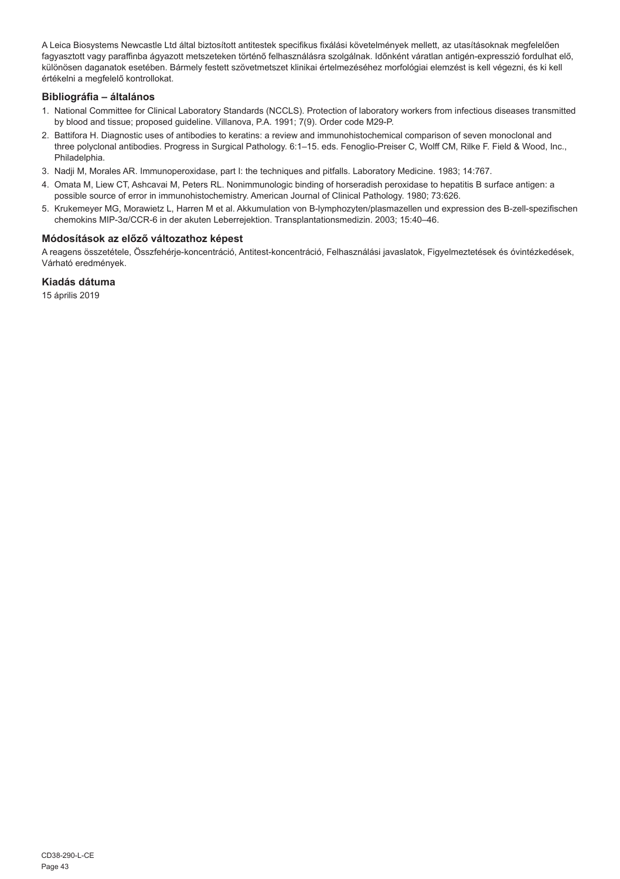A Leica Biosystems Newcastle Ltd által biztosított antitestek specifikus fixálási követelmények mellett, az utasításoknak megfelelően fagyasztott vagy paraffinba ágyazott metszeteken történő felhasználásra szolgálnak. Időnként váratlan antigén-expresszió fordulhat elő, különösen daganatok esetében. Bármely festett szövetmetszet klinikai értelmezéséhez morfológiai elemzést is kell végezni, és ki kell értékelni a megfelelő kontrollokat.

## Bibliográfia – általános

1. National Committee for Clinical Laboratory Standards (NCCLS). Protection of laboratory workers from infectious diseases transmitted by blood and tissue; proposed guideline. Villanova, P.A. 1991; 7(9). Order code M29-P.
2. Battifora H. Diagnostic uses of antibodies to keratins: a review and immunohistochemical comparison of seven monoclonal and three polyclonal antibodies. Progress in Surgical Pathology. 6:1–15. eds. Fenoglio-Preiser C, Wolff CM, Rilke F. Field & Wood, Inc., Philadelphia.
3. Nadji M, Morales AR. Immunoperoxidase, part I: the techniques and pitfalls. Laboratory Medicine. 1983; 14:767.
4. Omata M, Liew CT, Ashcavai M, Peters RL. Nonimmunologic binding of horseradish peroxidase to hepatitis B surface antigen: a possible source of error in immunohistochemistry. American Journal of Clinical Pathology. 1980; 73:626.
5. Krukemeyer MG, Morawietz L, Harren M et al. Akkumulation von B-lymphozyten/plasmazellen und expression des B-zell-spezifischen chemokins MIP-3α/CCR-6 in der akuten Leberrejektion. Transplantationsmedizin. 2003; 15:40–46.

## Módosítások az előző változathoz képest

A reagens összetétele, Összfehérje-koncentráció, Antitest-koncentráció, Felhasználási javaslatok, Figyelmeztetések és óvintézkedések, Várható eredmények.

## Kiadás dátuma

15 április 2019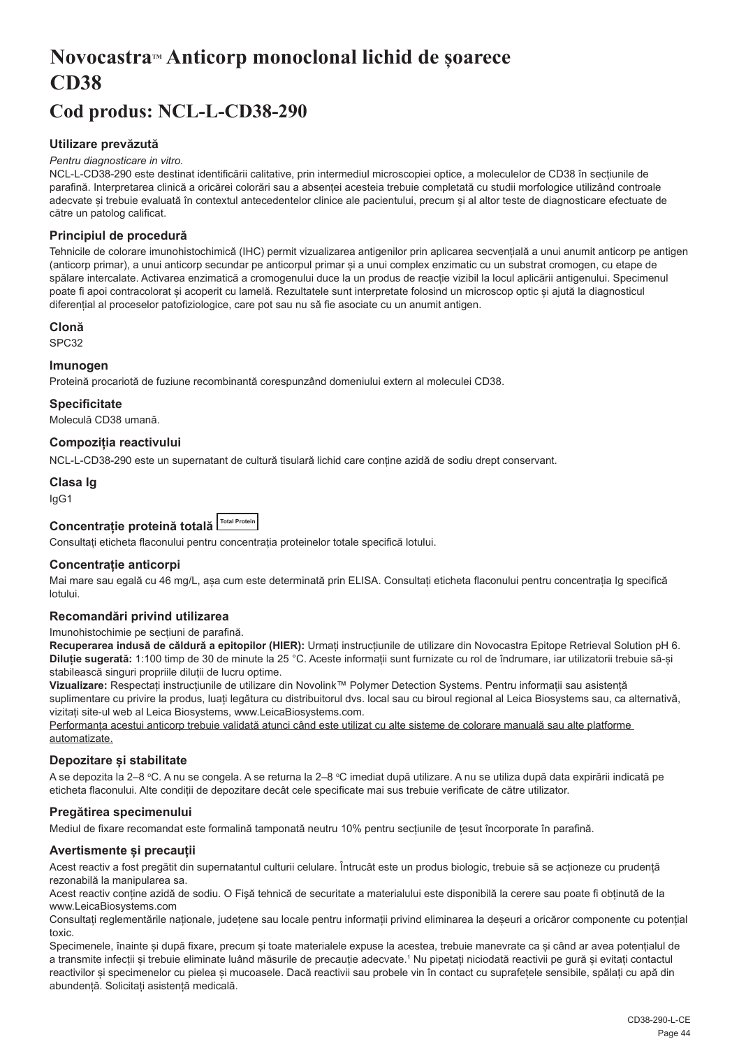# Novocastra™ Anticorp monoclonal lichid de șoarece CD38

# Cod produs: NCL-L-CD38-290

### Utilizare prevăzută

*Pentru diagnosticare in vitro.*

NCL-L-CD38-290 este destinat identificării calitative, prin intermediul microscopiei optice, a moleculelor de CD38 în secțiunile de parafină. Interpretarea clinică a oricărei colorări sau a absenței acesteia trebuie completată cu studii morfologice utilizând controale adecvate și trebuie evaluată în contextul antecedentelor clinice ale pacientului, precum și al altor teste de diagnosticare efectuate de către un patolog calificat.

### Principiul de procedură

Tehnicile de colorare imunohistochimică (IHC) permit vizualizarea antigenilor prin aplicarea secvențială a unui anumit anticorp pe antigen (anticorp primar), a unui anticorp secundar pe anticorpul primar și a unui complex enzimatic cu un substrat cromogen, cu etape de spălare intercalate. Activarea enzimatică a cromogenului duce la un produs de reacție vizibil la locul aplicării antigenului. Specimenul poate fi apoi contracolorat și acoperit cu lamelă. Rezultatele sunt interpretate folosind un microscop optic și ajută la diagnosticul diferențial al proceselor patofiziologice, care pot sau nu să fie asociate cu un anumit antigen.

### Clonă

SPC32

### Imunogen

Proteină procariotă de fuziune recombinantă corespunzând domeniului extern al moleculei CD38.

### Specificitate

Moleculă CD38 umană.

### Compoziția reactivului

NCL-L-CD38-290 este un supernatant de cultură tisulară lichid care conține azidă de sodiu drept conservant.

### Clasa Ig

IgG1

### Concentrație proteină totală Total Protein

Consultați eticheta flaconului pentru concentrația proteinelor totale specifică lotului.

### Concentrație anticorpi

Mai mare sau egală cu 46 mg/L, așa cum este determinată prin ELISA. Consultați eticheta flaconului pentru concentrația Ig specifică lotului.

### Recomandări privind utilizarea

Imunohistochimie pe secțiuni de parafină.

**Recuperarea indusă de căldură a epitopilor (HIER):** Urmați instrucțiunile de utilizare din Novocastra Epitope Retrieval Solution pH 6.

**Diluție sugerată:** 1:100 timp de 30 de minute la 25 °C. Aceste informații sunt furnizate cu rol de îndrumare, iar utilizatorii trebuie să-și stabilească singuri propriile diluții de lucru optime.

**Vizualizare:** Respectați instrucțiunile de utilizare din Novolink™ Polymer Detection Systems. Pentru informații sau asistență suplimentare cu privire la produs, luați legătura cu distribuitorul dvs. local sau cu biroul regional al Leica Biosystems sau, ca alternativă, vizitați site-ul web al Leica Biosystems, www.LeicaBiosystems.com.

Performanța acestui anticorp trebuie validată atunci când este utilizat cu alte sisteme de colorare manuală sau alte platforme automatizate.

### Depozitare și stabilitate

A se depozita la 2–8 °C. A nu se congela. A se returna la 2–8 °C imediat după utilizare. A nu se utiliza după data expirării indicată pe eticheta flaconului. Alte condiții de depozitare decât cele specificate mai sus trebuie verificate de către utilizator.

### Pregătirea specimenului

Mediul de fixare recomandat este formalină tamponată neutru 10% pentru secțiunile de țesut încorporate în parafină.

### Avertismente și precauții

Acest reactiv a fost pregătit din supernatantul culturii celulare. Întrucât este un produs biologic, trebuie să se acționeze cu prudență rezonabilă la manipularea sa.

Acest reactiv conține azidă de sodiu. O Fișă tehnică de securitate a materialului este disponibilă la cerere sau poate fi obținută de la www.LeicaBiosystems.com

Consultați reglementările naționale, județene sau locale pentru informații privind eliminarea la deșeuri a oricăror componente cu potențial toxic.

Specimenele, înainte și după fixare, precum și toate materialele expuse la acestea, trebuie manevrate ca și când ar avea potențialul de a transmite infecții și trebuie eliminate luând măsurile de precauție adecvate.[1] Nu pipetați niciodată reactivii pe gură și evitați contactul reactivilor și specimenelor cu pielea și mucoasele. Dacă reactivii sau probele vin în contact cu suprafețele sensibile, spălați cu apă din abundență. Solicitați asistență medicală.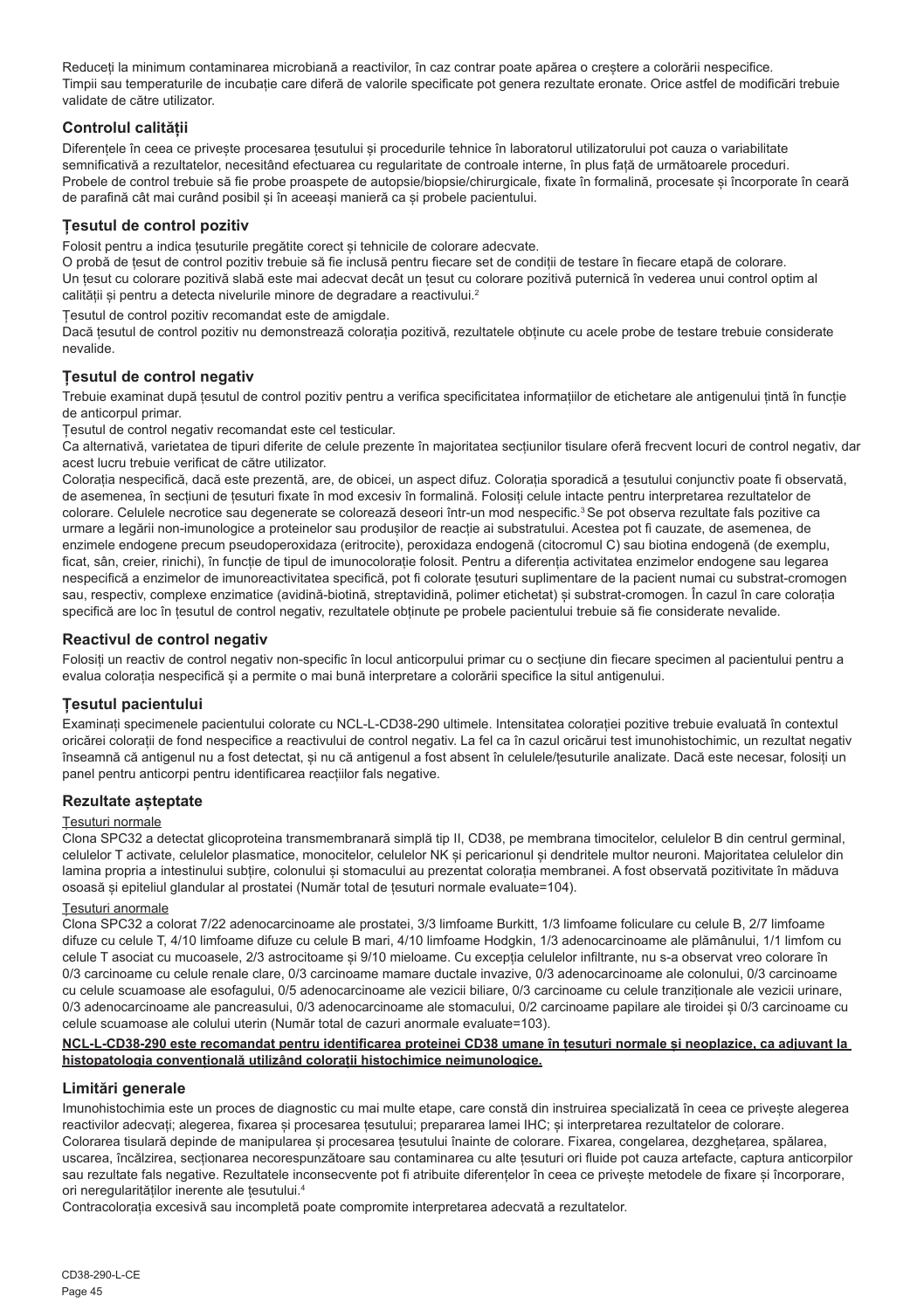Reduceți la minimum contaminarea microbiană a reactivilor, în caz contrar poate apărea o creștere a colorării nespecifice.
Timpii sau temperaturile de incubație care diferă de valorile specificate pot genera rezultate eronate. Orice astfel de modificări trebuie validate de către utilizator.

## Controlul calității

Diferențele în ceea ce privește procesarea țesutului și procedurile tehnice în laboratorul utilizatorului pot cauza o variabilitate semnificativă a rezultatelor, necesitând efectuarea cu regularitate de controale interne, în plus față de următoarele proceduri.
Probele de control trebuie să fie probe proaspete de autopsie/biopsie/chirurgicale, fixate în formalină, procesate și încorporate în ceară de parafină cât mai curând posibil și în aceeași manieră ca și probele pacientului.

## Țesutul de control pozitiv

Folosit pentru a indica țesuturile pregătite corect și tehnicile de colorare adecvate.
O probă de țesut de control pozitiv trebuie să fie inclusă pentru fiecare set de condiții de testare în fiecare etapă de colorare.
Un țesut cu colorare pozitivă slabă este mai adecvat decât un țesut cu colorare pozitivă puternică în vederea unui control optim al calității și pentru a detecta nivelurile minore de degradare a reactivului.[2]

Țesutul de control pozitiv recomandat este de amigdale.
Dacă țesutul de control pozitiv nu demonstrează colorația pozitivă, rezultatele obținute cu acele probe de testare trebuie considerate nevalide.

## Țesutul de control negativ

Trebuie examinat după țesutul de control pozitiv pentru a verifica specificitatea informațiilor de etichetare ale antigenului țintă în funcție de anticorpul primar.
Țesutul de control negativ recomandat este cel testicular.
Ca alternativă, varietatea de tipuri diferite de celule prezente în majoritatea secțiunilor tisulare oferă frecvent locuri de control negativ, dar acest lucru trebuie verificat de către utilizator.
Colorația nespecifică, dacă este prezentă, are, de obicei, un aspect difuz. Colorația sporadică a țesutului conjunctiv poate fi observată, de asemenea, în secțiuni de țesuturi fixate în mod excesiv în formalină. Folosiți celule intacte pentru interpretarea rezultatelor de colorare. Celulele necrotice sau degenerate se colorează deseori într-un mod nespecific.[3] Se pot observa rezultate fals pozitive ca urmare a legării non-imunologice a proteinelor sau produșilor de reacție ai substratului. Acestea pot fi cauzate, de asemenea, de enzimele endogene precum pseudoperoxidaza (eritrocite), peroxidaza endogenă (citocromul C) sau biotina endogenă (de exemplu, ficat, sân, creier, rinichi), în funcție de tipul de imunocolorație folosit. Pentru a diferenția activitatea enzimelor endogene sau legarea nespecifică a enzimelor de imunoreactivitatea specifică, pot fi colorate țesuturi suplimentare de la pacient numai cu substrat-cromogen sau, respectiv, complexe enzimatice (avidină-biotină, streptavidină, polimer etichetat) și substrat-cromogen. În cazul în care colorația specifică are loc în țesutul de control negativ, rezultatele obținute pe probele pacientului trebuie să fie considerate nevalide.

## Reactivul de control negativ

Folosiți un reactiv de control negativ non-specific în locul anticorpului primar cu o secțiune din fiecare specimen al pacientului pentru a evalua colorația nespecifică și a permite o mai bună interpretare a colorării specifice la situl antigenului.

## Țesutul pacientului

Examinați specimenele pacientului colorate cu NCL-L-CD38-290 ultimele. Intensitatea colorației pozitive trebuie evaluată în contextul oricărei colorații de fond nespecifice a reactivului de control negativ. La fel ca în cazul oricărui test imunohistochimic, un rezultat negativ înseamnă că antigenul nu a fost detectat, și nu că antigenul a fost absent în celulele/țesuturile analizate. Dacă este necesar, folosiți un panel pentru anticorpi pentru identificarea reacțiilor fals negative.

## Rezultate așteptate

Țesuturi normale

Clona SPC32 a detectat glicoproteina transmembranară simplă tip II, CD38, pe membrana timocitelor, celulelor B din centrul germinal, celulelor T activate, celulelor plasmatice, monocitelor, celulelor NK și pericarionul și dendritele multor neuroni. Majoritatea celulelor din lamina propria a intestinului subțire, colonului și stomacului au prezentat colorația membranei. A fost observată pozitivitate în măduva osoasă și epiteliul glandular al prostatei (Număr total de țesuturi normale evaluate=104).

Țesuturi anormale

Clona SPC32 a colorat 7/22 adenocarcinoame ale prostatei, 3/3 limfoame Burkitt, 1/3 limfoame foliculare cu celule B, 2/7 limfoame difuze cu celule T, 4/10 limfoame difuze cu celule B mari, 4/10 limfoame Hodgkin, 1/3 adenocarcinoame ale plămânului, 1/1 limfom cu celule T asociat cu mucoasele, 2/3 astrocitoame și 9/10 mieloame. Cu excepția celulelor infiltrante, nu s-a observat vreo colorare în 0/3 carcinoame cu celule renale clare, 0/3 carcinoame mamare ductale invazive, 0/3 adenocarcinoame ale colonului, 0/3 carcinoame cu celule scuamoase ale esofagului, 0/5 adenocarcinoame ale vezicii biliare, 0/3 carcinoame cu celule tranziționale ale vezicii urinare, 0/3 adenocarcinoame ale pancreasului, 0/3 adenocarcinoame ale stomacului, 0/2 carcinoame papilare ale tiroidei și 0/3 carcinoame cu celule scuamoase ale colului uterin (Număr total de cazuri anormale evaluate=103).

**NCL-L-CD38-290 este recomandat pentru identificarea proteinei CD38 umane în țesuturi normale și neoplazice, ca adjuvant la histopatologia convențională utilizând colorații histochimice neimunologice.**

## Limitări generale

Imunohistochimia este un proces de diagnostic cu mai multe etape, care constă din instruirea specializată în ceea ce privește alegerea reactivilor adecvați; alegerea, fixarea și procesarea țesutului; prepararea lamei IHC; și interpretarea rezultatelor de colorare.
Colorarea tisulară depinde de manipularea și procesarea țesutului înainte de colorare. Fixarea, congelarea, dezghețarea, spălarea, uscarea, încălzirea, secționarea necorespunzătoare sau contaminarea cu alte țesuturi ori fluide pot cauza artefacte, captura anticorpilor sau rezultate fals negative. Rezultatele inconsecvente pot fi atribuite diferențelor în ceea ce privește metodele de fixare și încorporare, ori neregularităților inerente ale țesutului.[4]
Contracolorația excesivă sau incompletă poate compromite interpretarea adecvată a rezultatelor.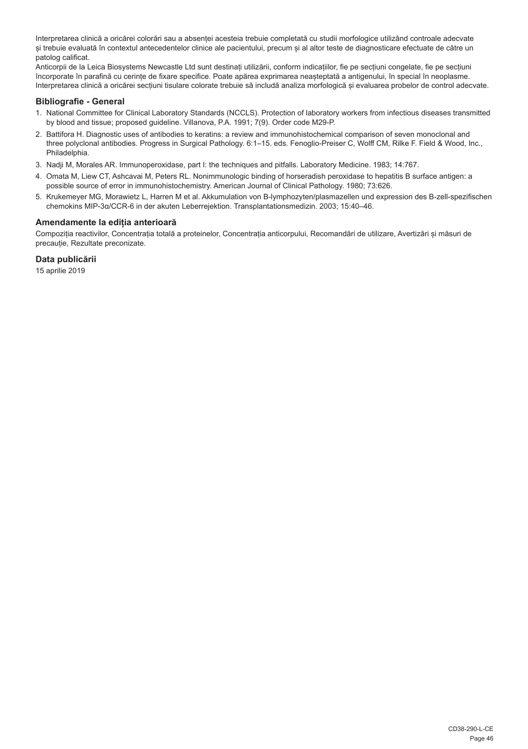Interpretarea clinică a oricărei colorări sau a absenței acesteia trebuie completată cu studii morfologice utilizând controale adecvate și trebuie evaluată în contextul antecedentelor clinice ale pacientului, precum și al altor teste de diagnosticare efectuate de către un patolog calificat.
Anticorpii de la Leica Biosystems Newcastle Ltd sunt destinați utilizării, conform indicațiilor, fie pe secțiuni congelate, fie pe secțiuni încorporate în parafină cu cerințe de fixare specifice. Poate apărea exprimarea neașteptată a antigenului, în special în neoplasme. Interpretarea clinică a oricărei secțiuni tisulare colorate trebuie să includă analiza morfologică și evaluarea probelor de control adecvate.

## Bibliografie - General

1. National Committee for Clinical Laboratory Standards (NCCLS). Protection of laboratory workers from infectious diseases transmitted by blood and tissue; proposed guideline. Villanova, P.A. 1991; 7(9). Order code M29-P.
2. Battifora H. Diagnostic uses of antibodies to keratins: a review and immunohistochemical comparison of seven monoclonal and three polyclonal antibodies. Progress in Surgical Pathology. 6:1–15. eds. Fenoglio-Preiser C, Wolff CM, Rilke F. Field & Wood, Inc., Philadelphia.
3. Nadji M, Morales AR. Immunoperoxidase, part I: the techniques and pitfalls. Laboratory Medicine. 1983; 14:767.
4. Omata M, Liew CT, Ashcavai M, Peters RL. Nonimmunologic binding of horseradish peroxidase to hepatitis B surface antigen: a possible source of error in immunohistochemistry. American Journal of Clinical Pathology. 1980; 73:626.
5. Krukemeyer MG, Morawietz L, Harren M et al. Akkumulation von B-lymphozyten/plasmazellen und expression des B-zell-spezifischen chemokins MIP-3α/CCR-6 in der akuten Leberrejektion. Transplantationsmedizin. 2003; 15:40–46.

## Amendamente la ediția anterioară

Compoziția reactivilor, Concentrația totală a proteinelor, Concentrația anticorpului, Recomandări de utilizare, Avertizări și măsuri de precauție, Rezultate preconizate.

## Data publicării

15 aprilie 2019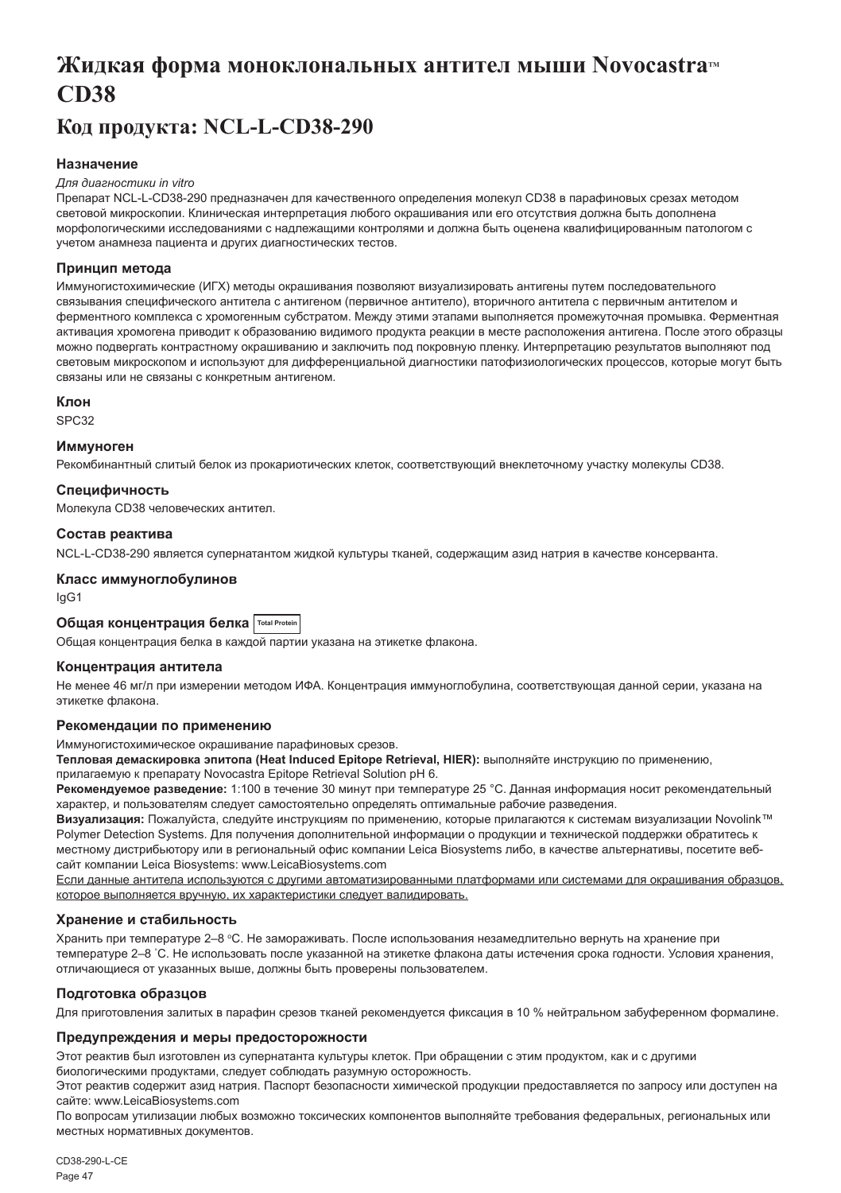# Жидкая форма моноклональных антител мыши Novocastra™ CD38

## Код продукта: NCL-L-CD38-290

### Назначение

*Для диагностики in vitro*

Препарат NCL-L-CD38-290 предназначен для качественного определения молекул CD38 в парафиновых срезах методом световой микроскопии. Клиническая интерпретация любого окрашивания или его отсутствия должна быть дополнена морфологическими исследованиями с надлежащими контролями и должна быть оценена квалифицированным патологом с учетом анамнеза пациента и других диагностических тестов.

### Принцип метода

Иммуногистохимические (ИГХ) методы окрашивания позволяют визуализировать антигены путем последовательного связывания специфического антитела с антигеном (первичное антитело), вторичного антитела с первичным антителом и ферментного комплекса с хромогенным субстратом. Между этими этапами выполняется промежуточная промывка. Ферментная активация хромогена приводит к образованию видимого продукта реакции в месте расположения антигена. После этого образцы можно подвергать контрастному окрашиванию и заключить под покровную пленку. Интерпретацию результатов выполняют под световым микроскопом и используют для дифференциальной диагностики патофизиологических процессов, которые могут быть связаны или не связаны с конкретным антигеном.

### Клон

SPC32

### Иммуноген

Рекомбинантный слитый белок из прокариотических клеток, соответствующий внеклеточному участку молекулы CD38.

### Специфичность

Молекула CD38 человеческих антител.

### Состав реактива

NCL-L-CD38-290 является супернатантом жидкой культуры тканей, содержащим азид натрия в качестве консерванта.

### Класс иммуноглобулинов

IgG1

### Общая концентрация белка Total Protein

Общая концентрация белка в каждой партии указана на этикетке флакона.

### Концентрация антитела

Не менее 46 мг/л при измерении методом ИФА. Концентрация иммуноглобулина, соответствующая данной серии, указана на этикетке флакона.

### Рекомендации по применению

Иммуногистохимическое окрашивание парафиновых срезов.

**Тепловая демаскировка эпитопа (Heat Induced Epitope Retrieval, HIER):** выполняйте инструкцию по применению, прилагаемую к препарату Novocastra Epitope Retrieval Solution pH 6.

**Рекомендуемое разведение:** 1:100 в течение 30 минут при температуре 25 °C. Данная информация носит рекомендательный характер, и пользователям следует самостоятельно определять оптимальные рабочие разведения.

**Визуализация:** Пожалуйста, следуйте инструкциям по применению, которые прилагаются к системам визуализации Novolink™ Polymer Detection Systems. Для получения дополнительной информации о продукции и технической поддержки обратитесь к местному дистрибьютору или в региональный офис компании Leica Biosystems либо, в качестве альтернативы, посетите веб-сайт компании Leica Biosystems: www.LeicaBiosystems.com

Если данные антитела используются с другими автоматизированными платформами или системами для окрашивания образцов, которое выполняется вручную, их характеристики следует валидировать.

### Хранение и стабильность

Хранить при температуре 2–8 °C. Не замораживать. После использования незамедлительно вернуть на хранение при температуре 2–8 °C. Не использовать после указанной на этикетке флакона даты истечения срока годности. Условия хранения, отличающиеся от указанных выше, должны быть проверены пользователем.

### Подготовка образцов

Для приготовления залитых в парафин срезов тканей рекомендуется фиксация в 10 % нейтральном забуференном формалине.

### Предупреждения и меры предосторожности

Этот реактив был изготовлен из супернатанта культуры клеток. При обращении с этим продуктом, как и с другими биологическими продуктами, следует соблюдать разумную осторожность.

Этот реактив содержит азид натрия. Паспорт безопасности химической продукции предоставляется по запросу или доступен на сайте: www.LeicaBiosystems.com

По вопросам утилизации любых возможно токсических компонентов выполняйте требования федеральных, региональных или местных нормативных документов.

CD38-290-L-CE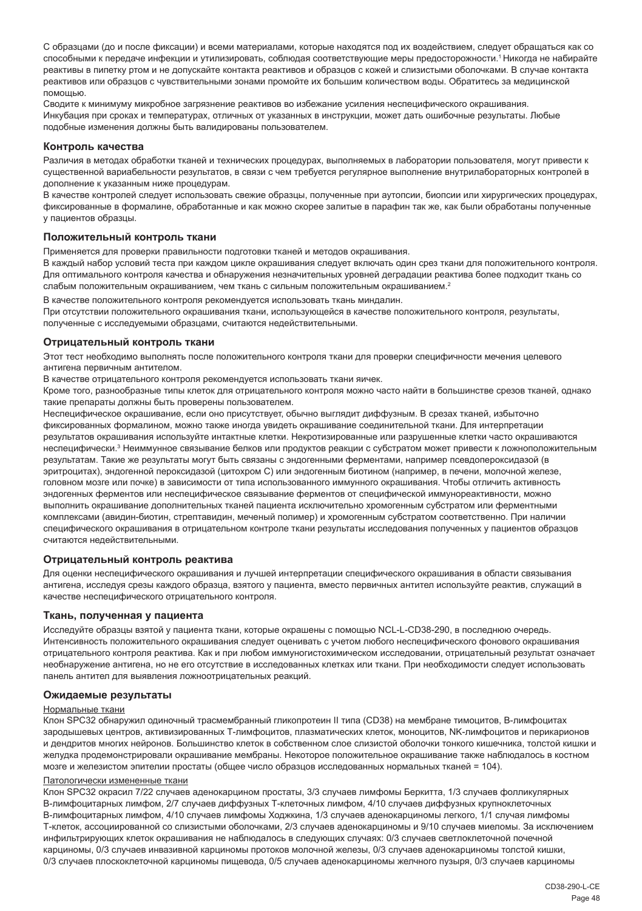С образцами (до и после фиксации) и всеми материалами, которые находятся под их воздействием, следует обращаться как со способными к передаче инфекции и утилизировать, соблюдая соответствующие меры предосторожности.[1] Никогда не набирайте реактивы в пипетку ртом и не допускайте контакта реактивов и образцов с кожей и слизистыми оболочками. В случае контакта реактивов или образцов с чувствительными зонами промойте их большим количеством воды. Обратитесь за медицинской помощью.

Сводите к минимуму микробное загрязнение реактивов во избежание усиления неспецифического окрашивания.

Инкубация при сроках и температурах, отличных от указанных в инструкции, может дать ошибочные результаты. Любые подобные изменения должны быть валидированы пользователем.

### Контроль качества

Различия в методах обработки тканей и технических процедурах, выполняемых в лаборатории пользователя, могут привести к существенной вариабельности результатов, в связи с чем требуется регулярное выполнение внутрилабораторных контролей в дополнение к указанным ниже процедурам.

В качестве контролей следует использовать свежие образцы, полученные при аутопсии, биопсии или хирургических процедурах, фиксированные в формалине, обработанные и как можно скорее залитые в парафин так же, как были обработаны полученные у пациентов образцы.

### Положительный контроль ткани

Применяется для проверки правильности подготовки тканей и методов окрашивания.

В каждый набор условий теста при каждом цикле окрашивания следует включать один срез ткани для положительного контроля. Для оптимального контроля качества и обнаружения незначительных уровней деградации реактива более подходит ткань со слабым положительным окрашиванием, чем ткань с сильным положительным окрашиванием.[2]

В качестве положительного контроля рекомендуется использовать ткань миндалин.

При отсутствии положительного окрашивания ткани, использующейся в качестве положительного контроля, результаты, полученные с исследуемыми образцами, считаются недействительными.

### Отрицательный контроль ткани

Этот тест необходимо выполнять после положительного контроля ткани для проверки специфичности мечения целевого антигена первичным антителом.

В качестве отрицательного контроля рекомендуется использовать ткани яичек.

Кроме того, разнообразные типы клеток для отрицательного контроля можно часто найти в большинстве срезов тканей, однако такие препараты должны быть проверены пользователем.

Неспецифическое окрашивание, если оно присутствует, обычно выглядит диффузным. В срезах тканей, избыточно фиксированных формалином, можно также иногда увидеть окрашивание соединительной ткани. Для интерпретации результатов окрашивания используйте интактные клетки. Некротизированные или разрушенные клетки часто окрашиваются неспецифически.[3] Неиммунное связывание белков или продуктов реакции с субстратом может привести к ложноположительным результатам. Такие же результаты могут быть связаны с эндогенными ферментами, например псевдопероксидазой (в эритроцитах), эндогенной пероксидазой (цитохром C) или эндогенным биотином (например, в печени, молочной железе, головном мозге или почке) в зависимости от типа использованного иммунного окрашивания. Чтобы отличить активность эндогенных ферментов или неспецифическое связывание ферментов от специфической иммунореактивности, можно выполнить окрашивание дополнительных тканей пациента исключительно хромогенным субстратом или ферментными комплексами (авидин-биотин, стрептавидин, меченый полимер) и хромогенным субстратом соответственно. При наличии специфического окрашивания в отрицательном контроле ткани результаты исследования полученных у пациентов образцов считаются недействительными.

### Отрицательный контроль реактива

Для оценки неспецифического окрашивания и лучшей интерпретации специфического окрашивания в области связывания антигена, исследуя срезы каждого образца, взятого у пациента, вместо первичных антител используйте реактив, служащий в качестве неспецифического отрицательного контроля.

### Ткань, полученная у пациента

Исследуйте образцы взятой у пациента ткани, которые окрашены с помощью NCL-L-CD38-290, в последнюю очередь. Интенсивность положительного окрашивания следует оценивать с учетом любого неспецифического фонового окрашивания отрицательного контроля реактива. Как и при любом иммуногистохимическом исследовании, отрицательный результат означает необнаружение антигена, но не его отсутствие в исследованных клетках или ткани. При необходимости следует использовать панель антител для выявления ложноотрицательных реакций.

### Ожидаемые результаты

Нормальные ткани

Клон SPC32 обнаружил одиночный трасмембранный гликопротеин II типа (CD38) на мембране тимоцитов, B-лимфоцитах зародышевых центров, активизированных T-лимфоцитов, плазматических клеток, моноцитов, NK-лимфоцитов и перикарионов и дендритов многих нейронов. Большинство клеток в собственном слое слизистой оболочки тонкого кишечника, толстой кишки и желудка продемонстрировали окрашивание мембраны. Некоторое положительное окрашивание также наблюдалось в костном мозге и железистом эпителии простаты (общее число образцов исследованных нормальных тканей = 104).

Патологически измененные ткани

Клон SPC32 окрасил 7/22 случаев аденокарцином простаты, 3/3 случаев лимфомы Беркитта, 1/3 случаев фолликулярных B-лимфоцитарных лимфом, 2/7 случаев диффузных T-клеточных лимфом, 4/10 случаев диффузных крупноклеточных B-лимфоцитарных лимфом, 4/10 случаев лимфомы Ходжкина, 1/3 случаев аденокарциномы легкого, 1/1 случая лимфомы T-клеток, ассоциированной со слизистыми оболочками, 2/3 случаев аденокарциномы и 9/10 случаев миеломы. За исключением инфильтрирующих клеток окрашивания не наблюдалось в следующих случаях: 0/3 случаев светлоклеточной почечной карциномы, 0/3 случаев инвазивной карциномы протоков молочной железы, 0/3 случаев аденокарциномы толстой кишки, 0/3 случаев плоскоклеточной карциномы пищевода, 0/5 случаев аденокарциномы желчного пузыря, 0/3 случаев карциномы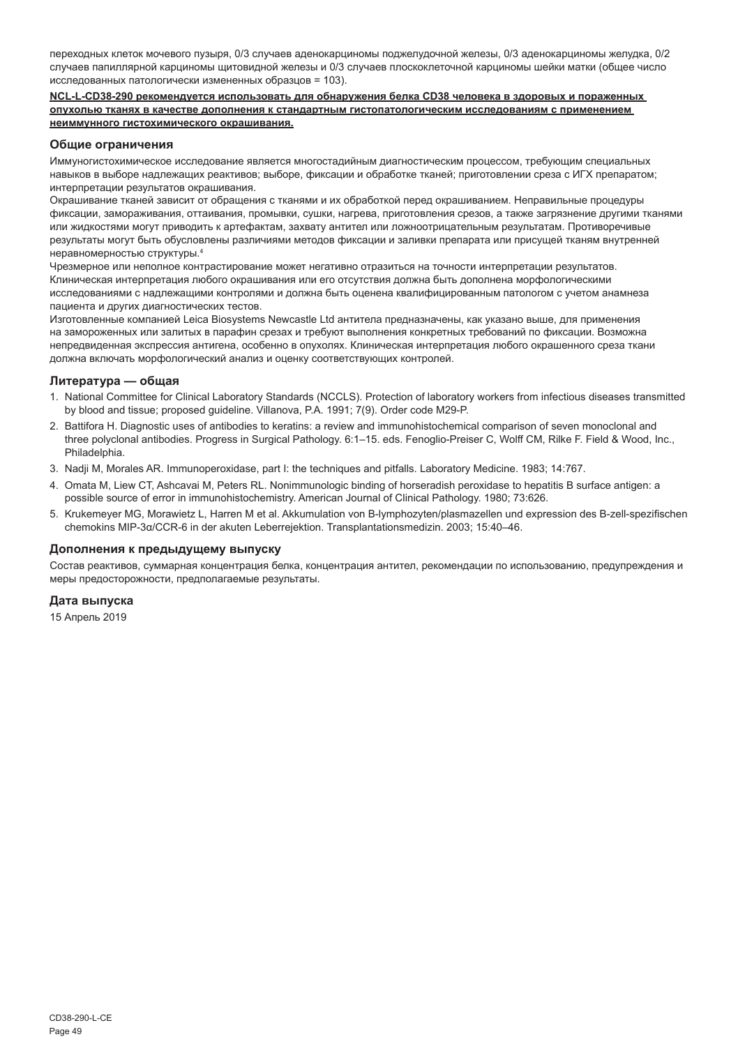переходных клеток мочевого пузыря, 0/3 случаев аденокарциномы поджелудочной железы, 0/3 аденокарциномы желудка, 0/2 случаев папиллярной карциномы щитовидной железы и 0/3 случаев плоскоклеточной карциномы шейки матки (общее число исследованных патологически измененных образцов = 103).

**NCL-L-CD38-290 рекомендуется использовать для обнаружения белка CD38 человека в здоровых и пораженных опухолью тканях в качестве дополнения к стандартным гистопатологическим исследованиям с применением неиммунного гистохимического окрашивания.**

## Общие ограничения

Иммуногистохимическое исследование является многостадийным диагностическим процессом, требующим специальных навыков в выборе надлежащих реактивов; выборе, фиксации и обработке тканей; приготовлении среза с ИГХ препаратом; интерпретации результатов окрашивания.

Окрашивание тканей зависит от обращения с тканями и их обработкой перед окрашиванием. Неправильные процедуры фиксации, замораживания, оттаивания, промывки, сушки, нагрева, приготовления срезов, а также загрязнение другими тканями или жидкостями могут приводить к артефактам, захвату антител или ложноотрицательным результатам. Противоречивые результаты могут быть обусловлены различиями методов фиксации и заливки препарата или присущей тканям внутренней неравномерностью структуры.[4]

Чрезмерное или неполное контрастирование может негативно отразиться на точности интерпретации результатов. Клиническая интерпретация любого окрашивания или его отсутствия должна быть дополнена морфологическими исследованиями с надлежащими контролями и должна быть оценена квалифицированным патологом с учетом анамнеза пациента и других диагностических тестов.

Изготовленные компанией Leica Biosystems Newcastle Ltd антитела предназначены, как указано выше, для применения на замороженных или залитых в парафин срезах и требуют выполнения конкретных требований по фиксации. Возможна непредвиденная экспрессия антигена, особенно в опухолях. Клиническая интерпретация любого окрашенного среза ткани должна включать морфологический анализ и оценку соответствующих контролей.

## Литература — общая

1. National Committee for Clinical Laboratory Standards (NCCLS). Protection of laboratory workers from infectious diseases transmitted by blood and tissue; proposed guideline. Villanova, P.A. 1991; 7(9). Order code M29-P.
2. Battifora H. Diagnostic uses of antibodies to keratins: a review and immunohistochemical comparison of seven monoclonal and three polyclonal antibodies. Progress in Surgical Pathology. 6:1–15. eds. Fenoglio-Preiser C, Wolff CM, Rilke F. Field & Wood, Inc., Philadelphia.
3. Nadji M, Morales AR. Immunoperoxidase, part I: the techniques and pitfalls. Laboratory Medicine. 1983; 14:767.
4. Omata M, Liew CT, Ashcavai M, Peters RL. Nonimmunologic binding of horseradish peroxidase to hepatitis B surface antigen: a possible source of error in immunohistochemistry. American Journal of Clinical Pathology. 1980; 73:626.
5. Krukemeyer MG, Morawietz L, Harren M et al. Akkumulation von B-lymphozyten/plasmazellen und expression des B-zell-spezifischen chemokins MIP-3α/CCR-6 in der akuten Leberrejektion. Transplantationsmedizin. 2003; 15:40–46.

## Дополнения к предыдущему выпуску

Состав реактивов, суммарная концентрация белка, концентрация антител, рекомендации по использованию, предупреждения и меры предосторожности, предполагаемые результаты.

## Дата выпуска

15 Апрель 2019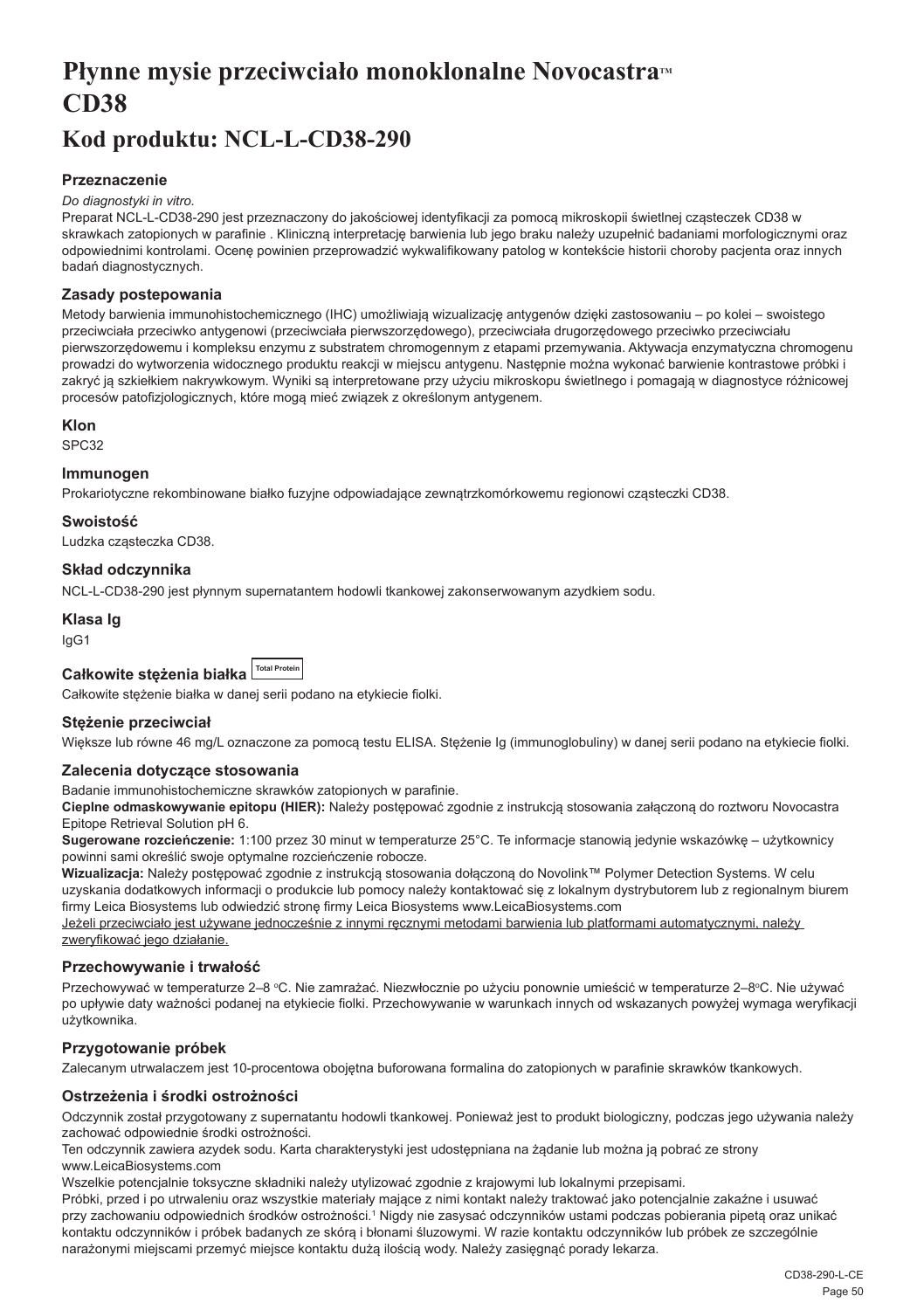# Płynne mysie przeciwciało monoklonalne Novocastra™ CD38

# Kod produktu: NCL-L-CD38-290

## Przeznaczenie

*Do diagnostyki in vitro.*

Preparat NCL-L-CD38-290 jest przeznaczony do jakościowej identyfikacji za pomocą mikroskopii świetlnej cząsteczek CD38 w skrawkach zatopionych w parafinie . Kliniczną interpretację barwienia lub jego braku należy uzupełnić badaniami morfologicznymi oraz odpowiednimi kontrolami. Ocenę powinien przeprowadzić wykwalifikowany patolog w kontekście historii choroby pacjenta oraz innych badań diagnostycznych.

## Zasady postepowania

Metody barwienia immunohistochemicznego (IHC) umożliwiają wizualizację antygenów dzięki zastosowaniu – po kolei – swoistego przeciwciała przeciwko antygenowi (przeciwciała pierwszorzędowego), przeciwciała drugorzędowego przeciwko przeciwciału pierwszorzędowemu i kompleksu enzymu z substratem chromogennym z etapami przemywania. Aktywacja enzymatyczna chromogenu prowadzi do wytworzenia widocznego produktu reakcji w miejscu antygenu. Następnie można wykonać barwienie kontrastowe próbki i zakryć ją szkiełkiem nakrywkowym. Wyniki są interpretowane przy użyciu mikroskopu świetlnego i pomagają w diagnostyce różnicowej procesów patofizjologicznych, które mogą mieć związek z określonym antygenem.

## Klon

SPC32

## Immunogen

Prokariotyczne rekombinowane białko fuzyjne odpowiadające zewnątrzkomórkowemu regionowi cząsteczki CD38.

## Swoistość

Ludzka cząsteczka CD38.

## Skład odczynnika

NCL-L-CD38-290 jest płynnym supernatantem hodowli tkankowej zakonserwowanym azydkiem sodu.

## Klasa Ig

IgG1

## Całkowite stężenia białka Total Protein

Całkowite stężenie białka w danej serii podano na etykiecie fiolki.

## Stężenie przeciwciał

Większe lub równe 46 mg/L oznaczone za pomocą testu ELISA. Stężenie Ig (immunoglobuliny) w danej serii podano na etykiecie fiolki.

## Zalecenia dotyczące stosowania

Badanie immunohistochemiczne skrawków zatopionych w parafinie.

**Cieplne odmaskowywanie epitopu (HIER):** Należy postępować zgodnie z instrukcją stosowania załączoną do roztworu Novocastra Epitope Retrieval Solution pH 6.

**Sugerowane rozcieńczenie:** 1:100 przez 30 minut w temperaturze 25°C. Te informacje stanowią jedynie wskazówkę – użytkownicy powinni sami określić swoje optymalne rozcieńczenie robocze.

**Wizualizacja:** Należy postępować zgodnie z instrukcją stosowania dołączoną do Novolink™ Polymer Detection Systems. W celu uzyskania dodatkowych informacji o produkcie lub pomocy należy kontaktować się z lokalnym dystrybutorem lub z regionalnym biurem firmy Leica Biosystems lub odwiedzić stronę firmy Leica Biosystems www.LeicaBiosystems.com

Jeżeli przeciwciało jest używane jednocześnie z innymi ręcznymi metodami barwienia lub platformami automatycznymi, należy zweryfikować jego działanie.

## Przechowywanie i trwałość

Przechowywać w temperaturze 2–8 °C. Nie zamrażać. Niezwłocznie po użyciu ponownie umieścić w temperaturze 2–8°C. Nie używać po upływie daty ważności podanej na etykiecie fiolki. Przechowywanie w warunkach innych od wskazanych powyżej wymaga weryfikacji użytkownika.

## Przygotowanie próbek

Zalecanym utrwalaczem jest 10-procentowa obojętna buforowana formalina do zatopionych w parafinie skrawków tkankowych.

## Ostrzeżenia i środki ostrożności

Odczynnik został przygotowany z supernatantu hodowli tkankowej. Ponieważ jest to produkt biologiczny, podczas jego używania należy zachować odpowiednie środki ostrożności.

Ten odczynnik zawiera azydek sodu. Karta charakterystyki jest udostępniana na żądanie lub można ją pobrać ze strony www.LeicaBiosystems.com

Wszelkie potencjalnie toksyczne składniki należy utylizować zgodnie z krajowymi lub lokalnymi przepisami.

Próbki, przed i po utrwaleniu oraz wszystkie materiały mające z nimi kontakt należy traktować jako potencjalnie zakaźne i usuwać przy zachowaniu odpowiednich środków ostrożności.[1] Nigdy nie zasysać odczynników ustami podczas pobierania pipetą oraz unikać kontaktu odczynników i próbek badanych ze skórą i błonami śluzowymi. W razie kontaktu odczynników lub próbek ze szczególnie narażonymi miejscami przemyć miejsce kontaktu dużą ilością wody. Należy zasięgnąć porady lekarza.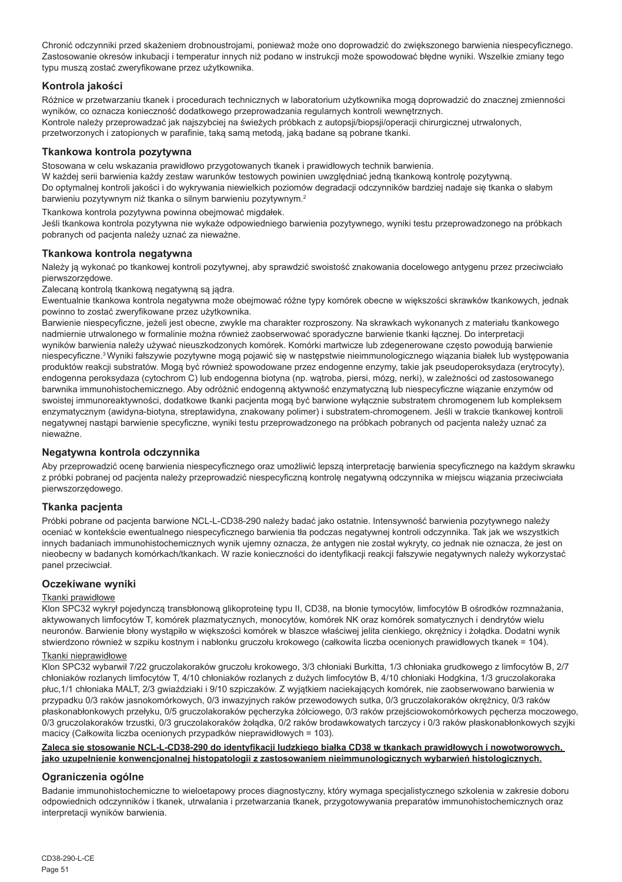Chronić odczynniki przed skażeniem drobnoustrojami, ponieważ może ono doprowadzić do zwiększonego barwienia niespecyficznego. Zastosowanie okresów inkubacji i temperatur innych niż podano w instrukcji może spowodować błędne wyniki. Wszelkie zmiany tego typu muszą zostać zweryfikowane przez użytkownika.

## Kontrola jakości

Różnice w przetwarzaniu tkanek i procedurach technicznych w laboratorium użytkownika mogą doprowadzić do znacznej zmienności wyników, co oznacza konieczność dodatkowego przeprowadzania regularnych kontroli wewnętrznych.
Kontrole należy przeprowadzać jak najszybciej na świeżych próbkach z autopsji/biopsji/operacji chirurgicznej utrwalonych, przetworzonych i zatopionych w parafinie, taką samą metodą, jaką badane są pobrane tkanki.

## Tkankowa kontrola pozytywna

Stosowana w celu wskazania prawidłowo przygotowanych tkanek i prawidłowych technik barwienia.
W każdej serii barwienia każdy zestaw warunków testowych powinien uwzględniać jedną tkankową kontrolę pozytywną.
Do optymalnej kontroli jakości i do wykrywania niewielkich poziomów degradacji odczynników bardziej nadaje się tkanka o słabym barwieniu pozytywnym niż tkanka o silnym barwieniu pozytywnym.[2]

Tkankowa kontrola pozytywna powinna obejmować migdałek.
Jeśli tkankowa kontrola pozytywna nie wykaże odpowiedniego barwienia pozytywnego, wyniki testu przeprowadzonego na próbkach pobranych od pacjenta należy uznać za nieważne.

## Tkankowa kontrola negatywna

Należy ją wykonać po tkankowej kontroli pozytywnej, aby sprawdzić swoistość znakowania docelowego antygenu przez przeciwciało pierwszorzędowe.
Zalecaną kontrolą tkankową negatywną są jądra.
Ewentualnie tkankowa kontrola negatywna może obejmować różne typy komórek obecne w większości skrawków tkankowych, jednak powinno to zostać zweryfikowane przez użytkownika.
Barwienie niespecyficzne, jeżeli jest obecne, zwykle ma charakter rozproszony. Na skrawkach wykonanych z materiału tkankowego nadmiernie utrwalonego w formalinie można również zaobserwować sporadyczne barwienie tkanki łącznej. Do interpretacji wyników barwienia należy używać nieuszkodzonych komórek. Komórki martwicze lub zdegenerowane często powodują barwienie niespecyficzne.[3] Wyniki fałszywie pozytywne mogą pojawić się w następstwie nieimmunologicznego wiązania białek lub występowania produktów reakcji substratów. Mogą być również spowodowane przez endogenne enzymy, takie jak pseudoperoksydaza (erytrocyty), endogenna peroksydaza (cytochrom C) lub endogenna biotyna (np. wątroba, piersi, mózg, nerki), w zależności od zastosowanego barwnika immunohistochemicznego. Aby odróżnić endogenną aktywność enzymatyczną lub niespecyficzne wiązanie enzymów od swoistej immunoreaktywności, dodatkowe tkanki pacjenta mogą być barwione wyłącznie substratem chromogenem lub kompleksem enzymatycznym (awidyna-biotyna, streptawidyna, znakowany polimer) i substratem-chromogenem. Jeśli w trakcie tkankowej kontroli negatywnej nastąpi barwienie specyficzne, wyniki testu przeprowadzonego na próbkach pobranych od pacjenta należy uznać za nieważne.

## Negatywna kontrola odczynnika

Aby przeprowadzić ocenę barwienia niespecyficznego oraz umożliwić lepszą interpretację barwienia specyficznego na każdym skrawku z próbki pobranej od pacjenta należy przeprowadzić niespecyficzną kontrolę negatywną odczynnika w miejscu wiązania przeciwciała pierwszorzędowego.

## Tkanka pacjenta

Próbki pobrane od pacjenta barwione NCL-L-CD38-290 należy badać jako ostatnie. Intensywność barwienia pozytywnego należy oceniać w kontekście ewentualnego niespecyficznego barwienia tła podczas negatywnej kontroli odczynnika. Tak jak we wszystkich innych badaniach immunohistochemicznych wynik ujemny oznacza, że antygen nie został wykryty, co jednak nie oznacza, że jest on nieobecny w badanych komórkach/tkankach. W razie konieczności do identyfikacji reakcji fałszywie negatywnych należy wykorzystać panel przeciwciał.

## Oczekiwane wyniki

Tkanki prawidłowe

Klon SPC32 wykrył pojedynczą transbłonową glikoproteinę typu II, CD38, na błonie tymocytów, limfocytów B ośrodków rozmnażania, aktywowanych limfocytów T, komórek plazmatycznych, monocytów, komórek NK oraz komórek somatycznych i dendrytów wielu neuronów. Barwienie błony wystąpiło w większości komórek w blaszce właściwej jelita cienkiego, okrężnicy i żołądka. Dodatni wynik stwierdzono również w szpiku kostnym i nabłonku gruczołu krokowego (całkowita liczba ocenionych prawidłowych tkanek = 104).

Tkanki nieprawidłowe

Klon SPC32 wybarwił 7/22 gruczolakoraków gruczołu krokowego, 3/3 chłoniaki Burkitta, 1/3 chłoniaka grudkowego z limfocytów B, 2/7 chłoniaków rozlanych limfocytów T, 4/10 chłoniaków rozlanych z dużych limfocytów B, 4/10 chłoniaki Hodgkina, 1/3 gruczolakoraka płuc,1/1 chłoniaka MALT, 2/3 gwiaździaki i 9/10 szpiczaków. Z wyjątkiem naciekających komórek, nie zaobserwowano barwienia w przypadku 0/3 raków jasnokomórkowych, 0/3 inwazyjnych raków przewodowych sutka, 0/3 gruczolakoraków okrężnicy, 0/3 raków płaskonabłonkowych przełyku, 0/5 gruczolakoraków pęcherzyka żółciowego, 0/3 raków przejściowokomórkowych pęcherza moczowego, 0/3 gruczolakoraków trzustki, 0/3 gruczolakoraków żołądka, 0/2 raków brodawkowatych tarczycy i 0/3 raków płaskonabłonkowych szyjki macicy (Całkowita liczba ocenionych przypadków nieprawidłowych = 103).

**Zaleca się stosowanie NCL-L-CD38-290 do identyfikacji ludzkiego białka CD38 w tkankach prawidłowych i nowotworowych, jako uzupełnienie konwencjonalnej histopatologii z zastosowaniem nieimmunologicznych wybarwień histologicznych.**

## Ograniczenia ogólne

Badanie immunohistochemiczne to wieloetapowy proces diagnostyczny, który wymaga specjalistycznego szkolenia w zakresie doboru odpowiednich odczynników i tkanek, utrwalania i przetwarzania tkanek, przygotowywania preparatów immunohistochemicznych oraz interpretacji wyników barwienia.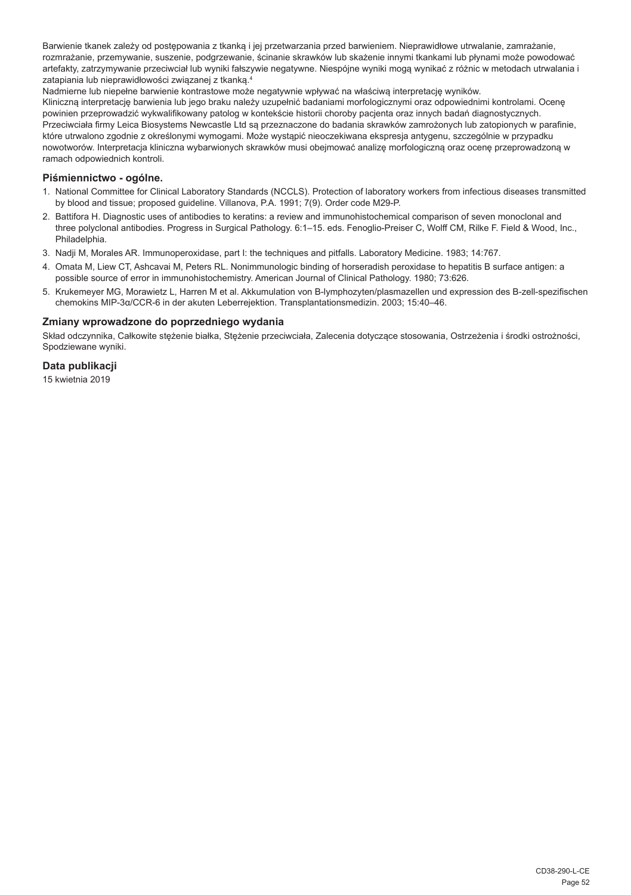Barwienie tkanek zależy od postępowania z tkanką i jej przetwarzania przed barwieniem. Nieprawidłowe utrwalanie, zamrażanie, rozmrażanie, przemywanie, suszenie, podgrzewanie, ścinanie skrawków lub skażenie innymi tkankami lub płynami może powodować artefakty, zatrzymywanie przeciwciał lub wyniki fałszywie negatywne. Niespójne wyniki mogą wynikać z różnic w metodach utrwalania i zatapiania lub nieprawidłowości związanej z tkanką.[4]

Nadmierne lub niepełne barwienie kontrastowe może negatywnie wpływać na właściwą interpretację wyników.

Kliniczną interpretację barwienia lub jego braku należy uzupełnić badaniami morfologicznymi oraz odpowiednimi kontrolami. Ocenę powinien przeprowadzić wykwalifikowany patolog w kontekście historii choroby pacjenta oraz innych badań diagnostycznych.

Przeciwciała firmy Leica Biosystems Newcastle Ltd są przeznaczone do badania skrawków zamrożonych lub zatopionych w parafinie, które utrwalono zgodnie z określonymi wymogami. Może wystąpić nieoczekiwana ekspresja antygenu, szczególnie w przypadku nowotworów. Interpretacja kliniczna wybarwionych skrawków musi obejmować analizę morfologiczną oraz ocenę przeprowadzoną w ramach odpowiednich kontroli.

## Piśmiennictwo - ogólne.

1. National Committee for Clinical Laboratory Standards (NCCLS). Protection of laboratory workers from infectious diseases transmitted by blood and tissue; proposed guideline. Villanova, P.A. 1991; 7(9). Order code M29-P.
2. Battifora H. Diagnostic uses of antibodies to keratins: a review and immunohistochemical comparison of seven monoclonal and three polyclonal antibodies. Progress in Surgical Pathology. 6:1–15. eds. Fenoglio-Preiser C, Wolff CM, Rilke F. Field & Wood, Inc., Philadelphia.
3. Nadji M, Morales AR. Immunoperoxidase, part I: the techniques and pitfalls. Laboratory Medicine. 1983; 14:767.
4. Omata M, Liew CT, Ashcavai M, Peters RL. Nonimmunologic binding of horseradish peroxidase to hepatitis B surface antigen: a possible source of error in immunohistochemistry. American Journal of Clinical Pathology. 1980; 73:626.
5. Krukemeyer MG, Morawietz L, Harren M et al. Akkumulation von B-lymphozyten/plasmazellen und expression des B-zell-spezifischen chemokins MIP-3α/CCR-6 in der akuten Leberrejektion. Transplantationsmedizin. 2003; 15:40–46.

## Zmiany wprowadzone do poprzedniego wydania

Skład odczynnika, Całkowite stężenie białka, Stężenie przeciwciała, Zalecenia dotyczące stosowania, Ostrzeżenia i środki ostrożności, Spodziewane wyniki.

## Data publikacji

15 kwietnia 2019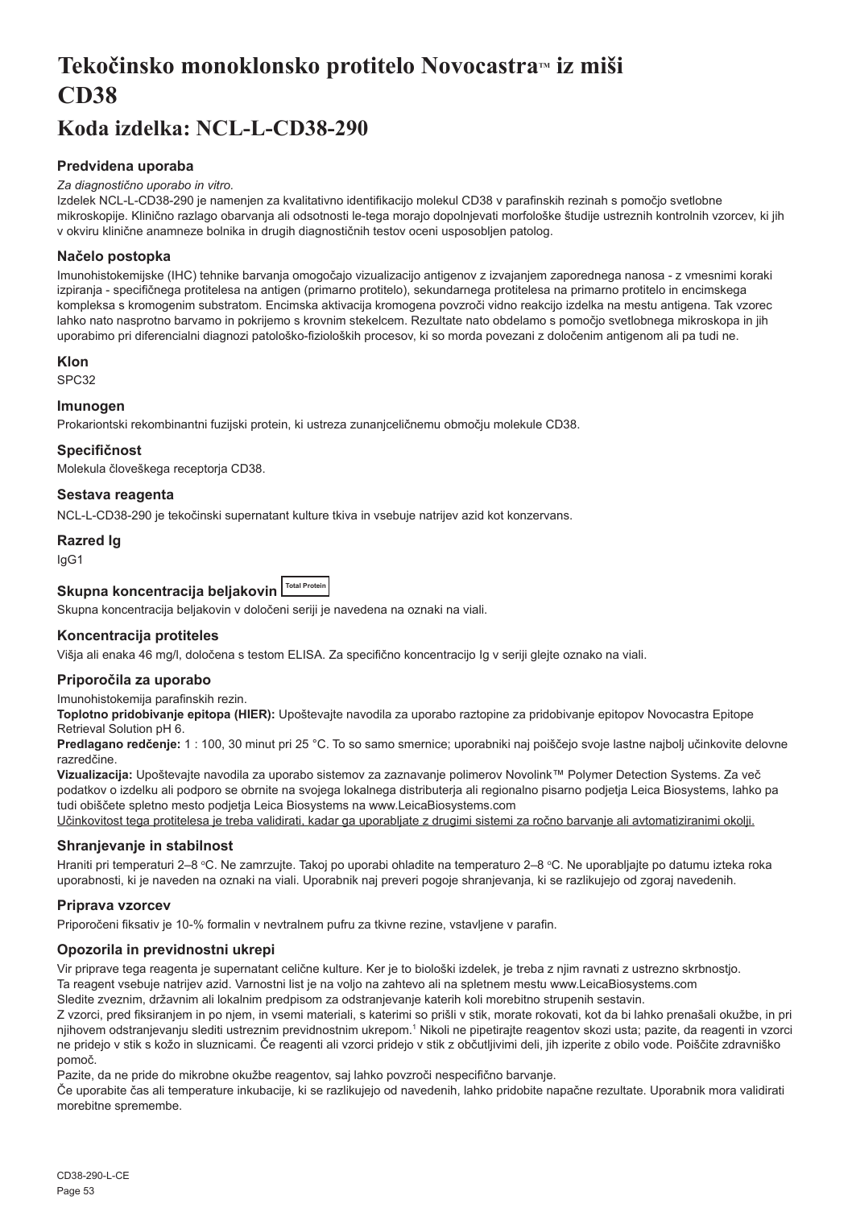# Tekočinsko monoklonsko protitelo Novocastra™ iz miši CD38

## Koda izdelka: NCL-L-CD38-290

### Predvidena uporaba

*Za diagnostično uporabo in vitro.*

Izdelek NCL-L-CD38-290 je namenjen za kvalitativno identifikacijo molekul CD38 v parafinskih rezinah s pomočjo svetlobne mikroskopije. Klinično razlago obarvanja ali odsotnosti le-tega morajo dopolnjevati morfološke študije ustreznih kontrolnih vzorcev, ki jih v okviru klinične anamneze bolnika in drugih diagnostičnih testov oceni usposobljen patolog.

### Načelo postopka

Imunohistokemijske (IHC) tehnike barvanja omogočajo vizualizacijo antigenov z izvajanjem zaporednega nanosa - z vmesnimi koraki izpiranja - specifičnega protitelesa na antigen (primarno protitelo), sekundarnega protitelesa na primarno protitelo in encimskega kompleksa s kromogenim substratom. Encimska aktivacija kromogena povzroči vidno reakcijo izdelka na mestu antigena. Tak vzorec lahko nato nasprotno barvamo in pokrijemo s krovnim stekelcem. Rezultate nato obdelamo s pomočjo svetlobnega mikroskopa in jih uporabimo pri diferencialni diagnozi patološko-fizioloških procesov, ki so morda povezani z določenim antigenom ali pa tudi ne.

### Klon

SPC32

### Imunogen

Prokariontski rekombinantni fuzijski protein, ki ustreza zunanjceličnemu območju molekule CD38.

### Specifičnost

Molekula človeškega receptorja CD38.

### Sestava reagenta

NCL-L-CD38-290 je tekočinski supernatant kulture tkiva in vsebuje natrijev azid kot konzervans.

### Razred Ig

IgG1

### Skupna koncentracija beljakovin Total Protein

Skupna koncentracija beljakovin v določeni seriji je navedena na oznaki na viali.

### Koncentracija protiteles

Višja ali enaka 46 mg/l, določena s testom ELISA. Za specifično koncentracijo Ig v seriji glejte oznako na viali.

### Priporočila za uporabo

Imunohistokemija parafinskih rezin.

**Toplotno pridobivanje epitopa (HIER):** Upoštevajte navodila za uporabo raztopine za pridobivanje epitopov Novocastra Epitope Retrieval Solution pH 6.

**Predlagano redčenje:** 1 : 100, 30 minut pri 25 °C. To so samo smernice; uporabniki naj poiščejo svoje lastne najbolj učinkovite delovne razredčine.

**Vizualizacija:** Upoštevajte navodila za uporabo sistemov za zaznavanje polimerov Novolink™ Polymer Detection Systems. Za več podatkov o izdelku ali podporo se obrnite na svojega lokalnega distributerja ali regionalno pisarno podjetja Leica Biosystems, lahko pa tudi obiščete spletno mesto podjetja Leica Biosystems na www.LeicaBiosystems.com

Učinkovitost tega protitelesa je treba validirati, kadar ga uporabljate z drugimi sistemi za ročno barvanje ali avtomatiziranimi okolji.

### Shranjevanje in stabilnost

Hraniti pri temperaturi 2–8 °C. Ne zamrzujte. Takoj po uporabi ohladite na temperaturo 2–8 °C. Ne uporabljajte po datumu izteka roka uporabnosti, ki je naveden na oznaki na viali. Uporabnik naj preveri pogoje shranjevanja, ki se razlikujejo od zgoraj navedenih.

### Priprava vzorcev

Priporočeni fiksativ je 10-% formalin v nevtralnem pufru za tkivne rezine, vstavljene v parafin.

### Opozorila in previdnostni ukrepi

Vir priprave tega reagenta je supernatant celične kulture. Ker je to biološki izdelek, je treba z njim ravnati z ustrezno skrbnostjo.

Ta reagent vsebuje natrijev azid. Varnostni list je na voljo na zahtevo ali na spletnem mestu www.LeicaBiosystems.com

Sledite zveznim, državnim ali lokalnim predpisom za odstranjevanje katerih koli morebitno strupenih sestavin.

Z vzorci, pred fiksiranjem in po njem, in vsemi materiali, s katerimi so prišli v stik, morate rokovati, kot da bi lahko prenašali okužbe, in pri njihovem odstranjevanju slediti ustreznim previdnostnim ukrepom.[1] Nikoli ne pipetirajte reagentov skozi usta; pazite, da reagenti in vzorci ne pridejo v stik s kožo in sluznicami. Če reagenti ali vzorci pridejo v stik z občutljivimi deli, jih izperite z obilo vode. Poiščite zdravniško pomoč.

Pazite, da ne pride do mikrobne okužbe reagentov, saj lahko povzroči nespecifično barvanje.

Če uporabite čas ali temperature inkubacije, ki se razlikujejo od navedenih, lahko pridobite napačne rezultate. Uporabnik mora validirati morebitne spremembe.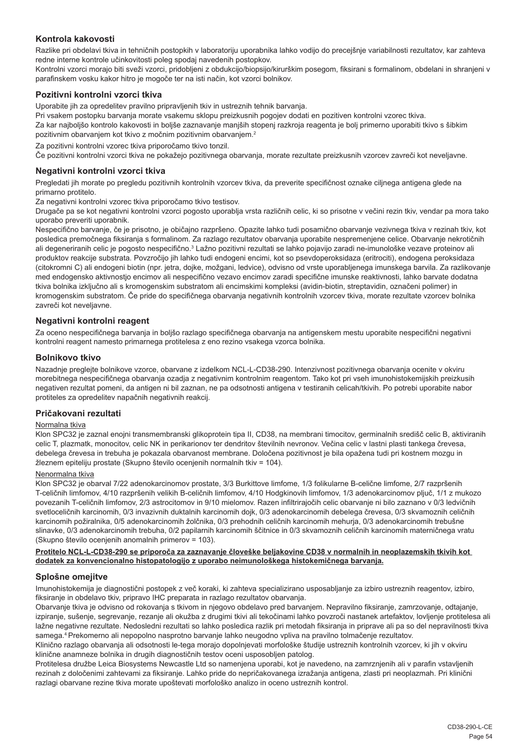## Kontrola kakovosti

Razlike pri obdelavi tkiva in tehničnih postopkih v laboratoriju uporabnika lahko vodijo do precejšnje variabilnosti rezultatov, kar zahteva redne interne kontrole učinkovitosti poleg spodaj navedenih postopkov.

Kontrolni vzorci morajo biti sveži vzorci, pridobljeni z obdukcijo/biopsijo/kirurškim posegom, fiksirani s formalinom, obdelani in shranjeni v parafinskem vosku kakor hitro je mogoče ter na isti način, kot vzorci bolnikov.

## Pozitivni kontrolni vzorci tkiva

Uporabite jih za opredelitev pravilno pripravljenih tkiv in ustreznih tehnik barvanja.

Pri vsakem postopku barvanja morate vsakemu sklopu preizkusnih pogojev dodati en pozitiven kontrolni vzorec tkiva.

Za kar najboljšo kontrolo kakovosti in boljše zaznavanje manjših stopenj razkroja reagenta je bolj primerno uporabiti tkivo s šibkim pozitivnim obarvanjem kot tkivo z močnim pozitivnim obarvanjem.[2]

Za pozitivni kontrolni vzorec tkiva priporočamo tkivo tonzil.

Če pozitivni kontrolni vzorci tkiva ne pokažejo pozitivnega obarvanja, morate rezultate preizkusnih vzorcev zavreči kot neveljavne.

## Negativni kontrolni vzorci tkiva

Pregledati jih morate po pregledu pozitivnih kontrolnih vzorcev tkiva, da preverite specifičnost oznake ciljnega antigena glede na primarno protitelo.

Za negativni kontrolni vzorec tkiva priporočamo tkivo testisov.

Drugače pa se kot negativni kontrolni vzorci pogosto uporablja vrsta različnih celic, ki so prisotne v večini rezin tkiv, vendar pa mora tako uporabo preveriti uporabnik.

Nespecifično barvanje, če je prisotno, je običajno razpršeno. Opazite lahko tudi posamično obarvanje vezivnega tkiva v rezinah tkiv, kot posledica premočnega fiksiranja s formalinom. Za razlago rezultatov obarvanja uporabite nespremenjene celice. Obarvanje nekrotičnih ali degeneriranih celic je pogosto nespecifično.[3] Lažno pozitivni rezultati se lahko pojavijo zaradi ne-imunološke vezave proteinov ali produktov reakcije substrata. Povzročijo jih lahko tudi endogeni encimi, kot so psevdoperoksidaza (eritrociti), endogena peroksidaza (citokromni C) ali endogeni biotin (npr. jetra, dojke, možgani, ledvice), odvisno od vrste uporabljenega imunskega barvila. Za razlikovanje med endogensko aktivnostjo encimov ali nespecifično vezavo encimov zaradi specifične imunske reaktivnosti, lahko barvate dodatna tkiva bolnika izključno ali s kromogenskim substratom ali encimskimi kompleksi (avidin-biotin, streptavidin, označeni polimer) in kromogenskim substratom. Če pride do specifičnega obarvanja negativnih kontrolnih vzorcev tkiva, morate rezultate vzorcev bolnika zavreči kot neveljavne.

## Negativni kontrolni reagent

Za oceno nespecifičnega barvanja in boljšo razlago specifičnega obarvanja na antigenskem mestu uporabite nespecifični negativni kontrolni reagent namesto primarnega protitelesa z eno rezino vsakega vzorca bolnika.

## Bolnikovo tkivo

Nazadnje preglejte bolnikove vzorce, obarvane z izdelkom NCL-L-CD38-290. Intenzivnost pozitivnega obarvanja ocenite v okviru morebitnega nespecifičnega obarvanja ozadja z negativnim kontrolnim reagentom. Tako kot pri vseh imunohistokemijskih preizkusih negativen rezultat pomeni, da antigen ni bil zaznan, ne pa odsotnosti antigena v testiranih celicah/tkivih. Po potrebi uporabite nabor protiteles za opredelitev napačnih negativnih reakcij.

## Pričakovani rezultati

Normalna tkiva

Klon SPC32 je zaznal enojni transmembranski glikoprotein tipa II, CD38, na membrani timocitov, germinalnih središč celic B, aktiviranih celic T, plazmatk, monocitov, celic NK in perikarionov ter dendritov številnih nevronov. Večina celic v lastni plasti tankega črevesa, debelega črevesa in trebuha je pokazala obarvanost membrane. Določena pozitivnost je bila opažena tudi pri kostnem mozgu in žleznem epiteliju prostate (Skupno število ocenjenih normalnih tkiv = 104).

Nenormalna tkiva

Klon SPC32 je obarval 7/22 adenokarcinomov prostate, 3/3 Burkittove limfome, 1/3 folikularne B-celične limfome, 2/7 razpršenih T-celičnih limfomov, 4/10 razpršenih velikih B-celičnih limfomov, 4/10 Hodgkinovih limfomov, 1/3 adenokarcinomov pljuč, 1/1 z mukozo povezanih T-celičnih limfomov, 2/3 astrocitomov in 9/10 mielomov. Razen infiltrirajočih celic obarvanje ni bilo zaznano v 0/3 ledvičnih svetloceličnih karcinomih, 0/3 invazivnih duktalnih karcinomih dojk, 0/3 adenokarcinomih debelega črevesa, 0/3 skvamoznih celičnih karcinomih požiralnika, 0/5 adenokarcinomih žolčnika, 0/3 prehodnih celičnih karcinomih mehurja, 0/3 adenokarcinomih trebušne slinavke, 0/3 adenokarcinomih trebuha, 0/2 papilarnih karcinomih ščitnice in 0/3 skvamoznih celičnih karcinomih materničnega vratu (Skupno število ocenjenih anomalnih primerov = 103).

**Protitelo NCL-L-CD38-290 se priporoča za zaznavanje človeške beljakovine CD38 v normalnih in neoplazemskih tkivih kot dodatek za konvencionalno histopatologijo z uporabo neimunološkega histokemičnega barvanja.**

## Splošne omejitve

Imunohistokemija je diagnostični postopek z več koraki, ki zahteva specializirano usposabljanje za izbiro ustreznih reagentov, izbiro, fiksiranje in obdelavo tkiv, pripravo IHC preparata in razlago rezultatov obarvanja.

Obarvanje tkiva je odvisno od rokovanja s tkivom in njegovo obdelavo pred barvanjem. Nepravilno fiksiranje, zamrzovanje, odtajanje, izpiranje, sušenje, segrevanje, rezanje ali okužba z drugimi tkivi ali tekočinami lahko povzroči nastanek artefaktov, lovljenje protitelesa ali lažne negativne rezultate. Nedosledni rezultati so lahko posledica razlik pri metodah fiksiranja in priprave ali pa so del nepravilnosti tkiva samega.[4] Prekomerno ali nepopolno nasprotno barvanje lahko neugodno vpliva na pravilno tolmačenje rezultatov.

Klinično razlago obarvanja ali odsotnosti le-tega morajo dopolnjevati morfološke študije ustreznih kontrolnih vzorcev, ki jih v okviru klinične anamneze bolnika in drugih diagnostičnih testov oceni usposobljen patolog.

Protitelesa družbe Leica Biosystems Newcastle Ltd so namenjena uporabi, kot je navedeno, na zamrznjenih ali v parafin vstavljenih rezinah z določenimi zahtevami za fiksiranje. Lahko pride do nepričakovanega izražanja antigena, zlasti pri neoplazmah. Pri klinični razlagi obarvane rezine tkiva morate upoštevati morfološko analizo in oceno ustreznih kontrol.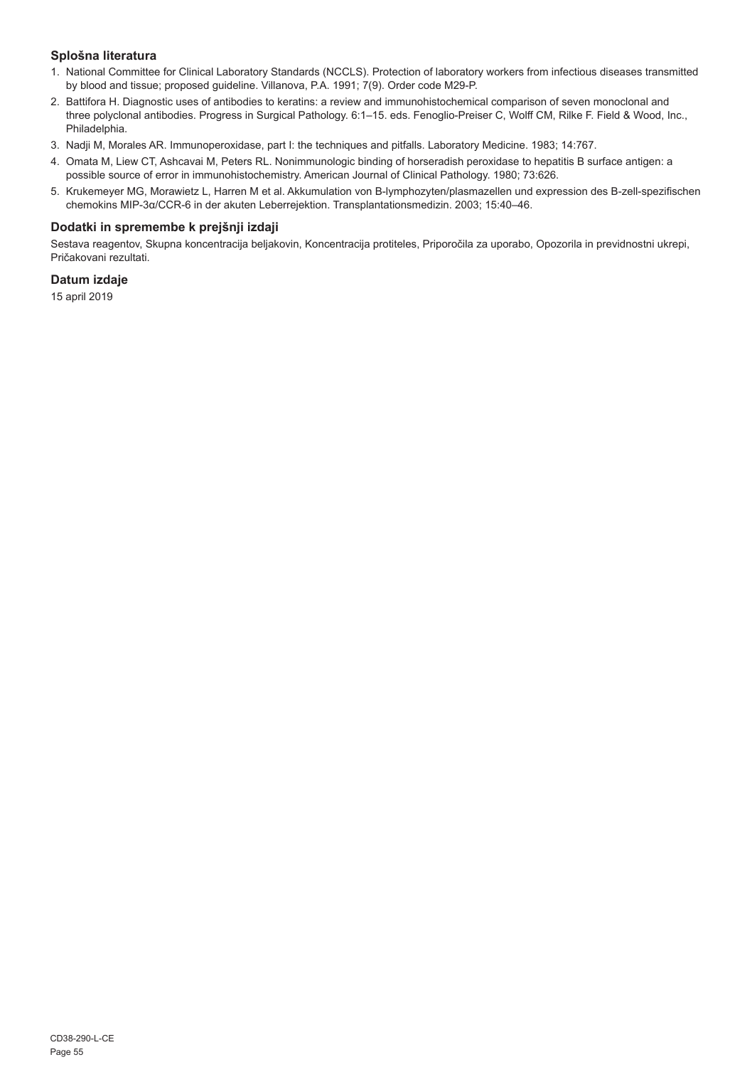### Splošna literatura

1. National Committee for Clinical Laboratory Standards (NCCLS). Protection of laboratory workers from infectious diseases transmitted by blood and tissue; proposed guideline. Villanova, P.A. 1991; 7(9). Order code M29-P.
2. Battifora H. Diagnostic uses of antibodies to keratins: a review and immunohistochemical comparison of seven monoclonal and three polyclonal antibodies. Progress in Surgical Pathology. 6:1–15. eds. Fenoglio-Preiser C, Wolff CM, Rilke F. Field & Wood, Inc., Philadelphia.
3. Nadji M, Morales AR. Immunoperoxidase, part I: the techniques and pitfalls. Laboratory Medicine. 1983; 14:767.
4. Omata M, Liew CT, Ashcavai M, Peters RL. Nonimmunologic binding of horseradish peroxidase to hepatitis B surface antigen: a possible source of error in immunohistochemistry. American Journal of Clinical Pathology. 1980; 73:626.
5. Krukemeyer MG, Morawietz L, Harren M et al. Akkumulation von B-lymphozyten/plasmazellen und expression des B-zell-spezifischen chemokins MIP-3α/CCR-6 in der akuten Leberrejektion. Transplantationsmedizin. 2003; 15:40–46.

### Dodatki in spremembe k prejšnji izdaji

Sestava reagentov, Skupna koncentracija beljakovin, Koncentracija protiteles, Priporočila za uporabo, Opozorila in previdnostni ukrepi, Pričakovani rezultati.

### Datum izdaje

15 april 2019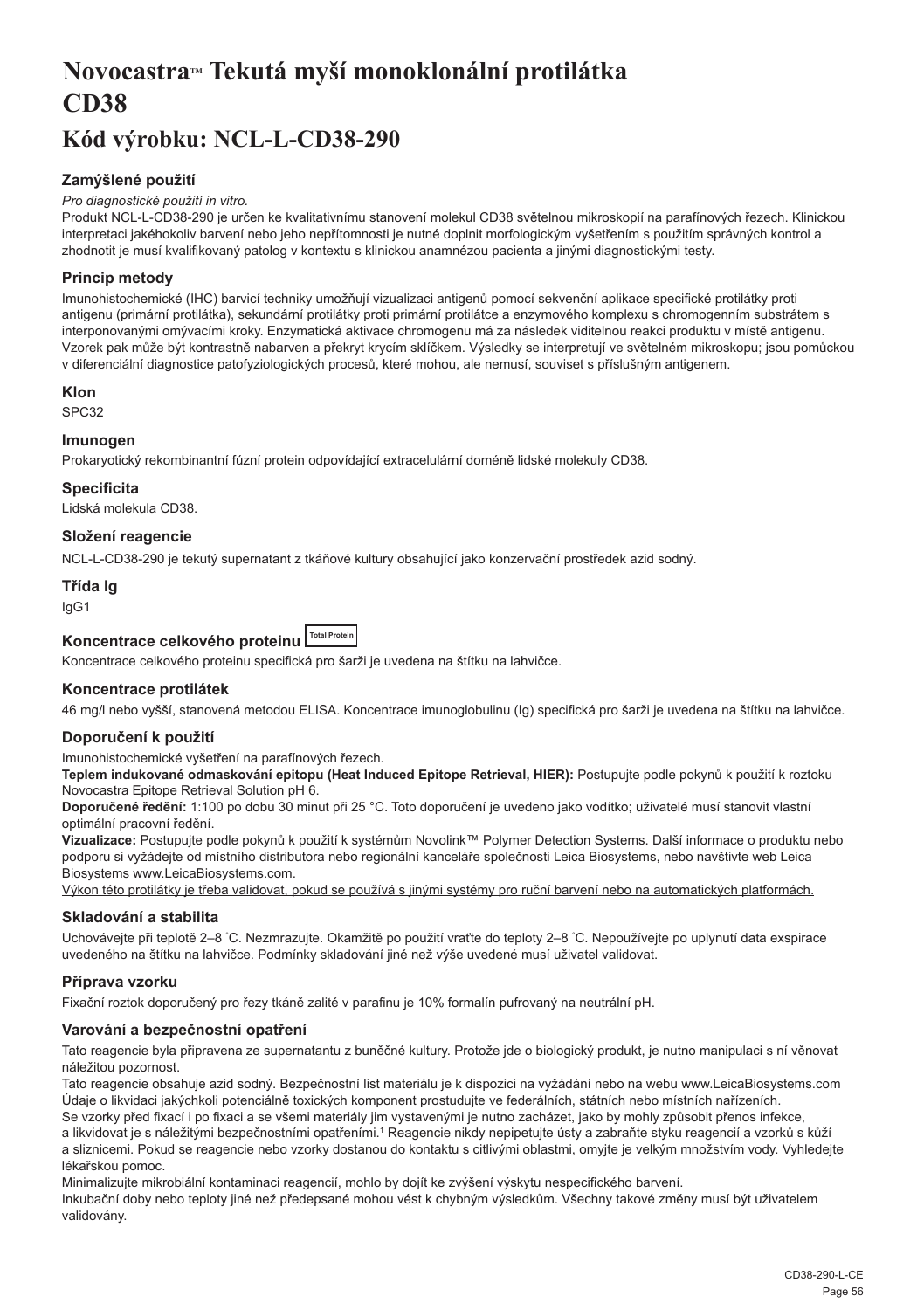# Novocastra™ Tekutá myší monoklonální protilátka CD38

# Kód výrobku: NCL-L-CD38-290

### Zamýšlené použití

*Pro diagnostické použití in vitro.*

Produkt NCL-L-CD38-290 je určen ke kvalitativnímu stanovení molekul CD38 světelnou mikroskopií na parafínových řezech. Klinickou interpretaci jakéhokoliv barvení nebo jeho nepřítomnosti je nutné doplnit morfologickým vyšetřením s použitím správných kontrol a zhodnotit je musí kvalifikovaný patolog v kontextu s klinickou anamnézou pacienta a jinými diagnostickými testy.

### Princip metody

Imunohistochemické (IHC) barvicí techniky umožňují vizualizaci antigenů pomocí sekvenční aplikace specifické protilátky proti antigenu (primární protilátka), sekundární protilátky proti primární protilátce a enzymového komplexu s chromogenním substrátem s interponovanými omývacími kroky. Enzymatická aktivace chromogenu má za následek viditelnou reakci produktu v místě antigenu. Vzorek pak může být kontrastně nabarven a překryt krycím sklíčkem. Výsledky se interpretují ve světelném mikroskopu; jsou pomůckou v diferenciální diagnostice patofyziologických procesů, které mohou, ale nemusí, souviset s příslušným antigenem.

### Klon

SPC32

### Imunogen

Prokaryotický rekombinantní fúzní protein odpovídající extracelulární doméně lidské molekuly CD38.

### Specificita

Lidská molekula CD38.

### Složení reagencie

NCL-L-CD38-290 je tekutý supernatant z tkáňové kultury obsahující jako konzervační prostředek azid sodný.

### Třída Ig

IgG1

### Koncentrace celkového proteinu Total Protein

Koncentrace celkového proteinu specifická pro šarži je uvedena na štítku na lahvičce.

### Koncentrace protilátek

46 mg/l nebo vyšší, stanovená metodou ELISA. Koncentrace imunoglobulinu (Ig) specifická pro šarži je uvedena na štítku na lahvičce.

### Doporučení k použití

Imunohistochemické vyšetření na parafínových řezech.

**Teplem indukované odmaskování epitopu (Heat Induced Epitope Retrieval, HIER):** Postupujte podle pokynů k použití k roztoku Novocastra Epitope Retrieval Solution pH 6.

**Doporučené ředění:** 1:100 po dobu 30 minut při 25 °C. Toto doporučení je uvedeno jako vodítko; uživatelé musí stanovit vlastní optimální pracovní ředění.

**Vizualizace:** Postupujte podle pokynů k použití k systémům Novolink™ Polymer Detection Systems. Další informace o produktu nebo podporu si vyžádejte od místního distributora nebo regionální kanceláře společnosti Leica Biosystems, nebo navštivte web Leica Biosystems www.LeicaBiosystems.com.

Výkon této protilátky je třeba validovat, pokud se používá s jinými systémy pro ruční barvení nebo na automatických platformách.

### Skladování a stabilita

Uchovávejte při teplotě 2–8 ˚C. Nezmrazujte. Okamžitě po použití vraťte do teploty 2–8 ˚C. Nepoužívejte po uplynutí data exspirace uvedeného na štítku na lahvičce. Podmínky skladování jiné než výše uvedené musí uživatel validovat.

### Příprava vzorku

Fixační roztok doporučený pro řezy tkáně zalité v parafinu je 10% formalín pufrovaný na neutrální pH.

### Varování a bezpečnostní opatření

Tato reagencie byla připravena ze supernatantu z buněčné kultury. Protože jde o biologický produkt, je nutno manipulaci s ní věnovat náležitou pozornost.

Tato reagencie obsahuje azid sodný. Bezpečnostní list materiálu je k dispozici na vyžádání nebo na webu www.LeicaBiosystems.com

Údaje o likvidaci jakýchkoli potenciálně toxických komponent prostudujte ve federálních, státních nebo místních nařízeních.

Se vzorky před fixací i po fixaci a se všemi materiály jim vystavenými je nutno zacházet, jako by mohly způsobit přenos infekce, a likvidovat je s náležitými bezpečnostními opatřeními.[1] Reagencie nikdy nepipetujte ústy a zabraňte styku reagencií a vzorků s kůží a sliznicemi. Pokud se reagencie nebo vzorky dostanou do kontaktu s citlivými oblastmi, omyjte je velkým množstvím vody. Vyhledejte lékařskou pomoc.

Minimalizujte mikrobiální kontaminaci reagencií, mohlo by dojít ke zvýšení výskytu nespecifického barvení.

Inkubační doby nebo teploty jiné než předepsané mohou vést k chybným výsledkům. Všechny takové změny musí být uživatelem validovány.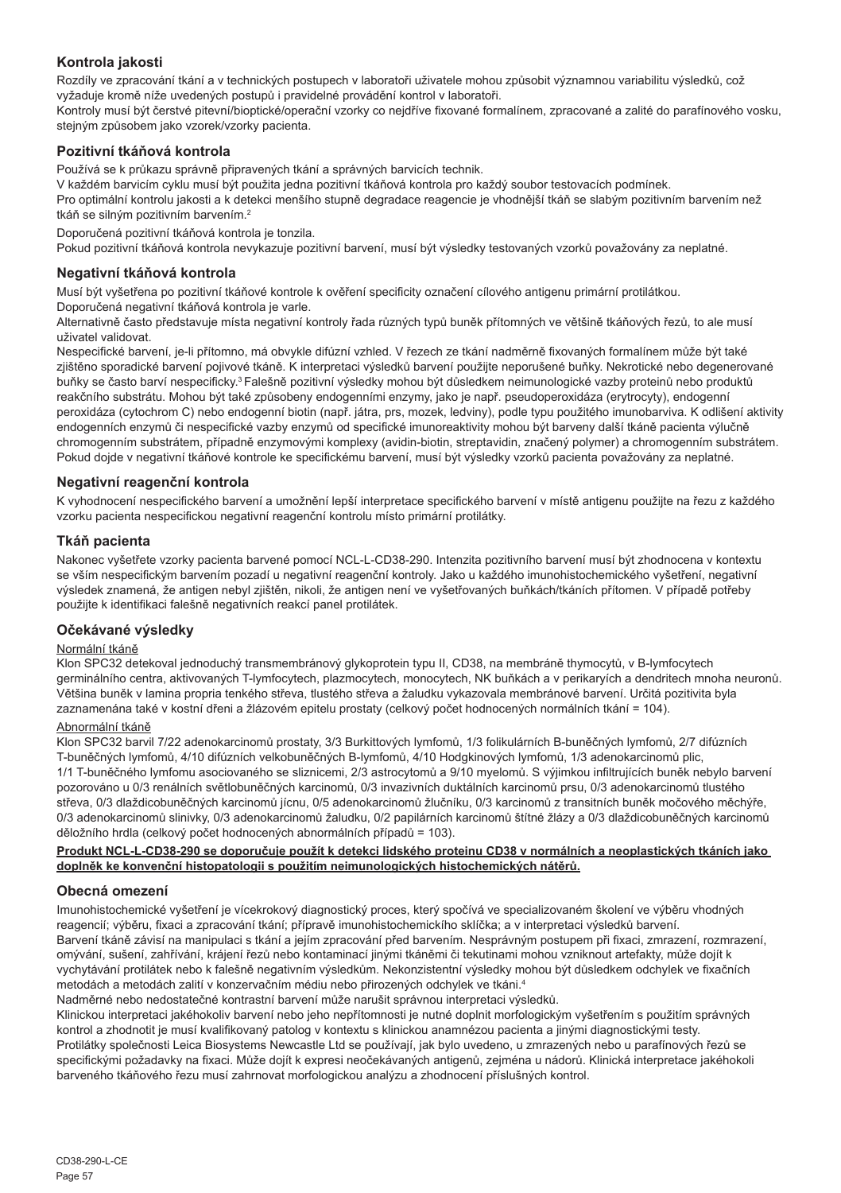## Kontrola jakosti

Rozdíly ve zpracování tkání a v technických postupech v laboratoři uživatele mohou způsobit významnou variabilitu výsledků, což vyžaduje kromě níže uvedených postupů i pravidelné provádění kontrol v laboratoři.

Kontroly musí být čerstvé pitevní/bioptické/operační vzorky co nejdříve fixované formalínem, zpracované a zalité do parafínového vosku, stejným způsobem jako vzorek/vzorky pacienta.

## Pozitivní tkáňová kontrola

Používá se k průkazu správně připravených tkání a správných barvicích technik.

V každém barvicím cyklu musí být použita jedna pozitivní tkáňová kontrola pro každý soubor testovacích podmínek.

Pro optimální kontrolu jakosti a k detekci menšího stupně degradace reagencie je vhodnější tkáň se slabým pozitivním barvením než tkáň se silným pozitivním barvením.[2]

Doporučená pozitivní tkáňová kontrola je tonzila.

Pokud pozitivní tkáňová kontrola nevykazuje pozitivní barvení, musí být výsledky testovaných vzorků považovány za neplatné.

## Negativní tkáňová kontrola

Musí být vyšetřena po pozitivní tkáňové kontrole k ověření specificity označení cílového antigenu primární protilátkou.

Doporučená negativní tkáňová kontrola je varle.

Alternativně často představuje místa negativní kontroly řada různých typů buněk přítomných ve většině tkáňových řezů, to ale musí uživatel validovat.

Nespecifické barvení, je-li přítomno, má obvykle difúzní vzhled. V řezech ze tkání nadměrně fixovaných formalínem může být také zjištěno sporadické barvení pojivové tkáně. K interpretaci výsledků barvení použijte neporušené buňky. Nekrotické nebo degenerované buňky se často barví nespecificky.[3] Falešně pozitivní výsledky mohou být důsledkem neimunologické vazby proteinů nebo produktů reakčního substrátu. Mohou být také způsobeny endogenními enzymy, jako je např. pseudoperoxidáza (erytrocyty), endogenní peroxidáza (cytochrom C) nebo endogenní biotin (např. játra, prs, mozek, ledviny), podle typu použitého imunobarviva. K odlišení aktivity endogenních enzymů či nespecifické vazby enzymů od specifické imunoreaktivity mohou být barveny další tkáně pacienta výlučně chromogenním substrátem, případně enzymovými komplexy (avidin-biotin, streptavidin, značený polymer) a chromogenním substrátem. Pokud dojde v negativní tkáňové kontrole ke specifickému barvení, musí být výsledky vzorků pacienta považovány za neplatné.

## Negativní reagenční kontrola

K vyhodnocení nespecifického barvení a umožnění lepší interpretace specifického barvení v místě antigenu použijte na řezu z každého vzorku pacienta nespecifickou negativní reagenční kontrolu místo primární protilátky.

## Tkáň pacienta

Nakonec vyšetřete vzorky pacienta barvené pomocí NCL-L-CD38-290. Intenzita pozitivního barvení musí být zhodnocena v kontextu se vším nespecifickým barvením pozadí u negativní reagenční kontroly. Jako u každého imunohistochemického vyšetření, negativní výsledek znamená, že antigen nebyl zjištěn, nikoli, že antigen není ve vyšetřovaných buňkách/tkáních přítomen. V případě potřeby použijte k identifikaci falešně negativních reakcí panel protilátek.

## Očekávané výsledky

Normální tkáně

Klon SPC32 detekoval jednoduchý transmembránový glykoprotein typu II, CD38, na membráně thymocytů, v B-lymfocytech germinálního centra, aktivovaných T-lymfocytech, plazmocytech, monocytech, NK buňkách a v perikaryích a dendritech mnoha neuronů. Většina buněk v lamina propria tenkého střeva, tlustého střeva a žaludku vykazovala membránové barvení. Určitá pozitivita byla zaznamenána také v kostní dřeni a žlázovém epitelu prostaty (celkový počet hodnocených normálních tkání = 104).

Abnormální tkáně

Klon SPC32 barvil 7/22 adenokarcinomů prostaty, 3/3 Burkittových lymfomů, 1/3 folikulárních B-buněčných lymfomů, 2/7 difúzních T-buněčných lymfomů, 4/10 difúzních velkobuněčných B-lymfomů, 4/10 Hodgkinových lymfomů, 1/3 adenokarcinomů plic, 1/1 T-buněčného lymfomu asociovaného se sliznicemi, 2/3 astrocytomů a 9/10 myelomů. S výjimkou infiltrujících buněk nebylo barvení pozorováno u 0/3 renálních světlobuněčných karcinomů, 0/3 invazivních duktálních karcinomů prsu, 0/3 adenokarcinomů tlustého střeva, 0/3 dlaždicobuněčných karcinomů jícnu, 0/5 adenokarcinomů žlučníku, 0/3 karcinomů z transitních buněk močového měchýře, 0/3 adenokarcinomů slinivky, 0/3 adenokarcinomů žaludku, 0/2 papilárních karcinomů štítné žlázy a 0/3 dlaždicobuněčných karcinomů děložního hrdla (celkový počet hodnocených abnormálních případů = 103).

**Produkt NCL-L-CD38-290 se doporučuje použít k detekci lidského proteinu CD38 v normálních a neoplastických tkáních jako doplněk ke konvenční histopatologii s použitím neimunologických histochemických nátěrů.**

## Obecná omezení

Imunohistochemické vyšetření je vícekrokový diagnostický proces, který spočívá ve specializovaném školení ve výběru vhodných reagencií; výběru, fixaci a zpracování tkání; přípravě imunohistochemickího sklíčka; a v interpretaci výsledků barvení.

Barvení tkáně závisí na manipulaci s tkání a jejím zpracování před barvením. Nesprávným postupem při fixaci, zmrazení, rozmrazení, omývání, sušení, zahřívání, krájení řezů nebo kontaminací jinými tkáněmi či tekutinami mohou vzniknout artefakty, může dojít k vychytávání protilátek nebo k falešně negativním výsledkům. Nekonzistentní výsledky mohou být důsledkem odchylek ve fixačních metodách a metodách zalití v konzervačním médiu nebo přirozených odchylek ve tkáni.[4]

Nadměrné nebo nedostatečné kontrastní barvení může narušit správnou interpretaci výsledků.

Klinickou interpretaci jakéhokoliv barvení nebo jeho nepřítomnosti je nutné doplnit morfologickým vyšetřením s použitím správných kontrol a zhodnotit je musí kvalifikovaný patolog v kontextu s klinickou anamnézou pacienta a jinými diagnostickými testy.

Protilátky společnosti Leica Biosystems Newcastle Ltd se používají, jak bylo uvedeno, u zmrazených nebo u parafínových řezů se specifickými požadavky na fixaci. Může dojít k expresi neočekávaných antigenů, zejména u nádorů. Klinická interpretace jakéhokoli barveného tkáňového řezu musí zahrnovat morfologickou analýzu a zhodnocení příslušných kontrol.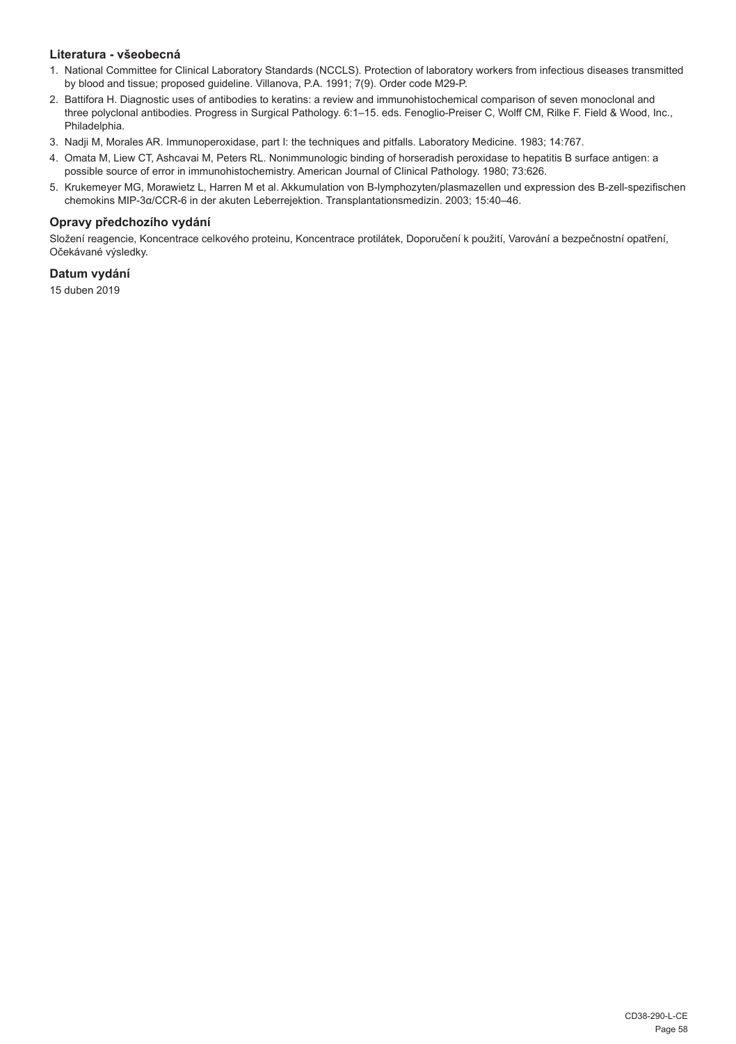### Literatura - všeobecná

1. National Committee for Clinical Laboratory Standards (NCCLS). Protection of laboratory workers from infectious diseases transmitted by blood and tissue; proposed guideline. Villanova, P.A. 1991; 7(9). Order code M29-P.
2. Battifora H. Diagnostic uses of antibodies to keratins: a review and immunohistochemical comparison of seven monoclonal and three polyclonal antibodies. Progress in Surgical Pathology. 6:1–15. eds. Fenoglio-Preiser C, Wolff CM, Rilke F. Field & Wood, Inc., Philadelphia.
3. Nadji M, Morales AR. Immunoperoxidase, part I: the techniques and pitfalls. Laboratory Medicine. 1983; 14:767.
4. Omata M, Liew CT, Ashcavai M, Peters RL. Nonimmunologic binding of horseradish peroxidase to hepatitis B surface antigen: a possible source of error in immunohistochemistry. American Journal of Clinical Pathology. 1980; 73:626.
5. Krukemeyer MG, Morawietz L, Harren M et al. Akkumulation von B-lymphozyten/plasmazellen und expression des B-zell-spezifischen chemokins MIP-3α/CCR-6 in der akuten Leberrejektion. Transplantationsmedizin. 2003; 15:40–46.

### Opravy předchozího vydání

Složení reagencie, Koncentrace celkového proteinu, Koncentrace protilátek, Doporučení k použití, Varování a bezpečnostní opatření, Očekávané výsledky.

### Datum vydání

15 duben 2019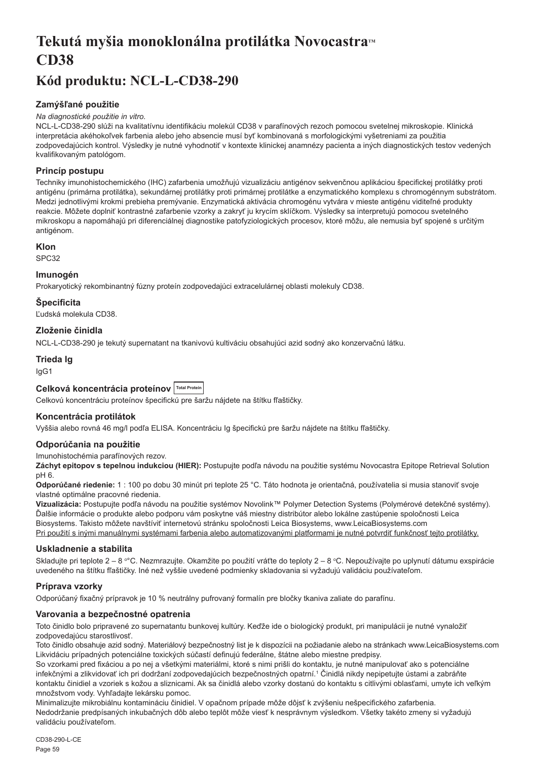# Tekutá myšia monoklonálna protilátka Novocastra™ CD38

## Kód produktu: NCL-L-CD38-290

### Zamýšľané použitie

*Na diagnostické použitie in vitro.*

NCL-L-CD38-290 slúži na kvalitatívnu identifikáciu molekúl CD38 v parafínových rezoch pomocou svetelnej mikroskopie. Klinická interpretácia akéhokoľvek farbenia alebo jeho absencie musí byť kombinovaná s morfologickými vyšetreniami za použitia zodpovedajúcich kontrol. Výsledky je nutné vyhodnotiť v kontexte klinickej anamnézy pacienta a iných diagnostických testov vedených kvalifikovaným patológom.

### Princíp postupu

Techniky imunohistochemického (IHC) zafarbenia umožňujú vizualizáciu antigénov sekvenčnou aplikáciou špecifickej protilátky proti antigénu (primárna protilátka), sekundárnej protilátky proti primárnej protilátke a enzymatického komplexu s chromogénnym substrátom. Medzi jednotlivými krokmi prebieha premývanie. Enzymatická aktivácia chromogénu vytvára v mieste antigénu viditeľné produkty reakcie. Môžete doplniť kontrastné zafarbenie vzorky a zakryť ju krycím sklíčkom. Výsledky sa interpretujú pomocou svetelného mikroskopu a napomáhajú pri diferenciálnej diagnostike patofyziologických procesov, ktoré môžu, ale nemusia byť spojené s určitým antigénom.

### Klon

SPC32

### Imunogén

Prokaryotický rekombinantný fúzny proteín zodpovedajúci extracelulárnej oblasti molekuly CD38.

### Špecificita

Ľudská molekula CD38.

### Zloženie činidla

NCL-L-CD38-290 je tekutý supernatant na tkanivovú kultiváciu obsahujúci azid sodný ako konzervačnú látku.

### Trieda Ig

IgG1

### Celková koncentrácia proteínov Total Protein

Celkovú koncentráciu proteínov špecifickú pre šaržu nájdete na štítku fľaštičky.

### Koncentrácia protilátok

Vyššia alebo rovná 46 mg/l podľa ELISA. Koncentráciu Ig špecifickú pre šaržu nájdete na štítku fľaštičky.

### Odporúčania na použitie

Imunohistochémia parafínových rezov.

**Záchyt epitopov s tepelnou indukciou (HIER):** Postupujte podľa návodu na použitie systému Novocastra Epitope Retrieval Solution pH 6.

**Odporúčané riedenie:** 1 : 100 po dobu 30 minút pri teplote 25 °C. Táto hodnota je orientačná, používatelia si musia stanoviť svoje vlastné optimálne pracovné riedenia.

**Vizualizácia:** Postupujte podľa návodu na použitie systémov Novolink™ Polymer Detection Systems (Polymérové detekčné systémy). Ďalšie informácie o produkte alebo podporu vám poskytne váš miestny distribútor alebo lokálne zastúpenie spoločnosti Leica Biosystems. Takisto môžete navštíviť internetovú stránku spoločnosti Leica Biosystems, www.LeicaBiosystems.com

Pri použití s inými manuálnymi systémami farbenia alebo automatizovanými platformami je nutné potvrdiť funkčnosť tejto protilátky.

### Uskladnenie a stabilita

Skladujte pri teplote 2 – 8 °C. Nezmrazujte. Okamžite po použití vráťte do teploty 2 – 8 °C. Nepoužívajte po uplynutí dátumu exspirácie uvedeného na štítku fľaštičky. Iné než vyššie uvedené podmienky skladovania si vyžadujú validáciu používateľom.

### Príprava vzorky

Odporúčaný fixačný prípravok je 10 % neutrálny pufrovaný formalín pre bločky tkaniva zaliate do parafínu.

### Varovania a bezpečnostné opatrenia

Toto činidlo bolo pripravené zo supernatantu bunkovej kultúry. Keďže ide o biologický produkt, pri manipulácii je nutné vynaložiť zodpovedajúcu starostlivosť.

Toto činidlo obsahuje azid sodný. Materiálový bezpečnostný list je k dispozícii na požiadanie alebo na stránkach www.LeicaBiosystems.com

Likvidáciu prípadných potenciálne toxických súčastí definujú federálne, štátne alebo miestne predpisy.

So vzorkami pred fixáciou a po nej a všetkými materiálmi, ktoré s nimi prišli do kontaktu, je nutné manipulovať ako s potenciálne infekčnými a zlikvidovať ich pri dodržaní zodpovedajúcich bezpečnostných opatrní.[1] Činidlá nikdy nepipetujte ústami a zabráňte kontaktu činidiel a vzoriek s kožou a sliznicami. Ak sa činidlá alebo vzorky dostanú do kontaktu s citlivými oblasťami, umyte ich veľkým množstvom vody. Vyhľadajte lekársku pomoc.

Minimalizujte mikrobiálnu kontamináciu činidiel. V opačnom prípade môže dôjsť k zvýšeniu nešpecifického zafarbenia.

Nedodržanie predpísaných inkubačných dôb alebo teplôt môže viesť k nesprávnym výsledkom. Všetky takéto zmeny si vyžadujú validáciu používateľom.

CD38-290-L-CE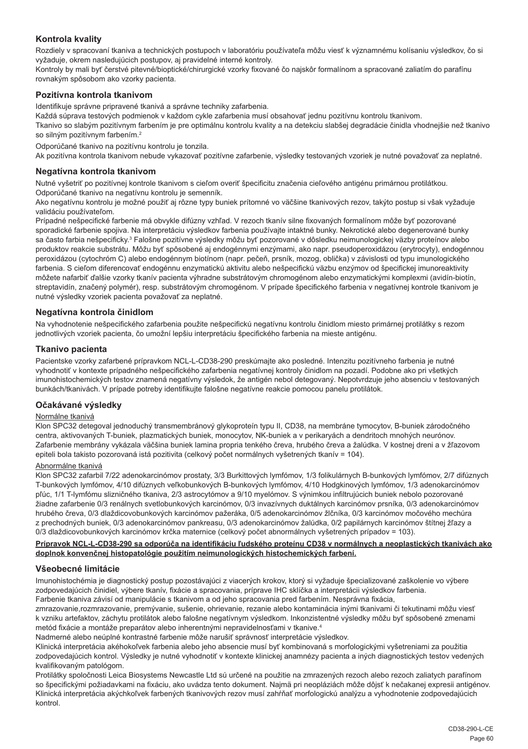## Kontrola kvality

Rozdiely v spracovaní tkaniva a technických postupoch v laboratóriu používateľa môžu viesť k významnému kolísaniu výsledkov, čo si vyžaduje, okrem nasledujúcich postupov, aj pravidelné interné kontroly.

Kontroly by mali byť čerstvé pitevné/bioptické/chirurgické vzorky fixované čo najskôr formalínom a spracované zaliatím do parafínu rovnakým spôsobom ako vzorky pacienta.

## Pozitívna kontrola tkanivom

Identifikuje správne pripravené tkanivá a správne techniky zafarbenia.

Každá súprava testových podmienok v každom cykle zafarbenia musí obsahovať jednu pozitívnu kontrolu tkanivom.

Tkanivo so slabým pozitívnym farbením je pre optimálnu kontrolu kvality a na detekciu slabšej degradácie činidla vhodnejšie než tkanivo so silným pozitívnym farbením.[2]

Odporúčané tkanivo na pozitívnu kontrolu je tonzila.

Ak pozitívna kontrola tkanivom nebude vykazovať pozitívne zafarbenie, výsledky testovaných vzoriek je nutné považovať za neplatné.

## Negatívna kontrola tkanivom

Nutné vyšetriť po pozitívnej kontrole tkanivom s cieľom overiť špecificitu značenia cieľového antigénu primárnou protilátkou.

Odporúčané tkanivo na negatívnu kontrolu je semenník.

Ako negatívnu kontrolu je možné použiť aj rôzne typy buniek prítomné vo väčšine tkanivových rezov, takýto postup si však vyžaduje validáciu používateľom.

Prípadné nešpecifické farbenie má obvykle difúzny vzhľad. V rezoch tkanív silne fixovaných formalínom môže byť pozorované sporadické farbenie spojiva. Na interpretáciu výsledkov farbenia používajte intaktné bunky. Nekrotické alebo degenerované bunky sa často farbia nešpecificky.[3] Falošne pozitívne výsledky môžu byť pozorované v dôsledku neimunologickej väzby proteínov alebo produktov reakcie substrátu. Môžu byť spôsobené aj endogénnymi enzýmami, ako napr. pseudoperoxidázou (erytrocyty), endogénnou peroxidázou (cytochróm C) alebo endogénnym biotínom (napr. pečeň, prsník, mozog, oblička) v závislosti od typu imunologického farbenia. S cieľom diferencovať endogénnu enzymatickú aktivitu alebo nešpecifickú väzbu enzýmov od špecifickej imunoreaktivity môžete nafarbiť ďalšie vzorky tkanív pacienta výhradne substrátovým chromogénom alebo enzymatickými komplexmi (avidín-biotín, streptavidín, značený polymér), resp. substrátovým chromogénom. V prípade špecifického farbenia v negatívnej kontrole tkanivom je nutné výsledky vzoriek pacienta považovať za neplatné.

## Negatívna kontrola činidlom

Na vyhodnotenie nešpecifického zafarbenia použite nešpecifickú negatívnu kontrolu činidlom miesto primárnej protilátky s rezom jednotlivých vzoriek pacienta, čo umožní lepšiu interpretáciu špecifického farbenia na mieste antigénu.

## Tkanivo pacienta

Pacientske vzorky zafarbené prípravkom NCL-L-CD38-290 preskúmajte ako posledné. Intenzitu pozitívneho farbenia je nutné vyhodnotiť v kontexte prípadného nešpecifického zafarbenia negatívnej kontroly činidlom na pozadí. Podobne ako pri všetkých imunohistochemických testov znamená negatívny výsledok, že antigén nebol detegovaný. Nepotvrdzuje jeho absenciu v testovaných bunkách/tkanivách. V prípade potreby identifikujte falošne negatívne reakcie pomocou panelu protilátok.

## Očakávané výsledky

Normálne tkanivá

Klon SPC32 detegoval jednoduchý transmembránový glykoproteín typu II, CD38, na membráne tymocytov, B-buniek zárodočného centra, aktivovaných T-buniek, plazmatických buniek, monocytov, NK-buniek a v perikaryách a dendritoch mnohých neurónov. Zafarbenie membrány vykázala väčšina buniek lamina propria tenkého čreva, hrubého čreva a žalúdka. V kostnej dreni a v žľazovom epiteli bola takisto pozorovaná istá pozitivita (celkový počet normálnych vyšetrených tkanív = 104).

Abnormálne tkanivá

Klon SPC32 zafarbil 7/22 adenokarcinómov prostaty, 3/3 Burkittových lymfómov, 1/3 folikulárnych B-bunkových lymfómov, 2/7 difúznych T-bunkových lymfómov, 4/10 difúznych veľkobunkových B-bunkových lymfómov, 4/10 Hodgkinových lymfómov, 1/3 adenokarcinómov pľúc, 1/1 T-lymfómu slizničného tkaniva, 2/3 astrocytómov a 9/10 myelómov. S výnimkou infiltrujúcich buniek nebolo pozorované žiadne zafarbenie 0/3 renálnych svetlobunkových karcinómov, 0/3 invazívnych duktálnych karcinómov prsníka, 0/3 adenokarcinómov hrubého čreva, 0/3 dlaždicovobunkových karcinómov pažeráka, 0/5 adenokarcinómov žlčníka, 0/3 karcinómov močového mechúra z prechodných buniek, 0/3 adenokarcinómov pankreasu, 0/3 adenokarcinómov žalúdka, 0/2 papilárnych karcinómov štítnej žľazy a 0/3 dlaždicovobunkových karcinómov krčka maternice (celkový počet abnormálnych vyšetrených prípadov = 103).

**Prípravok NCL-L-CD38-290 sa odporúča na identifikáciu ľudského proteínu CD38 v normálnych a neoplastických tkanivách ako doplnok konvenčnej histopatológie použitím neimunologických histochemických farbení.**

## Všeobecné limitácie

Imunohistochémia je diagnostický postup pozostávajúci z viacerých krokov, ktorý si vyžaduje špecializované zaškolenie vo výbere zodpovedajúcich činidiel, výbere tkanív, fixácie a spracovania, príprave IHC sklíčka a interpretácii výsledkov farbenia.

Farbenie tkaniva závisí od manipulácie s tkanivom a od jeho spracovania pred farbením. Nesprávna fixácia, zmrazovanie,rozmrazovanie, premývanie, sušenie, ohrievanie, rezanie alebo kontaminácia inými tkanivami či tekutinami môžu viesť k vzniku artefaktov, záchytu protilátok alebo falošne negatívnym výsledkom. Inkonzistentné výsledky môžu byť spôsobené zmenami metód fixácie a montáže preparátov alebo inherentnými nepravidelnosťami v tkanive.[4]

Nadmerné alebo neúplné kontrastné farbenie môže narušiť správnosť interpretácie výsledkov.

Klinická interpretácia akéhokoľvek farbenia alebo jeho absencie musí byť kombinovaná s morfologickými vyšetreniami za použitia zodpovedajúcich kontrol. Výsledky je nutné vyhodnotiť v kontexte klinickej anamnézy pacienta a iných diagnostických testov vedených kvalifikovaným patológom.

Protilátky spoločnosti Leica Biosystems Newcastle Ltd sú určené na použitie na zmrazených rezoch alebo rezoch zaliatych parafínom so špecifickými požiadavkami na fixáciu, ako uvádza tento dokument. Najmä pri neopláziách môže dôjsť k nečakanej expresii antigénov. Klinická interpretácia akýchkoľvek farbených tkanivových rezov musí zahŕňať morfologickú analýzu a vyhodnotenie zodpovedajúcich kontrol.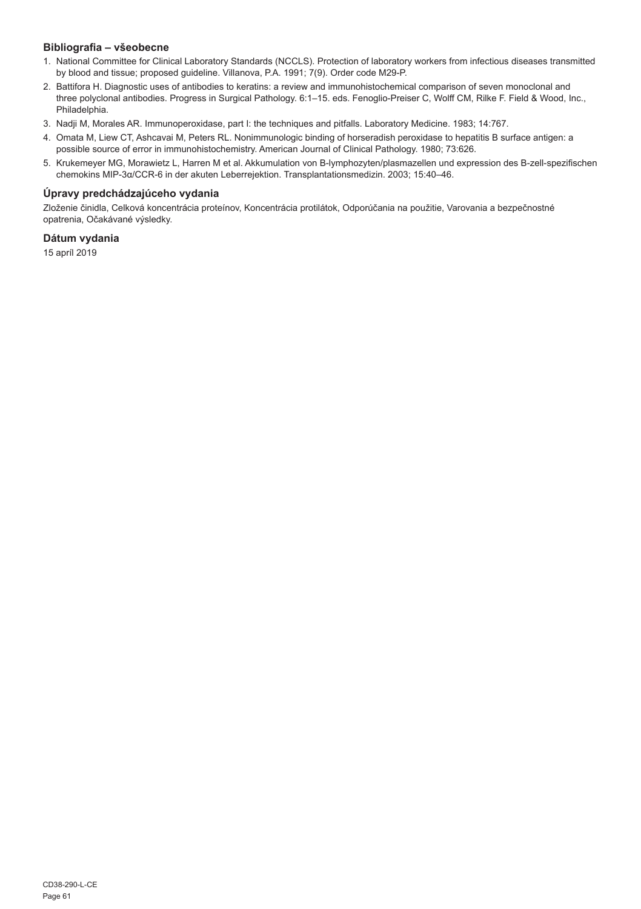## Bibliografia – všeobecne

1. National Committee for Clinical Laboratory Standards (NCCLS). Protection of laboratory workers from infectious diseases transmitted by blood and tissue; proposed guideline. Villanova, P.A. 1991; 7(9). Order code M29-P.
2. Battifora H. Diagnostic uses of antibodies to keratins: a review and immunohistochemical comparison of seven monoclonal and three polyclonal antibodies. Progress in Surgical Pathology. 6:1–15. eds. Fenoglio-Preiser C, Wolff CM, Rilke F. Field & Wood, Inc., Philadelphia.
3. Nadji M, Morales AR. Immunoperoxidase, part I: the techniques and pitfalls. Laboratory Medicine. 1983; 14:767.
4. Omata M, Liew CT, Ashcavai M, Peters RL. Nonimmunologic binding of horseradish peroxidase to hepatitis B surface antigen: a possible source of error in immunohistochemistry. American Journal of Clinical Pathology. 1980; 73:626.
5. Krukemeyer MG, Morawietz L, Harren M et al. Akkumulation von B-lymphozyten/plasmazellen und expression des B-zell-spezifischen chemokins MIP-3α/CCR-6 in der akuten Leberrejektion. Transplantationsmedizin. 2003; 15:40–46.

## Úpravy predchádzajúceho vydania

Zloženie činidla, Celková koncentrácia proteínov, Koncentrácia protilátok, Odporúčania na použitie, Varovania a bezpečnostné opatrenia, Očakávané výsledky.

## Dátum vydania

15 apríl 2019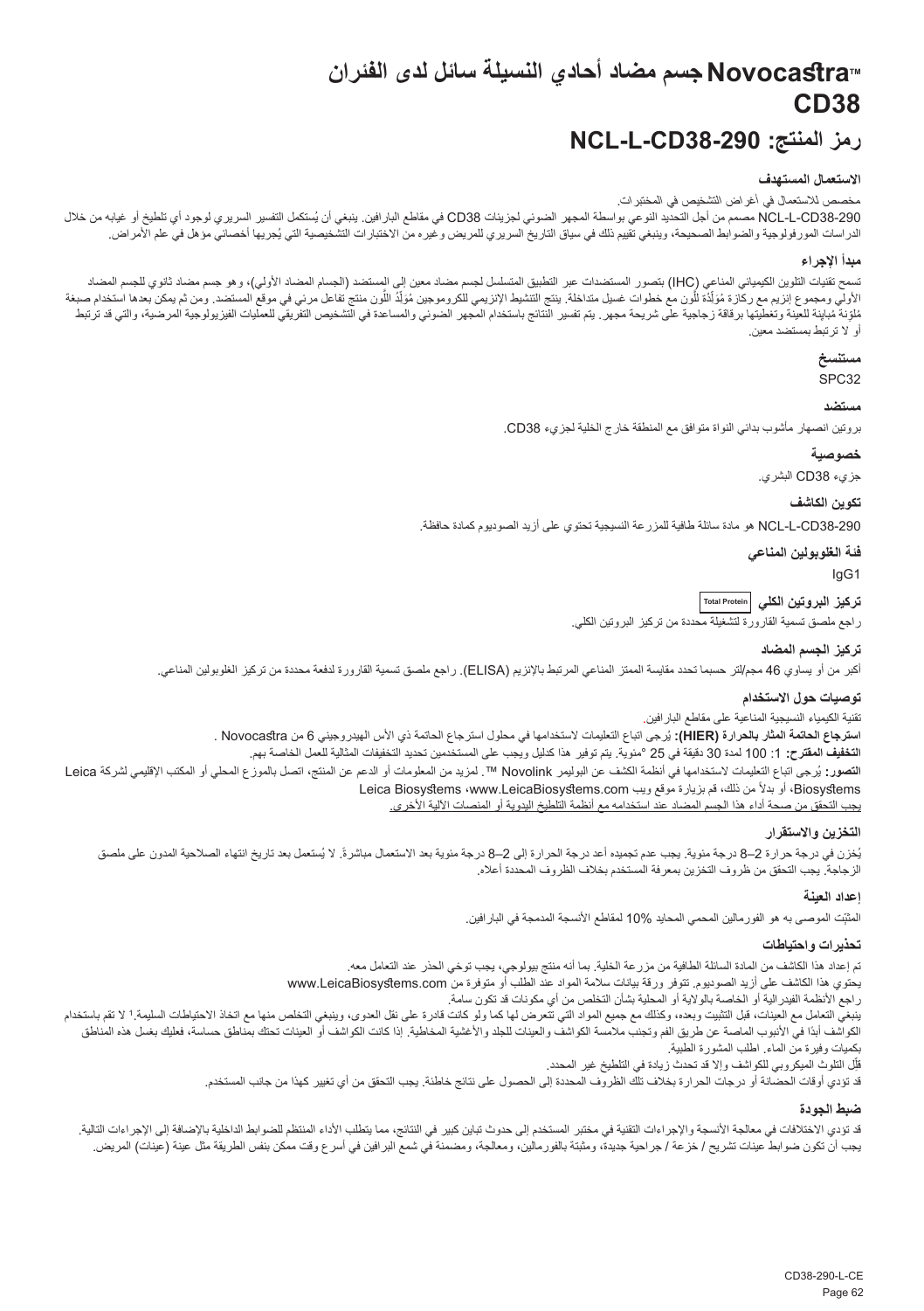# Novocastra™ جسم مضاد أحادي النسيلة سائل لدى الفئران

# CD38

## رمز المنتج: NCL-L-CD38-290

### الاستعمال المستهدف

مخصص للاستعمال في أغراض التشخيص في المختبرات.

NCL-L-CD38-290 مصمم من أجل التحديد النوعي بواسطة المجهر الضوئي لجزيئات CD38 في مقاطع البارافين. ينبغي أن يُستكمل التفسير السريري لوجود أي تلطيخ أو غيابه من خلال الدراسات المورفولوجية والضوابط الصحيحة، وينبغي تقييم ذلك في سياق التاريخ السريري للمريض وغيره من الاختبارات التشخيصية التي يُجريها أخصائي مؤهل في علم الأمراض.

### مبدأ الإجراء

تسمح تقنيات التلوين الكيميائي المناعي (IHC) بتصور المستضدات عبر التطبيق المتسلسل لجسم مضاد معين إلى المستضد (الجسام المضاد الأولي)، وهو جسم مضاد ثانوي للجسم المضاد الأولي ومجموع إنزيم مع ركازة مُوَلِّدَة للَّون مع خطوات غسيل متداخلة. ينتج التنشيط الإنزيمي للكروموجين مُوَلِّدُ اللَّون منتج تفاعل مرئي في موقع المستضد. ومن ثم يمكن بعدها استخدام صبغة مُلوِّنة مُباينة للعينة وتغطيتها برقاقة زجاجية على شريحة مجهر. يتم تفسير النتائج باستخدام المجهر الضوئي والمساعدة في التشخيص التفريقي للعمليات الفيزيولوجية المرضية، والتي قد ترتبط أو لا ترتبط بمستضد معين.

### مستنسخ

SPC32

### مستضد

بروتين انصهار مأشوب بدائي النواة متوافق مع المنطقة خارج الخلية لجزيء CD38.

### خصوصية

جزيء CD38 البشري.

### تكوين الكاشف

NCL-L-CD38-290 هو مادة سائلة طافية للمزرعة النسيجية تحتوي على أزيد الصوديوم كمادة حافظة.

### فئة الغلوبولين المناعي

IgG1

### تركيز البروتين الكلي Total Protein

راجع ملصق تسمية القارورة لتشغيلة محددة من تركيز البروتين الكلي.

### تركيز الجسم المضاد

أكبر من أو يساوي 46 مجم/لتر حسبما تحدد مقايسة الممتز المناعي المرتبط بالإنزيم (ELISA). راجع ملصق تسمية القارورة لدفعة محددة من تركيز الغلوبولين المناعي.

### توصيات حول الاستخدام

تقنية الكيمياء النسيجية المناعية على مقاطع البارافين.

**استرجاع الحاتمة المثار بالحرارة (HIER):** يُرجى اتباع التعليمات لاستخدامها في محلول استرجاع الحاتمة ذي الأس الهيدروجيني 6 من Novocastra .

**التخفيف المقترح:** 1: 100 لمدة 30 دقيقة في 25 °مئوية. يتم توفير هذا كدليل ويجب على المستخدمين تحديد التخفيفات المثالية للعمل الخاصة بهم.

**التصور:** يُرجى اتباع التعليمات لاستخدامها في أنظمة الكشف عن البوليمر Novolink ™. لمزيد من المعلومات أو الدعم عن المنتج، اتصل بالموزع المحلي أو المكتب الإقليمي لشركة Leica Biosystems، أو بدلاً من ذلك، قم بزيارة موقع ويب www.LeicaBiosystems.com، Leica Biosystems

يجب التحقق من صحة أداء هذا الجسم المضاد عند استخدامه مع أنظمة التلطيخ اليدوية أو المنصات الآلية الأخرى.

### التخزين والاستقرار

يُخزن في درجة حرارة 2–8 درجة مئوية. يجب عدم تجميده أعد درجة الحرارة إلى 2–8 درجة مئوية بعد الاستعمال مباشرةً. لا يُستعمل بعد تاريخ انتهاء الصلاحية المدون على ملصق الزجاجة. يجب التحقق من ظروف التخزين بمعرفة المستخدم بخلاف الظروف المحددة أعلاه.

### إعداد العينة

المثبِّت الموصى به هو الفورمالين المحمي المحايد 10% لمقاطع الأنسجة المدمجة في البارافين.

### تحذيرات واحتياطات

تم إعداد هذا الكاشف من المادة السائلة الطافية من مزرعة الخلية. بما أنه منتج بيولوجي، يجب توخي الحذر عند التعامل معه.

يحتوي هذا الكاشف على أزيد الصوديوم. تتوفر ورقة بيانات سلامة المواد عند الطلب أو متوفرة من www.LeicaBiosystems.com

راجع الأنظمة الفيدرالية أو الخاصة بالولاية أو المحلية بشأن التخلص من أي مكونات قد تكون سامة.

ينبغي التعامل مع العينات، قبل التثبيت وبعده، وكذلك مع جميع المواد التي تتعرض لها كما ولو كانت قادرة على نقل العدوى، وينبغي التخلص منها مع اتخاذ الاحتياطات السليمة.[1] لا تقم باستخدام الكواشف أبدًا في الأنبوب الماصة عن طريق الفم وتجنب ملامسة الكواشف والعينات للجلد والأغشية المخاطية. إذا كانت الكواشف أو العينات تحتك بمناطق حساسة، فعليك بغسل هذه المناطق بكميات وفيرة من الماء. اطلب المشورة الطبية.

قلِّل التلوث الميكروبي للكواشف وإلا قد تحدث زيادة في التلطيخ غير المحدد.

قد تؤدي أوقات الحضانة أو درجات الحرارة بخلاف تلك الظروف المحددة إلى الحصول على نتائج خاطئة. يجب التحقق من أي تغيير كهذا من جانب المستخدم.

### ضبط الجودة

قد تؤدي الاختلافات في معالجة الأنسجة والإجراءات التقنية في مختبر المستخدم إلى حدوث تباين كبير في النتائج، مما يتطلب الأداء المنتظم للضوابط الداخلية بالإضافة إلى الإجراءات التالية.

يجب أن تكون ضوابط عينات تشريح / خزعة / جراحية جديدة، ومثبتة بالفورمالين، ومعالجة، ومضمنة في شمع البرافين في أسرع وقت ممكن بنفس الطريقة مثل عينة (عينات) المريض.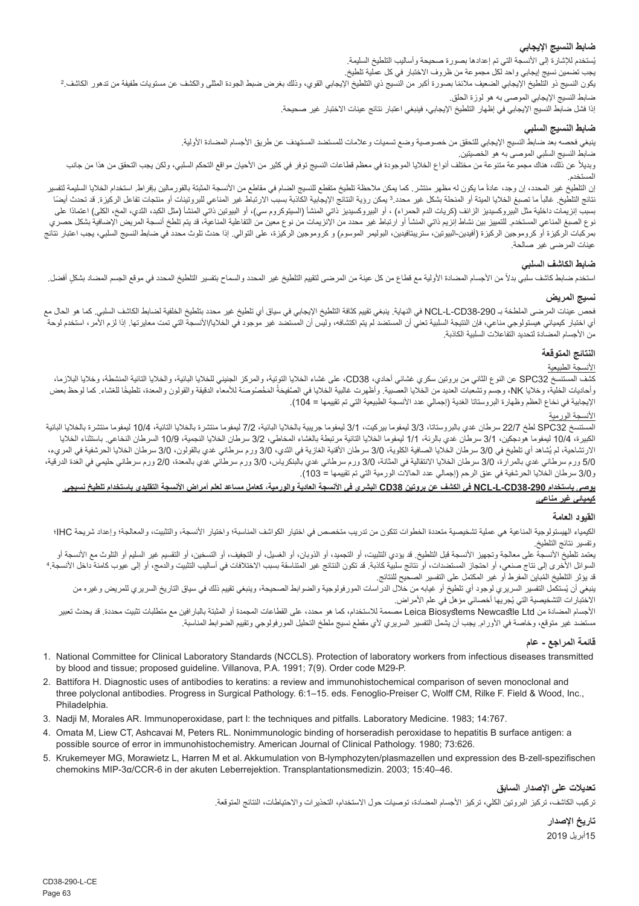### ضابط النسيج الإيجابي

يُستخدم للإشارة إلى الأنسجة التي تم إعدادها بصورة صحيحة وأساليب التلطيخ السليمة.

يجب تضمين نسيج إيجابي واحد لكل مجموعة من ظروف الاختبار في كل عملية تلطيخ.

يكون النسيج ذو التلطيخ الإيجابي الضعيف ملائمًا بصورة أكبر من النسيج ذي التلطيخ الإيجابي القوي، وذلك بغرض ضبط الجودة المثلى والكشف عن مستويات طفيفة من تدهور الكاشف.[2]

ضابط النسيج الإيجابي الموصى به هو لوزة الحلق.

إذا فشل ضابط النسيج الإيجابي في إظهار التلطيخ الإيجابي، فينبغي اعتبار نتائج عينات الاختبار غير صحيحة.

### ضابط النسيج السلبي

ينبغي فحصه بعد ضابط النسيج الإيجابي للتحقق من خصوصية وضع تسميات وعلامات للمستضد المستهدف عن طريق الأجسام المضادة الأولية.

ضابط النسيج السلبي الموصى به هو الخصيتين.

وبديلاً عن ذلك، هناك مجموعة متنوعة من مختلف أنواع الخلايا الموجودة في معظم قطاعات النسيج توفر في كثير من الأحيان مواقع التحكم السلبي، ولكن يجب التحقق من هذا من جانب المستخدم.

إن التلطيخ غير المحدد، إن وجد، عادةً ما يكون له مظهر منتشر. كما يمكن ملاحظة تلطيخ متقطع للنسيج الضام في مقاطع من الأنسجة المثبتة بالفورمالين بإفراط. استخدام الخلايا السليمة لتفسير نتائج التلطيخ. غالباً ما تصبغ الخلايا الميتة أو المنحلة بشكل غير محدد.[3] يمكن رؤية النتائج الإيجابية الكاذبة بسبب الارتباط غير المناعي للبروتينات أو منتجات تفاعل الركيزة. قد تحدث أيضًا بسبب إنزيمات داخلية مثل البيروكسيديز الزائف (كريات الدم الحمراء)، أو البيروكسيديز ذاتي المنشأ (السيتوكروم سي)، أو البيوتين ذاتي المنشأ (مثل الكبد، الثدي، المخ، الكلى) اعتمادًا على نوع الصبغ المناعي المستخدم. للتمييز بين نشاط إنزيم ذاتي المنشأ أو ارتباط غير محدد من نوع معين من التفاعلية المناعية، قد يتم تلطخ أنسجة المريض الإضافية بشكل حصري بمركبات الركيزة أو كروموجين الركيزة (أفيدين-البيوتين، ستربتافيدين، البوليمر الموسوم) و كروموجين الركيزة، على التوالي. إذا حدث تلوث محدد في ضابط النسيج السلبي، يجب اعتبار نتائج عينات المرضى غير صالحة.

### ضابط الكاشف السلبي

استخدم ضابط كاشف سلبي بدلاً من الأجسام المضادة الأولية مع قطاع من كل عينة من المرضى لتقييم التلطيخ غير المحدد والسماح بتفسير التلطيخ المحدد في موقع الجسم المضاد بشكلٍ أفضل.

### نسيج المريض

فحص عينات المرضى الملطخة بـ NCL-L-CD38-290 في النهاية. ينبغي تقييم كثافة التلطيخ الإيجابي في سياق أي تلطيخ غير محدد بتلطيخ الخلفية لضابط الكاشف السلبي. كما هو الحال مع أي اختبار كيميائي هيستولوجي مناعي، فإن النتيجة السلبية تعني أن المستضد لم يتم اكتشافه، وليس أن المستضد غير موجود في الخلايا/الأنسجة التي تمت معايرتها. إذا لزم الأمر، استخدم لوحة من الأجسام المضادة لتحديد التفاعلات السلبية الكاذبة.

## النتائج المتوقعة

الأنسجة الطبيعية

كشف المستنسخ SPC32 عن النوع الثاني من بروتين سكري غشائي أحادي، CD38، على غشاء الخلايا التوتية، والمركز الجنيني للخلايا البائية، والخلايا التائية المنشطة، وخلايا البلازما، وأحاديات الخلية، وخلايا NK، وجسم وتشعبات العديد من الخلايا العصبية. وأظهرت غالبية الخلايا في الصُفيحةُ المَخْصُوصَة للأمعاء الدقيقة والقولون والمعدة، تلطيخًا للغشاء. كما لوحظ بعض الإيجابية في نخاع العظم وظهارة البروستاتا الغدية (إجمالي عدد الأنسجة الطبيعية التي تم تقييمها = 104).

الأنسجة الورمية

المستنسخ SPC32 لطخ 22/7 سرطان غدي بالبروستاتا، 3/3 ليمفوما بيركيت، 3/1 ليمفوما جريبية بالخلايا البائية، 7/2 ليمفوما منتشرة بالخلايا التائية، 10/4 ليمفوما منتشرة بالخلايا البائية الكبيرة، 10/4 ليمفوما هودجكين، 3/1 سرطان غدي بالرئة، 1/1 ليمفوما الخلايا التائية مرتبطة بالغشاء المخاطي، 3/2 سرطان الخلايا النجمية، 10/9 السرطان النخاعي. باستثناء الخلايا الارتشاحية، لم يُشاهد أي تلطيخ في 3/0 سرطان الخلايا الصافية الكلوية، 3/0 سرطان الأقنية الغازية في الثدي، 3/0 ورم سرطاني غدي بالقولون، 3/0 سرطان الخلايا الحرشفية في المريء، 5/0 ورم سرطاني غدي بالمرارة، 3/0 سرطان الخلايا الانتقالية في المثانة، 3/0 ورم سرطاني غدي بالبنكرياس، 3/0 ورم سرطاني غدي بالمعدة، 2/0 ورم سرطاني حليمي في الغدة الدرقية، و3/0 سرطان الخلايا الحرشفية في عنق الرحم (إجمالي عدد الحالات الورمية التي تم تقييمها = 103).

**يوصى باستخدام NCL-L-CD38-290 في الكشف عن بروتين CD38 البشري في الأنسجة العادية والورمية، كعامل مساعد لعلم أمراض الأنسجة التقليدي باستخدام تلطيخ نسيجي كيميائي غير مناعي.**

### القيود العامة

الكيمياء الهيستولوجية المناعية هي عملية تشخيصية متعددة الخطوات تتكون من تدريب متخصص في اختيار الكواشف المناسبة؛ واختيار الأنسجة، والتثبيت، والمعالجة؛ وإعداد شريحة IHC؛ وتفسير نتائج التلطيخ.

يعتمد تلطيخ الأنسجة على معالجة وتجهيز الأنسجة قبل التلطيخ. قد يؤدي التثبيت، أو التجميد، أو الذوبان، أو الغسيل، أو التجفيف، أو التسخين، أو التقسيم غير السليم أو التلوث مع الأنسجة أو السوائل الأخرى إلى نتاج صنعي، أو احتجاز المستضدات، أو نتائج سلبية كاذبة. قد تكون النتائج غير المتناسقة بسبب الاختلافات في أساليب التثبيت والدمج، أو إلى عيوب كامنة داخل الأنسجة.[4]

قد يؤثر التلطيخ المُباين المفرط أو غير المكتمل على التفسير الصحيح للنتائج.

ينبغي أن يُستكمل التفسير السريري لوجود أي تلطيخ أو غيابه من خلال الدراسات المورفولوجية والضوابط الصحيحة، وينبغي تقييم ذلك في سياق التاريخ السريري للمريض وغيره من الاختبارات التشخيصية التي يُجريها أخصائي مؤهل في علم الأمراض.

الأجسام المضادة من Leica Biosystems Newcastle Ltd مصممة للاستخدام، كما هو محدد، على القطاعات المجمدة أو المثبتة بالبارافين مع متطلبات تثبيت محددة. قد يحدث تعبير مستضد غير متوقع، وخاصة في الأورام. يجب أن يشمل التفسير السريري لأي مقطع نسيج ملطخ التحليل المورفولوجي وتقييم الضوابط المناسبة.

## قائمة المراجع - عام

1. National Committee for Clinical Laboratory Standards (NCCLS). Protection of laboratory workers from infectious diseases transmitted by blood and tissue; proposed guideline. Villanova, P.A. 1991; 7(9). Order code M29-P.
2. Battifora H. Diagnostic uses of antibodies to keratins: a review and immunohistochemical comparison of seven monoclonal and three polyclonal antibodies. Progress in Surgical Pathology. 6:1–15. eds. Fenoglio-Preiser C, Wolff CM, Rilke F. Field & Wood, Inc., Philadelphia.
3. Nadji M, Morales AR. Immunoperoxidase, part I: the techniques and pitfalls. Laboratory Medicine. 1983; 14:767.
4. Omata M, Liew CT, Ashcavai M, Peters RL. Nonimmunologic binding of horseradish peroxidase to hepatitis B surface antigen: a possible source of error in immunohistochemistry. American Journal of Clinical Pathology. 1980; 73:626.
5. Krukemeyer MG, Morawietz L, Harren M et al. Akkumulation von B-lymphozyten/plasmazellen und expression des B-zell-spezifischen chemokins MIP-3α/CCR-6 in der akuten Leberrejektion. Transplantationsmedizin. 2003; 15:40–46.

### تعديلات على الإصدار السابق

تركيب الكاشف، تركيز البروتين الكلي، تركيز الأجسام المضادة، توصيات حول الاستخدام، التحذيرات والاحتياطات، النتائج المتوقعة.

### تاريخ الإصدار

15أبريل 2019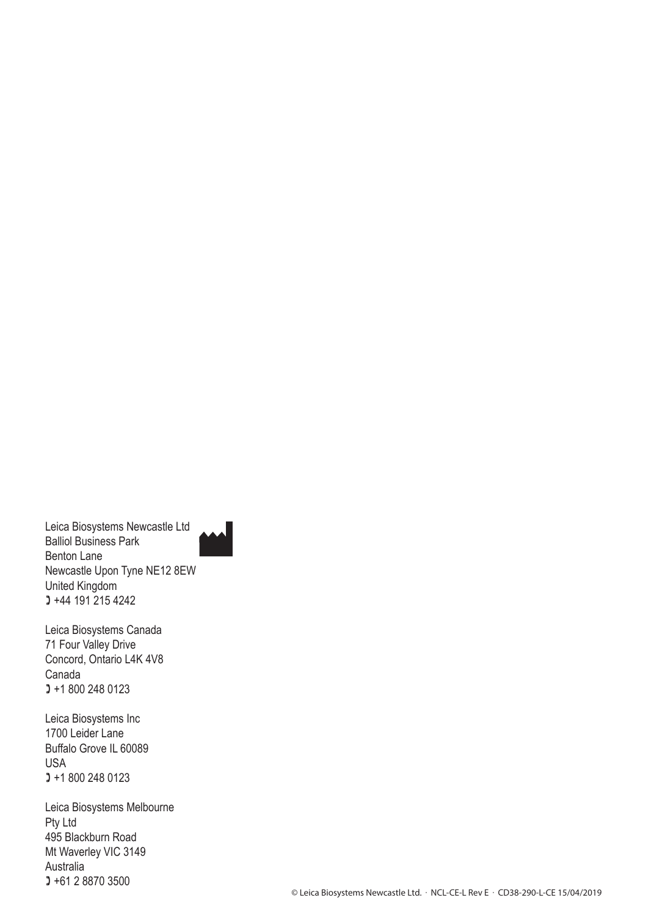Leica Biosystems Newcastle Ltd
Balliol Business Park
Benton Lane
Newcastle Upon Tyne NE12 8EW
United Kingdom
+44 191 215 4242

Leica Biosystems Canada
71 Four Valley Drive
Concord, Ontario L4K 4V8
Canada
+1 800 248 0123

Leica Biosystems Inc
1700 Leider Lane
Buffalo Grove IL 60089
USA
+1 800 248 0123

Leica Biosystems Melbourne
Pty Ltd
495 Blackburn Road
Mt Waverley VIC 3149
Australia
+61 2 8870 3500

© Leica Biosystems Newcastle Ltd. · NCL-CE-L Rev E · CD38-290-L-CE 15/04/2019